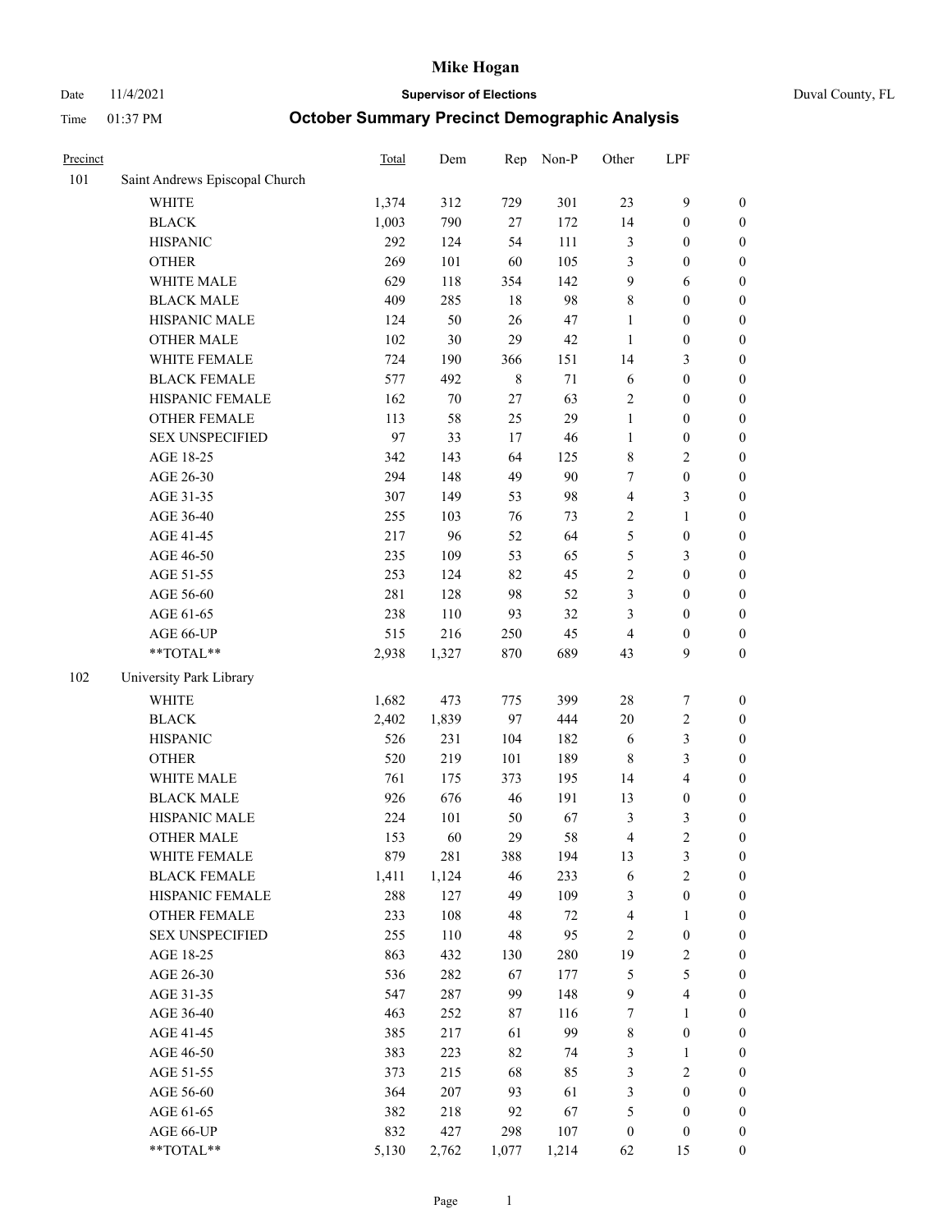# Mike Hogan

Date 11/4/2021 **Supervisor of Elections** Duval County, FL

Time 01:37 PM **October Summary Precinct Demographic Analysis**

| Precinct | | Total | Dem | Rep | Non-P | Other | LPF | |
|---|---|---|---|---|---|---|---|---|
| 101 | Saint Andrews Episcopal Church | | | | | | | |
| | WHITE | 1,374 | 312 | 729 | 301 | 23 | 9 | 0 |
| | BLACK | 1,003 | 790 | 27 | 172 | 14 | 0 | 0 |
| | HISPANIC | 292 | 124 | 54 | 111 | 3 | 0 | 0 |
| | OTHER | 269 | 101 | 60 | 105 | 3 | 0 | 0 |
| | WHITE MALE | 629 | 118 | 354 | 142 | 9 | 6 | 0 |
| | BLACK MALE | 409 | 285 | 18 | 98 | 8 | 0 | 0 |
| | HISPANIC MALE | 124 | 50 | 26 | 47 | 1 | 0 | 0 |
| | OTHER MALE | 102 | 30 | 29 | 42 | 1 | 0 | 0 |
| | WHITE FEMALE | 724 | 190 | 366 | 151 | 14 | 3 | 0 |
| | BLACK FEMALE | 577 | 492 | 8 | 71 | 6 | 0 | 0 |
| | HISPANIC FEMALE | 162 | 70 | 27 | 63 | 2 | 0 | 0 |
| | OTHER FEMALE | 113 | 58 | 25 | 29 | 1 | 0 | 0 |
| | SEX UNSPECIFIED | 97 | 33 | 17 | 46 | 1 | 0 | 0 |
| | AGE 18-25 | 342 | 143 | 64 | 125 | 8 | 2 | 0 |
| | AGE 26-30 | 294 | 148 | 49 | 90 | 7 | 0 | 0 |
| | AGE 31-35 | 307 | 149 | 53 | 98 | 4 | 3 | 0 |
| | AGE 36-40 | 255 | 103 | 76 | 73 | 2 | 1 | 0 |
| | AGE 41-45 | 217 | 96 | 52 | 64 | 5 | 0 | 0 |
| | AGE 46-50 | 235 | 109 | 53 | 65 | 5 | 3 | 0 |
| | AGE 51-55 | 253 | 124 | 82 | 45 | 2 | 0 | 0 |
| | AGE 56-60 | 281 | 128 | 98 | 52 | 3 | 0 | 0 |
| | AGE 61-65 | 238 | 110 | 93 | 32 | 3 | 0 | 0 |
| | AGE 66-UP | 515 | 216 | 250 | 45 | 4 | 0 | 0 |
| | **TOTAL** | 2,938 | 1,327 | 870 | 689 | 43 | 9 | 0 |
| 102 | University Park Library | | | | | | | |
| | WHITE | 1,682 | 473 | 775 | 399 | 28 | 7 | 0 |
| | BLACK | 2,402 | 1,839 | 97 | 444 | 20 | 2 | 0 |
| | HISPANIC | 526 | 231 | 104 | 182 | 6 | 3 | 0 |
| | OTHER | 520 | 219 | 101 | 189 | 8 | 3 | 0 |
| | WHITE MALE | 761 | 175 | 373 | 195 | 14 | 4 | 0 |
| | BLACK MALE | 926 | 676 | 46 | 191 | 13 | 0 | 0 |
| | HISPANIC MALE | 224 | 101 | 50 | 67 | 3 | 3 | 0 |
| | OTHER MALE | 153 | 60 | 29 | 58 | 4 | 2 | 0 |
| | WHITE FEMALE | 879 | 281 | 388 | 194 | 13 | 3 | 0 |
| | BLACK FEMALE | 1,411 | 1,124 | 46 | 233 | 6 | 2 | 0 |
| | HISPANIC FEMALE | 288 | 127 | 49 | 109 | 3 | 0 | 0 |
| | OTHER FEMALE | 233 | 108 | 48 | 72 | 4 | 1 | 0 |
| | SEX UNSPECIFIED | 255 | 110 | 48 | 95 | 2 | 0 | 0 |
| | AGE 18-25 | 863 | 432 | 130 | 280 | 19 | 2 | 0 |
| | AGE 26-30 | 536 | 282 | 67 | 177 | 5 | 5 | 0 |
| | AGE 31-35 | 547 | 287 | 99 | 148 | 9 | 4 | 0 |
| | AGE 36-40 | 463 | 252 | 87 | 116 | 7 | 1 | 0 |
| | AGE 41-45 | 385 | 217 | 61 | 99 | 8 | 0 | 0 |
| | AGE 46-50 | 383 | 223 | 82 | 74 | 3 | 1 | 0 |
| | AGE 51-55 | 373 | 215 | 68 | 85 | 3 | 2 | 0 |
| | AGE 56-60 | 364 | 207 | 93 | 61 | 3 | 0 | 0 |
| | AGE 61-65 | 382 | 218 | 92 | 67 | 5 | 0 | 0 |
| | AGE 66-UP | 832 | 427 | 298 | 107 | 0 | 0 | 0 |
| | **TOTAL** | 5,130 | 2,762 | 1,077 | 1,214 | 62 | 15 | 0 |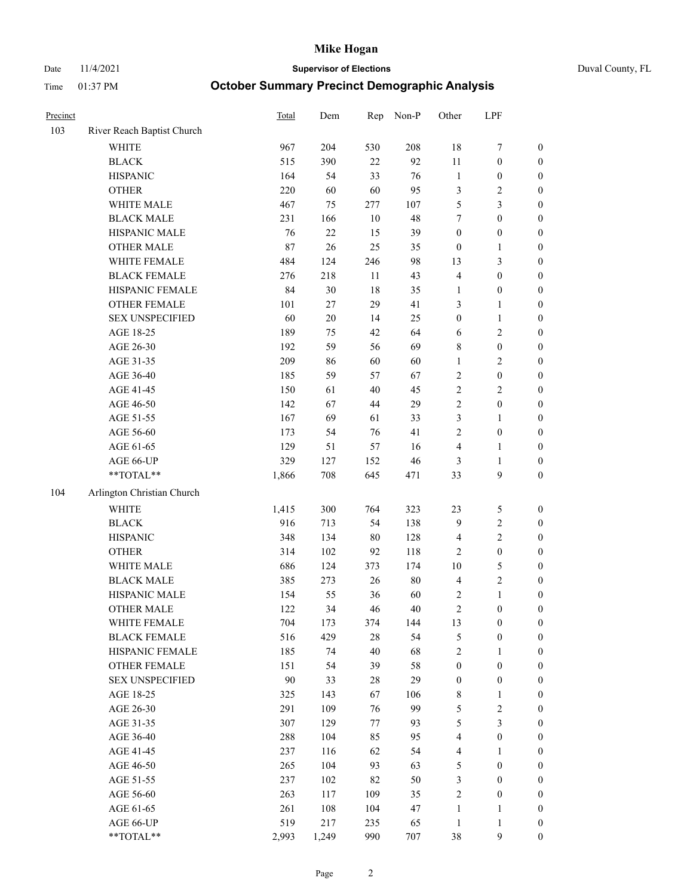# Mike Hogan

Date 11/4/2021 **Supervisor of Elections** Duval County, FL

Time 01:37 PM **October Summary Precinct Demographic Analysis**

| Precinct | | Total | Dem | Rep | Non-P | Other | LPF | |
|---|---|---|---|---|---|---|---|---|
| 103 | River Reach Baptist Church | | | | | | | |
| | WHITE | 967 | 204 | 530 | 208 | 18 | 7 | 0 |
| | BLACK | 515 | 390 | 22 | 92 | 11 | 0 | 0 |
| | HISPANIC | 164 | 54 | 33 | 76 | 1 | 0 | 0 |
| | OTHER | 220 | 60 | 60 | 95 | 3 | 2 | 0 |
| | WHITE MALE | 467 | 75 | 277 | 107 | 5 | 3 | 0 |
| | BLACK MALE | 231 | 166 | 10 | 48 | 7 | 0 | 0 |
| | HISPANIC MALE | 76 | 22 | 15 | 39 | 0 | 0 | 0 |
| | OTHER MALE | 87 | 26 | 25 | 35 | 0 | 1 | 0 |
| | WHITE FEMALE | 484 | 124 | 246 | 98 | 13 | 3 | 0 |
| | BLACK FEMALE | 276 | 218 | 11 | 43 | 4 | 0 | 0 |
| | HISPANIC FEMALE | 84 | 30 | 18 | 35 | 1 | 0 | 0 |
| | OTHER FEMALE | 101 | 27 | 29 | 41 | 3 | 1 | 0 |
| | SEX UNSPECIFIED | 60 | 20 | 14 | 25 | 0 | 1 | 0 |
| | AGE 18-25 | 189 | 75 | 42 | 64 | 6 | 2 | 0 |
| | AGE 26-30 | 192 | 59 | 56 | 69 | 8 | 0 | 0 |
| | AGE 31-35 | 209 | 86 | 60 | 60 | 1 | 2 | 0 |
| | AGE 36-40 | 185 | 59 | 57 | 67 | 2 | 0 | 0 |
| | AGE 41-45 | 150 | 61 | 40 | 45 | 2 | 2 | 0 |
| | AGE 46-50 | 142 | 67 | 44 | 29 | 2 | 0 | 0 |
| | AGE 51-55 | 167 | 69 | 61 | 33 | 3 | 1 | 0 |
| | AGE 56-60 | 173 | 54 | 76 | 41 | 2 | 0 | 0 |
| | AGE 61-65 | 129 | 51 | 57 | 16 | 4 | 1 | 0 |
| | AGE 66-UP | 329 | 127 | 152 | 46 | 3 | 1 | 0 |
| | **TOTAL** | 1,866 | 708 | 645 | 471 | 33 | 9 | 0 |
| 104 | Arlington Christian Church | | | | | | | |
| | WHITE | 1,415 | 300 | 764 | 323 | 23 | 5 | 0 |
| | BLACK | 916 | 713 | 54 | 138 | 9 | 2 | 0 |
| | HISPANIC | 348 | 134 | 80 | 128 | 4 | 2 | 0 |
| | OTHER | 314 | 102 | 92 | 118 | 2 | 0 | 0 |
| | WHITE MALE | 686 | 124 | 373 | 174 | 10 | 5 | 0 |
| | BLACK MALE | 385 | 273 | 26 | 80 | 4 | 2 | 0 |
| | HISPANIC MALE | 154 | 55 | 36 | 60 | 2 | 1 | 0 |
| | OTHER MALE | 122 | 34 | 46 | 40 | 2 | 0 | 0 |
| | WHITE FEMALE | 704 | 173 | 374 | 144 | 13 | 0 | 0 |
| | BLACK FEMALE | 516 | 429 | 28 | 54 | 5 | 0 | 0 |
| | HISPANIC FEMALE | 185 | 74 | 40 | 68 | 2 | 1 | 0 |
| | OTHER FEMALE | 151 | 54 | 39 | 58 | 0 | 0 | 0 |
| | SEX UNSPECIFIED | 90 | 33 | 28 | 29 | 0 | 0 | 0 |
| | AGE 18-25 | 325 | 143 | 67 | 106 | 8 | 1 | 0 |
| | AGE 26-30 | 291 | 109 | 76 | 99 | 5 | 2 | 0 |
| | AGE 31-35 | 307 | 129 | 77 | 93 | 5 | 3 | 0 |
| | AGE 36-40 | 288 | 104 | 85 | 95 | 4 | 0 | 0 |
| | AGE 41-45 | 237 | 116 | 62 | 54 | 4 | 1 | 0 |
| | AGE 46-50 | 265 | 104 | 93 | 63 | 5 | 0 | 0 |
| | AGE 51-55 | 237 | 102 | 82 | 50 | 3 | 0 | 0 |
| | AGE 56-60 | 263 | 117 | 109 | 35 | 2 | 0 | 0 |
| | AGE 61-65 | 261 | 108 | 104 | 47 | 1 | 1 | 0 |
| | AGE 66-UP | 519 | 217 | 235 | 65 | 1 | 1 | 0 |
| | **TOTAL** | 2,993 | 1,249 | 990 | 707 | 38 | 9 | 0 |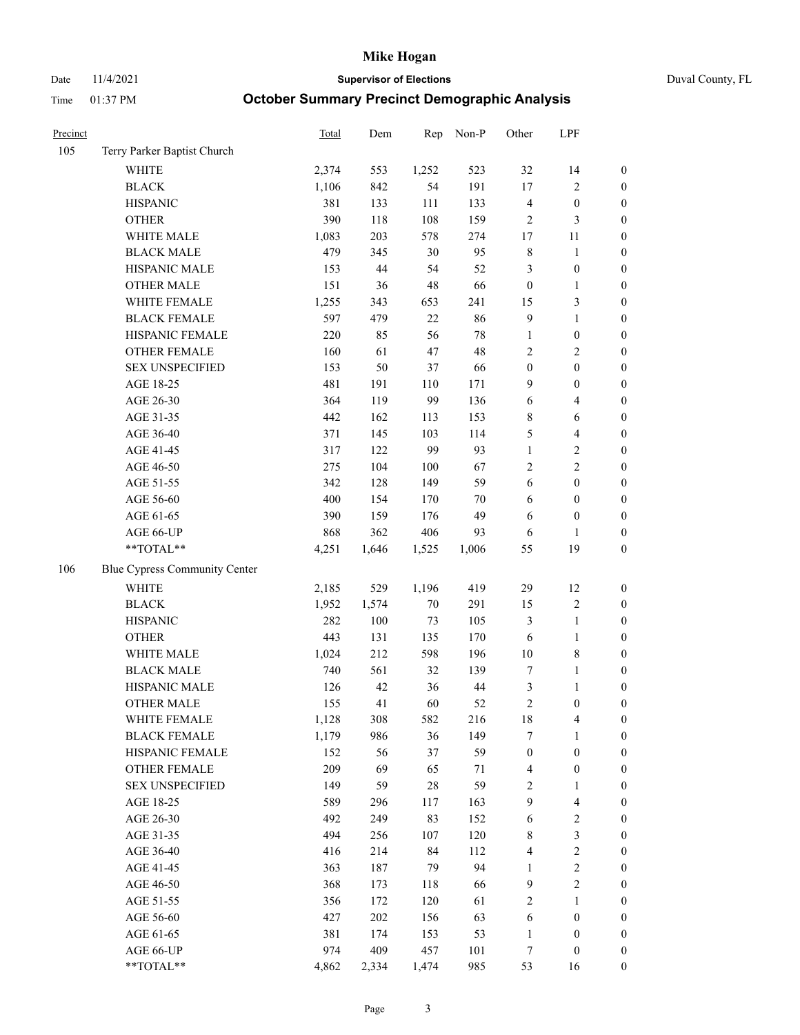# Mike Hogan

Date 11/4/2021 **Supervisor of Elections** Duval County, FL

Time 01:37 PM **October Summary Precinct Demographic Analysis**

| Precinct | | Total | Dem | Rep | Non-P | Other | LPF | |
|---|---|---|---|---|---|---|---|---|
| 105 | Terry Parker Baptist Church | | | | | | | |
| | WHITE | 2,374 | 553 | 1,252 | 523 | 32 | 14 | 0 |
| | BLACK | 1,106 | 842 | 54 | 191 | 17 | 2 | 0 |
| | HISPANIC | 381 | 133 | 111 | 133 | 4 | 0 | 0 |
| | OTHER | 390 | 118 | 108 | 159 | 2 | 3 | 0 |
| | WHITE MALE | 1,083 | 203 | 578 | 274 | 17 | 11 | 0 |
| | BLACK MALE | 479 | 345 | 30 | 95 | 8 | 1 | 0 |
| | HISPANIC MALE | 153 | 44 | 54 | 52 | 3 | 0 | 0 |
| | OTHER MALE | 151 | 36 | 48 | 66 | 0 | 1 | 0 |
| | WHITE FEMALE | 1,255 | 343 | 653 | 241 | 15 | 3 | 0 |
| | BLACK FEMALE | 597 | 479 | 22 | 86 | 9 | 1 | 0 |
| | HISPANIC FEMALE | 220 | 85 | 56 | 78 | 1 | 0 | 0 |
| | OTHER FEMALE | 160 | 61 | 47 | 48 | 2 | 2 | 0 |
| | SEX UNSPECIFIED | 153 | 50 | 37 | 66 | 0 | 0 | 0 |
| | AGE 18-25 | 481 | 191 | 110 | 171 | 9 | 0 | 0 |
| | AGE 26-30 | 364 | 119 | 99 | 136 | 6 | 4 | 0 |
| | AGE 31-35 | 442 | 162 | 113 | 153 | 8 | 6 | 0 |
| | AGE 36-40 | 371 | 145 | 103 | 114 | 5 | 4 | 0 |
| | AGE 41-45 | 317 | 122 | 99 | 93 | 1 | 2 | 0 |
| | AGE 46-50 | 275 | 104 | 100 | 67 | 2 | 2 | 0 |
| | AGE 51-55 | 342 | 128 | 149 | 59 | 6 | 0 | 0 |
| | AGE 56-60 | 400 | 154 | 170 | 70 | 6 | 0 | 0 |
| | AGE 61-65 | 390 | 159 | 176 | 49 | 6 | 0 | 0 |
| | AGE 66-UP | 868 | 362 | 406 | 93 | 6 | 1 | 0 |
| | **TOTAL** | 4,251 | 1,646 | 1,525 | 1,006 | 55 | 19 | 0 |
| 106 | Blue Cypress Community Center | | | | | | | |
| | WHITE | 2,185 | 529 | 1,196 | 419 | 29 | 12 | 0 |
| | BLACK | 1,952 | 1,574 | 70 | 291 | 15 | 2 | 0 |
| | HISPANIC | 282 | 100 | 73 | 105 | 3 | 1 | 0 |
| | OTHER | 443 | 131 | 135 | 170 | 6 | 1 | 0 |
| | WHITE MALE | 1,024 | 212 | 598 | 196 | 10 | 8 | 0 |
| | BLACK MALE | 740 | 561 | 32 | 139 | 7 | 1 | 0 |
| | HISPANIC MALE | 126 | 42 | 36 | 44 | 3 | 1 | 0 |
| | OTHER MALE | 155 | 41 | 60 | 52 | 2 | 0 | 0 |
| | WHITE FEMALE | 1,128 | 308 | 582 | 216 | 18 | 4 | 0 |
| | BLACK FEMALE | 1,179 | 986 | 36 | 149 | 7 | 1 | 0 |
| | HISPANIC FEMALE | 152 | 56 | 37 | 59 | 0 | 0 | 0 |
| | OTHER FEMALE | 209 | 69 | 65 | 71 | 4 | 0 | 0 |
| | SEX UNSPECIFIED | 149 | 59 | 28 | 59 | 2 | 1 | 0 |
| | AGE 18-25 | 589 | 296 | 117 | 163 | 9 | 4 | 0 |
| | AGE 26-30 | 492 | 249 | 83 | 152 | 6 | 2 | 0 |
| | AGE 31-35 | 494 | 256 | 107 | 120 | 8 | 3 | 0 |
| | AGE 36-40 | 416 | 214 | 84 | 112 | 4 | 2 | 0 |
| | AGE 41-45 | 363 | 187 | 79 | 94 | 1 | 2 | 0 |
| | AGE 46-50 | 368 | 173 | 118 | 66 | 9 | 2 | 0 |
| | AGE 51-55 | 356 | 172 | 120 | 61 | 2 | 1 | 0 |
| | AGE 56-60 | 427 | 202 | 156 | 63 | 6 | 0 | 0 |
| | AGE 61-65 | 381 | 174 | 153 | 53 | 1 | 0 | 0 |
| | AGE 66-UP | 974 | 409 | 457 | 101 | 7 | 0 | 0 |
| | **TOTAL** | 4,862 | 2,334 | 1,474 | 985 | 53 | 16 | 0 |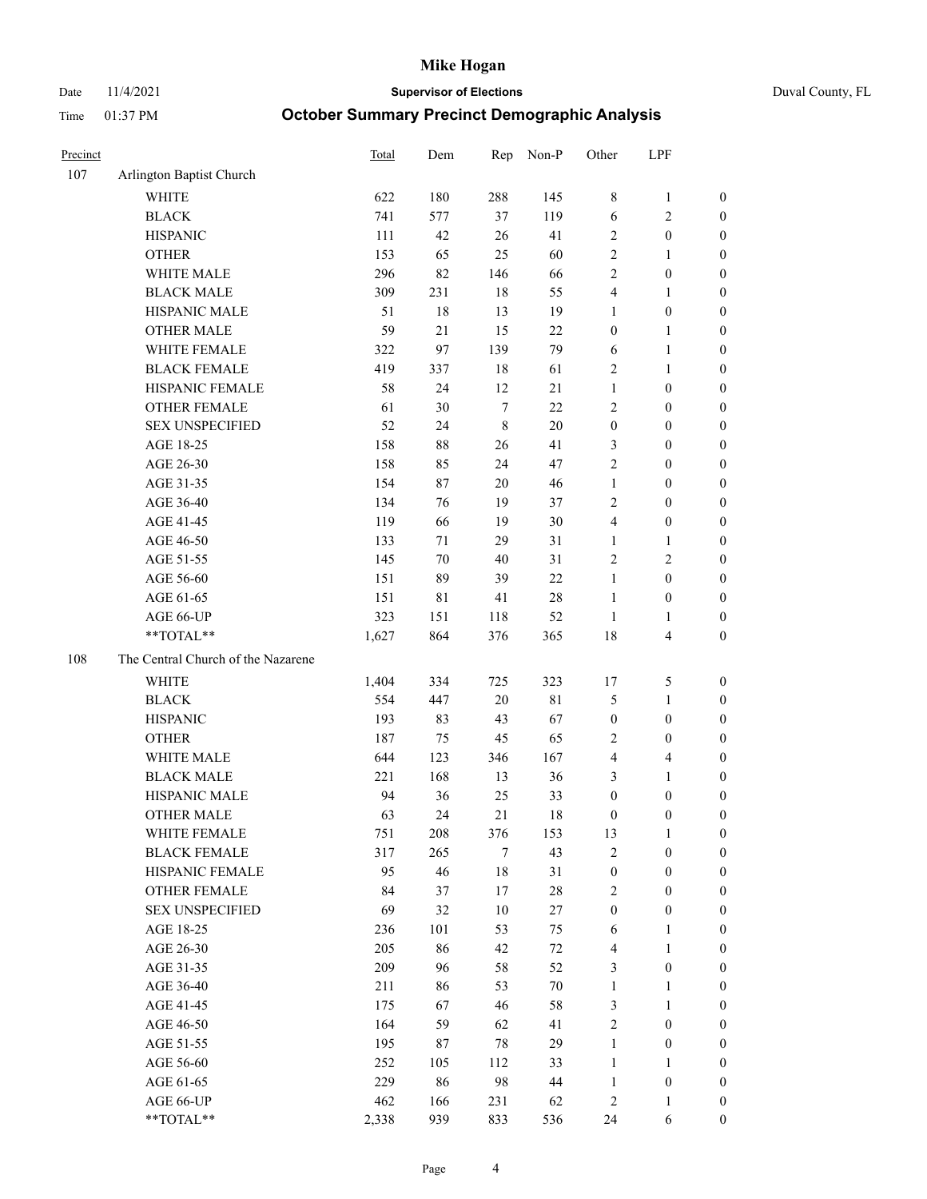# Mike Hogan

Date 11/4/2021 **Supervisor of Elections** Duval County, FL

Time 01:37 PM **October Summary Precinct Demographic Analysis**

| Precinct | | Total | Dem | Rep | Non-P | Other | LPF | |
|---|---|---|---|---|---|---|---|---|
| 107 | Arlington Baptist Church | | | | | | | |
| | WHITE | 622 | 180 | 288 | 145 | 8 | 1 | 0 |
| | BLACK | 741 | 577 | 37 | 119 | 6 | 2 | 0 |
| | HISPANIC | 111 | 42 | 26 | 41 | 2 | 0 | 0 |
| | OTHER | 153 | 65 | 25 | 60 | 2 | 1 | 0 |
| | WHITE MALE | 296 | 82 | 146 | 66 | 2 | 0 | 0 |
| | BLACK MALE | 309 | 231 | 18 | 55 | 4 | 1 | 0 |
| | HISPANIC MALE | 51 | 18 | 13 | 19 | 1 | 0 | 0 |
| | OTHER MALE | 59 | 21 | 15 | 22 | 0 | 1 | 0 |
| | WHITE FEMALE | 322 | 97 | 139 | 79 | 6 | 1 | 0 |
| | BLACK FEMALE | 419 | 337 | 18 | 61 | 2 | 1 | 0 |
| | HISPANIC FEMALE | 58 | 24 | 12 | 21 | 1 | 0 | 0 |
| | OTHER FEMALE | 61 | 30 | 7 | 22 | 2 | 0 | 0 |
| | SEX UNSPECIFIED | 52 | 24 | 8 | 20 | 0 | 0 | 0 |
| | AGE 18-25 | 158 | 88 | 26 | 41 | 3 | 0 | 0 |
| | AGE 26-30 | 158 | 85 | 24 | 47 | 2 | 0 | 0 |
| | AGE 31-35 | 154 | 87 | 20 | 46 | 1 | 0 | 0 |
| | AGE 36-40 | 134 | 76 | 19 | 37 | 2 | 0 | 0 |
| | AGE 41-45 | 119 | 66 | 19 | 30 | 4 | 0 | 0 |
| | AGE 46-50 | 133 | 71 | 29 | 31 | 1 | 1 | 0 |
| | AGE 51-55 | 145 | 70 | 40 | 31 | 2 | 2 | 0 |
| | AGE 56-60 | 151 | 89 | 39 | 22 | 1 | 0 | 0 |
| | AGE 61-65 | 151 | 81 | 41 | 28 | 1 | 0 | 0 |
| | AGE 66-UP | 323 | 151 | 118 | 52 | 1 | 1 | 0 |
| | **TOTAL** | 1,627 | 864 | 376 | 365 | 18 | 4 | 0 |
| 108 | The Central Church of the Nazarene | | | | | | | |
| | WHITE | 1,404 | 334 | 725 | 323 | 17 | 5 | 0 |
| | BLACK | 554 | 447 | 20 | 81 | 5 | 1 | 0 |
| | HISPANIC | 193 | 83 | 43 | 67 | 0 | 0 | 0 |
| | OTHER | 187 | 75 | 45 | 65 | 2 | 0 | 0 |
| | WHITE MALE | 644 | 123 | 346 | 167 | 4 | 4 | 0 |
| | BLACK MALE | 221 | 168 | 13 | 36 | 3 | 1 | 0 |
| | HISPANIC MALE | 94 | 36 | 25 | 33 | 0 | 0 | 0 |
| | OTHER MALE | 63 | 24 | 21 | 18 | 0 | 0 | 0 |
| | WHITE FEMALE | 751 | 208 | 376 | 153 | 13 | 1 | 0 |
| | BLACK FEMALE | 317 | 265 | 7 | 43 | 2 | 0 | 0 |
| | HISPANIC FEMALE | 95 | 46 | 18 | 31 | 0 | 0 | 0 |
| | OTHER FEMALE | 84 | 37 | 17 | 28 | 2 | 0 | 0 |
| | SEX UNSPECIFIED | 69 | 32 | 10 | 27 | 0 | 0 | 0 |
| | AGE 18-25 | 236 | 101 | 53 | 75 | 6 | 1 | 0 |
| | AGE 26-30 | 205 | 86 | 42 | 72 | 4 | 1 | 0 |
| | AGE 31-35 | 209 | 96 | 58 | 52 | 3 | 0 | 0 |
| | AGE 36-40 | 211 | 86 | 53 | 70 | 1 | 1 | 0 |
| | AGE 41-45 | 175 | 67 | 46 | 58 | 3 | 1 | 0 |
| | AGE 46-50 | 164 | 59 | 62 | 41 | 2 | 0 | 0 |
| | AGE 51-55 | 195 | 87 | 78 | 29 | 1 | 0 | 0 |
| | AGE 56-60 | 252 | 105 | 112 | 33 | 1 | 1 | 0 |
| | AGE 61-65 | 229 | 86 | 98 | 44 | 1 | 0 | 0 |
| | AGE 66-UP | 462 | 166 | 231 | 62 | 2 | 1 | 0 |
| | **TOTAL** | 2,338 | 939 | 833 | 536 | 24 | 6 | 0 |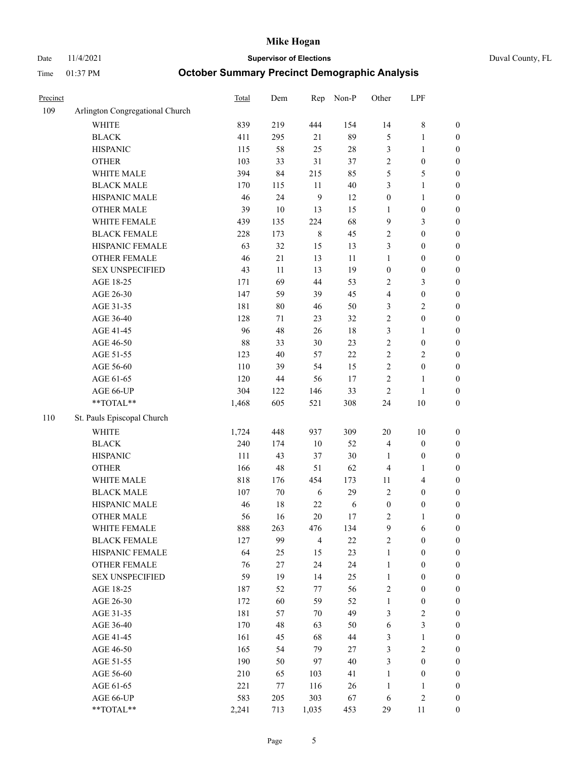# Mike Hogan

Date 11/4/2021 **Supervisor of Elections** Duval County, FL

Time 01:37 PM **October Summary Precinct Demographic Analysis**

| Precinct | | Total | Dem | Rep | Non-P | Other | LPF | |
|---|---|---|---|---|---|---|---|---|
| 109 | Arlington Congregational Church | | | | | | | |
| | WHITE | 839 | 219 | 444 | 154 | 14 | 8 | 0 |
| | BLACK | 411 | 295 | 21 | 89 | 5 | 1 | 0 |
| | HISPANIC | 115 | 58 | 25 | 28 | 3 | 1 | 0 |
| | OTHER | 103 | 33 | 31 | 37 | 2 | 0 | 0 |
| | WHITE MALE | 394 | 84 | 215 | 85 | 5 | 5 | 0 |
| | BLACK MALE | 170 | 115 | 11 | 40 | 3 | 1 | 0 |
| | HISPANIC MALE | 46 | 24 | 9 | 12 | 0 | 1 | 0 |
| | OTHER MALE | 39 | 10 | 13 | 15 | 1 | 0 | 0 |
| | WHITE FEMALE | 439 | 135 | 224 | 68 | 9 | 3 | 0 |
| | BLACK FEMALE | 228 | 173 | 8 | 45 | 2 | 0 | 0 |
| | HISPANIC FEMALE | 63 | 32 | 15 | 13 | 3 | 0 | 0 |
| | OTHER FEMALE | 46 | 21 | 13 | 11 | 1 | 0 | 0 |
| | SEX UNSPECIFIED | 43 | 11 | 13 | 19 | 0 | 0 | 0 |
| | AGE 18-25 | 171 | 69 | 44 | 53 | 2 | 3 | 0 |
| | AGE 26-30 | 147 | 59 | 39 | 45 | 4 | 0 | 0 |
| | AGE 31-35 | 181 | 80 | 46 | 50 | 3 | 2 | 0 |
| | AGE 36-40 | 128 | 71 | 23 | 32 | 2 | 0 | 0 |
| | AGE 41-45 | 96 | 48 | 26 | 18 | 3 | 1 | 0 |
| | AGE 46-50 | 88 | 33 | 30 | 23 | 2 | 0 | 0 |
| | AGE 51-55 | 123 | 40 | 57 | 22 | 2 | 2 | 0 |
| | AGE 56-60 | 110 | 39 | 54 | 15 | 2 | 0 | 0 |
| | AGE 61-65 | 120 | 44 | 56 | 17 | 2 | 1 | 0 |
| | AGE 66-UP | 304 | 122 | 146 | 33 | 2 | 1 | 0 |
| | **TOTAL** | 1,468 | 605 | 521 | 308 | 24 | 10 | 0 |
| 110 | St. Pauls Episcopal Church | | | | | | | |
| | WHITE | 1,724 | 448 | 937 | 309 | 20 | 10 | 0 |
| | BLACK | 240 | 174 | 10 | 52 | 4 | 0 | 0 |
| | HISPANIC | 111 | 43 | 37 | 30 | 1 | 0 | 0 |
| | OTHER | 166 | 48 | 51 | 62 | 4 | 1 | 0 |
| | WHITE MALE | 818 | 176 | 454 | 173 | 11 | 4 | 0 |
| | BLACK MALE | 107 | 70 | 6 | 29 | 2 | 0 | 0 |
| | HISPANIC MALE | 46 | 18 | 22 | 6 | 0 | 0 | 0 |
| | OTHER MALE | 56 | 16 | 20 | 17 | 2 | 1 | 0 |
| | WHITE FEMALE | 888 | 263 | 476 | 134 | 9 | 6 | 0 |
| | BLACK FEMALE | 127 | 99 | 4 | 22 | 2 | 0 | 0 |
| | HISPANIC FEMALE | 64 | 25 | 15 | 23 | 1 | 0 | 0 |
| | OTHER FEMALE | 76 | 27 | 24 | 24 | 1 | 0 | 0 |
| | SEX UNSPECIFIED | 59 | 19 | 14 | 25 | 1 | 0 | 0 |
| | AGE 18-25 | 187 | 52 | 77 | 56 | 2 | 0 | 0 |
| | AGE 26-30 | 172 | 60 | 59 | 52 | 1 | 0 | 0 |
| | AGE 31-35 | 181 | 57 | 70 | 49 | 3 | 2 | 0 |
| | AGE 36-40 | 170 | 48 | 63 | 50 | 6 | 3 | 0 |
| | AGE 41-45 | 161 | 45 | 68 | 44 | 3 | 1 | 0 |
| | AGE 46-50 | 165 | 54 | 79 | 27 | 3 | 2 | 0 |
| | AGE 51-55 | 190 | 50 | 97 | 40 | 3 | 0 | 0 |
| | AGE 56-60 | 210 | 65 | 103 | 41 | 1 | 0 | 0 |
| | AGE 61-65 | 221 | 77 | 116 | 26 | 1 | 1 | 0 |
| | AGE 66-UP | 583 | 205 | 303 | 67 | 6 | 2 | 0 |
| | **TOTAL** | 2,241 | 713 | 1,035 | 453 | 29 | 11 | 0 |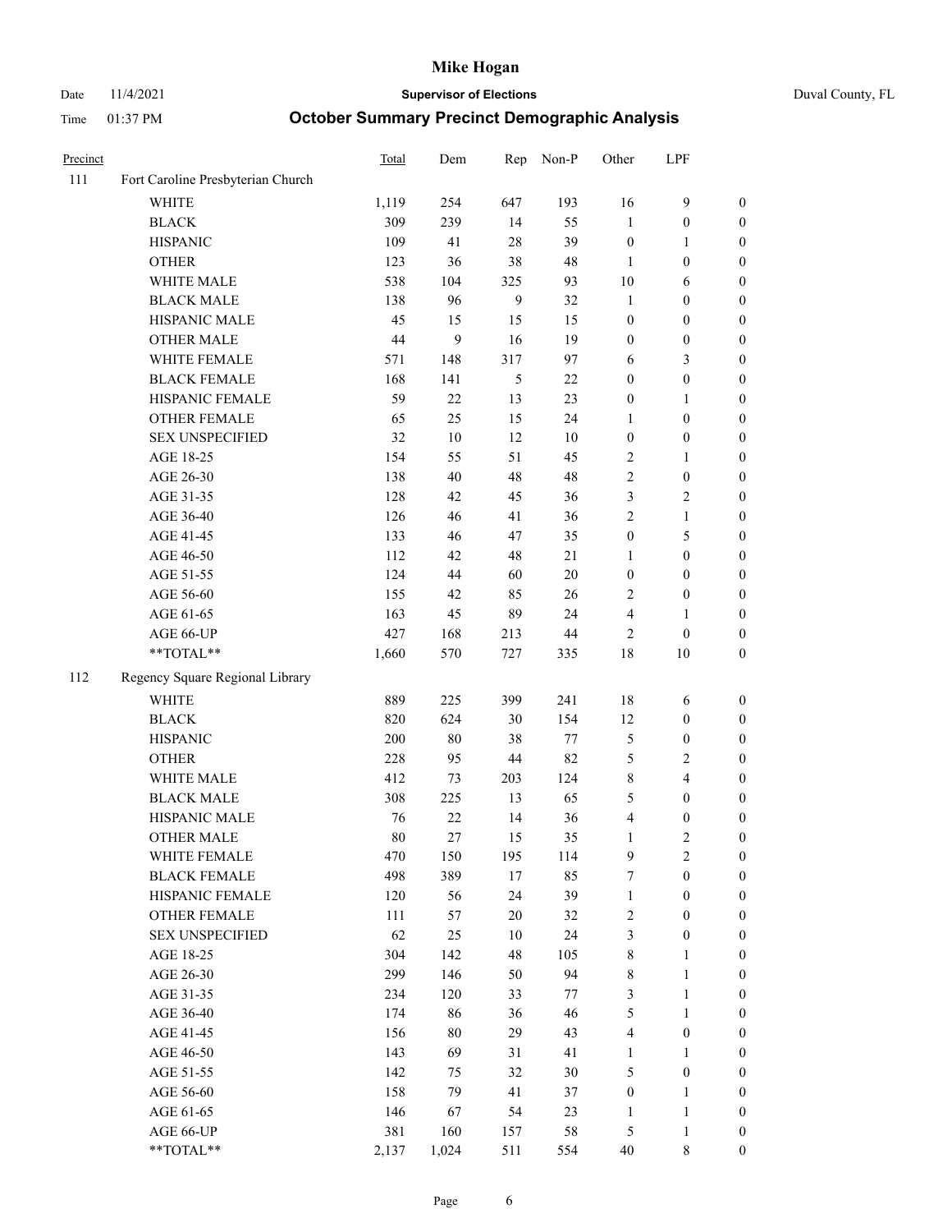# Mike Hogan

Date 11/4/2021 **Supervisor of Elections** Duval County, FL

Time 01:37 PM **October Summary Precinct Demographic Analysis**

| Precinct | | Total | Dem | Rep | Non-P | Other | LPF | |
|---|---|---|---|---|---|---|---|---|
| 111 | Fort Caroline Presbyterian Church | | | | | | | |
| | WHITE | 1,119 | 254 | 647 | 193 | 16 | 9 | 0 |
| | BLACK | 309 | 239 | 14 | 55 | 1 | 0 | 0 |
| | HISPANIC | 109 | 41 | 28 | 39 | 0 | 1 | 0 |
| | OTHER | 123 | 36 | 38 | 48 | 1 | 0 | 0 |
| | WHITE MALE | 538 | 104 | 325 | 93 | 10 | 6 | 0 |
| | BLACK MALE | 138 | 96 | 9 | 32 | 1 | 0 | 0 |
| | HISPANIC MALE | 45 | 15 | 15 | 15 | 0 | 0 | 0 |
| | OTHER MALE | 44 | 9 | 16 | 19 | 0 | 0 | 0 |
| | WHITE FEMALE | 571 | 148 | 317 | 97 | 6 | 3 | 0 |
| | BLACK FEMALE | 168 | 141 | 5 | 22 | 0 | 0 | 0 |
| | HISPANIC FEMALE | 59 | 22 | 13 | 23 | 0 | 1 | 0 |
| | OTHER FEMALE | 65 | 25 | 15 | 24 | 1 | 0 | 0 |
| | SEX UNSPECIFIED | 32 | 10 | 12 | 10 | 0 | 0 | 0 |
| | AGE 18-25 | 154 | 55 | 51 | 45 | 2 | 1 | 0 |
| | AGE 26-30 | 138 | 40 | 48 | 48 | 2 | 0 | 0 |
| | AGE 31-35 | 128 | 42 | 45 | 36 | 3 | 2 | 0 |
| | AGE 36-40 | 126 | 46 | 41 | 36 | 2 | 1 | 0 |
| | AGE 41-45 | 133 | 46 | 47 | 35 | 0 | 5 | 0 |
| | AGE 46-50 | 112 | 42 | 48 | 21 | 1 | 0 | 0 |
| | AGE 51-55 | 124 | 44 | 60 | 20 | 0 | 0 | 0 |
| | AGE 56-60 | 155 | 42 | 85 | 26 | 2 | 0 | 0 |
| | AGE 61-65 | 163 | 45 | 89 | 24 | 4 | 1 | 0 |
| | AGE 66-UP | 427 | 168 | 213 | 44 | 2 | 0 | 0 |
| | **TOTAL** | 1,660 | 570 | 727 | 335 | 18 | 10 | 0 |
| 112 | Regency Square Regional Library | | | | | | | |
| | WHITE | 889 | 225 | 399 | 241 | 18 | 6 | 0 |
| | BLACK | 820 | 624 | 30 | 154 | 12 | 0 | 0 |
| | HISPANIC | 200 | 80 | 38 | 77 | 5 | 0 | 0 |
| | OTHER | 228 | 95 | 44 | 82 | 5 | 2 | 0 |
| | WHITE MALE | 412 | 73 | 203 | 124 | 8 | 4 | 0 |
| | BLACK MALE | 308 | 225 | 13 | 65 | 5 | 0 | 0 |
| | HISPANIC MALE | 76 | 22 | 14 | 36 | 4 | 0 | 0 |
| | OTHER MALE | 80 | 27 | 15 | 35 | 1 | 2 | 0 |
| | WHITE FEMALE | 470 | 150 | 195 | 114 | 9 | 2 | 0 |
| | BLACK FEMALE | 498 | 389 | 17 | 85 | 7 | 0 | 0 |
| | HISPANIC FEMALE | 120 | 56 | 24 | 39 | 1 | 0 | 0 |
| | OTHER FEMALE | 111 | 57 | 20 | 32 | 2 | 0 | 0 |
| | SEX UNSPECIFIED | 62 | 25 | 10 | 24 | 3 | 0 | 0 |
| | AGE 18-25 | 304 | 142 | 48 | 105 | 8 | 1 | 0 |
| | AGE 26-30 | 299 | 146 | 50 | 94 | 8 | 1 | 0 |
| | AGE 31-35 | 234 | 120 | 33 | 77 | 3 | 1 | 0 |
| | AGE 36-40 | 174 | 86 | 36 | 46 | 5 | 1 | 0 |
| | AGE 41-45 | 156 | 80 | 29 | 43 | 4 | 0 | 0 |
| | AGE 46-50 | 143 | 69 | 31 | 41 | 1 | 1 | 0 |
| | AGE 51-55 | 142 | 75 | 32 | 30 | 5 | 0 | 0 |
| | AGE 56-60 | 158 | 79 | 41 | 37 | 0 | 1 | 0 |
| | AGE 61-65 | 146 | 67 | 54 | 23 | 1 | 1 | 0 |
| | AGE 66-UP | 381 | 160 | 157 | 58 | 5 | 1 | 0 |
| | **TOTAL** | 2,137 | 1,024 | 511 | 554 | 40 | 8 | 0 |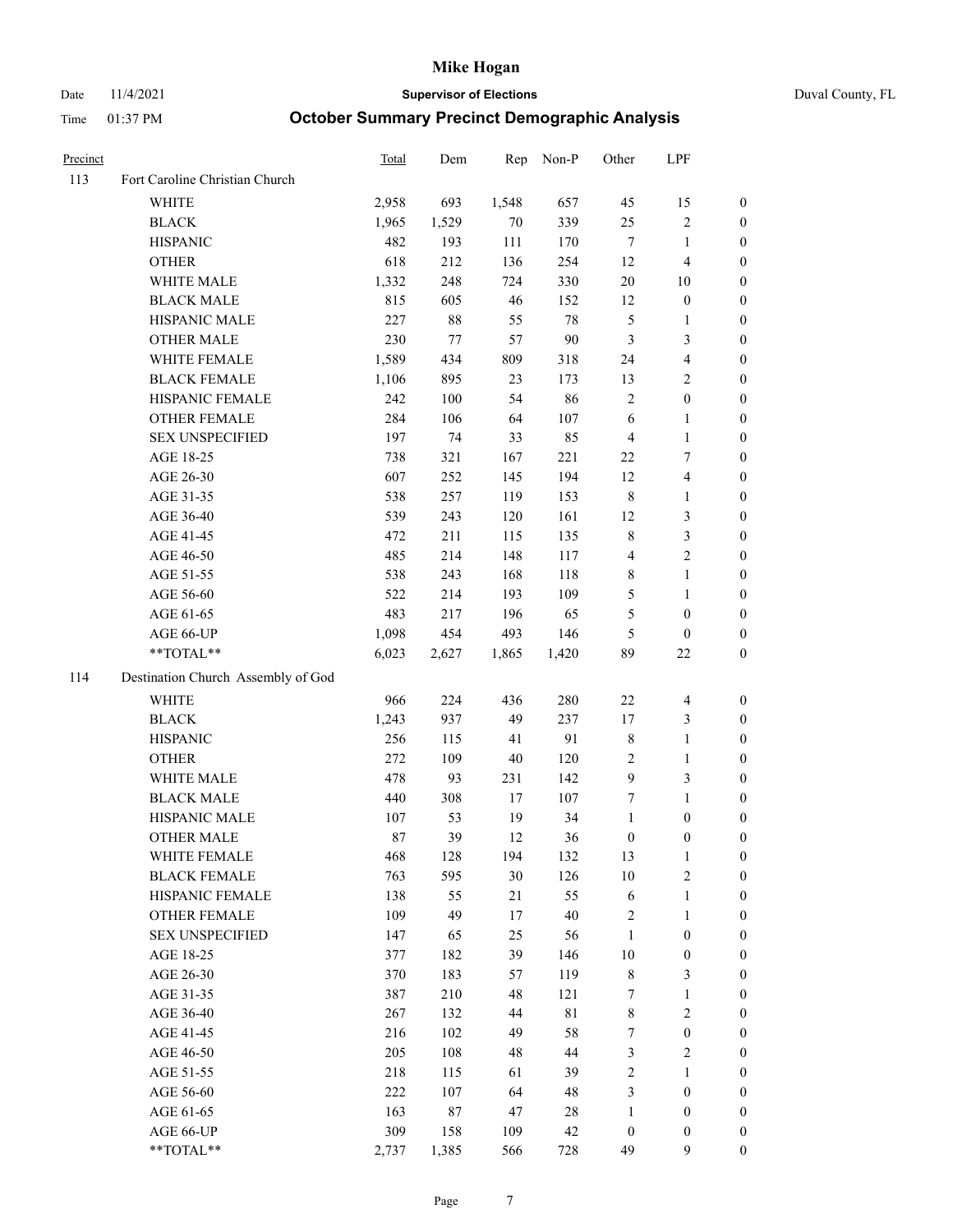# Mike Hogan

Date 11/4/2021 **Supervisor of Elections** Duval County, FL

Time 01:37 PM **October Summary Precinct Demographic Analysis**

| Precinct | | Total | Dem | Rep | Non-P | Other | LPF | |
|---|---|---|---|---|---|---|---|---|
| 113 | Fort Caroline Christian Church | | | | | | | |
| | WHITE | 2,958 | 693 | 1,548 | 657 | 45 | 15 | 0 |
| | BLACK | 1,965 | 1,529 | 70 | 339 | 25 | 2 | 0 |
| | HISPANIC | 482 | 193 | 111 | 170 | 7 | 1 | 0 |
| | OTHER | 618 | 212 | 136 | 254 | 12 | 4 | 0 |
| | WHITE MALE | 1,332 | 248 | 724 | 330 | 20 | 10 | 0 |
| | BLACK MALE | 815 | 605 | 46 | 152 | 12 | 0 | 0 |
| | HISPANIC MALE | 227 | 88 | 55 | 78 | 5 | 1 | 0 |
| | OTHER MALE | 230 | 77 | 57 | 90 | 3 | 3 | 0 |
| | WHITE FEMALE | 1,589 | 434 | 809 | 318 | 24 | 4 | 0 |
| | BLACK FEMALE | 1,106 | 895 | 23 | 173 | 13 | 2 | 0 |
| | HISPANIC FEMALE | 242 | 100 | 54 | 86 | 2 | 0 | 0 |
| | OTHER FEMALE | 284 | 106 | 64 | 107 | 6 | 1 | 0 |
| | SEX UNSPECIFIED | 197 | 74 | 33 | 85 | 4 | 1 | 0 |
| | AGE 18-25 | 738 | 321 | 167 | 221 | 22 | 7 | 0 |
| | AGE 26-30 | 607 | 252 | 145 | 194 | 12 | 4 | 0 |
| | AGE 31-35 | 538 | 257 | 119 | 153 | 8 | 1 | 0 |
| | AGE 36-40 | 539 | 243 | 120 | 161 | 12 | 3 | 0 |
| | AGE 41-45 | 472 | 211 | 115 | 135 | 8 | 3 | 0 |
| | AGE 46-50 | 485 | 214 | 148 | 117 | 4 | 2 | 0 |
| | AGE 51-55 | 538 | 243 | 168 | 118 | 8 | 1 | 0 |
| | AGE 56-60 | 522 | 214 | 193 | 109 | 5 | 1 | 0 |
| | AGE 61-65 | 483 | 217 | 196 | 65 | 5 | 0 | 0 |
| | AGE 66-UP | 1,098 | 454 | 493 | 146 | 5 | 0 | 0 |
| | **TOTAL** | 6,023 | 2,627 | 1,865 | 1,420 | 89 | 22 | 0 |
| 114 | Destination Church Assembly of God | | | | | | | |
| | WHITE | 966 | 224 | 436 | 280 | 22 | 4 | 0 |
| | BLACK | 1,243 | 937 | 49 | 237 | 17 | 3 | 0 |
| | HISPANIC | 256 | 115 | 41 | 91 | 8 | 1 | 0 |
| | OTHER | 272 | 109 | 40 | 120 | 2 | 1 | 0 |
| | WHITE MALE | 478 | 93 | 231 | 142 | 9 | 3 | 0 |
| | BLACK MALE | 440 | 308 | 17 | 107 | 7 | 1 | 0 |
| | HISPANIC MALE | 107 | 53 | 19 | 34 | 1 | 0 | 0 |
| | OTHER MALE | 87 | 39 | 12 | 36 | 0 | 0 | 0 |
| | WHITE FEMALE | 468 | 128 | 194 | 132 | 13 | 1 | 0 |
| | BLACK FEMALE | 763 | 595 | 30 | 126 | 10 | 2 | 0 |
| | HISPANIC FEMALE | 138 | 55 | 21 | 55 | 6 | 1 | 0 |
| | OTHER FEMALE | 109 | 49 | 17 | 40 | 2 | 1 | 0 |
| | SEX UNSPECIFIED | 147 | 65 | 25 | 56 | 1 | 0 | 0 |
| | AGE 18-25 | 377 | 182 | 39 | 146 | 10 | 0 | 0 |
| | AGE 26-30 | 370 | 183 | 57 | 119 | 8 | 3 | 0 |
| | AGE 31-35 | 387 | 210 | 48 | 121 | 7 | 1 | 0 |
| | AGE 36-40 | 267 | 132 | 44 | 81 | 8 | 2 | 0 |
| | AGE 41-45 | 216 | 102 | 49 | 58 | 7 | 0 | 0 |
| | AGE 46-50 | 205 | 108 | 48 | 44 | 3 | 2 | 0 |
| | AGE 51-55 | 218 | 115 | 61 | 39 | 2 | 1 | 0 |
| | AGE 56-60 | 222 | 107 | 64 | 48 | 3 | 0 | 0 |
| | AGE 61-65 | 163 | 87 | 47 | 28 | 1 | 0 | 0 |
| | AGE 66-UP | 309 | 158 | 109 | 42 | 0 | 0 | 0 |
| | **TOTAL** | 2,737 | 1,385 | 566 | 728 | 49 | 9 | 0 |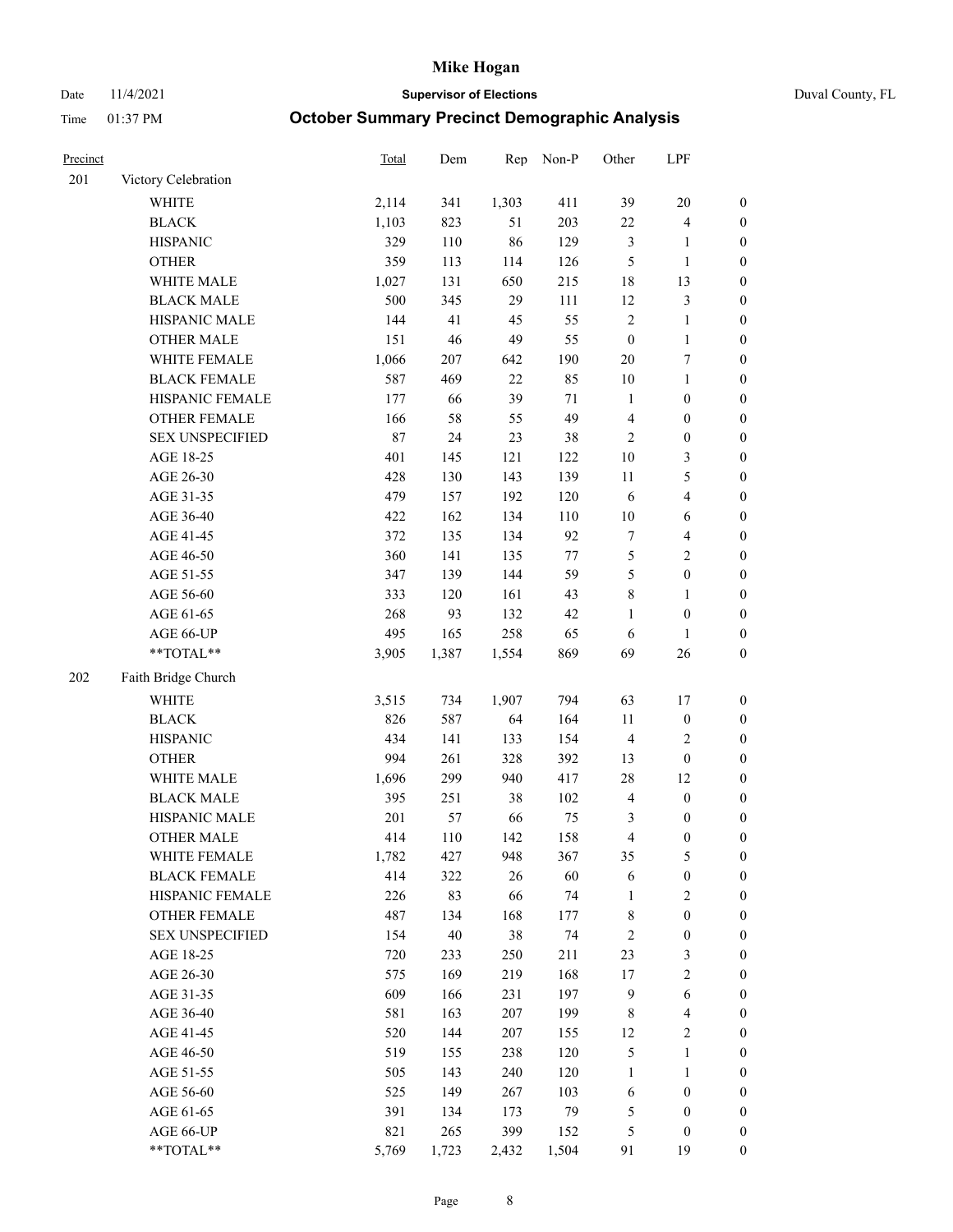# Mike Hogan

Date 11/4/2021 **Supervisor of Elections** Duval County, FL

Time 01:37 PM **October Summary Precinct Demographic Analysis**

| Precinct | | Total | Dem | Rep | Non-P | Other | LPF | |
|---|---|---|---|---|---|---|---|---|
| 201 | Victory Celebration | | | | | | | |
| | WHITE | 2,114 | 341 | 1,303 | 411 | 39 | 20 | 0 |
| | BLACK | 1,103 | 823 | 51 | 203 | 22 | 4 | 0 |
| | HISPANIC | 329 | 110 | 86 | 129 | 3 | 1 | 0 |
| | OTHER | 359 | 113 | 114 | 126 | 5 | 1 | 0 |
| | WHITE MALE | 1,027 | 131 | 650 | 215 | 18 | 13 | 0 |
| | BLACK MALE | 500 | 345 | 29 | 111 | 12 | 3 | 0 |
| | HISPANIC MALE | 144 | 41 | 45 | 55 | 2 | 1 | 0 |
| | OTHER MALE | 151 | 46 | 49 | 55 | 0 | 1 | 0 |
| | WHITE FEMALE | 1,066 | 207 | 642 | 190 | 20 | 7 | 0 |
| | BLACK FEMALE | 587 | 469 | 22 | 85 | 10 | 1 | 0 |
| | HISPANIC FEMALE | 177 | 66 | 39 | 71 | 1 | 0 | 0 |
| | OTHER FEMALE | 166 | 58 | 55 | 49 | 4 | 0 | 0 |
| | SEX UNSPECIFIED | 87 | 24 | 23 | 38 | 2 | 0 | 0 |
| | AGE 18-25 | 401 | 145 | 121 | 122 | 10 | 3 | 0 |
| | AGE 26-30 | 428 | 130 | 143 | 139 | 11 | 5 | 0 |
| | AGE 31-35 | 479 | 157 | 192 | 120 | 6 | 4 | 0 |
| | AGE 36-40 | 422 | 162 | 134 | 110 | 10 | 6 | 0 |
| | AGE 41-45 | 372 | 135 | 134 | 92 | 7 | 4 | 0 |
| | AGE 46-50 | 360 | 141 | 135 | 77 | 5 | 2 | 0 |
| | AGE 51-55 | 347 | 139 | 144 | 59 | 5 | 0 | 0 |
| | AGE 56-60 | 333 | 120 | 161 | 43 | 8 | 1 | 0 |
| | AGE 61-65 | 268 | 93 | 132 | 42 | 1 | 0 | 0 |
| | AGE 66-UP | 495 | 165 | 258 | 65 | 6 | 1 | 0 |
| | **TOTAL** | 3,905 | 1,387 | 1,554 | 869 | 69 | 26 | 0 |
| 202 | Faith Bridge Church | | | | | | | |
| | WHITE | 3,515 | 734 | 1,907 | 794 | 63 | 17 | 0 |
| | BLACK | 826 | 587 | 64 | 164 | 11 | 0 | 0 |
| | HISPANIC | 434 | 141 | 133 | 154 | 4 | 2 | 0 |
| | OTHER | 994 | 261 | 328 | 392 | 13 | 0 | 0 |
| | WHITE MALE | 1,696 | 299 | 940 | 417 | 28 | 12 | 0 |
| | BLACK MALE | 395 | 251 | 38 | 102 | 4 | 0 | 0 |
| | HISPANIC MALE | 201 | 57 | 66 | 75 | 3 | 0 | 0 |
| | OTHER MALE | 414 | 110 | 142 | 158 | 4 | 0 | 0 |
| | WHITE FEMALE | 1,782 | 427 | 948 | 367 | 35 | 5 | 0 |
| | BLACK FEMALE | 414 | 322 | 26 | 60 | 6 | 0 | 0 |
| | HISPANIC FEMALE | 226 | 83 | 66 | 74 | 1 | 2 | 0 |
| | OTHER FEMALE | 487 | 134 | 168 | 177 | 8 | 0 | 0 |
| | SEX UNSPECIFIED | 154 | 40 | 38 | 74 | 2 | 0 | 0 |
| | AGE 18-25 | 720 | 233 | 250 | 211 | 23 | 3 | 0 |
| | AGE 26-30 | 575 | 169 | 219 | 168 | 17 | 2 | 0 |
| | AGE 31-35 | 609 | 166 | 231 | 197 | 9 | 6 | 0 |
| | AGE 36-40 | 581 | 163 | 207 | 199 | 8 | 4 | 0 |
| | AGE 41-45 | 520 | 144 | 207 | 155 | 12 | 2 | 0 |
| | AGE 46-50 | 519 | 155 | 238 | 120 | 5 | 1 | 0 |
| | AGE 51-55 | 505 | 143 | 240 | 120 | 1 | 1 | 0 |
| | AGE 56-60 | 525 | 149 | 267 | 103 | 6 | 0 | 0 |
| | AGE 61-65 | 391 | 134 | 173 | 79 | 5 | 0 | 0 |
| | AGE 66-UP | 821 | 265 | 399 | 152 | 5 | 0 | 0 |
| | **TOTAL** | 5,769 | 1,723 | 2,432 | 1,504 | 91 | 19 | 0 |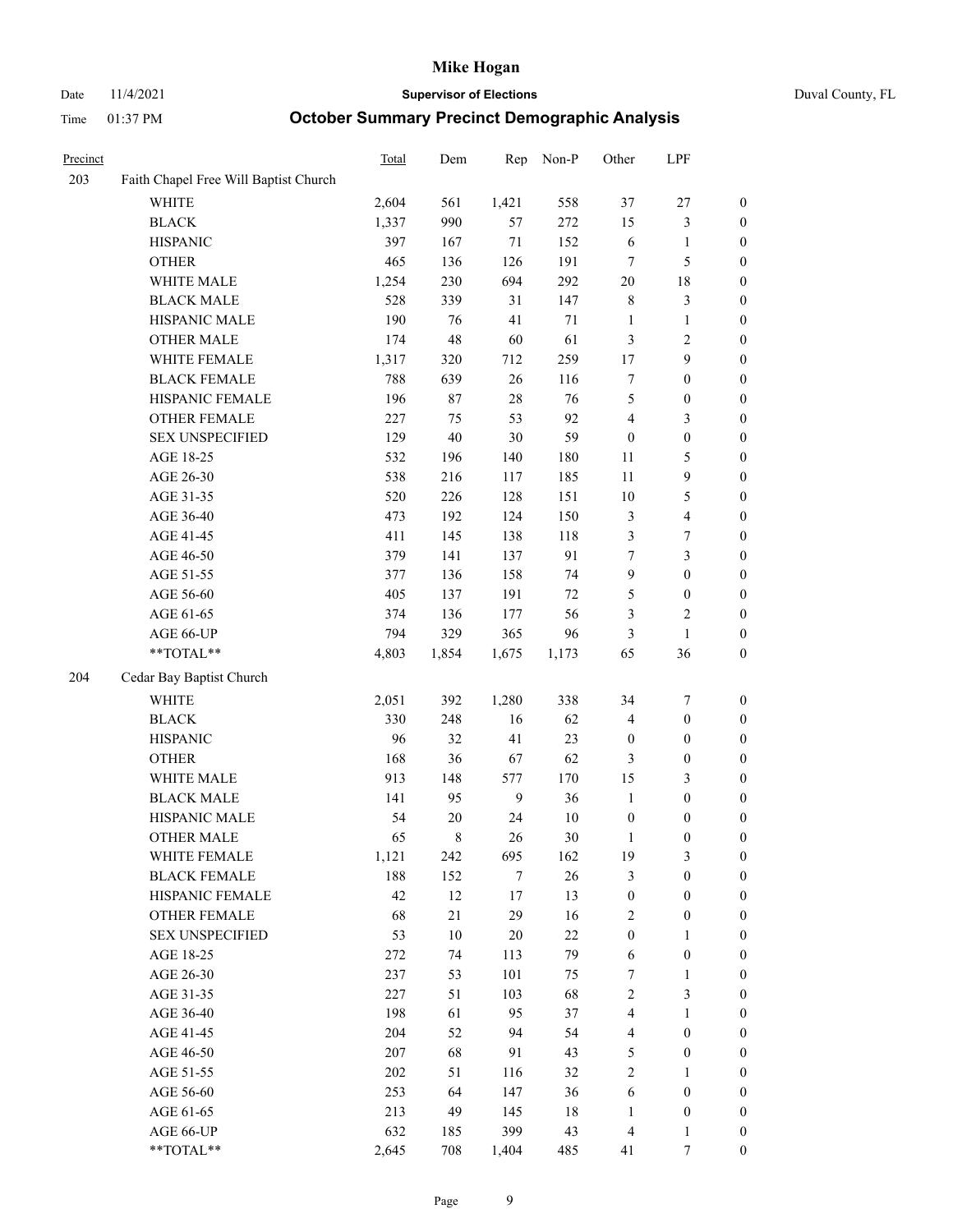# Mike Hogan

Date 11/4/2021 **Supervisor of Elections** Duval County, FL

Time 01:37 PM **October Summary Precinct Demographic Analysis**

| Precinct | | Total | Dem | Rep | Non-P | Other | LPF | |
|---|---|---|---|---|---|---|---|---|
| 203 | Faith Chapel Free Will Baptist Church | | | | | | | |
| | WHITE | 2,604 | 561 | 1,421 | 558 | 37 | 27 | 0 |
| | BLACK | 1,337 | 990 | 57 | 272 | 15 | 3 | 0 |
| | HISPANIC | 397 | 167 | 71 | 152 | 6 | 1 | 0 |
| | OTHER | 465 | 136 | 126 | 191 | 7 | 5 | 0 |
| | WHITE MALE | 1,254 | 230 | 694 | 292 | 20 | 18 | 0 |
| | BLACK MALE | 528 | 339 | 31 | 147 | 8 | 3 | 0 |
| | HISPANIC MALE | 190 | 76 | 41 | 71 | 1 | 1 | 0 |
| | OTHER MALE | 174 | 48 | 60 | 61 | 3 | 2 | 0 |
| | WHITE FEMALE | 1,317 | 320 | 712 | 259 | 17 | 9 | 0 |
| | BLACK FEMALE | 788 | 639 | 26 | 116 | 7 | 0 | 0 |
| | HISPANIC FEMALE | 196 | 87 | 28 | 76 | 5 | 0 | 0 |
| | OTHER FEMALE | 227 | 75 | 53 | 92 | 4 | 3 | 0 |
| | SEX UNSPECIFIED | 129 | 40 | 30 | 59 | 0 | 0 | 0 |
| | AGE 18-25 | 532 | 196 | 140 | 180 | 11 | 5 | 0 |
| | AGE 26-30 | 538 | 216 | 117 | 185 | 11 | 9 | 0 |
| | AGE 31-35 | 520 | 226 | 128 | 151 | 10 | 5 | 0 |
| | AGE 36-40 | 473 | 192 | 124 | 150 | 3 | 4 | 0 |
| | AGE 41-45 | 411 | 145 | 138 | 118 | 3 | 7 | 0 |
| | AGE 46-50 | 379 | 141 | 137 | 91 | 7 | 3 | 0 |
| | AGE 51-55 | 377 | 136 | 158 | 74 | 9 | 0 | 0 |
| | AGE 56-60 | 405 | 137 | 191 | 72 | 5 | 0 | 0 |
| | AGE 61-65 | 374 | 136 | 177 | 56 | 3 | 2 | 0 |
| | AGE 66-UP | 794 | 329 | 365 | 96 | 3 | 1 | 0 |
| | **TOTAL** | 4,803 | 1,854 | 1,675 | 1,173 | 65 | 36 | 0 |
| 204 | Cedar Bay Baptist Church | | | | | | | |
| | WHITE | 2,051 | 392 | 1,280 | 338 | 34 | 7 | 0 |
| | BLACK | 330 | 248 | 16 | 62 | 4 | 0 | 0 |
| | HISPANIC | 96 | 32 | 41 | 23 | 0 | 0 | 0 |
| | OTHER | 168 | 36 | 67 | 62 | 3 | 0 | 0 |
| | WHITE MALE | 913 | 148 | 577 | 170 | 15 | 3 | 0 |
| | BLACK MALE | 141 | 95 | 9 | 36 | 1 | 0 | 0 |
| | HISPANIC MALE | 54 | 20 | 24 | 10 | 0 | 0 | 0 |
| | OTHER MALE | 65 | 8 | 26 | 30 | 1 | 0 | 0 |
| | WHITE FEMALE | 1,121 | 242 | 695 | 162 | 19 | 3 | 0 |
| | BLACK FEMALE | 188 | 152 | 7 | 26 | 3 | 0 | 0 |
| | HISPANIC FEMALE | 42 | 12 | 17 | 13 | 0 | 0 | 0 |
| | OTHER FEMALE | 68 | 21 | 29 | 16 | 2 | 0 | 0 |
| | SEX UNSPECIFIED | 53 | 10 | 20 | 22 | 0 | 1 | 0 |
| | AGE 18-25 | 272 | 74 | 113 | 79 | 6 | 0 | 0 |
| | AGE 26-30 | 237 | 53 | 101 | 75 | 7 | 1 | 0 |
| | AGE 31-35 | 227 | 51 | 103 | 68 | 2 | 3 | 0 |
| | AGE 36-40 | 198 | 61 | 95 | 37 | 4 | 1 | 0 |
| | AGE 41-45 | 204 | 52 | 94 | 54 | 4 | 0 | 0 |
| | AGE 46-50 | 207 | 68 | 91 | 43 | 5 | 0 | 0 |
| | AGE 51-55 | 202 | 51 | 116 | 32 | 2 | 1 | 0 |
| | AGE 56-60 | 253 | 64 | 147 | 36 | 6 | 0 | 0 |
| | AGE 61-65 | 213 | 49 | 145 | 18 | 1 | 0 | 0 |
| | AGE 66-UP | 632 | 185 | 399 | 43 | 4 | 1 | 0 |
| | **TOTAL** | 2,645 | 708 | 1,404 | 485 | 41 | 7 | 0 |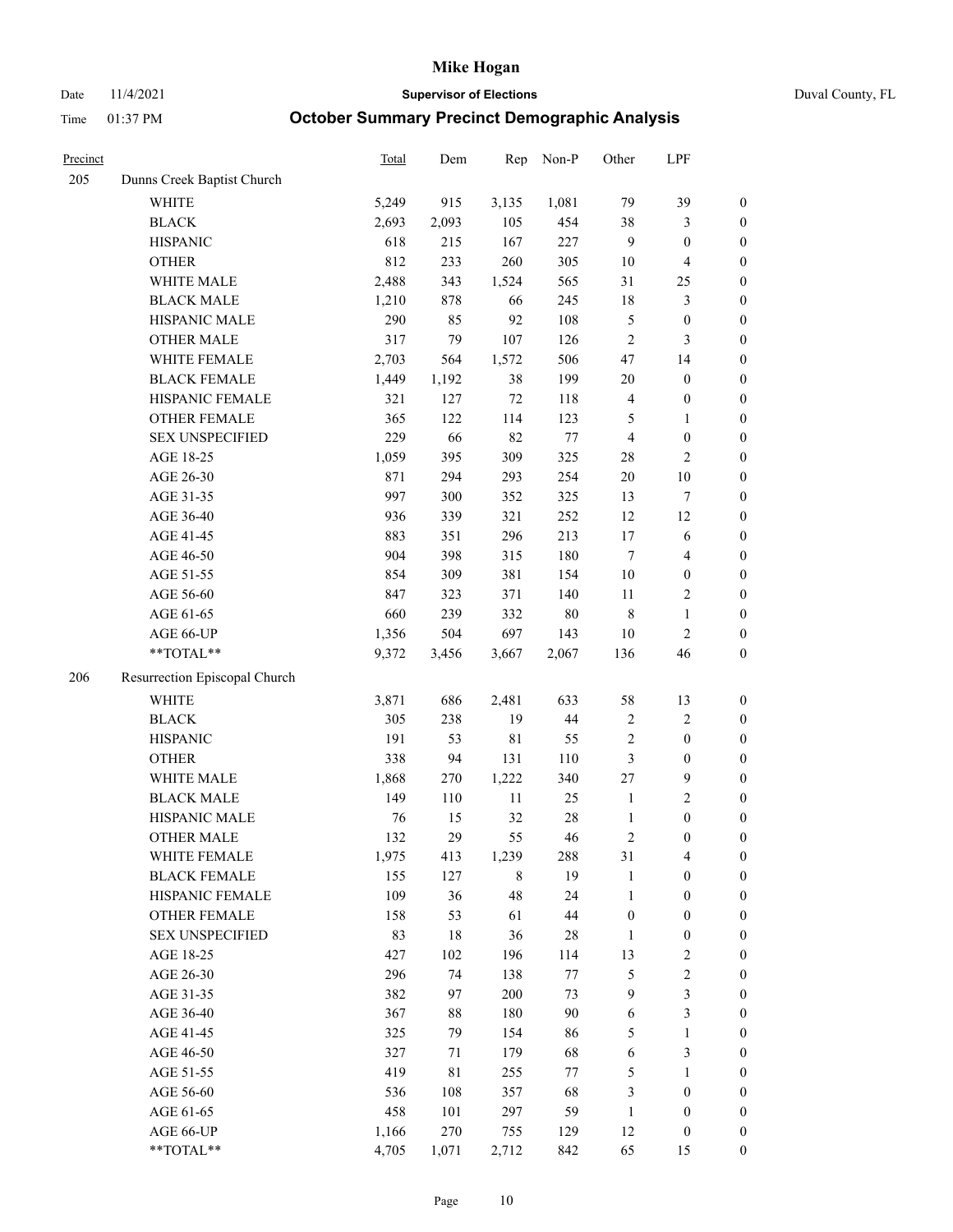# Mike Hogan

Date 11/4/2021 **Supervisor of Elections** Duval County, FL

Time 01:37 PM **October Summary Precinct Demographic Analysis**

| Precinct | | Total | Dem | Rep | Non-P | Other | LPF | |
|---|---|---|---|---|---|---|---|---|
| 205 | Dunns Creek Baptist Church | | | | | | | |
| | WHITE | 5,249 | 915 | 3,135 | 1,081 | 79 | 39 | 0 |
| | BLACK | 2,693 | 2,093 | 105 | 454 | 38 | 3 | 0 |
| | HISPANIC | 618 | 215 | 167 | 227 | 9 | 0 | 0 |
| | OTHER | 812 | 233 | 260 | 305 | 10 | 4 | 0 |
| | WHITE MALE | 2,488 | 343 | 1,524 | 565 | 31 | 25 | 0 |
| | BLACK MALE | 1,210 | 878 | 66 | 245 | 18 | 3 | 0 |
| | HISPANIC MALE | 290 | 85 | 92 | 108 | 5 | 0 | 0 |
| | OTHER MALE | 317 | 79 | 107 | 126 | 2 | 3 | 0 |
| | WHITE FEMALE | 2,703 | 564 | 1,572 | 506 | 47 | 14 | 0 |
| | BLACK FEMALE | 1,449 | 1,192 | 38 | 199 | 20 | 0 | 0 |
| | HISPANIC FEMALE | 321 | 127 | 72 | 118 | 4 | 0 | 0 |
| | OTHER FEMALE | 365 | 122 | 114 | 123 | 5 | 1 | 0 |
| | SEX UNSPECIFIED | 229 | 66 | 82 | 77 | 4 | 0 | 0 |
| | AGE 18-25 | 1,059 | 395 | 309 | 325 | 28 | 2 | 0 |
| | AGE 26-30 | 871 | 294 | 293 | 254 | 20 | 10 | 0 |
| | AGE 31-35 | 997 | 300 | 352 | 325 | 13 | 7 | 0 |
| | AGE 36-40 | 936 | 339 | 321 | 252 | 12 | 12 | 0 |
| | AGE 41-45 | 883 | 351 | 296 | 213 | 17 | 6 | 0 |
| | AGE 46-50 | 904 | 398 | 315 | 180 | 7 | 4 | 0 |
| | AGE 51-55 | 854 | 309 | 381 | 154 | 10 | 0 | 0 |
| | AGE 56-60 | 847 | 323 | 371 | 140 | 11 | 2 | 0 |
| | AGE 61-65 | 660 | 239 | 332 | 80 | 8 | 1 | 0 |
| | AGE 66-UP | 1,356 | 504 | 697 | 143 | 10 | 2 | 0 |
| | **TOTAL** | 9,372 | 3,456 | 3,667 | 2,067 | 136 | 46 | 0 |
| 206 | Resurrection Episcopal Church | | | | | | | |
| | WHITE | 3,871 | 686 | 2,481 | 633 | 58 | 13 | 0 |
| | BLACK | 305 | 238 | 19 | 44 | 2 | 2 | 0 |
| | HISPANIC | 191 | 53 | 81 | 55 | 2 | 0 | 0 |
| | OTHER | 338 | 94 | 131 | 110 | 3 | 0 | 0 |
| | WHITE MALE | 1,868 | 270 | 1,222 | 340 | 27 | 9 | 0 |
| | BLACK MALE | 149 | 110 | 11 | 25 | 1 | 2 | 0 |
| | HISPANIC MALE | 76 | 15 | 32 | 28 | 1 | 0 | 0 |
| | OTHER MALE | 132 | 29 | 55 | 46 | 2 | 0 | 0 |
| | WHITE FEMALE | 1,975 | 413 | 1,239 | 288 | 31 | 4 | 0 |
| | BLACK FEMALE | 155 | 127 | 8 | 19 | 1 | 0 | 0 |
| | HISPANIC FEMALE | 109 | 36 | 48 | 24 | 1 | 0 | 0 |
| | OTHER FEMALE | 158 | 53 | 61 | 44 | 0 | 0 | 0 |
| | SEX UNSPECIFIED | 83 | 18 | 36 | 28 | 1 | 0 | 0 |
| | AGE 18-25 | 427 | 102 | 196 | 114 | 13 | 2 | 0 |
| | AGE 26-30 | 296 | 74 | 138 | 77 | 5 | 2 | 0 |
| | AGE 31-35 | 382 | 97 | 200 | 73 | 9 | 3 | 0 |
| | AGE 36-40 | 367 | 88 | 180 | 90 | 6 | 3 | 0 |
| | AGE 41-45 | 325 | 79 | 154 | 86 | 5 | 1 | 0 |
| | AGE 46-50 | 327 | 71 | 179 | 68 | 6 | 3 | 0 |
| | AGE 51-55 | 419 | 81 | 255 | 77 | 5 | 1 | 0 |
| | AGE 56-60 | 536 | 108 | 357 | 68 | 3 | 0 | 0 |
| | AGE 61-65 | 458 | 101 | 297 | 59 | 1 | 0 | 0 |
| | AGE 66-UP | 1,166 | 270 | 755 | 129 | 12 | 0 | 0 |
| | **TOTAL** | 4,705 | 1,071 | 2,712 | 842 | 65 | 15 | 0 |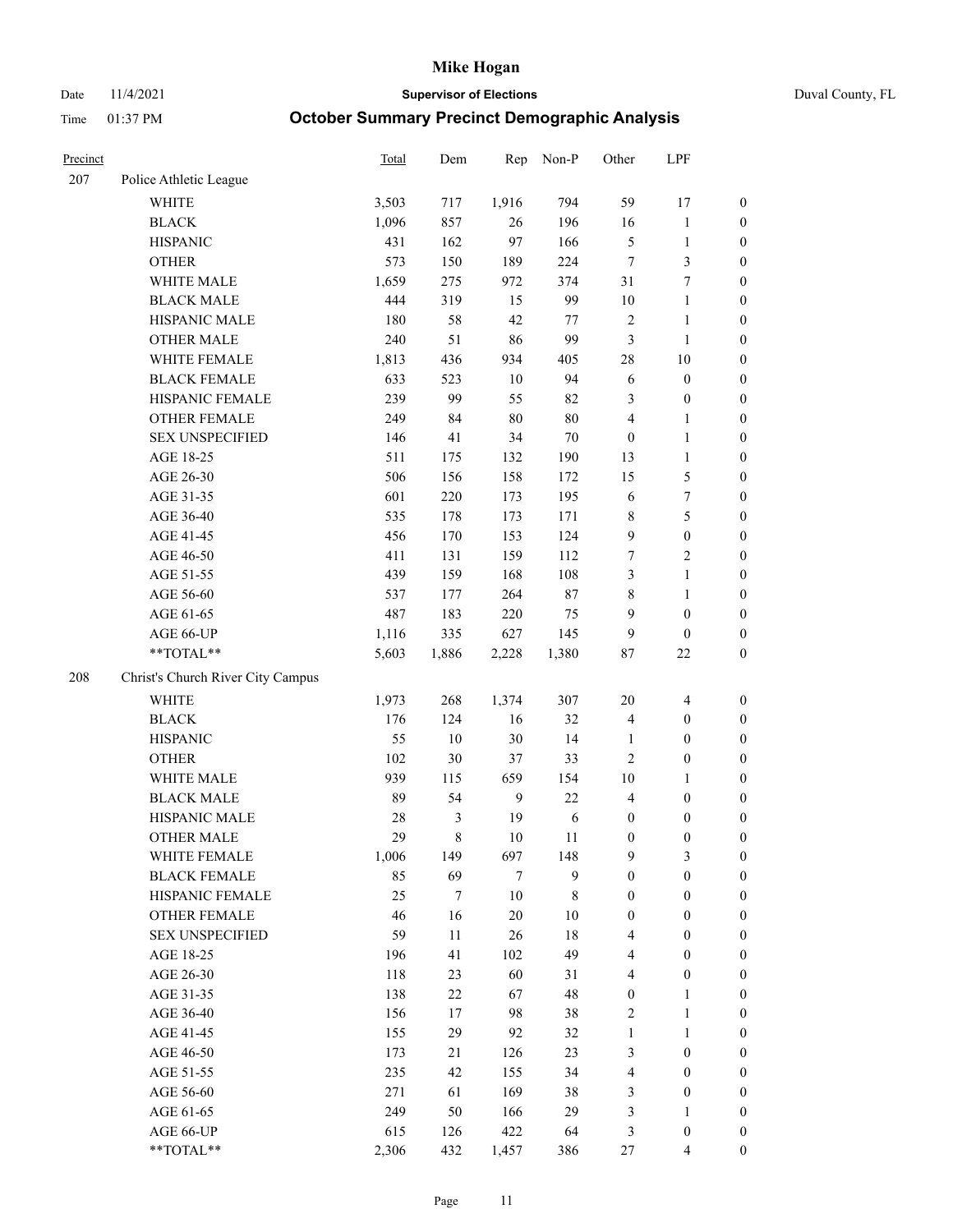# Mike Hogan

Date 11/4/2021 **Supervisor of Elections** Duval County, FL

Time 01:37 PM **October Summary Precinct Demographic Analysis**

| Precinct | | Total | Dem | Rep | Non-P | Other | LPF | |
|---|---|---|---|---|---|---|---|---|
| 207 | Police Athletic League | | | | | | | |
| | WHITE | 3,503 | 717 | 1,916 | 794 | 59 | 17 | 0 |
| | BLACK | 1,096 | 857 | 26 | 196 | 16 | 1 | 0 |
| | HISPANIC | 431 | 162 | 97 | 166 | 5 | 1 | 0 |
| | OTHER | 573 | 150 | 189 | 224 | 7 | 3 | 0 |
| | WHITE MALE | 1,659 | 275 | 972 | 374 | 31 | 7 | 0 |
| | BLACK MALE | 444 | 319 | 15 | 99 | 10 | 1 | 0 |
| | HISPANIC MALE | 180 | 58 | 42 | 77 | 2 | 1 | 0 |
| | OTHER MALE | 240 | 51 | 86 | 99 | 3 | 1 | 0 |
| | WHITE FEMALE | 1,813 | 436 | 934 | 405 | 28 | 10 | 0 |
| | BLACK FEMALE | 633 | 523 | 10 | 94 | 6 | 0 | 0 |
| | HISPANIC FEMALE | 239 | 99 | 55 | 82 | 3 | 0 | 0 |
| | OTHER FEMALE | 249 | 84 | 80 | 80 | 4 | 1 | 0 |
| | SEX UNSPECIFIED | 146 | 41 | 34 | 70 | 0 | 1 | 0 |
| | AGE 18-25 | 511 | 175 | 132 | 190 | 13 | 1 | 0 |
| | AGE 26-30 | 506 | 156 | 158 | 172 | 15 | 5 | 0 |
| | AGE 31-35 | 601 | 220 | 173 | 195 | 6 | 7 | 0 |
| | AGE 36-40 | 535 | 178 | 173 | 171 | 8 | 5 | 0 |
| | AGE 41-45 | 456 | 170 | 153 | 124 | 9 | 0 | 0 |
| | AGE 46-50 | 411 | 131 | 159 | 112 | 7 | 2 | 0 |
| | AGE 51-55 | 439 | 159 | 168 | 108 | 3 | 1 | 0 |
| | AGE 56-60 | 537 | 177 | 264 | 87 | 8 | 1 | 0 |
| | AGE 61-65 | 487 | 183 | 220 | 75 | 9 | 0 | 0 |
| | AGE 66-UP | 1,116 | 335 | 627 | 145 | 9 | 0 | 0 |
| | **TOTAL** | 5,603 | 1,886 | 2,228 | 1,380 | 87 | 22 | 0 |
| 208 | Christ's Church River City Campus | | | | | | | |
| | WHITE | 1,973 | 268 | 1,374 | 307 | 20 | 4 | 0 |
| | BLACK | 176 | 124 | 16 | 32 | 4 | 0 | 0 |
| | HISPANIC | 55 | 10 | 30 | 14 | 1 | 0 | 0 |
| | OTHER | 102 | 30 | 37 | 33 | 2 | 0 | 0 |
| | WHITE MALE | 939 | 115 | 659 | 154 | 10 | 1 | 0 |
| | BLACK MALE | 89 | 54 | 9 | 22 | 4 | 0 | 0 |
| | HISPANIC MALE | 28 | 3 | 19 | 6 | 0 | 0 | 0 |
| | OTHER MALE | 29 | 8 | 10 | 11 | 0 | 0 | 0 |
| | WHITE FEMALE | 1,006 | 149 | 697 | 148 | 9 | 3 | 0 |
| | BLACK FEMALE | 85 | 69 | 7 | 9 | 0 | 0 | 0 |
| | HISPANIC FEMALE | 25 | 7 | 10 | 8 | 0 | 0 | 0 |
| | OTHER FEMALE | 46 | 16 | 20 | 10 | 0 | 0 | 0 |
| | SEX UNSPECIFIED | 59 | 11 | 26 | 18 | 4 | 0 | 0 |
| | AGE 18-25 | 196 | 41 | 102 | 49 | 4 | 0 | 0 |
| | AGE 26-30 | 118 | 23 | 60 | 31 | 4 | 0 | 0 |
| | AGE 31-35 | 138 | 22 | 67 | 48 | 0 | 1 | 0 |
| | AGE 36-40 | 156 | 17 | 98 | 38 | 2 | 1 | 0 |
| | AGE 41-45 | 155 | 29 | 92 | 32 | 1 | 1 | 0 |
| | AGE 46-50 | 173 | 21 | 126 | 23 | 3 | 0 | 0 |
| | AGE 51-55 | 235 | 42 | 155 | 34 | 4 | 0 | 0 |
| | AGE 56-60 | 271 | 61 | 169 | 38 | 3 | 0 | 0 |
| | AGE 61-65 | 249 | 50 | 166 | 29 | 3 | 1 | 0 |
| | AGE 66-UP | 615 | 126 | 422 | 64 | 3 | 0 | 0 |
| | **TOTAL** | 2,306 | 432 | 1,457 | 386 | 27 | 4 | 0 |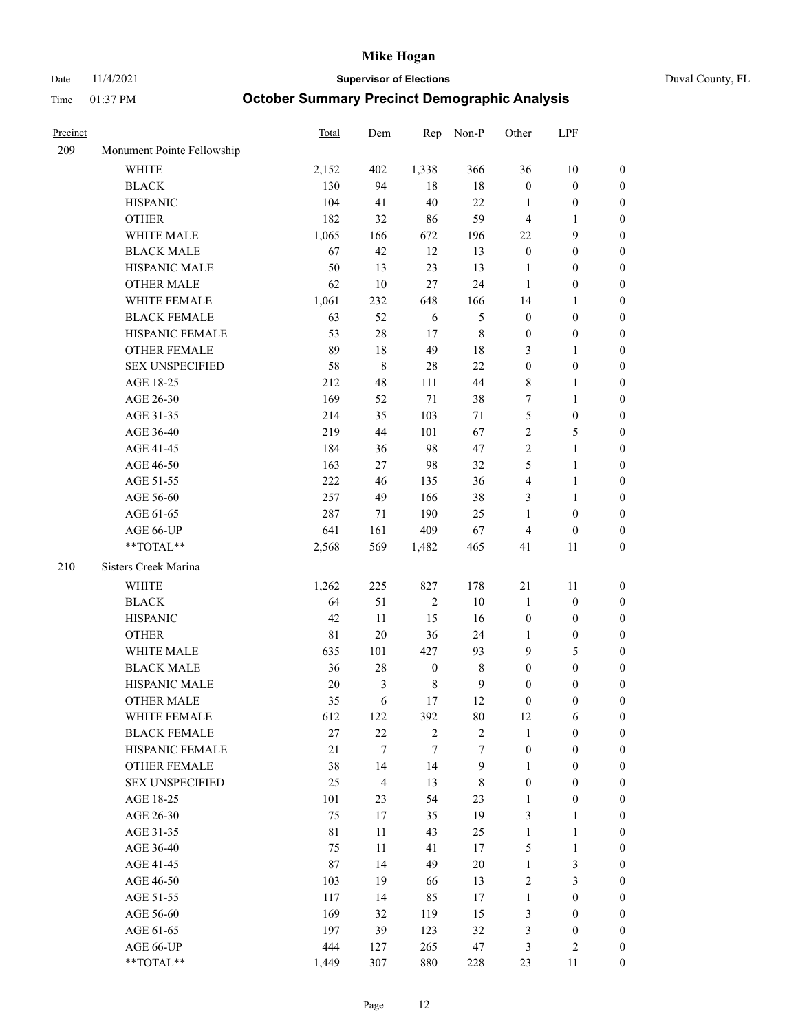# Mike Hogan

Date 11/4/2021 **Supervisor of Elections** Duval County, FL

Time 01:37 PM **October Summary Precinct Demographic Analysis**

| Precinct | | Total | Dem | Rep | Non-P | Other | LPF | |
|---|---|---|---|---|---|---|---|---|
| 209 | Monument Pointe Fellowship | | | | | | | |
| | WHITE | 2,152 | 402 | 1,338 | 366 | 36 | 10 | 0 |
| | BLACK | 130 | 94 | 18 | 18 | 0 | 0 | 0 |
| | HISPANIC | 104 | 41 | 40 | 22 | 1 | 0 | 0 |
| | OTHER | 182 | 32 | 86 | 59 | 4 | 1 | 0 |
| | WHITE MALE | 1,065 | 166 | 672 | 196 | 22 | 9 | 0 |
| | BLACK MALE | 67 | 42 | 12 | 13 | 0 | 0 | 0 |
| | HISPANIC MALE | 50 | 13 | 23 | 13 | 1 | 0 | 0 |
| | OTHER MALE | 62 | 10 | 27 | 24 | 1 | 0 | 0 |
| | WHITE FEMALE | 1,061 | 232 | 648 | 166 | 14 | 1 | 0 |
| | BLACK FEMALE | 63 | 52 | 6 | 5 | 0 | 0 | 0 |
| | HISPANIC FEMALE | 53 | 28 | 17 | 8 | 0 | 0 | 0 |
| | OTHER FEMALE | 89 | 18 | 49 | 18 | 3 | 1 | 0 |
| | SEX UNSPECIFIED | 58 | 8 | 28 | 22 | 0 | 0 | 0 |
| | AGE 18-25 | 212 | 48 | 111 | 44 | 8 | 1 | 0 |
| | AGE 26-30 | 169 | 52 | 71 | 38 | 7 | 1 | 0 |
| | AGE 31-35 | 214 | 35 | 103 | 71 | 5 | 0 | 0 |
| | AGE 36-40 | 219 | 44 | 101 | 67 | 2 | 5 | 0 |
| | AGE 41-45 | 184 | 36 | 98 | 47 | 2 | 1 | 0 |
| | AGE 46-50 | 163 | 27 | 98 | 32 | 5 | 1 | 0 |
| | AGE 51-55 | 222 | 46 | 135 | 36 | 4 | 1 | 0 |
| | AGE 56-60 | 257 | 49 | 166 | 38 | 3 | 1 | 0 |
| | AGE 61-65 | 287 | 71 | 190 | 25 | 1 | 0 | 0 |
| | AGE 66-UP | 641 | 161 | 409 | 67 | 4 | 0 | 0 |
| | **TOTAL** | 2,568 | 569 | 1,482 | 465 | 41 | 11 | 0 |
| 210 | Sisters Creek Marina | | | | | | | |
| | WHITE | 1,262 | 225 | 827 | 178 | 21 | 11 | 0 |
| | BLACK | 64 | 51 | 2 | 10 | 1 | 0 | 0 |
| | HISPANIC | 42 | 11 | 15 | 16 | 0 | 0 | 0 |
| | OTHER | 81 | 20 | 36 | 24 | 1 | 0 | 0 |
| | WHITE MALE | 635 | 101 | 427 | 93 | 9 | 5 | 0 |
| | BLACK MALE | 36 | 28 | 0 | 8 | 0 | 0 | 0 |
| | HISPANIC MALE | 20 | 3 | 8 | 9 | 0 | 0 | 0 |
| | OTHER MALE | 35 | 6 | 17 | 12 | 0 | 0 | 0 |
| | WHITE FEMALE | 612 | 122 | 392 | 80 | 12 | 6 | 0 |
| | BLACK FEMALE | 27 | 22 | 2 | 2 | 1 | 0 | 0 |
| | HISPANIC FEMALE | 21 | 7 | 7 | 7 | 0 | 0 | 0 |
| | OTHER FEMALE | 38 | 14 | 14 | 9 | 1 | 0 | 0 |
| | SEX UNSPECIFIED | 25 | 4 | 13 | 8 | 0 | 0 | 0 |
| | AGE 18-25 | 101 | 23 | 54 | 23 | 1 | 0 | 0 |
| | AGE 26-30 | 75 | 17 | 35 | 19 | 3 | 1 | 0 |
| | AGE 31-35 | 81 | 11 | 43 | 25 | 1 | 1 | 0 |
| | AGE 36-40 | 75 | 11 | 41 | 17 | 5 | 1 | 0 |
| | AGE 41-45 | 87 | 14 | 49 | 20 | 1 | 3 | 0 |
| | AGE 46-50 | 103 | 19 | 66 | 13 | 2 | 3 | 0 |
| | AGE 51-55 | 117 | 14 | 85 | 17 | 1 | 0 | 0 |
| | AGE 56-60 | 169 | 32 | 119 | 15 | 3 | 0 | 0 |
| | AGE 61-65 | 197 | 39 | 123 | 32 | 3 | 0 | 0 |
| | AGE 66-UP | 444 | 127 | 265 | 47 | 3 | 2 | 0 |
| | **TOTAL** | 1,449 | 307 | 880 | 228 | 23 | 11 | 0 |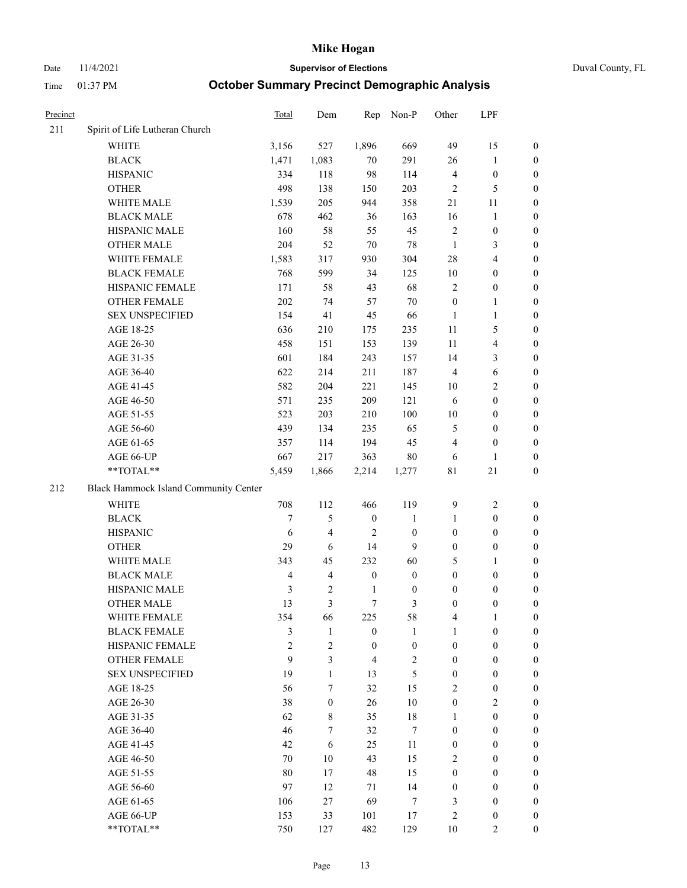# Mike Hogan

Date 11/4/2021 **Supervisor of Elections** Duval County, FL

Time 01:37 PM **October Summary Precinct Demographic Analysis**

| Precinct | | Total | Dem | Rep | Non-P | Other | LPF | |
|---|---|---|---|---|---|---|---|---|
| 211 | Spirit of Life Lutheran Church | | | | | | | |
| | WHITE | 3,156 | 527 | 1,896 | 669 | 49 | 15 | 0 |
| | BLACK | 1,471 | 1,083 | 70 | 291 | 26 | 1 | 0 |
| | HISPANIC | 334 | 118 | 98 | 114 | 4 | 0 | 0 |
| | OTHER | 498 | 138 | 150 | 203 | 2 | 5 | 0 |
| | WHITE MALE | 1,539 | 205 | 944 | 358 | 21 | 11 | 0 |
| | BLACK MALE | 678 | 462 | 36 | 163 | 16 | 1 | 0 |
| | HISPANIC MALE | 160 | 58 | 55 | 45 | 2 | 0 | 0 |
| | OTHER MALE | 204 | 52 | 70 | 78 | 1 | 3 | 0 |
| | WHITE FEMALE | 1,583 | 317 | 930 | 304 | 28 | 4 | 0 |
| | BLACK FEMALE | 768 | 599 | 34 | 125 | 10 | 0 | 0 |
| | HISPANIC FEMALE | 171 | 58 | 43 | 68 | 2 | 0 | 0 |
| | OTHER FEMALE | 202 | 74 | 57 | 70 | 0 | 1 | 0 |
| | SEX UNSPECIFIED | 154 | 41 | 45 | 66 | 1 | 1 | 0 |
| | AGE 18-25 | 636 | 210 | 175 | 235 | 11 | 5 | 0 |
| | AGE 26-30 | 458 | 151 | 153 | 139 | 11 | 4 | 0 |
| | AGE 31-35 | 601 | 184 | 243 | 157 | 14 | 3 | 0 |
| | AGE 36-40 | 622 | 214 | 211 | 187 | 4 | 6 | 0 |
| | AGE 41-45 | 582 | 204 | 221 | 145 | 10 | 2 | 0 |
| | AGE 46-50 | 571 | 235 | 209 | 121 | 6 | 0 | 0 |
| | AGE 51-55 | 523 | 203 | 210 | 100 | 10 | 0 | 0 |
| | AGE 56-60 | 439 | 134 | 235 | 65 | 5 | 0 | 0 |
| | AGE 61-65 | 357 | 114 | 194 | 45 | 4 | 0 | 0 |
| | AGE 66-UP | 667 | 217 | 363 | 80 | 6 | 1 | 0 |
| | **TOTAL** | 5,459 | 1,866 | 2,214 | 1,277 | 81 | 21 | 0 |
| 212 | Black Hammock Island Community Center | | | | | | | |
| | WHITE | 708 | 112 | 466 | 119 | 9 | 2 | 0 |
| | BLACK | 7 | 5 | 0 | 1 | 1 | 0 | 0 |
| | HISPANIC | 6 | 4 | 2 | 0 | 0 | 0 | 0 |
| | OTHER | 29 | 6 | 14 | 9 | 0 | 0 | 0 |
| | WHITE MALE | 343 | 45 | 232 | 60 | 5 | 1 | 0 |
| | BLACK MALE | 4 | 4 | 0 | 0 | 0 | 0 | 0 |
| | HISPANIC MALE | 3 | 2 | 1 | 0 | 0 | 0 | 0 |
| | OTHER MALE | 13 | 3 | 7 | 3 | 0 | 0 | 0 |
| | WHITE FEMALE | 354 | 66 | 225 | 58 | 4 | 1 | 0 |
| | BLACK FEMALE | 3 | 1 | 0 | 1 | 1 | 0 | 0 |
| | HISPANIC FEMALE | 2 | 2 | 0 | 0 | 0 | 0 | 0 |
| | OTHER FEMALE | 9 | 3 | 4 | 2 | 0 | 0 | 0 |
| | SEX UNSPECIFIED | 19 | 1 | 13 | 5 | 0 | 0 | 0 |
| | AGE 18-25 | 56 | 7 | 32 | 15 | 2 | 0 | 0 |
| | AGE 26-30 | 38 | 0 | 26 | 10 | 0 | 2 | 0 |
| | AGE 31-35 | 62 | 8 | 35 | 18 | 1 | 0 | 0 |
| | AGE 36-40 | 46 | 7 | 32 | 7 | 0 | 0 | 0 |
| | AGE 41-45 | 42 | 6 | 25 | 11 | 0 | 0 | 0 |
| | AGE 46-50 | 70 | 10 | 43 | 15 | 2 | 0 | 0 |
| | AGE 51-55 | 80 | 17 | 48 | 15 | 0 | 0 | 0 |
| | AGE 56-60 | 97 | 12 | 71 | 14 | 0 | 0 | 0 |
| | AGE 61-65 | 106 | 27 | 69 | 7 | 3 | 0 | 0 |
| | AGE 66-UP | 153 | 33 | 101 | 17 | 2 | 0 | 0 |
| | **TOTAL** | 750 | 127 | 482 | 129 | 10 | 2 | 0 |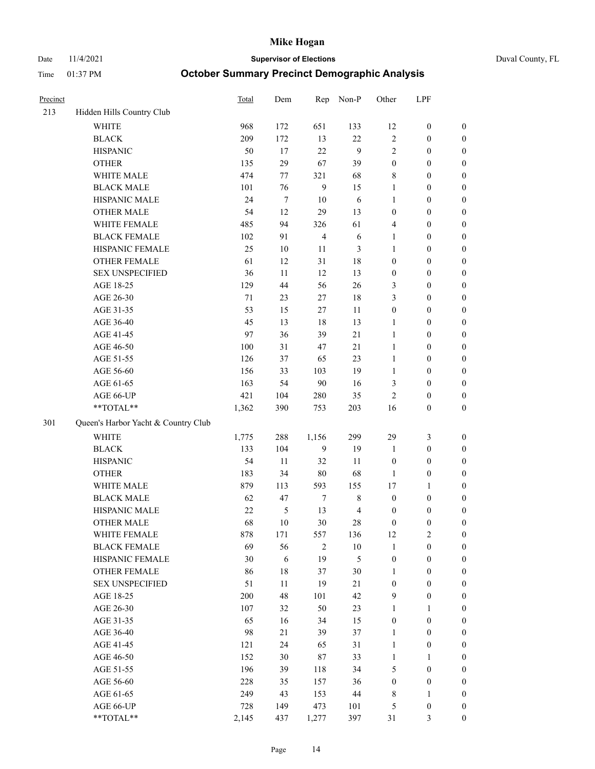# Mike Hogan

Date 11/4/2021 **Supervisor of Elections** Duval County, FL

Time 01:37 PM **October Summary Precinct Demographic Analysis**

| Precinct | | Total | Dem | Rep | Non-P | Other | LPF | |
|---|---|---|---|---|---|---|---|---|
| 213 | Hidden Hills Country Club | | | | | | | |
| | WHITE | 968 | 172 | 651 | 133 | 12 | 0 | 0 |
| | BLACK | 209 | 172 | 13 | 22 | 2 | 0 | 0 |
| | HISPANIC | 50 | 17 | 22 | 9 | 2 | 0 | 0 |
| | OTHER | 135 | 29 | 67 | 39 | 0 | 0 | 0 |
| | WHITE MALE | 474 | 77 | 321 | 68 | 8 | 0 | 0 |
| | BLACK MALE | 101 | 76 | 9 | 15 | 1 | 0 | 0 |
| | HISPANIC MALE | 24 | 7 | 10 | 6 | 1 | 0 | 0 |
| | OTHER MALE | 54 | 12 | 29 | 13 | 0 | 0 | 0 |
| | WHITE FEMALE | 485 | 94 | 326 | 61 | 4 | 0 | 0 |
| | BLACK FEMALE | 102 | 91 | 4 | 6 | 1 | 0 | 0 |
| | HISPANIC FEMALE | 25 | 10 | 11 | 3 | 1 | 0 | 0 |
| | OTHER FEMALE | 61 | 12 | 31 | 18 | 0 | 0 | 0 |
| | SEX UNSPECIFIED | 36 | 11 | 12 | 13 | 0 | 0 | 0 |
| | AGE 18-25 | 129 | 44 | 56 | 26 | 3 | 0 | 0 |
| | AGE 26-30 | 71 | 23 | 27 | 18 | 3 | 0 | 0 |
| | AGE 31-35 | 53 | 15 | 27 | 11 | 0 | 0 | 0 |
| | AGE 36-40 | 45 | 13 | 18 | 13 | 1 | 0 | 0 |
| | AGE 41-45 | 97 | 36 | 39 | 21 | 1 | 0 | 0 |
| | AGE 46-50 | 100 | 31 | 47 | 21 | 1 | 0 | 0 |
| | AGE 51-55 | 126 | 37 | 65 | 23 | 1 | 0 | 0 |
| | AGE 56-60 | 156 | 33 | 103 | 19 | 1 | 0 | 0 |
| | AGE 61-65 | 163 | 54 | 90 | 16 | 3 | 0 | 0 |
| | AGE 66-UP | 421 | 104 | 280 | 35 | 2 | 0 | 0 |
| | **TOTAL** | 1,362 | 390 | 753 | 203 | 16 | 0 | 0 |
| 301 | Queen's Harbor Yacht & Country Club | | | | | | | |
| | WHITE | 1,775 | 288 | 1,156 | 299 | 29 | 3 | 0 |
| | BLACK | 133 | 104 | 9 | 19 | 1 | 0 | 0 |
| | HISPANIC | 54 | 11 | 32 | 11 | 0 | 0 | 0 |
| | OTHER | 183 | 34 | 80 | 68 | 1 | 0 | 0 |
| | WHITE MALE | 879 | 113 | 593 | 155 | 17 | 1 | 0 |
| | BLACK MALE | 62 | 47 | 7 | 8 | 0 | 0 | 0 |
| | HISPANIC MALE | 22 | 5 | 13 | 4 | 0 | 0 | 0 |
| | OTHER MALE | 68 | 10 | 30 | 28 | 0 | 0 | 0 |
| | WHITE FEMALE | 878 | 171 | 557 | 136 | 12 | 2 | 0 |
| | BLACK FEMALE | 69 | 56 | 2 | 10 | 1 | 0 | 0 |
| | HISPANIC FEMALE | 30 | 6 | 19 | 5 | 0 | 0 | 0 |
| | OTHER FEMALE | 86 | 18 | 37 | 30 | 1 | 0 | 0 |
| | SEX UNSPECIFIED | 51 | 11 | 19 | 21 | 0 | 0 | 0 |
| | AGE 18-25 | 200 | 48 | 101 | 42 | 9 | 0 | 0 |
| | AGE 26-30 | 107 | 32 | 50 | 23 | 1 | 1 | 0 |
| | AGE 31-35 | 65 | 16 | 34 | 15 | 0 | 0 | 0 |
| | AGE 36-40 | 98 | 21 | 39 | 37 | 1 | 0 | 0 |
| | AGE 41-45 | 121 | 24 | 65 | 31 | 1 | 0 | 0 |
| | AGE 46-50 | 152 | 30 | 87 | 33 | 1 | 1 | 0 |
| | AGE 51-55 | 196 | 39 | 118 | 34 | 5 | 0 | 0 |
| | AGE 56-60 | 228 | 35 | 157 | 36 | 0 | 0 | 0 |
| | AGE 61-65 | 249 | 43 | 153 | 44 | 8 | 1 | 0 |
| | AGE 66-UP | 728 | 149 | 473 | 101 | 5 | 0 | 0 |
| | **TOTAL** | 2,145 | 437 | 1,277 | 397 | 31 | 3 | 0 |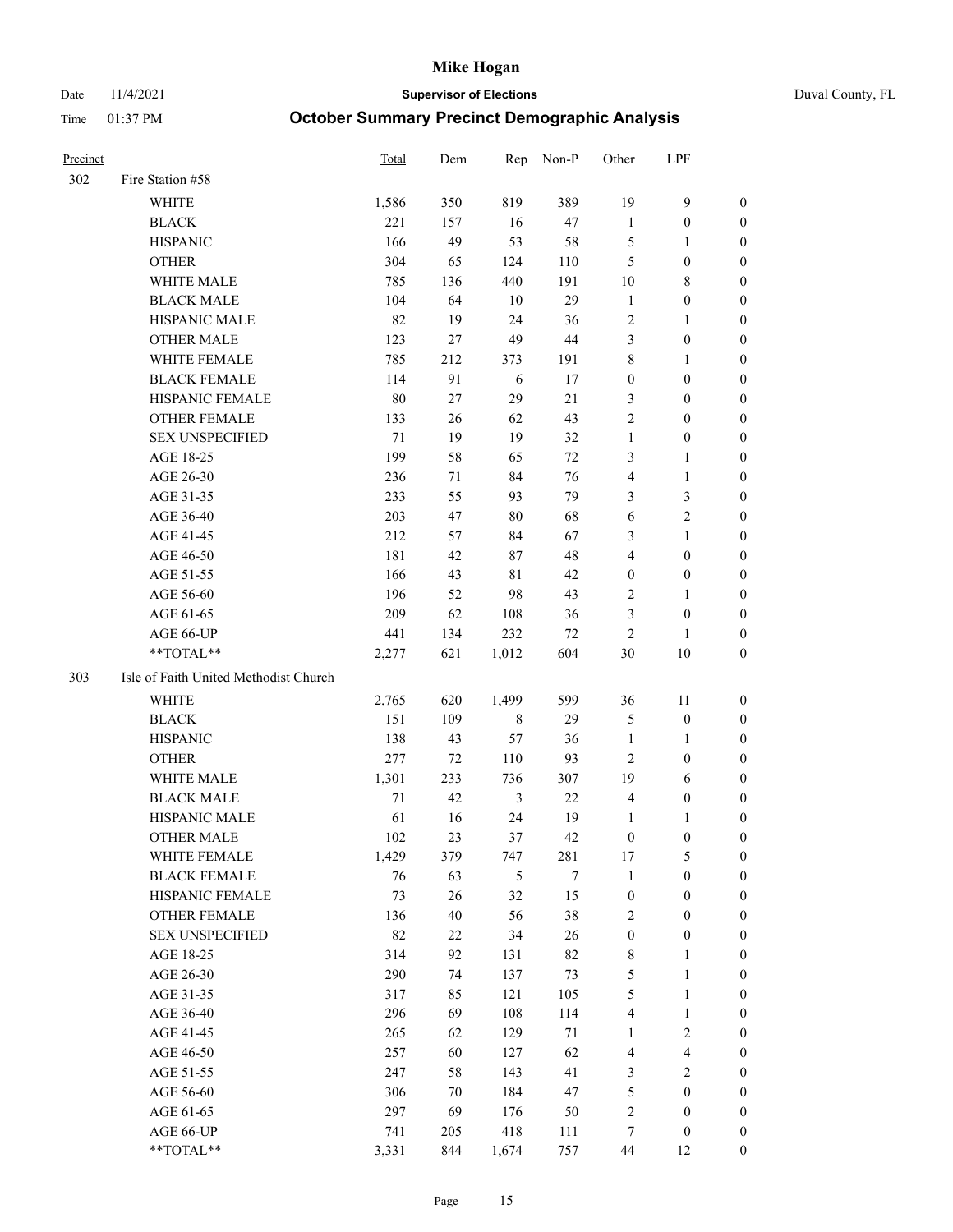# Mike Hogan

Date 11/4/2021 **Supervisor of Elections** Duval County, FL

Time 01:37 PM **October Summary Precinct Demographic Analysis**

| Precinct | | Total | Dem | Rep | Non-P | Other | LPF | |
|---|---|---|---|---|---|---|---|---|
| 302 | Fire Station #58 | | | | | | | |
| | WHITE | 1,586 | 350 | 819 | 389 | 19 | 9 | 0 |
| | BLACK | 221 | 157 | 16 | 47 | 1 | 0 | 0 |
| | HISPANIC | 166 | 49 | 53 | 58 | 5 | 1 | 0 |
| | OTHER | 304 | 65 | 124 | 110 | 5 | 0 | 0 |
| | WHITE MALE | 785 | 136 | 440 | 191 | 10 | 8 | 0 |
| | BLACK MALE | 104 | 64 | 10 | 29 | 1 | 0 | 0 |
| | HISPANIC MALE | 82 | 19 | 24 | 36 | 2 | 1 | 0 |
| | OTHER MALE | 123 | 27 | 49 | 44 | 3 | 0 | 0 |
| | WHITE FEMALE | 785 | 212 | 373 | 191 | 8 | 1 | 0 |
| | BLACK FEMALE | 114 | 91 | 6 | 17 | 0 | 0 | 0 |
| | HISPANIC FEMALE | 80 | 27 | 29 | 21 | 3 | 0 | 0 |
| | OTHER FEMALE | 133 | 26 | 62 | 43 | 2 | 0 | 0 |
| | SEX UNSPECIFIED | 71 | 19 | 19 | 32 | 1 | 0 | 0 |
| | AGE 18-25 | 199 | 58 | 65 | 72 | 3 | 1 | 0 |
| | AGE 26-30 | 236 | 71 | 84 | 76 | 4 | 1 | 0 |
| | AGE 31-35 | 233 | 55 | 93 | 79 | 3 | 3 | 0 |
| | AGE 36-40 | 203 | 47 | 80 | 68 | 6 | 2 | 0 |
| | AGE 41-45 | 212 | 57 | 84 | 67 | 3 | 1 | 0 |
| | AGE 46-50 | 181 | 42 | 87 | 48 | 4 | 0 | 0 |
| | AGE 51-55 | 166 | 43 | 81 | 42 | 0 | 0 | 0 |
| | AGE 56-60 | 196 | 52 | 98 | 43 | 2 | 1 | 0 |
| | AGE 61-65 | 209 | 62 | 108 | 36 | 3 | 0 | 0 |
| | AGE 66-UP | 441 | 134 | 232 | 72 | 2 | 1 | 0 |
| | **TOTAL** | 2,277 | 621 | 1,012 | 604 | 30 | 10 | 0 |
| 303 | Isle of Faith United Methodist Church | | | | | | | |
| | WHITE | 2,765 | 620 | 1,499 | 599 | 36 | 11 | 0 |
| | BLACK | 151 | 109 | 8 | 29 | 5 | 0 | 0 |
| | HISPANIC | 138 | 43 | 57 | 36 | 1 | 1 | 0 |
| | OTHER | 277 | 72 | 110 | 93 | 2 | 0 | 0 |
| | WHITE MALE | 1,301 | 233 | 736 | 307 | 19 | 6 | 0 |
| | BLACK MALE | 71 | 42 | 3 | 22 | 4 | 0 | 0 |
| | HISPANIC MALE | 61 | 16 | 24 | 19 | 1 | 1 | 0 |
| | OTHER MALE | 102 | 23 | 37 | 42 | 0 | 0 | 0 |
| | WHITE FEMALE | 1,429 | 379 | 747 | 281 | 17 | 5 | 0 |
| | BLACK FEMALE | 76 | 63 | 5 | 7 | 1 | 0 | 0 |
| | HISPANIC FEMALE | 73 | 26 | 32 | 15 | 0 | 0 | 0 |
| | OTHER FEMALE | 136 | 40 | 56 | 38 | 2 | 0 | 0 |
| | SEX UNSPECIFIED | 82 | 22 | 34 | 26 | 0 | 0 | 0 |
| | AGE 18-25 | 314 | 92 | 131 | 82 | 8 | 1 | 0 |
| | AGE 26-30 | 290 | 74 | 137 | 73 | 5 | 1 | 0 |
| | AGE 31-35 | 317 | 85 | 121 | 105 | 5 | 1 | 0 |
| | AGE 36-40 | 296 | 69 | 108 | 114 | 4 | 1 | 0 |
| | AGE 41-45 | 265 | 62 | 129 | 71 | 1 | 2 | 0 |
| | AGE 46-50 | 257 | 60 | 127 | 62 | 4 | 4 | 0 |
| | AGE 51-55 | 247 | 58 | 143 | 41 | 3 | 2 | 0 |
| | AGE 56-60 | 306 | 70 | 184 | 47 | 5 | 0 | 0 |
| | AGE 61-65 | 297 | 69 | 176 | 50 | 2 | 0 | 0 |
| | AGE 66-UP | 741 | 205 | 418 | 111 | 7 | 0 | 0 |
| | **TOTAL** | 3,331 | 844 | 1,674 | 757 | 44 | 12 | 0 |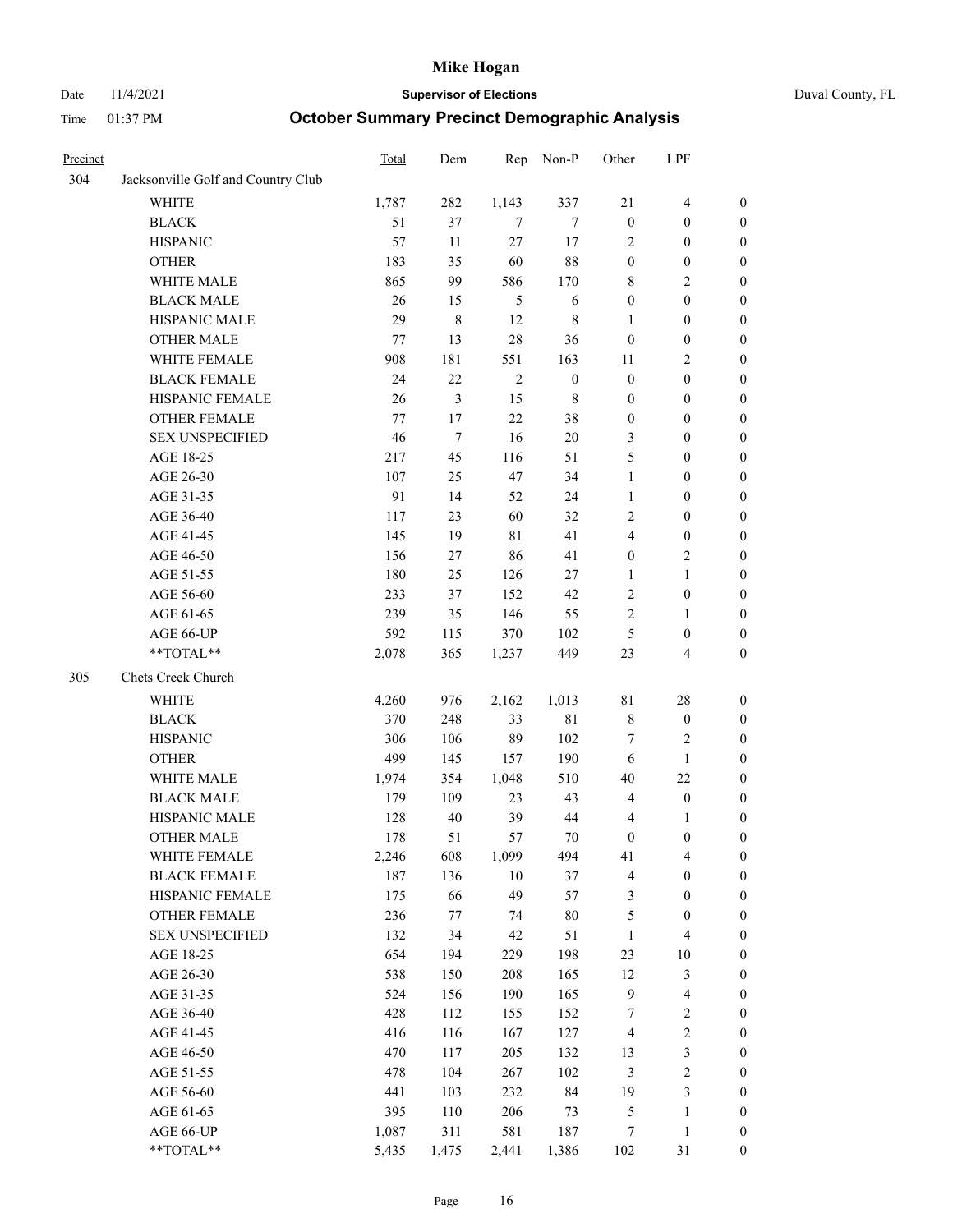# Mike Hogan

Date 11/4/2021 **Supervisor of Elections** Duval County, FL

Time 01:37 PM **October Summary Precinct Demographic Analysis**

| Precinct | | Total | Dem | Rep | Non-P | Other | LPF | |
|---|---|---|---|---|---|---|---|---|
| 304 | Jacksonville Golf and Country Club | | | | | | | |
| | WHITE | 1,787 | 282 | 1,143 | 337 | 21 | 4 | 0 |
| | BLACK | 51 | 37 | 7 | 7 | 0 | 0 | 0 |
| | HISPANIC | 57 | 11 | 27 | 17 | 2 | 0 | 0 |
| | OTHER | 183 | 35 | 60 | 88 | 0 | 0 | 0 |
| | WHITE MALE | 865 | 99 | 586 | 170 | 8 | 2 | 0 |
| | BLACK MALE | 26 | 15 | 5 | 6 | 0 | 0 | 0 |
| | HISPANIC MALE | 29 | 8 | 12 | 8 | 1 | 0 | 0 |
| | OTHER MALE | 77 | 13 | 28 | 36 | 0 | 0 | 0 |
| | WHITE FEMALE | 908 | 181 | 551 | 163 | 11 | 2 | 0 |
| | BLACK FEMALE | 24 | 22 | 2 | 0 | 0 | 0 | 0 |
| | HISPANIC FEMALE | 26 | 3 | 15 | 8 | 0 | 0 | 0 |
| | OTHER FEMALE | 77 | 17 | 22 | 38 | 0 | 0 | 0 |
| | SEX UNSPECIFIED | 46 | 7 | 16 | 20 | 3 | 0 | 0 |
| | AGE 18-25 | 217 | 45 | 116 | 51 | 5 | 0 | 0 |
| | AGE 26-30 | 107 | 25 | 47 | 34 | 1 | 0 | 0 |
| | AGE 31-35 | 91 | 14 | 52 | 24 | 1 | 0 | 0 |
| | AGE 36-40 | 117 | 23 | 60 | 32 | 2 | 0 | 0 |
| | AGE 41-45 | 145 | 19 | 81 | 41 | 4 | 0 | 0 |
| | AGE 46-50 | 156 | 27 | 86 | 41 | 0 | 2 | 0 |
| | AGE 51-55 | 180 | 25 | 126 | 27 | 1 | 1 | 0 |
| | AGE 56-60 | 233 | 37 | 152 | 42 | 2 | 0 | 0 |
| | AGE 61-65 | 239 | 35 | 146 | 55 | 2 | 1 | 0 |
| | AGE 66-UP | 592 | 115 | 370 | 102 | 5 | 0 | 0 |
| | **TOTAL** | 2,078 | 365 | 1,237 | 449 | 23 | 4 | 0 |
| 305 | Chets Creek Church | | | | | | | |
| | WHITE | 4,260 | 976 | 2,162 | 1,013 | 81 | 28 | 0 |
| | BLACK | 370 | 248 | 33 | 81 | 8 | 0 | 0 |
| | HISPANIC | 306 | 106 | 89 | 102 | 7 | 2 | 0 |
| | OTHER | 499 | 145 | 157 | 190 | 6 | 1 | 0 |
| | WHITE MALE | 1,974 | 354 | 1,048 | 510 | 40 | 22 | 0 |
| | BLACK MALE | 179 | 109 | 23 | 43 | 4 | 0 | 0 |
| | HISPANIC MALE | 128 | 40 | 39 | 44 | 4 | 1 | 0 |
| | OTHER MALE | 178 | 51 | 57 | 70 | 0 | 0 | 0 |
| | WHITE FEMALE | 2,246 | 608 | 1,099 | 494 | 41 | 4 | 0 |
| | BLACK FEMALE | 187 | 136 | 10 | 37 | 4 | 0 | 0 |
| | HISPANIC FEMALE | 175 | 66 | 49 | 57 | 3 | 0 | 0 |
| | OTHER FEMALE | 236 | 77 | 74 | 80 | 5 | 0 | 0 |
| | SEX UNSPECIFIED | 132 | 34 | 42 | 51 | 1 | 4 | 0 |
| | AGE 18-25 | 654 | 194 | 229 | 198 | 23 | 10 | 0 |
| | AGE 26-30 | 538 | 150 | 208 | 165 | 12 | 3 | 0 |
| | AGE 31-35 | 524 | 156 | 190 | 165 | 9 | 4 | 0 |
| | AGE 36-40 | 428 | 112 | 155 | 152 | 7 | 2 | 0 |
| | AGE 41-45 | 416 | 116 | 167 | 127 | 4 | 2 | 0 |
| | AGE 46-50 | 470 | 117 | 205 | 132 | 13 | 3 | 0 |
| | AGE 51-55 | 478 | 104 | 267 | 102 | 3 | 2 | 0 |
| | AGE 56-60 | 441 | 103 | 232 | 84 | 19 | 3 | 0 |
| | AGE 61-65 | 395 | 110 | 206 | 73 | 5 | 1 | 0 |
| | AGE 66-UP | 1,087 | 311 | 581 | 187 | 7 | 1 | 0 |
| | **TOTAL** | 5,435 | 1,475 | 2,441 | 1,386 | 102 | 31 | 0 |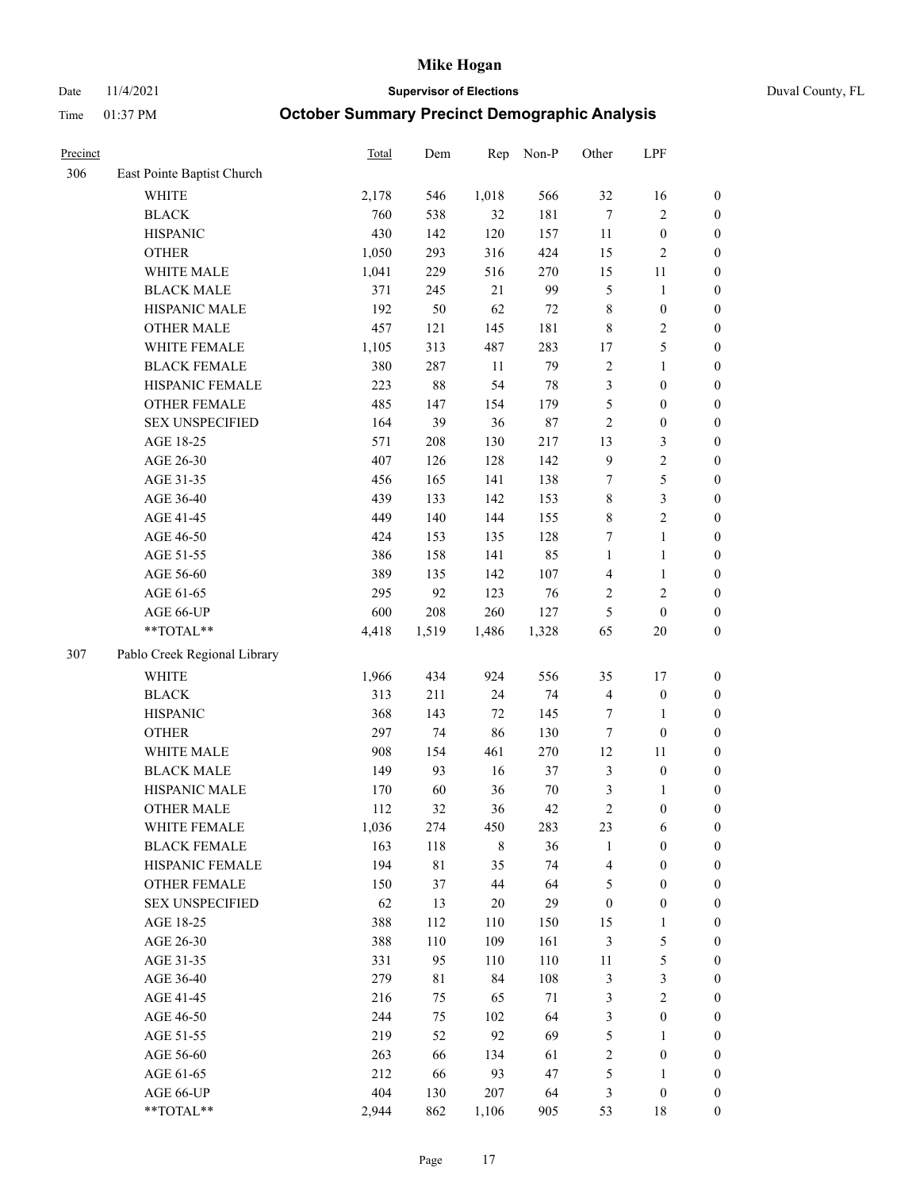# Mike Hogan

Date 11/4/2021 **Supervisor of Elections** Duval County, FL

Time 01:37 PM **October Summary Precinct Demographic Analysis**

| Precinct | | Total | Dem | Rep | Non-P | Other | LPF | |
|---|---|---|---|---|---|---|---|---|
| 306 | East Pointe Baptist Church | | | | | | | |
| | WHITE | 2,178 | 546 | 1,018 | 566 | 32 | 16 | 0 |
| | BLACK | 760 | 538 | 32 | 181 | 7 | 2 | 0 |
| | HISPANIC | 430 | 142 | 120 | 157 | 11 | 0 | 0 |
| | OTHER | 1,050 | 293 | 316 | 424 | 15 | 2 | 0 |
| | WHITE MALE | 1,041 | 229 | 516 | 270 | 15 | 11 | 0 |
| | BLACK MALE | 371 | 245 | 21 | 99 | 5 | 1 | 0 |
| | HISPANIC MALE | 192 | 50 | 62 | 72 | 8 | 0 | 0 |
| | OTHER MALE | 457 | 121 | 145 | 181 | 8 | 2 | 0 |
| | WHITE FEMALE | 1,105 | 313 | 487 | 283 | 17 | 5 | 0 |
| | BLACK FEMALE | 380 | 287 | 11 | 79 | 2 | 1 | 0 |
| | HISPANIC FEMALE | 223 | 88 | 54 | 78 | 3 | 0 | 0 |
| | OTHER FEMALE | 485 | 147 | 154 | 179 | 5 | 0 | 0 |
| | SEX UNSPECIFIED | 164 | 39 | 36 | 87 | 2 | 0 | 0 |
| | AGE 18-25 | 571 | 208 | 130 | 217 | 13 | 3 | 0 |
| | AGE 26-30 | 407 | 126 | 128 | 142 | 9 | 2 | 0 |
| | AGE 31-35 | 456 | 165 | 141 | 138 | 7 | 5 | 0 |
| | AGE 36-40 | 439 | 133 | 142 | 153 | 8 | 3 | 0 |
| | AGE 41-45 | 449 | 140 | 144 | 155 | 8 | 2 | 0 |
| | AGE 46-50 | 424 | 153 | 135 | 128 | 7 | 1 | 0 |
| | AGE 51-55 | 386 | 158 | 141 | 85 | 1 | 1 | 0 |
| | AGE 56-60 | 389 | 135 | 142 | 107 | 4 | 1 | 0 |
| | AGE 61-65 | 295 | 92 | 123 | 76 | 2 | 2 | 0 |
| | AGE 66-UP | 600 | 208 | 260 | 127 | 5 | 0 | 0 |
| | **TOTAL** | 4,418 | 1,519 | 1,486 | 1,328 | 65 | 20 | 0 |
| 307 | Pablo Creek Regional Library | | | | | | | |
| | WHITE | 1,966 | 434 | 924 | 556 | 35 | 17 | 0 |
| | BLACK | 313 | 211 | 24 | 74 | 4 | 0 | 0 |
| | HISPANIC | 368 | 143 | 72 | 145 | 7 | 1 | 0 |
| | OTHER | 297 | 74 | 86 | 130 | 7 | 0 | 0 |
| | WHITE MALE | 908 | 154 | 461 | 270 | 12 | 11 | 0 |
| | BLACK MALE | 149 | 93 | 16 | 37 | 3 | 0 | 0 |
| | HISPANIC MALE | 170 | 60 | 36 | 70 | 3 | 1 | 0 |
| | OTHER MALE | 112 | 32 | 36 | 42 | 2 | 0 | 0 |
| | WHITE FEMALE | 1,036 | 274 | 450 | 283 | 23 | 6 | 0 |
| | BLACK FEMALE | 163 | 118 | 8 | 36 | 1 | 0 | 0 |
| | HISPANIC FEMALE | 194 | 81 | 35 | 74 | 4 | 0 | 0 |
| | OTHER FEMALE | 150 | 37 | 44 | 64 | 5 | 0 | 0 |
| | SEX UNSPECIFIED | 62 | 13 | 20 | 29 | 0 | 0 | 0 |
| | AGE 18-25 | 388 | 112 | 110 | 150 | 15 | 1 | 0 |
| | AGE 26-30 | 388 | 110 | 109 | 161 | 3 | 5 | 0 |
| | AGE 31-35 | 331 | 95 | 110 | 110 | 11 | 5 | 0 |
| | AGE 36-40 | 279 | 81 | 84 | 108 | 3 | 3 | 0 |
| | AGE 41-45 | 216 | 75 | 65 | 71 | 3 | 2 | 0 |
| | AGE 46-50 | 244 | 75 | 102 | 64 | 3 | 0 | 0 |
| | AGE 51-55 | 219 | 52 | 92 | 69 | 5 | 1 | 0 |
| | AGE 56-60 | 263 | 66 | 134 | 61 | 2 | 0 | 0 |
| | AGE 61-65 | 212 | 66 | 93 | 47 | 5 | 1 | 0 |
| | AGE 66-UP | 404 | 130 | 207 | 64 | 3 | 0 | 0 |
| | **TOTAL** | 2,944 | 862 | 1,106 | 905 | 53 | 18 | 0 |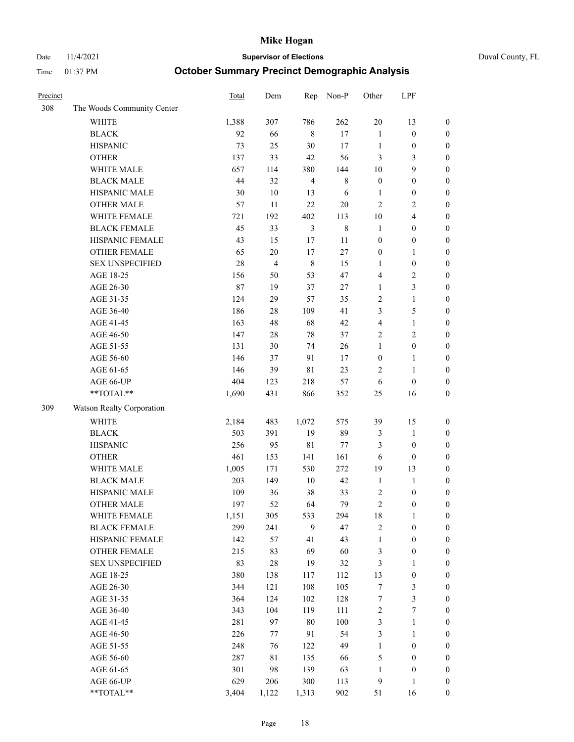# Mike Hogan

Date 11/4/2021 **Supervisor of Elections** Duval County, FL

Time 01:37 PM **October Summary Precinct Demographic Analysis**

| Precinct | | Total | Dem | Rep | Non-P | Other | LPF | |
|---|---|---|---|---|---|---|---|---|
| 308 | The Woods Community Center | | | | | | | |
| | WHITE | 1,388 | 307 | 786 | 262 | 20 | 13 | 0 |
| | BLACK | 92 | 66 | 8 | 17 | 1 | 0 | 0 |
| | HISPANIC | 73 | 25 | 30 | 17 | 1 | 0 | 0 |
| | OTHER | 137 | 33 | 42 | 56 | 3 | 3 | 0 |
| | WHITE MALE | 657 | 114 | 380 | 144 | 10 | 9 | 0 |
| | BLACK MALE | 44 | 32 | 4 | 8 | 0 | 0 | 0 |
| | HISPANIC MALE | 30 | 10 | 13 | 6 | 1 | 0 | 0 |
| | OTHER MALE | 57 | 11 | 22 | 20 | 2 | 2 | 0 |
| | WHITE FEMALE | 721 | 192 | 402 | 113 | 10 | 4 | 0 |
| | BLACK FEMALE | 45 | 33 | 3 | 8 | 1 | 0 | 0 |
| | HISPANIC FEMALE | 43 | 15 | 17 | 11 | 0 | 0 | 0 |
| | OTHER FEMALE | 65 | 20 | 17 | 27 | 0 | 1 | 0 |
| | SEX UNSPECIFIED | 28 | 4 | 8 | 15 | 1 | 0 | 0 |
| | AGE 18-25 | 156 | 50 | 53 | 47 | 4 | 2 | 0 |
| | AGE 26-30 | 87 | 19 | 37 | 27 | 1 | 3 | 0 |
| | AGE 31-35 | 124 | 29 | 57 | 35 | 2 | 1 | 0 |
| | AGE 36-40 | 186 | 28 | 109 | 41 | 3 | 5 | 0 |
| | AGE 41-45 | 163 | 48 | 68 | 42 | 4 | 1 | 0 |
| | AGE 46-50 | 147 | 28 | 78 | 37 | 2 | 2 | 0 |
| | AGE 51-55 | 131 | 30 | 74 | 26 | 1 | 0 | 0 |
| | AGE 56-60 | 146 | 37 | 91 | 17 | 0 | 1 | 0 |
| | AGE 61-65 | 146 | 39 | 81 | 23 | 2 | 1 | 0 |
| | AGE 66-UP | 404 | 123 | 218 | 57 | 6 | 0 | 0 |
| | **TOTAL** | 1,690 | 431 | 866 | 352 | 25 | 16 | 0 |
| 309 | Watson Realty Corporation | | | | | | | |
| | WHITE | 2,184 | 483 | 1,072 | 575 | 39 | 15 | 0 |
| | BLACK | 503 | 391 | 19 | 89 | 3 | 1 | 0 |
| | HISPANIC | 256 | 95 | 81 | 77 | 3 | 0 | 0 |
| | OTHER | 461 | 153 | 141 | 161 | 6 | 0 | 0 |
| | WHITE MALE | 1,005 | 171 | 530 | 272 | 19 | 13 | 0 |
| | BLACK MALE | 203 | 149 | 10 | 42 | 1 | 1 | 0 |
| | HISPANIC MALE | 109 | 36 | 38 | 33 | 2 | 0 | 0 |
| | OTHER MALE | 197 | 52 | 64 | 79 | 2 | 0 | 0 |
| | WHITE FEMALE | 1,151 | 305 | 533 | 294 | 18 | 1 | 0 |
| | BLACK FEMALE | 299 | 241 | 9 | 47 | 2 | 0 | 0 |
| | HISPANIC FEMALE | 142 | 57 | 41 | 43 | 1 | 0 | 0 |
| | OTHER FEMALE | 215 | 83 | 69 | 60 | 3 | 0 | 0 |
| | SEX UNSPECIFIED | 83 | 28 | 19 | 32 | 3 | 1 | 0 |
| | AGE 18-25 | 380 | 138 | 117 | 112 | 13 | 0 | 0 |
| | AGE 26-30 | 344 | 121 | 108 | 105 | 7 | 3 | 0 |
| | AGE 31-35 | 364 | 124 | 102 | 128 | 7 | 3 | 0 |
| | AGE 36-40 | 343 | 104 | 119 | 111 | 2 | 7 | 0 |
| | AGE 41-45 | 281 | 97 | 80 | 100 | 3 | 1 | 0 |
| | AGE 46-50 | 226 | 77 | 91 | 54 | 3 | 1 | 0 |
| | AGE 51-55 | 248 | 76 | 122 | 49 | 1 | 0 | 0 |
| | AGE 56-60 | 287 | 81 | 135 | 66 | 5 | 0 | 0 |
| | AGE 61-65 | 301 | 98 | 139 | 63 | 1 | 0 | 0 |
| | AGE 66-UP | 629 | 206 | 300 | 113 | 9 | 1 | 0 |
| | **TOTAL** | 3,404 | 1,122 | 1,313 | 902 | 51 | 16 | 0 |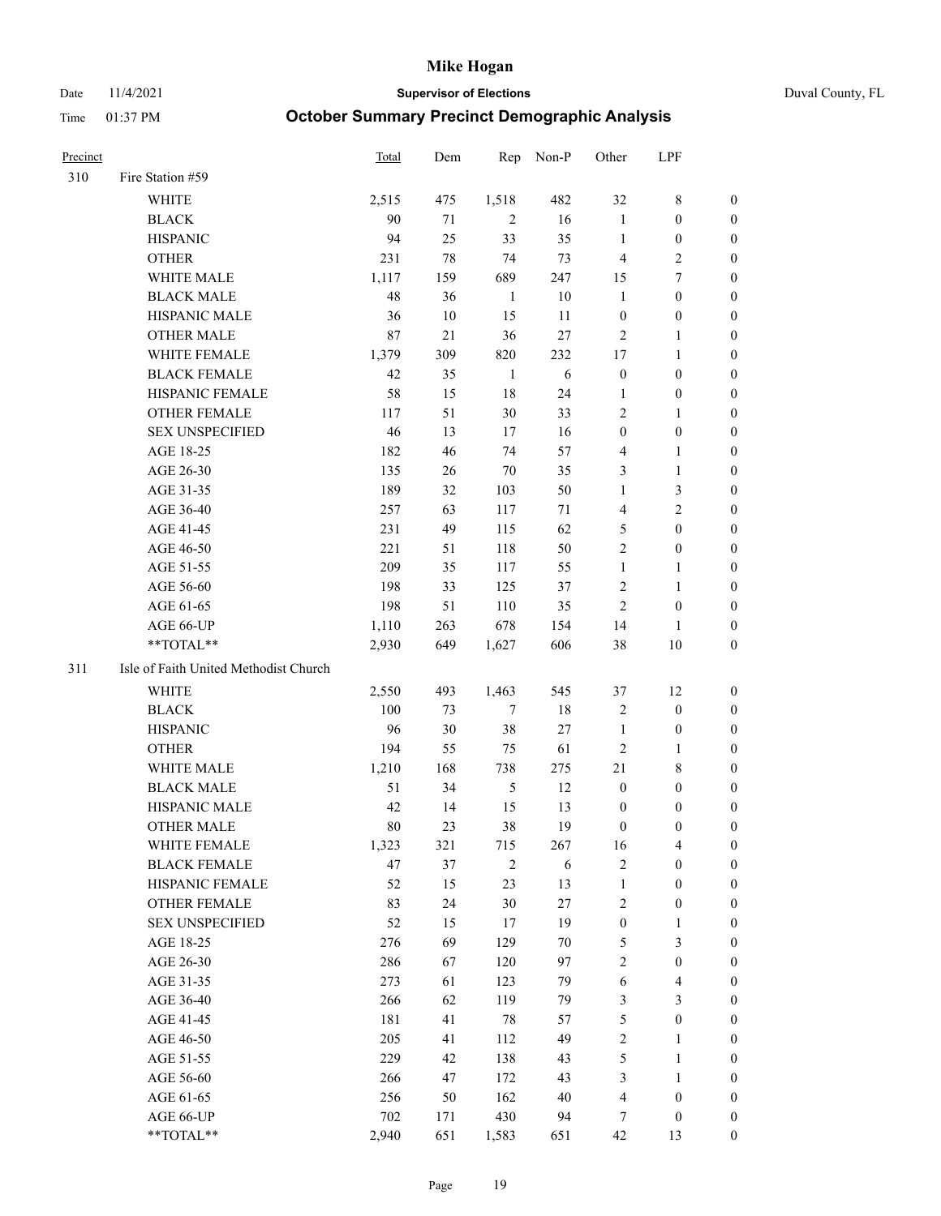# Mike Hogan

Date 11/4/2021 **Supervisor of Elections** Duval County, FL

Time 01:37 PM **October Summary Precinct Demographic Analysis**

| Precinct | | Total | Dem | Rep | Non-P | Other | LPF | |
|---|---|---|---|---|---|---|---|---|
| 310 | Fire Station #59 | | | | | | | |
| | WHITE | 2,515 | 475 | 1,518 | 482 | 32 | 8 | 0 |
| | BLACK | 90 | 71 | 2 | 16 | 1 | 0 | 0 |
| | HISPANIC | 94 | 25 | 33 | 35 | 1 | 0 | 0 |
| | OTHER | 231 | 78 | 74 | 73 | 4 | 2 | 0 |
| | WHITE MALE | 1,117 | 159 | 689 | 247 | 15 | 7 | 0 |
| | BLACK MALE | 48 | 36 | 1 | 10 | 1 | 0 | 0 |
| | HISPANIC MALE | 36 | 10 | 15 | 11 | 0 | 0 | 0 |
| | OTHER MALE | 87 | 21 | 36 | 27 | 2 | 1 | 0 |
| | WHITE FEMALE | 1,379 | 309 | 820 | 232 | 17 | 1 | 0 |
| | BLACK FEMALE | 42 | 35 | 1 | 6 | 0 | 0 | 0 |
| | HISPANIC FEMALE | 58 | 15 | 18 | 24 | 1 | 0 | 0 |
| | OTHER FEMALE | 117 | 51 | 30 | 33 | 2 | 1 | 0 |
| | SEX UNSPECIFIED | 46 | 13 | 17 | 16 | 0 | 0 | 0 |
| | AGE 18-25 | 182 | 46 | 74 | 57 | 4 | 1 | 0 |
| | AGE 26-30 | 135 | 26 | 70 | 35 | 3 | 1 | 0 |
| | AGE 31-35 | 189 | 32 | 103 | 50 | 1 | 3 | 0 |
| | AGE 36-40 | 257 | 63 | 117 | 71 | 4 | 2 | 0 |
| | AGE 41-45 | 231 | 49 | 115 | 62 | 5 | 0 | 0 |
| | AGE 46-50 | 221 | 51 | 118 | 50 | 2 | 0 | 0 |
| | AGE 51-55 | 209 | 35 | 117 | 55 | 1 | 1 | 0 |
| | AGE 56-60 | 198 | 33 | 125 | 37 | 2 | 1 | 0 |
| | AGE 61-65 | 198 | 51 | 110 | 35 | 2 | 0 | 0 |
| | AGE 66-UP | 1,110 | 263 | 678 | 154 | 14 | 1 | 0 |
| | **TOTAL** | 2,930 | 649 | 1,627 | 606 | 38 | 10 | 0 |
| 311 | Isle of Faith United Methodist Church | | | | | | | |
| | WHITE | 2,550 | 493 | 1,463 | 545 | 37 | 12 | 0 |
| | BLACK | 100 | 73 | 7 | 18 | 2 | 0 | 0 |
| | HISPANIC | 96 | 30 | 38 | 27 | 1 | 0 | 0 |
| | OTHER | 194 | 55 | 75 | 61 | 2 | 1 | 0 |
| | WHITE MALE | 1,210 | 168 | 738 | 275 | 21 | 8 | 0 |
| | BLACK MALE | 51 | 34 | 5 | 12 | 0 | 0 | 0 |
| | HISPANIC MALE | 42 | 14 | 15 | 13 | 0 | 0 | 0 |
| | OTHER MALE | 80 | 23 | 38 | 19 | 0 | 0 | 0 |
| | WHITE FEMALE | 1,323 | 321 | 715 | 267 | 16 | 4 | 0 |
| | BLACK FEMALE | 47 | 37 | 2 | 6 | 2 | 0 | 0 |
| | HISPANIC FEMALE | 52 | 15 | 23 | 13 | 1 | 0 | 0 |
| | OTHER FEMALE | 83 | 24 | 30 | 27 | 2 | 0 | 0 |
| | SEX UNSPECIFIED | 52 | 15 | 17 | 19 | 0 | 1 | 0 |
| | AGE 18-25 | 276 | 69 | 129 | 70 | 5 | 3 | 0 |
| | AGE 26-30 | 286 | 67 | 120 | 97 | 2 | 0 | 0 |
| | AGE 31-35 | 273 | 61 | 123 | 79 | 6 | 4 | 0 |
| | AGE 36-40 | 266 | 62 | 119 | 79 | 3 | 3 | 0 |
| | AGE 41-45 | 181 | 41 | 78 | 57 | 5 | 0 | 0 |
| | AGE 46-50 | 205 | 41 | 112 | 49 | 2 | 1 | 0 |
| | AGE 51-55 | 229 | 42 | 138 | 43 | 5 | 1 | 0 |
| | AGE 56-60 | 266 | 47 | 172 | 43 | 3 | 1 | 0 |
| | AGE 61-65 | 256 | 50 | 162 | 40 | 4 | 0 | 0 |
| | AGE 66-UP | 702 | 171 | 430 | 94 | 7 | 0 | 0 |
| | **TOTAL** | 2,940 | 651 | 1,583 | 651 | 42 | 13 | 0 |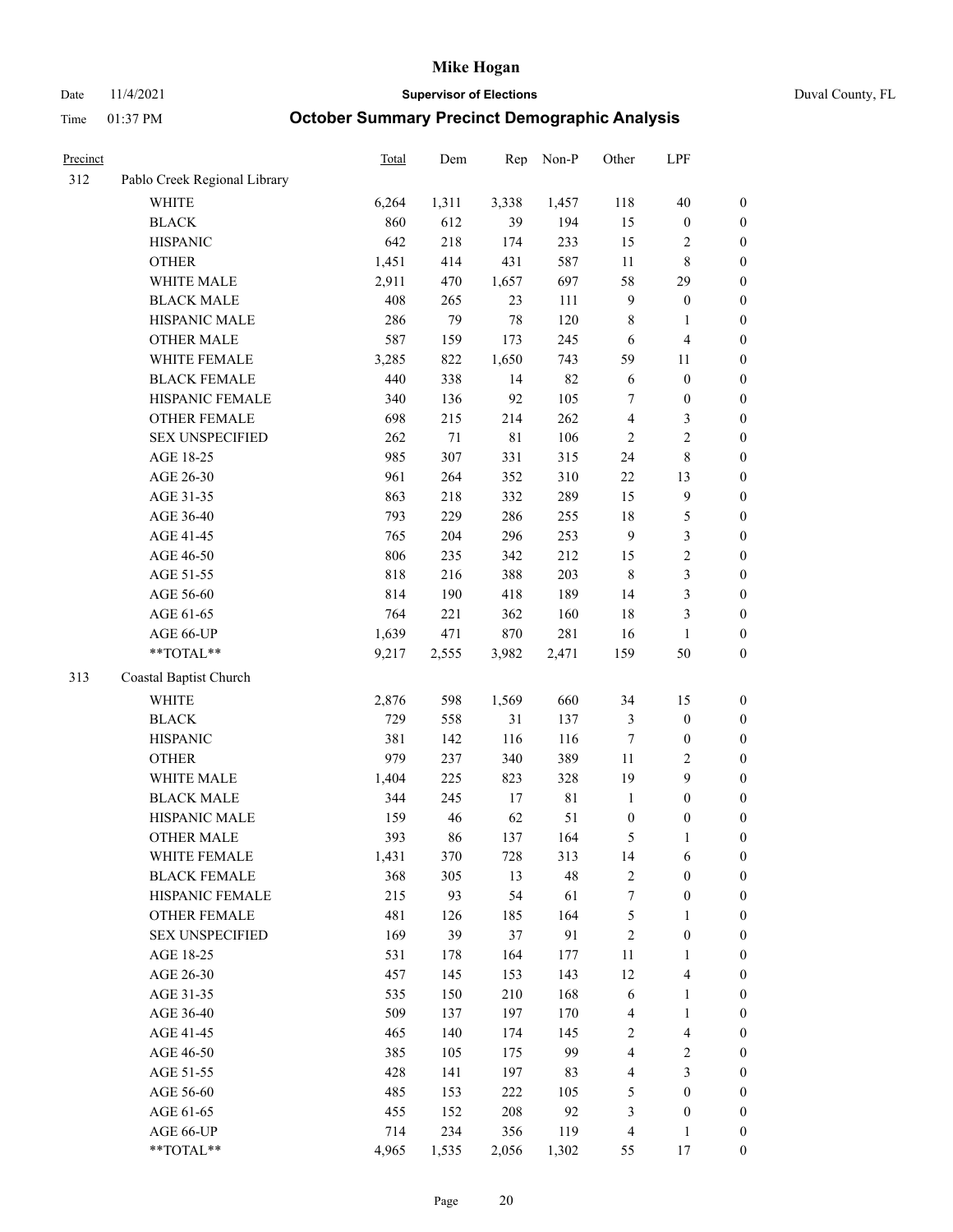# Mike Hogan

Date 11/4/2021 **Supervisor of Elections** Duval County, FL

Time 01:37 PM **October Summary Precinct Demographic Analysis**

| Precinct | | Total | Dem | Rep | Non-P | Other | LPF | |
|---|---|---|---|---|---|---|---|---|
| 312 | Pablo Creek Regional Library | | | | | | | |
| | WHITE | 6,264 | 1,311 | 3,338 | 1,457 | 118 | 40 | 0 |
| | BLACK | 860 | 612 | 39 | 194 | 15 | 0 | 0 |
| | HISPANIC | 642 | 218 | 174 | 233 | 15 | 2 | 0 |
| | OTHER | 1,451 | 414 | 431 | 587 | 11 | 8 | 0 |
| | WHITE MALE | 2,911 | 470 | 1,657 | 697 | 58 | 29 | 0 |
| | BLACK MALE | 408 | 265 | 23 | 111 | 9 | 0 | 0 |
| | HISPANIC MALE | 286 | 79 | 78 | 120 | 8 | 1 | 0 |
| | OTHER MALE | 587 | 159 | 173 | 245 | 6 | 4 | 0 |
| | WHITE FEMALE | 3,285 | 822 | 1,650 | 743 | 59 | 11 | 0 |
| | BLACK FEMALE | 440 | 338 | 14 | 82 | 6 | 0 | 0 |
| | HISPANIC FEMALE | 340 | 136 | 92 | 105 | 7 | 0 | 0 |
| | OTHER FEMALE | 698 | 215 | 214 | 262 | 4 | 3 | 0 |
| | SEX UNSPECIFIED | 262 | 71 | 81 | 106 | 2 | 2 | 0 |
| | AGE 18-25 | 985 | 307 | 331 | 315 | 24 | 8 | 0 |
| | AGE 26-30 | 961 | 264 | 352 | 310 | 22 | 13 | 0 |
| | AGE 31-35 | 863 | 218 | 332 | 289 | 15 | 9 | 0 |
| | AGE 36-40 | 793 | 229 | 286 | 255 | 18 | 5 | 0 |
| | AGE 41-45 | 765 | 204 | 296 | 253 | 9 | 3 | 0 |
| | AGE 46-50 | 806 | 235 | 342 | 212 | 15 | 2 | 0 |
| | AGE 51-55 | 818 | 216 | 388 | 203 | 8 | 3 | 0 |
| | AGE 56-60 | 814 | 190 | 418 | 189 | 14 | 3 | 0 |
| | AGE 61-65 | 764 | 221 | 362 | 160 | 18 | 3 | 0 |
| | AGE 66-UP | 1,639 | 471 | 870 | 281 | 16 | 1 | 0 |
| | **TOTAL** | 9,217 | 2,555 | 3,982 | 2,471 | 159 | 50 | 0 |
| 313 | Coastal Baptist Church | | | | | | | |
| | WHITE | 2,876 | 598 | 1,569 | 660 | 34 | 15 | 0 |
| | BLACK | 729 | 558 | 31 | 137 | 3 | 0 | 0 |
| | HISPANIC | 381 | 142 | 116 | 116 | 7 | 0 | 0 |
| | OTHER | 979 | 237 | 340 | 389 | 11 | 2 | 0 |
| | WHITE MALE | 1,404 | 225 | 823 | 328 | 19 | 9 | 0 |
| | BLACK MALE | 344 | 245 | 17 | 81 | 1 | 0 | 0 |
| | HISPANIC MALE | 159 | 46 | 62 | 51 | 0 | 0 | 0 |
| | OTHER MALE | 393 | 86 | 137 | 164 | 5 | 1 | 0 |
| | WHITE FEMALE | 1,431 | 370 | 728 | 313 | 14 | 6 | 0 |
| | BLACK FEMALE | 368 | 305 | 13 | 48 | 2 | 0 | 0 |
| | HISPANIC FEMALE | 215 | 93 | 54 | 61 | 7 | 0 | 0 |
| | OTHER FEMALE | 481 | 126 | 185 | 164 | 5 | 1 | 0 |
| | SEX UNSPECIFIED | 169 | 39 | 37 | 91 | 2 | 0 | 0 |
| | AGE 18-25 | 531 | 178 | 164 | 177 | 11 | 1 | 0 |
| | AGE 26-30 | 457 | 145 | 153 | 143 | 12 | 4 | 0 |
| | AGE 31-35 | 535 | 150 | 210 | 168 | 6 | 1 | 0 |
| | AGE 36-40 | 509 | 137 | 197 | 170 | 4 | 1 | 0 |
| | AGE 41-45 | 465 | 140 | 174 | 145 | 2 | 4 | 0 |
| | AGE 46-50 | 385 | 105 | 175 | 99 | 4 | 2 | 0 |
| | AGE 51-55 | 428 | 141 | 197 | 83 | 4 | 3 | 0 |
| | AGE 56-60 | 485 | 153 | 222 | 105 | 5 | 0 | 0 |
| | AGE 61-65 | 455 | 152 | 208 | 92 | 3 | 0 | 0 |
| | AGE 66-UP | 714 | 234 | 356 | 119 | 4 | 1 | 0 |
| | **TOTAL** | 4,965 | 1,535 | 2,056 | 1,302 | 55 | 17 | 0 |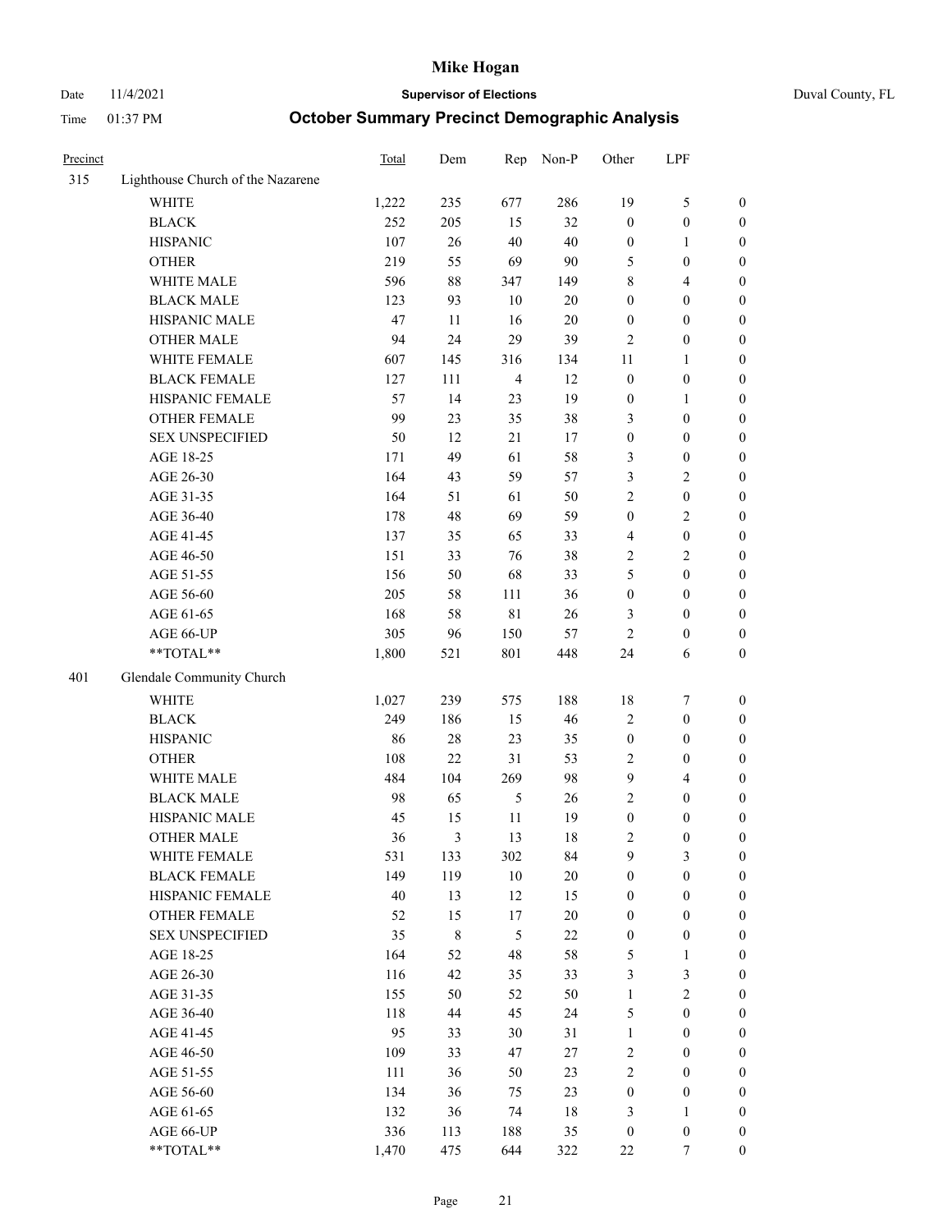# Mike Hogan

**Supervisor of Elections**

Duval County, FL

Date 11/4/2021

Time 01:37 PM

## October Summary Precinct Demographic Analysis

| Precinct | | Total | Dem | Rep | Non-P | Other | LPF | |
|---|---|---|---|---|---|---|---|---|
| 315 | Lighthouse Church of the Nazarene | | | | | | | |
| | WHITE | 1,222 | 235 | 677 | 286 | 19 | 5 | 0 |
| | BLACK | 252 | 205 | 15 | 32 | 0 | 0 | 0 |
| | HISPANIC | 107 | 26 | 40 | 40 | 0 | 1 | 0 |
| | OTHER | 219 | 55 | 69 | 90 | 5 | 0 | 0 |
| | WHITE MALE | 596 | 88 | 347 | 149 | 8 | 4 | 0 |
| | BLACK MALE | 123 | 93 | 10 | 20 | 0 | 0 | 0 |
| | HISPANIC MALE | 47 | 11 | 16 | 20 | 0 | 0 | 0 |
| | OTHER MALE | 94 | 24 | 29 | 39 | 2 | 0 | 0 |
| | WHITE FEMALE | 607 | 145 | 316 | 134 | 11 | 1 | 0 |
| | BLACK FEMALE | 127 | 111 | 4 | 12 | 0 | 0 | 0 |
| | HISPANIC FEMALE | 57 | 14 | 23 | 19 | 0 | 1 | 0 |
| | OTHER FEMALE | 99 | 23 | 35 | 38 | 3 | 0 | 0 |
| | SEX UNSPECIFIED | 50 | 12 | 21 | 17 | 0 | 0 | 0 |
| | AGE 18-25 | 171 | 49 | 61 | 58 | 3 | 0 | 0 |
| | AGE 26-30 | 164 | 43 | 59 | 57 | 3 | 2 | 0 |
| | AGE 31-35 | 164 | 51 | 61 | 50 | 2 | 0 | 0 |
| | AGE 36-40 | 178 | 48 | 69 | 59 | 0 | 2 | 0 |
| | AGE 41-45 | 137 | 35 | 65 | 33 | 4 | 0 | 0 |
| | AGE 46-50 | 151 | 33 | 76 | 38 | 2 | 2 | 0 |
| | AGE 51-55 | 156 | 50 | 68 | 33 | 5 | 0 | 0 |
| | AGE 56-60 | 205 | 58 | 111 | 36 | 0 | 0 | 0 |
| | AGE 61-65 | 168 | 58 | 81 | 26 | 3 | 0 | 0 |
| | AGE 66-UP | 305 | 96 | 150 | 57 | 2 | 0 | 0 |
| | **TOTAL** | 1,800 | 521 | 801 | 448 | 24 | 6 | 0 |
| 401 | Glendale Community Church | | | | | | | |
| | WHITE | 1,027 | 239 | 575 | 188 | 18 | 7 | 0 |
| | BLACK | 249 | 186 | 15 | 46 | 2 | 0 | 0 |
| | HISPANIC | 86 | 28 | 23 | 35 | 0 | 0 | 0 |
| | OTHER | 108 | 22 | 31 | 53 | 2 | 0 | 0 |
| | WHITE MALE | 484 | 104 | 269 | 98 | 9 | 4 | 0 |
| | BLACK MALE | 98 | 65 | 5 | 26 | 2 | 0 | 0 |
| | HISPANIC MALE | 45 | 15 | 11 | 19 | 0 | 0 | 0 |
| | OTHER MALE | 36 | 3 | 13 | 18 | 2 | 0 | 0 |
| | WHITE FEMALE | 531 | 133 | 302 | 84 | 9 | 3 | 0 |
| | BLACK FEMALE | 149 | 119 | 10 | 20 | 0 | 0 | 0 |
| | HISPANIC FEMALE | 40 | 13 | 12 | 15 | 0 | 0 | 0 |
| | OTHER FEMALE | 52 | 15 | 17 | 20 | 0 | 0 | 0 |
| | SEX UNSPECIFIED | 35 | 8 | 5 | 22 | 0 | 0 | 0 |
| | AGE 18-25 | 164 | 52 | 48 | 58 | 5 | 1 | 0 |
| | AGE 26-30 | 116 | 42 | 35 | 33 | 3 | 3 | 0 |
| | AGE 31-35 | 155 | 50 | 52 | 50 | 1 | 2 | 0 |
| | AGE 36-40 | 118 | 44 | 45 | 24 | 5 | 0 | 0 |
| | AGE 41-45 | 95 | 33 | 30 | 31 | 1 | 0 | 0 |
| | AGE 46-50 | 109 | 33 | 47 | 27 | 2 | 0 | 0 |
| | AGE 51-55 | 111 | 36 | 50 | 23 | 2 | 0 | 0 |
| | AGE 56-60 | 134 | 36 | 75 | 23 | 0 | 0 | 0 |
| | AGE 61-65 | 132 | 36 | 74 | 18 | 3 | 1 | 0 |
| | AGE 66-UP | 336 | 113 | 188 | 35 | 0 | 0 | 0 |
| | **TOTAL** | 1,470 | 475 | 644 | 322 | 22 | 7 | 0 |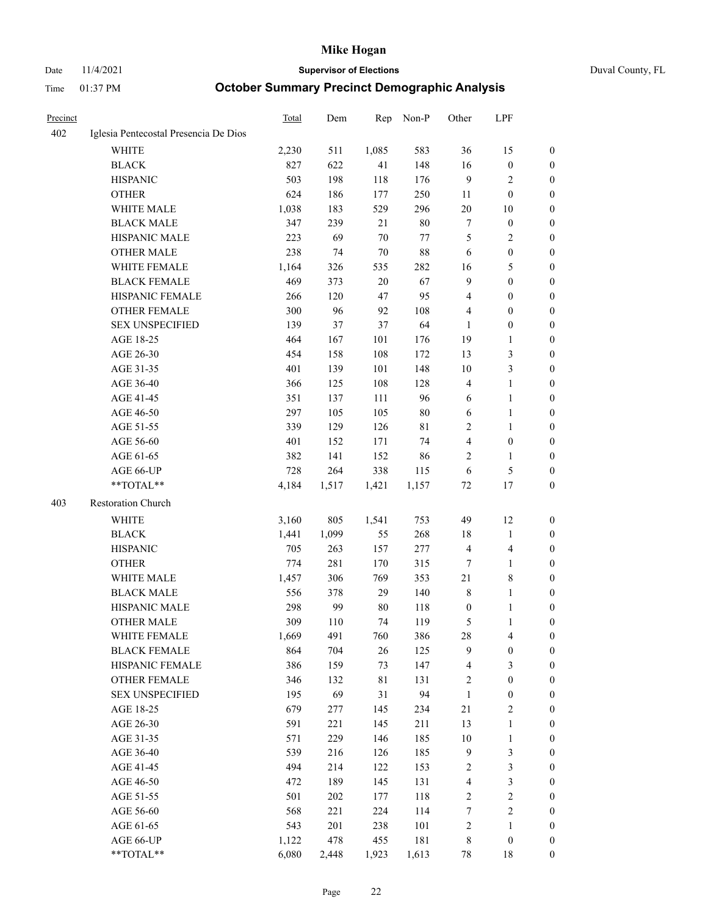| Precinct | | Total | Dem | Rep | Non-P | Other | LPF | |
|---|---|---|---|---|---|---|---|---|
| 402 | Iglesia Pentecostal Presencia De Dios | | | | | | | |
| | WHITE | 2,230 | 511 | 1,085 | 583 | 36 | 15 | 0 |
| | BLACK | 827 | 622 | 41 | 148 | 16 | 0 | 0 |
| | HISPANIC | 503 | 198 | 118 | 176 | 9 | 2 | 0 |
| | OTHER | 624 | 186 | 177 | 250 | 11 | 0 | 0 |
| | WHITE MALE | 1,038 | 183 | 529 | 296 | 20 | 10 | 0 |
| | BLACK MALE | 347 | 239 | 21 | 80 | 7 | 0 | 0 |
| | HISPANIC MALE | 223 | 69 | 70 | 77 | 5 | 2 | 0 |
| | OTHER MALE | 238 | 74 | 70 | 88 | 6 | 0 | 0 |
| | WHITE FEMALE | 1,164 | 326 | 535 | 282 | 16 | 5 | 0 |
| | BLACK FEMALE | 469 | 373 | 20 | 67 | 9 | 0 | 0 |
| | HISPANIC FEMALE | 266 | 120 | 47 | 95 | 4 | 0 | 0 |
| | OTHER FEMALE | 300 | 96 | 92 | 108 | 4 | 0 | 0 |
| | SEX UNSPECIFIED | 139 | 37 | 37 | 64 | 1 | 0 | 0 |
| | AGE 18-25 | 464 | 167 | 101 | 176 | 19 | 1 | 0 |
| | AGE 26-30 | 454 | 158 | 108 | 172 | 13 | 3 | 0 |
| | AGE 31-35 | 401 | 139 | 101 | 148 | 10 | 3 | 0 |
| | AGE 36-40 | 366 | 125 | 108 | 128 | 4 | 1 | 0 |
| | AGE 41-45 | 351 | 137 | 111 | 96 | 6 | 1 | 0 |
| | AGE 46-50 | 297 | 105 | 105 | 80 | 6 | 1 | 0 |
| | AGE 51-55 | 339 | 129 | 126 | 81 | 2 | 1 | 0 |
| | AGE 56-60 | 401 | 152 | 171 | 74 | 4 | 0 | 0 |
| | AGE 61-65 | 382 | 141 | 152 | 86 | 2 | 1 | 0 |
| | AGE 66-UP | 728 | 264 | 338 | 115 | 6 | 5 | 0 |
| | **TOTAL** | 4,184 | 1,517 | 1,421 | 1,157 | 72 | 17 | 0 |
| 403 | Restoration Church | | | | | | | |
| | WHITE | 3,160 | 805 | 1,541 | 753 | 49 | 12 | 0 |
| | BLACK | 1,441 | 1,099 | 55 | 268 | 18 | 1 | 0 |
| | HISPANIC | 705 | 263 | 157 | 277 | 4 | 4 | 0 |
| | OTHER | 774 | 281 | 170 | 315 | 7 | 1 | 0 |
| | WHITE MALE | 1,457 | 306 | 769 | 353 | 21 | 8 | 0 |
| | BLACK MALE | 556 | 378 | 29 | 140 | 8 | 1 | 0 |
| | HISPANIC MALE | 298 | 99 | 80 | 118 | 0 | 1 | 0 |
| | OTHER MALE | 309 | 110 | 74 | 119 | 5 | 1 | 0 |
| | WHITE FEMALE | 1,669 | 491 | 760 | 386 | 28 | 4 | 0 |
| | BLACK FEMALE | 864 | 704 | 26 | 125 | 9 | 0 | 0 |
| | HISPANIC FEMALE | 386 | 159 | 73 | 147 | 4 | 3 | 0 |
| | OTHER FEMALE | 346 | 132 | 81 | 131 | 2 | 0 | 0 |
| | SEX UNSPECIFIED | 195 | 69 | 31 | 94 | 1 | 0 | 0 |
| | AGE 18-25 | 679 | 277 | 145 | 234 | 21 | 2 | 0 |
| | AGE 26-30 | 591 | 221 | 145 | 211 | 13 | 1 | 0 |
| | AGE 31-35 | 571 | 229 | 146 | 185 | 10 | 1 | 0 |
| | AGE 36-40 | 539 | 216 | 126 | 185 | 9 | 3 | 0 |
| | AGE 41-45 | 494 | 214 | 122 | 153 | 2 | 3 | 0 |
| | AGE 46-50 | 472 | 189 | 145 | 131 | 4 | 3 | 0 |
| | AGE 51-55 | 501 | 202 | 177 | 118 | 2 | 2 | 0 |
| | AGE 56-60 | 568 | 221 | 224 | 114 | 7 | 2 | 0 |
| | AGE 61-65 | 543 | 201 | 238 | 101 | 2 | 1 | 0 |
| | AGE 66-UP | 1,122 | 478 | 455 | 181 | 8 | 0 | 0 |
| | **TOTAL** | 6,080 | 2,448 | 1,923 | 1,613 | 78 | 18 | 0 |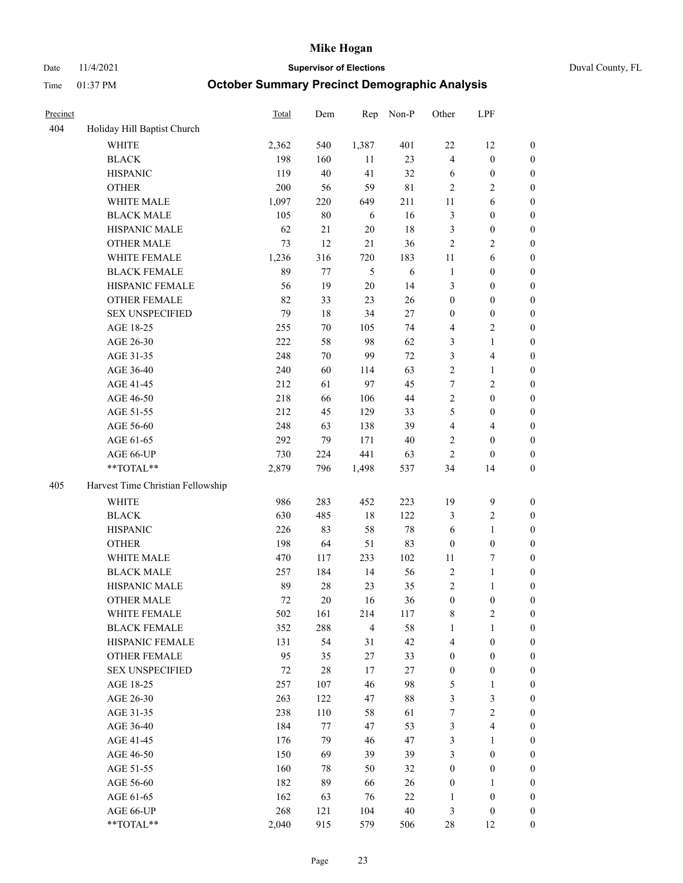# Mike Hogan

Date 11/4/2021 **Supervisor of Elections** Duval County, FL

Time 01:37 PM **October Summary Precinct Demographic Analysis**

| Precinct | | Total | Dem | Rep | Non-P | Other | LPF | |
|---|---|---|---|---|---|---|---|---|
| 404 | Holiday Hill Baptist Church | | | | | | | |
| | WHITE | 2,362 | 540 | 1,387 | 401 | 22 | 12 | 0 |
| | BLACK | 198 | 160 | 11 | 23 | 4 | 0 | 0 |
| | HISPANIC | 119 | 40 | 41 | 32 | 6 | 0 | 0 |
| | OTHER | 200 | 56 | 59 | 81 | 2 | 2 | 0 |
| | WHITE MALE | 1,097 | 220 | 649 | 211 | 11 | 6 | 0 |
| | BLACK MALE | 105 | 80 | 6 | 16 | 3 | 0 | 0 |
| | HISPANIC MALE | 62 | 21 | 20 | 18 | 3 | 0 | 0 |
| | OTHER MALE | 73 | 12 | 21 | 36 | 2 | 2 | 0 |
| | WHITE FEMALE | 1,236 | 316 | 720 | 183 | 11 | 6 | 0 |
| | BLACK FEMALE | 89 | 77 | 5 | 6 | 1 | 0 | 0 |
| | HISPANIC FEMALE | 56 | 19 | 20 | 14 | 3 | 0 | 0 |
| | OTHER FEMALE | 82 | 33 | 23 | 26 | 0 | 0 | 0 |
| | SEX UNSPECIFIED | 79 | 18 | 34 | 27 | 0 | 0 | 0 |
| | AGE 18-25 | 255 | 70 | 105 | 74 | 4 | 2 | 0 |
| | AGE 26-30 | 222 | 58 | 98 | 62 | 3 | 1 | 0 |
| | AGE 31-35 | 248 | 70 | 99 | 72 | 3 | 4 | 0 |
| | AGE 36-40 | 240 | 60 | 114 | 63 | 2 | 1 | 0 |
| | AGE 41-45 | 212 | 61 | 97 | 45 | 7 | 2 | 0 |
| | AGE 46-50 | 218 | 66 | 106 | 44 | 2 | 0 | 0 |
| | AGE 51-55 | 212 | 45 | 129 | 33 | 5 | 0 | 0 |
| | AGE 56-60 | 248 | 63 | 138 | 39 | 4 | 4 | 0 |
| | AGE 61-65 | 292 | 79 | 171 | 40 | 2 | 0 | 0 |
| | AGE 66-UP | 730 | 224 | 441 | 63 | 2 | 0 | 0 |
| | **TOTAL** | 2,879 | 796 | 1,498 | 537 | 34 | 14 | 0 |
| 405 | Harvest Time Christian Fellowship | | | | | | | |
| | WHITE | 986 | 283 | 452 | 223 | 19 | 9 | 0 |
| | BLACK | 630 | 485 | 18 | 122 | 3 | 2 | 0 |
| | HISPANIC | 226 | 83 | 58 | 78 | 6 | 1 | 0 |
| | OTHER | 198 | 64 | 51 | 83 | 0 | 0 | 0 |
| | WHITE MALE | 470 | 117 | 233 | 102 | 11 | 7 | 0 |
| | BLACK MALE | 257 | 184 | 14 | 56 | 2 | 1 | 0 |
| | HISPANIC MALE | 89 | 28 | 23 | 35 | 2 | 1 | 0 |
| | OTHER MALE | 72 | 20 | 16 | 36 | 0 | 0 | 0 |
| | WHITE FEMALE | 502 | 161 | 214 | 117 | 8 | 2 | 0 |
| | BLACK FEMALE | 352 | 288 | 4 | 58 | 1 | 1 | 0 |
| | HISPANIC FEMALE | 131 | 54 | 31 | 42 | 4 | 0 | 0 |
| | OTHER FEMALE | 95 | 35 | 27 | 33 | 0 | 0 | 0 |
| | SEX UNSPECIFIED | 72 | 28 | 17 | 27 | 0 | 0 | 0 |
| | AGE 18-25 | 257 | 107 | 46 | 98 | 5 | 1 | 0 |
| | AGE 26-30 | 263 | 122 | 47 | 88 | 3 | 3 | 0 |
| | AGE 31-35 | 238 | 110 | 58 | 61 | 7 | 2 | 0 |
| | AGE 36-40 | 184 | 77 | 47 | 53 | 3 | 4 | 0 |
| | AGE 41-45 | 176 | 79 | 46 | 47 | 3 | 1 | 0 |
| | AGE 46-50 | 150 | 69 | 39 | 39 | 3 | 0 | 0 |
| | AGE 51-55 | 160 | 78 | 50 | 32 | 0 | 0 | 0 |
| | AGE 56-60 | 182 | 89 | 66 | 26 | 0 | 1 | 0 |
| | AGE 61-65 | 162 | 63 | 76 | 22 | 1 | 0 | 0 |
| | AGE 66-UP | 268 | 121 | 104 | 40 | 3 | 0 | 0 |
| | **TOTAL** | 2,040 | 915 | 579 | 506 | 28 | 12 | 0 |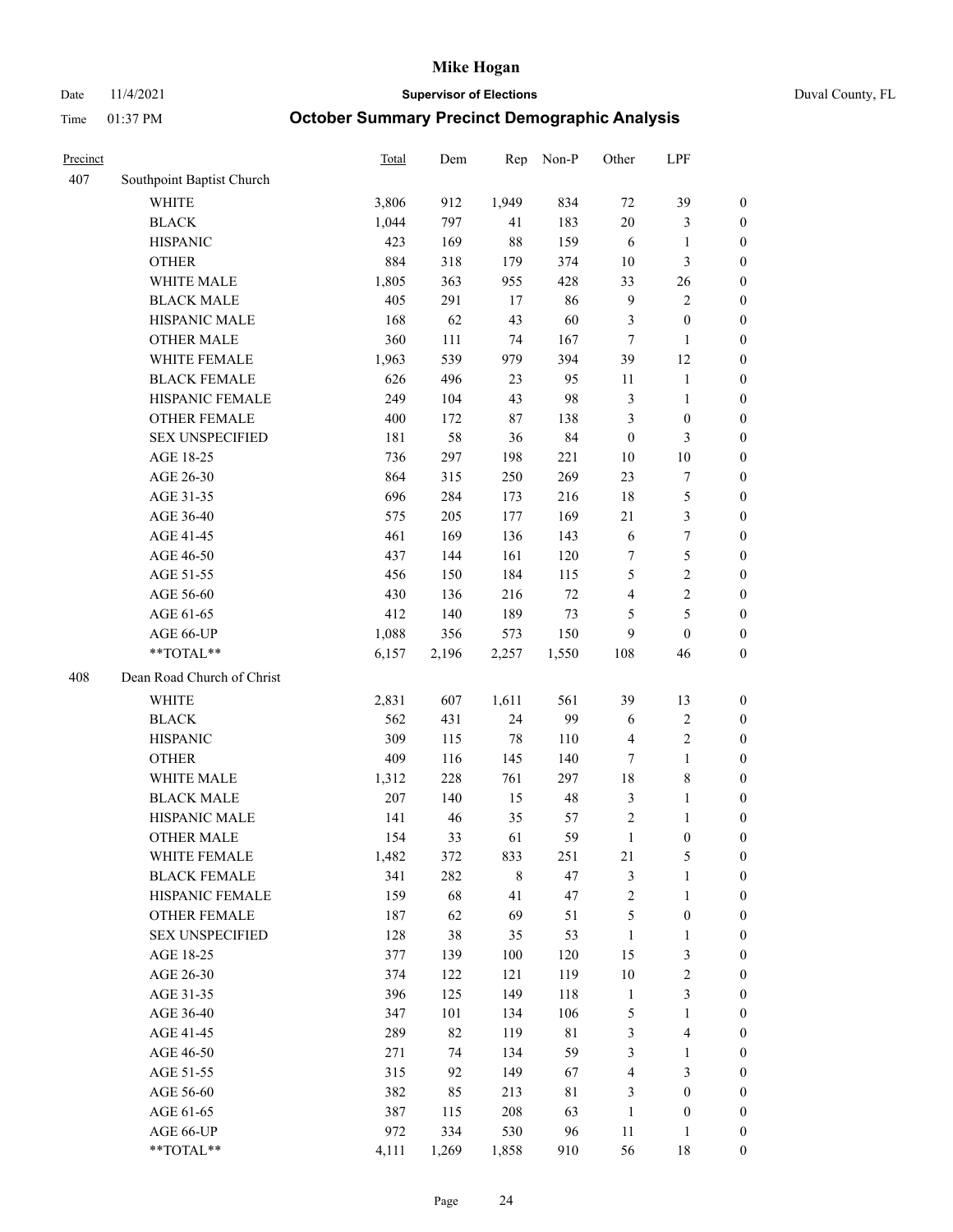# Mike Hogan

Date 11/4/2021 **Supervisor of Elections** Duval County, FL

Time 01:37 PM **October Summary Precinct Demographic Analysis**

| Precinct | | Total | Dem | Rep | Non-P | Other | LPF | |
|---|---|---|---|---|---|---|---|---|
| 407 | Southpoint Baptist Church | | | | | | | |
| | WHITE | 3,806 | 912 | 1,949 | 834 | 72 | 39 | 0 |
| | BLACK | 1,044 | 797 | 41 | 183 | 20 | 3 | 0 |
| | HISPANIC | 423 | 169 | 88 | 159 | 6 | 1 | 0 |
| | OTHER | 884 | 318 | 179 | 374 | 10 | 3 | 0 |
| | WHITE MALE | 1,805 | 363 | 955 | 428 | 33 | 26 | 0 |
| | BLACK MALE | 405 | 291 | 17 | 86 | 9 | 2 | 0 |
| | HISPANIC MALE | 168 | 62 | 43 | 60 | 3 | 0 | 0 |
| | OTHER MALE | 360 | 111 | 74 | 167 | 7 | 1 | 0 |
| | WHITE FEMALE | 1,963 | 539 | 979 | 394 | 39 | 12 | 0 |
| | BLACK FEMALE | 626 | 496 | 23 | 95 | 11 | 1 | 0 |
| | HISPANIC FEMALE | 249 | 104 | 43 | 98 | 3 | 1 | 0 |
| | OTHER FEMALE | 400 | 172 | 87 | 138 | 3 | 0 | 0 |
| | SEX UNSPECIFIED | 181 | 58 | 36 | 84 | 0 | 3 | 0 |
| | AGE 18-25 | 736 | 297 | 198 | 221 | 10 | 10 | 0 |
| | AGE 26-30 | 864 | 315 | 250 | 269 | 23 | 7 | 0 |
| | AGE 31-35 | 696 | 284 | 173 | 216 | 18 | 5 | 0 |
| | AGE 36-40 | 575 | 205 | 177 | 169 | 21 | 3 | 0 |
| | AGE 41-45 | 461 | 169 | 136 | 143 | 6 | 7 | 0 |
| | AGE 46-50 | 437 | 144 | 161 | 120 | 7 | 5 | 0 |
| | AGE 51-55 | 456 | 150 | 184 | 115 | 5 | 2 | 0 |
| | AGE 56-60 | 430 | 136 | 216 | 72 | 4 | 2 | 0 |
| | AGE 61-65 | 412 | 140 | 189 | 73 | 5 | 5 | 0 |
| | AGE 66-UP | 1,088 | 356 | 573 | 150 | 9 | 0 | 0 |
| | **TOTAL** | 6,157 | 2,196 | 2,257 | 1,550 | 108 | 46 | 0 |
| 408 | Dean Road Church of Christ | | | | | | | |
| | WHITE | 2,831 | 607 | 1,611 | 561 | 39 | 13 | 0 |
| | BLACK | 562 | 431 | 24 | 99 | 6 | 2 | 0 |
| | HISPANIC | 309 | 115 | 78 | 110 | 4 | 2 | 0 |
| | OTHER | 409 | 116 | 145 | 140 | 7 | 1 | 0 |
| | WHITE MALE | 1,312 | 228 | 761 | 297 | 18 | 8 | 0 |
| | BLACK MALE | 207 | 140 | 15 | 48 | 3 | 1 | 0 |
| | HISPANIC MALE | 141 | 46 | 35 | 57 | 2 | 1 | 0 |
| | OTHER MALE | 154 | 33 | 61 | 59 | 1 | 0 | 0 |
| | WHITE FEMALE | 1,482 | 372 | 833 | 251 | 21 | 5 | 0 |
| | BLACK FEMALE | 341 | 282 | 8 | 47 | 3 | 1 | 0 |
| | HISPANIC FEMALE | 159 | 68 | 41 | 47 | 2 | 1 | 0 |
| | OTHER FEMALE | 187 | 62 | 69 | 51 | 5 | 0 | 0 |
| | SEX UNSPECIFIED | 128 | 38 | 35 | 53 | 1 | 1 | 0 |
| | AGE 18-25 | 377 | 139 | 100 | 120 | 15 | 3 | 0 |
| | AGE 26-30 | 374 | 122 | 121 | 119 | 10 | 2 | 0 |
| | AGE 31-35 | 396 | 125 | 149 | 118 | 1 | 3 | 0 |
| | AGE 36-40 | 347 | 101 | 134 | 106 | 5 | 1 | 0 |
| | AGE 41-45 | 289 | 82 | 119 | 81 | 3 | 4 | 0 |
| | AGE 46-50 | 271 | 74 | 134 | 59 | 3 | 1 | 0 |
| | AGE 51-55 | 315 | 92 | 149 | 67 | 4 | 3 | 0 |
| | AGE 56-60 | 382 | 85 | 213 | 81 | 3 | 0 | 0 |
| | AGE 61-65 | 387 | 115 | 208 | 63 | 1 | 0 | 0 |
| | AGE 66-UP | 972 | 334 | 530 | 96 | 11 | 1 | 0 |
| | **TOTAL** | 4,111 | 1,269 | 1,858 | 910 | 56 | 18 | 0 |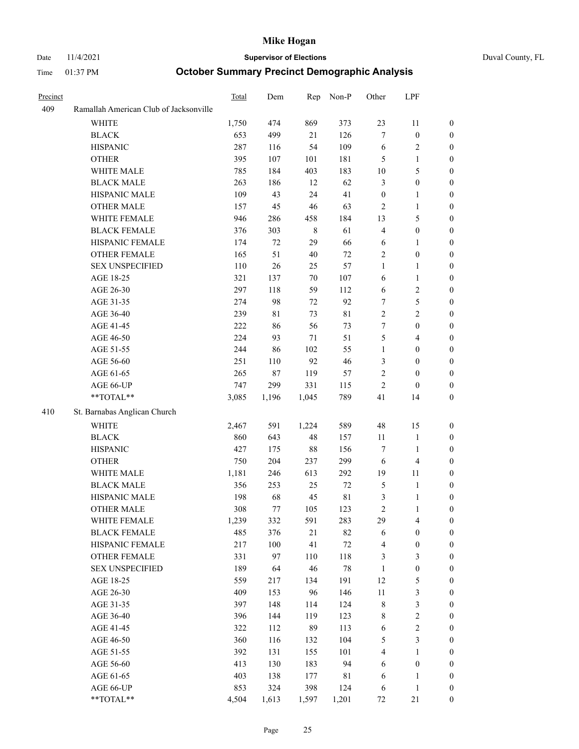# Mike Hogan

Date 11/4/2021 | **Supervisor of Elections** | Duval County, FL

Time 01:37 PM | **October Summary Precinct Demographic Analysis**

| Precinct | | Total | Dem | Rep | Non-P | Other | LPF | |
|---|---|---|---|---|---|---|---|---|
| 409 | Ramallah American Club of Jacksonville | | | | | | | |
| | WHITE | 1,750 | 474 | 869 | 373 | 23 | 11 | 0 |
| | BLACK | 653 | 499 | 21 | 126 | 7 | 0 | 0 |
| | HISPANIC | 287 | 116 | 54 | 109 | 6 | 2 | 0 |
| | OTHER | 395 | 107 | 101 | 181 | 5 | 1 | 0 |
| | WHITE MALE | 785 | 184 | 403 | 183 | 10 | 5 | 0 |
| | BLACK MALE | 263 | 186 | 12 | 62 | 3 | 0 | 0 |
| | HISPANIC MALE | 109 | 43 | 24 | 41 | 0 | 1 | 0 |
| | OTHER MALE | 157 | 45 | 46 | 63 | 2 | 1 | 0 |
| | WHITE FEMALE | 946 | 286 | 458 | 184 | 13 | 5 | 0 |
| | BLACK FEMALE | 376 | 303 | 8 | 61 | 4 | 0 | 0 |
| | HISPANIC FEMALE | 174 | 72 | 29 | 66 | 6 | 1 | 0 |
| | OTHER FEMALE | 165 | 51 | 40 | 72 | 2 | 0 | 0 |
| | SEX UNSPECIFIED | 110 | 26 | 25 | 57 | 1 | 1 | 0 |
| | AGE 18-25 | 321 | 137 | 70 | 107 | 6 | 1 | 0 |
| | AGE 26-30 | 297 | 118 | 59 | 112 | 6 | 2 | 0 |
| | AGE 31-35 | 274 | 98 | 72 | 92 | 7 | 5 | 0 |
| | AGE 36-40 | 239 | 81 | 73 | 81 | 2 | 2 | 0 |
| | AGE 41-45 | 222 | 86 | 56 | 73 | 7 | 0 | 0 |
| | AGE 46-50 | 224 | 93 | 71 | 51 | 5 | 4 | 0 |
| | AGE 51-55 | 244 | 86 | 102 | 55 | 1 | 0 | 0 |
| | AGE 56-60 | 251 | 110 | 92 | 46 | 3 | 0 | 0 |
| | AGE 61-65 | 265 | 87 | 119 | 57 | 2 | 0 | 0 |
| | AGE 66-UP | 747 | 299 | 331 | 115 | 2 | 0 | 0 |
| | **TOTAL** | 3,085 | 1,196 | 1,045 | 789 | 41 | 14 | 0 |
| 410 | St. Barnabas Anglican Church | | | | | | | |
| | WHITE | 2,467 | 591 | 1,224 | 589 | 48 | 15 | 0 |
| | BLACK | 860 | 643 | 48 | 157 | 11 | 1 | 0 |
| | HISPANIC | 427 | 175 | 88 | 156 | 7 | 1 | 0 |
| | OTHER | 750 | 204 | 237 | 299 | 6 | 4 | 0 |
| | WHITE MALE | 1,181 | 246 | 613 | 292 | 19 | 11 | 0 |
| | BLACK MALE | 356 | 253 | 25 | 72 | 5 | 1 | 0 |
| | HISPANIC MALE | 198 | 68 | 45 | 81 | 3 | 1 | 0 |
| | OTHER MALE | 308 | 77 | 105 | 123 | 2 | 1 | 0 |
| | WHITE FEMALE | 1,239 | 332 | 591 | 283 | 29 | 4 | 0 |
| | BLACK FEMALE | 485 | 376 | 21 | 82 | 6 | 0 | 0 |
| | HISPANIC FEMALE | 217 | 100 | 41 | 72 | 4 | 0 | 0 |
| | OTHER FEMALE | 331 | 97 | 110 | 118 | 3 | 3 | 0 |
| | SEX UNSPECIFIED | 189 | 64 | 46 | 78 | 1 | 0 | 0 |
| | AGE 18-25 | 559 | 217 | 134 | 191 | 12 | 5 | 0 |
| | AGE 26-30 | 409 | 153 | 96 | 146 | 11 | 3 | 0 |
| | AGE 31-35 | 397 | 148 | 114 | 124 | 8 | 3 | 0 |
| | AGE 36-40 | 396 | 144 | 119 | 123 | 8 | 2 | 0 |
| | AGE 41-45 | 322 | 112 | 89 | 113 | 6 | 2 | 0 |
| | AGE 46-50 | 360 | 116 | 132 | 104 | 5 | 3 | 0 |
| | AGE 51-55 | 392 | 131 | 155 | 101 | 4 | 1 | 0 |
| | AGE 56-60 | 413 | 130 | 183 | 94 | 6 | 0 | 0 |
| | AGE 61-65 | 403 | 138 | 177 | 81 | 6 | 1 | 0 |
| | AGE 66-UP | 853 | 324 | 398 | 124 | 6 | 1 | 0 |
| | **TOTAL** | 4,504 | 1,613 | 1,597 | 1,201 | 72 | 21 | 0 |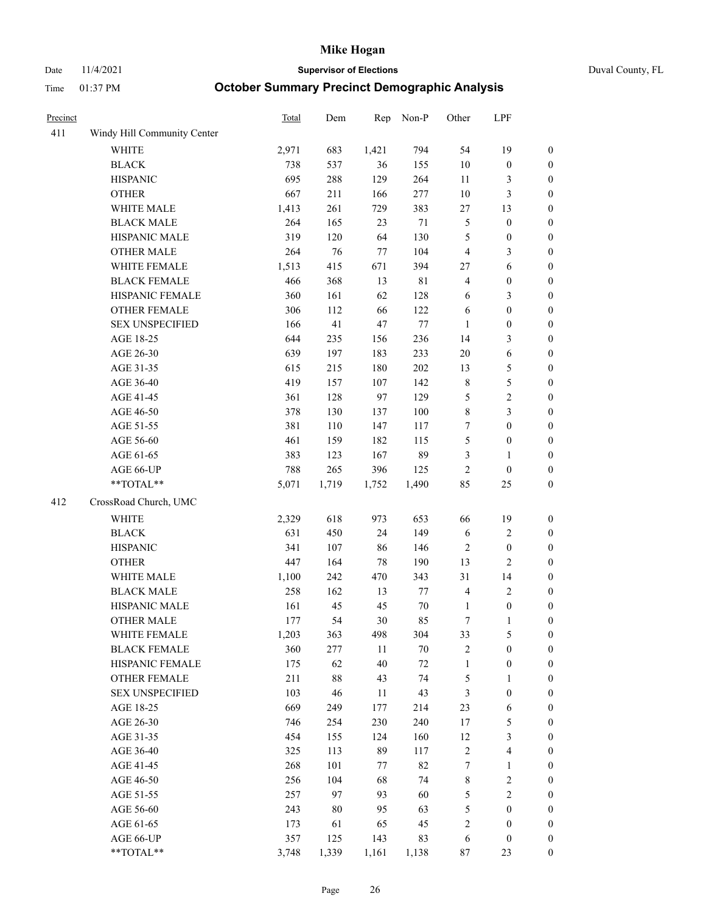| Precinct | | Total | Dem | Rep | Non-P | Other | LPF | |
|---|---|---|---|---|---|---|---|---|
| 411 | Windy Hill Community Center | | | | | | | |
| | WHITE | 2,971 | 683 | 1,421 | 794 | 54 | 19 | 0 |
| | BLACK | 738 | 537 | 36 | 155 | 10 | 0 | 0 |
| | HISPANIC | 695 | 288 | 129 | 264 | 11 | 3 | 0 |
| | OTHER | 667 | 211 | 166 | 277 | 10 | 3 | 0 |
| | WHITE MALE | 1,413 | 261 | 729 | 383 | 27 | 13 | 0 |
| | BLACK MALE | 264 | 165 | 23 | 71 | 5 | 0 | 0 |
| | HISPANIC MALE | 319 | 120 | 64 | 130 | 5 | 0 | 0 |
| | OTHER MALE | 264 | 76 | 77 | 104 | 4 | 3 | 0 |
| | WHITE FEMALE | 1,513 | 415 | 671 | 394 | 27 | 6 | 0 |
| | BLACK FEMALE | 466 | 368 | 13 | 81 | 4 | 0 | 0 |
| | HISPANIC FEMALE | 360 | 161 | 62 | 128 | 6 | 3 | 0 |
| | OTHER FEMALE | 306 | 112 | 66 | 122 | 6 | 0 | 0 |
| | SEX UNSPECIFIED | 166 | 41 | 47 | 77 | 1 | 0 | 0 |
| | AGE 18-25 | 644 | 235 | 156 | 236 | 14 | 3 | 0 |
| | AGE 26-30 | 639 | 197 | 183 | 233 | 20 | 6 | 0 |
| | AGE 31-35 | 615 | 215 | 180 | 202 | 13 | 5 | 0 |
| | AGE 36-40 | 419 | 157 | 107 | 142 | 8 | 5 | 0 |
| | AGE 41-45 | 361 | 128 | 97 | 129 | 5 | 2 | 0 |
| | AGE 46-50 | 378 | 130 | 137 | 100 | 8 | 3 | 0 |
| | AGE 51-55 | 381 | 110 | 147 | 117 | 7 | 0 | 0 |
| | AGE 56-60 | 461 | 159 | 182 | 115 | 5 | 0 | 0 |
| | AGE 61-65 | 383 | 123 | 167 | 89 | 3 | 1 | 0 |
| | AGE 66-UP | 788 | 265 | 396 | 125 | 2 | 0 | 0 |
| | **TOTAL** | 5,071 | 1,719 | 1,752 | 1,490 | 85 | 25 | 0 |
| 412 | CrossRoad Church, UMC | | | | | | | |
| | WHITE | 2,329 | 618 | 973 | 653 | 66 | 19 | 0 |
| | BLACK | 631 | 450 | 24 | 149 | 6 | 2 | 0 |
| | HISPANIC | 341 | 107 | 86 | 146 | 2 | 0 | 0 |
| | OTHER | 447 | 164 | 78 | 190 | 13 | 2 | 0 |
| | WHITE MALE | 1,100 | 242 | 470 | 343 | 31 | 14 | 0 |
| | BLACK MALE | 258 | 162 | 13 | 77 | 4 | 2 | 0 |
| | HISPANIC MALE | 161 | 45 | 45 | 70 | 1 | 0 | 0 |
| | OTHER MALE | 177 | 54 | 30 | 85 | 7 | 1 | 0 |
| | WHITE FEMALE | 1,203 | 363 | 498 | 304 | 33 | 5 | 0 |
| | BLACK FEMALE | 360 | 277 | 11 | 70 | 2 | 0 | 0 |
| | HISPANIC FEMALE | 175 | 62 | 40 | 72 | 1 | 0 | 0 |
| | OTHER FEMALE | 211 | 88 | 43 | 74 | 5 | 1 | 0 |
| | SEX UNSPECIFIED | 103 | 46 | 11 | 43 | 3 | 0 | 0 |
| | AGE 18-25 | 669 | 249 | 177 | 214 | 23 | 6 | 0 |
| | AGE 26-30 | 746 | 254 | 230 | 240 | 17 | 5 | 0 |
| | AGE 31-35 | 454 | 155 | 124 | 160 | 12 | 3 | 0 |
| | AGE 36-40 | 325 | 113 | 89 | 117 | 2 | 4 | 0 |
| | AGE 41-45 | 268 | 101 | 77 | 82 | 7 | 1 | 0 |
| | AGE 46-50 | 256 | 104 | 68 | 74 | 8 | 2 | 0 |
| | AGE 51-55 | 257 | 97 | 93 | 60 | 5 | 2 | 0 |
| | AGE 56-60 | 243 | 80 | 95 | 63 | 5 | 0 | 0 |
| | AGE 61-65 | 173 | 61 | 65 | 45 | 2 | 0 | 0 |
| | AGE 66-UP | 357 | 125 | 143 | 83 | 6 | 0 | 0 |
| | **TOTAL** | 3,748 | 1,339 | 1,161 | 1,138 | 87 | 23 | 0 |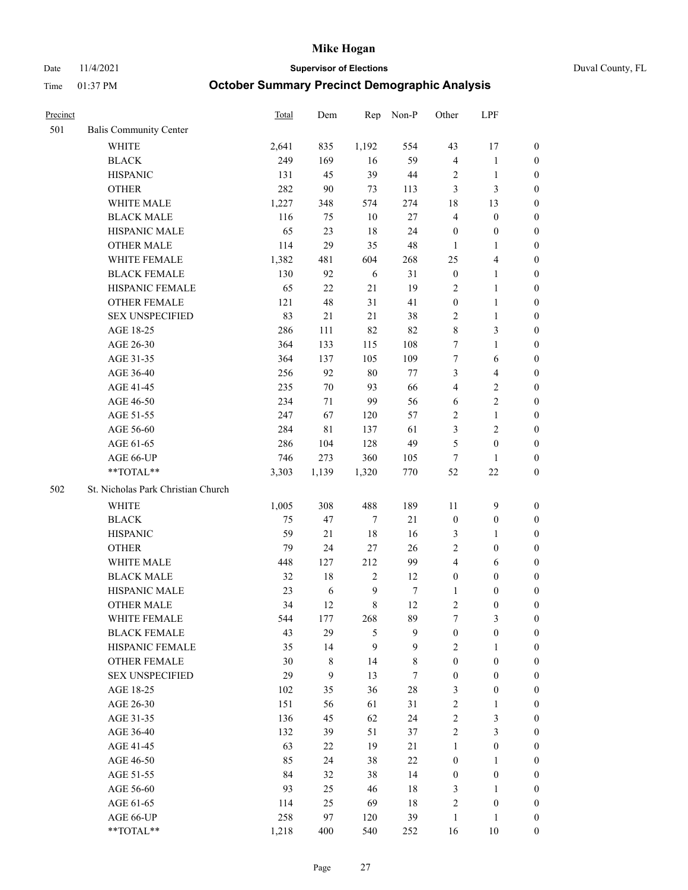# Mike Hogan

Date 11/4/2021 — **Supervisor of Elections** — Duval County, FL

Time 01:37 PM — **October Summary Precinct Demographic Analysis**

| Precinct | | Total | Dem | Rep | Non-P | Other | LPF | |
|---|---|---|---|---|---|---|---|---|
| 501 | Balis Community Center | | | | | | | |
| | WHITE | 2,641 | 835 | 1,192 | 554 | 43 | 17 | 0 |
| | BLACK | 249 | 169 | 16 | 59 | 4 | 1 | 0 |
| | HISPANIC | 131 | 45 | 39 | 44 | 2 | 1 | 0 |
| | OTHER | 282 | 90 | 73 | 113 | 3 | 3 | 0 |
| | WHITE MALE | 1,227 | 348 | 574 | 274 | 18 | 13 | 0 |
| | BLACK MALE | 116 | 75 | 10 | 27 | 4 | 0 | 0 |
| | HISPANIC MALE | 65 | 23 | 18 | 24 | 0 | 0 | 0 |
| | OTHER MALE | 114 | 29 | 35 | 48 | 1 | 1 | 0 |
| | WHITE FEMALE | 1,382 | 481 | 604 | 268 | 25 | 4 | 0 |
| | BLACK FEMALE | 130 | 92 | 6 | 31 | 0 | 1 | 0 |
| | HISPANIC FEMALE | 65 | 22 | 21 | 19 | 2 | 1 | 0 |
| | OTHER FEMALE | 121 | 48 | 31 | 41 | 0 | 1 | 0 |
| | SEX UNSPECIFIED | 83 | 21 | 21 | 38 | 2 | 1 | 0 |
| | AGE 18-25 | 286 | 111 | 82 | 82 | 8 | 3 | 0 |
| | AGE 26-30 | 364 | 133 | 115 | 108 | 7 | 1 | 0 |
| | AGE 31-35 | 364 | 137 | 105 | 109 | 7 | 6 | 0 |
| | AGE 36-40 | 256 | 92 | 80 | 77 | 3 | 4 | 0 |
| | AGE 41-45 | 235 | 70 | 93 | 66 | 4 | 2 | 0 |
| | AGE 46-50 | 234 | 71 | 99 | 56 | 6 | 2 | 0 |
| | AGE 51-55 | 247 | 67 | 120 | 57 | 2 | 1 | 0 |
| | AGE 56-60 | 284 | 81 | 137 | 61 | 3 | 2 | 0 |
| | AGE 61-65 | 286 | 104 | 128 | 49 | 5 | 0 | 0 |
| | AGE 66-UP | 746 | 273 | 360 | 105 | 7 | 1 | 0 |
| | **TOTAL** | 3,303 | 1,139 | 1,320 | 770 | 52 | 22 | 0 |
| 502 | St. Nicholas Park Christian Church | | | | | | | |
| | WHITE | 1,005 | 308 | 488 | 189 | 11 | 9 | 0 |
| | BLACK | 75 | 47 | 7 | 21 | 0 | 0 | 0 |
| | HISPANIC | 59 | 21 | 18 | 16 | 3 | 1 | 0 |
| | OTHER | 79 | 24 | 27 | 26 | 2 | 0 | 0 |
| | WHITE MALE | 448 | 127 | 212 | 99 | 4 | 6 | 0 |
| | BLACK MALE | 32 | 18 | 2 | 12 | 0 | 0 | 0 |
| | HISPANIC MALE | 23 | 6 | 9 | 7 | 1 | 0 | 0 |
| | OTHER MALE | 34 | 12 | 8 | 12 | 2 | 0 | 0 |
| | WHITE FEMALE | 544 | 177 | 268 | 89 | 7 | 3 | 0 |
| | BLACK FEMALE | 43 | 29 | 5 | 9 | 0 | 0 | 0 |
| | HISPANIC FEMALE | 35 | 14 | 9 | 9 | 2 | 1 | 0 |
| | OTHER FEMALE | 30 | 8 | 14 | 8 | 0 | 0 | 0 |
| | SEX UNSPECIFIED | 29 | 9 | 13 | 7 | 0 | 0 | 0 |
| | AGE 18-25 | 102 | 35 | 36 | 28 | 3 | 0 | 0 |
| | AGE 26-30 | 151 | 56 | 61 | 31 | 2 | 1 | 0 |
| | AGE 31-35 | 136 | 45 | 62 | 24 | 2 | 3 | 0 |
| | AGE 36-40 | 132 | 39 | 51 | 37 | 2 | 3 | 0 |
| | AGE 41-45 | 63 | 22 | 19 | 21 | 1 | 0 | 0 |
| | AGE 46-50 | 85 | 24 | 38 | 22 | 0 | 1 | 0 |
| | AGE 51-55 | 84 | 32 | 38 | 14 | 0 | 0 | 0 |
| | AGE 56-60 | 93 | 25 | 46 | 18 | 3 | 1 | 0 |
| | AGE 61-65 | 114 | 25 | 69 | 18 | 2 | 0 | 0 |
| | AGE 66-UP | 258 | 97 | 120 | 39 | 1 | 1 | 0 |
| | **TOTAL** | 1,218 | 400 | 540 | 252 | 16 | 10 | 0 |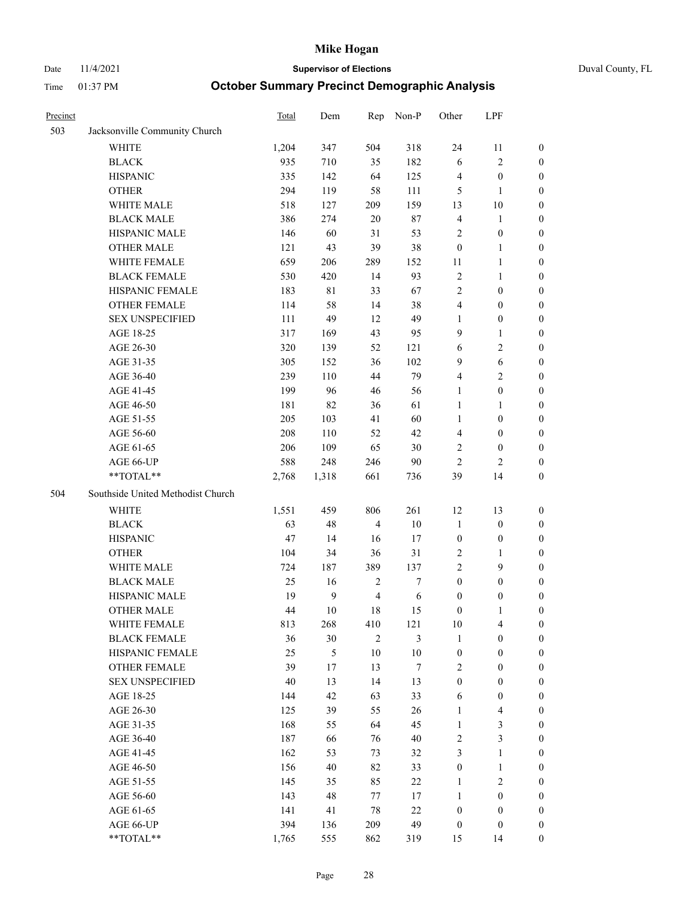# Mike Hogan

Date 11/4/2021 **Supervisor of Elections** Duval County, FL

Time 01:37 PM **October Summary Precinct Demographic Analysis**

| Precinct | | Total | Dem | Rep | Non-P | Other | LPF | |
|---|---|---|---|---|---|---|---|---|
| 503 | Jacksonville Community Church | | | | | | | |
| | WHITE | 1,204 | 347 | 504 | 318 | 24 | 11 | 0 |
| | BLACK | 935 | 710 | 35 | 182 | 6 | 2 | 0 |
| | HISPANIC | 335 | 142 | 64 | 125 | 4 | 0 | 0 |
| | OTHER | 294 | 119 | 58 | 111 | 5 | 1 | 0 |
| | WHITE MALE | 518 | 127 | 209 | 159 | 13 | 10 | 0 |
| | BLACK MALE | 386 | 274 | 20 | 87 | 4 | 1 | 0 |
| | HISPANIC MALE | 146 | 60 | 31 | 53 | 2 | 0 | 0 |
| | OTHER MALE | 121 | 43 | 39 | 38 | 0 | 1 | 0 |
| | WHITE FEMALE | 659 | 206 | 289 | 152 | 11 | 1 | 0 |
| | BLACK FEMALE | 530 | 420 | 14 | 93 | 2 | 1 | 0 |
| | HISPANIC FEMALE | 183 | 81 | 33 | 67 | 2 | 0 | 0 |
| | OTHER FEMALE | 114 | 58 | 14 | 38 | 4 | 0 | 0 |
| | SEX UNSPECIFIED | 111 | 49 | 12 | 49 | 1 | 0 | 0 |
| | AGE 18-25 | 317 | 169 | 43 | 95 | 9 | 1 | 0 |
| | AGE 26-30 | 320 | 139 | 52 | 121 | 6 | 2 | 0 |
| | AGE 31-35 | 305 | 152 | 36 | 102 | 9 | 6 | 0 |
| | AGE 36-40 | 239 | 110 | 44 | 79 | 4 | 2 | 0 |
| | AGE 41-45 | 199 | 96 | 46 | 56 | 1 | 0 | 0 |
| | AGE 46-50 | 181 | 82 | 36 | 61 | 1 | 1 | 0 |
| | AGE 51-55 | 205 | 103 | 41 | 60 | 1 | 0 | 0 |
| | AGE 56-60 | 208 | 110 | 52 | 42 | 4 | 0 | 0 |
| | AGE 61-65 | 206 | 109 | 65 | 30 | 2 | 0 | 0 |
| | AGE 66-UP | 588 | 248 | 246 | 90 | 2 | 2 | 0 |
| | **TOTAL** | 2,768 | 1,318 | 661 | 736 | 39 | 14 | 0 |
| 504 | Southside United Methodist Church | | | | | | | |
| | WHITE | 1,551 | 459 | 806 | 261 | 12 | 13 | 0 |
| | BLACK | 63 | 48 | 4 | 10 | 1 | 0 | 0 |
| | HISPANIC | 47 | 14 | 16 | 17 | 0 | 0 | 0 |
| | OTHER | 104 | 34 | 36 | 31 | 2 | 1 | 0 |
| | WHITE MALE | 724 | 187 | 389 | 137 | 2 | 9 | 0 |
| | BLACK MALE | 25 | 16 | 2 | 7 | 0 | 0 | 0 |
| | HISPANIC MALE | 19 | 9 | 4 | 6 | 0 | 0 | 0 |
| | OTHER MALE | 44 | 10 | 18 | 15 | 0 | 1 | 0 |
| | WHITE FEMALE | 813 | 268 | 410 | 121 | 10 | 4 | 0 |
| | BLACK FEMALE | 36 | 30 | 2 | 3 | 1 | 0 | 0 |
| | HISPANIC FEMALE | 25 | 5 | 10 | 10 | 0 | 0 | 0 |
| | OTHER FEMALE | 39 | 17 | 13 | 7 | 2 | 0 | 0 |
| | SEX UNSPECIFIED | 40 | 13 | 14 | 13 | 0 | 0 | 0 |
| | AGE 18-25 | 144 | 42 | 63 | 33 | 6 | 0 | 0 |
| | AGE 26-30 | 125 | 39 | 55 | 26 | 1 | 4 | 0 |
| | AGE 31-35 | 168 | 55 | 64 | 45 | 1 | 3 | 0 |
| | AGE 36-40 | 187 | 66 | 76 | 40 | 2 | 3 | 0 |
| | AGE 41-45 | 162 | 53 | 73 | 32 | 3 | 1 | 0 |
| | AGE 46-50 | 156 | 40 | 82 | 33 | 0 | 1 | 0 |
| | AGE 51-55 | 145 | 35 | 85 | 22 | 1 | 2 | 0 |
| | AGE 56-60 | 143 | 48 | 77 | 17 | 1 | 0 | 0 |
| | AGE 61-65 | 141 | 41 | 78 | 22 | 0 | 0 | 0 |
| | AGE 66-UP | 394 | 136 | 209 | 49 | 0 | 0 | 0 |
| | **TOTAL** | 1,765 | 555 | 862 | 319 | 15 | 14 | 0 |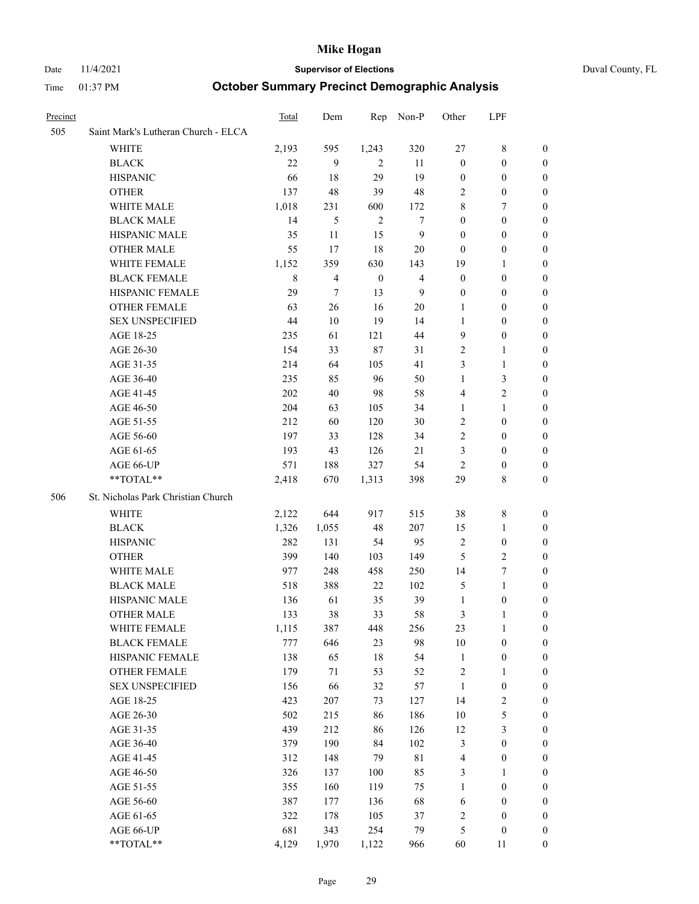# Mike Hogan

Date 11/4/2021 **Supervisor of Elections** Duval County, FL

Time 01:37 PM **October Summary Precinct Demographic Analysis**

| Precinct | | Total | Dem | Rep | Non-P | Other | LPF | |
|---|---|---|---|---|---|---|---|---|
| 505 | Saint Mark's Lutheran Church - ELCA | | | | | | | |
| | WHITE | 2,193 | 595 | 1,243 | 320 | 27 | 8 | 0 |
| | BLACK | 22 | 9 | 2 | 11 | 0 | 0 | 0 |
| | HISPANIC | 66 | 18 | 29 | 19 | 0 | 0 | 0 |
| | OTHER | 137 | 48 | 39 | 48 | 2 | 0 | 0 |
| | WHITE MALE | 1,018 | 231 | 600 | 172 | 8 | 7 | 0 |
| | BLACK MALE | 14 | 5 | 2 | 7 | 0 | 0 | 0 |
| | HISPANIC MALE | 35 | 11 | 15 | 9 | 0 | 0 | 0 |
| | OTHER MALE | 55 | 17 | 18 | 20 | 0 | 0 | 0 |
| | WHITE FEMALE | 1,152 | 359 | 630 | 143 | 19 | 1 | 0 |
| | BLACK FEMALE | 8 | 4 | 0 | 4 | 0 | 0 | 0 |
| | HISPANIC FEMALE | 29 | 7 | 13 | 9 | 0 | 0 | 0 |
| | OTHER FEMALE | 63 | 26 | 16 | 20 | 1 | 0 | 0 |
| | SEX UNSPECIFIED | 44 | 10 | 19 | 14 | 1 | 0 | 0 |
| | AGE 18-25 | 235 | 61 | 121 | 44 | 9 | 0 | 0 |
| | AGE 26-30 | 154 | 33 | 87 | 31 | 2 | 1 | 0 |
| | AGE 31-35 | 214 | 64 | 105 | 41 | 3 | 1 | 0 |
| | AGE 36-40 | 235 | 85 | 96 | 50 | 1 | 3 | 0 |
| | AGE 41-45 | 202 | 40 | 98 | 58 | 4 | 2 | 0 |
| | AGE 46-50 | 204 | 63 | 105 | 34 | 1 | 1 | 0 |
| | AGE 51-55 | 212 | 60 | 120 | 30 | 2 | 0 | 0 |
| | AGE 56-60 | 197 | 33 | 128 | 34 | 2 | 0 | 0 |
| | AGE 61-65 | 193 | 43 | 126 | 21 | 3 | 0 | 0 |
| | AGE 66-UP | 571 | 188 | 327 | 54 | 2 | 0 | 0 |
| | **TOTAL** | 2,418 | 670 | 1,313 | 398 | 29 | 8 | 0 |
| 506 | St. Nicholas Park Christian Church | | | | | | | |
| | WHITE | 2,122 | 644 | 917 | 515 | 38 | 8 | 0 |
| | BLACK | 1,326 | 1,055 | 48 | 207 | 15 | 1 | 0 |
| | HISPANIC | 282 | 131 | 54 | 95 | 2 | 0 | 0 |
| | OTHER | 399 | 140 | 103 | 149 | 5 | 2 | 0 |
| | WHITE MALE | 977 | 248 | 458 | 250 | 14 | 7 | 0 |
| | BLACK MALE | 518 | 388 | 22 | 102 | 5 | 1 | 0 |
| | HISPANIC MALE | 136 | 61 | 35 | 39 | 1 | 0 | 0 |
| | OTHER MALE | 133 | 38 | 33 | 58 | 3 | 1 | 0 |
| | WHITE FEMALE | 1,115 | 387 | 448 | 256 | 23 | 1 | 0 |
| | BLACK FEMALE | 777 | 646 | 23 | 98 | 10 | 0 | 0 |
| | HISPANIC FEMALE | 138 | 65 | 18 | 54 | 1 | 0 | 0 |
| | OTHER FEMALE | 179 | 71 | 53 | 52 | 2 | 1 | 0 |
| | SEX UNSPECIFIED | 156 | 66 | 32 | 57 | 1 | 0 | 0 |
| | AGE 18-25 | 423 | 207 | 73 | 127 | 14 | 2 | 0 |
| | AGE 26-30 | 502 | 215 | 86 | 186 | 10 | 5 | 0 |
| | AGE 31-35 | 439 | 212 | 86 | 126 | 12 | 3 | 0 |
| | AGE 36-40 | 379 | 190 | 84 | 102 | 3 | 0 | 0 |
| | AGE 41-45 | 312 | 148 | 79 | 81 | 4 | 0 | 0 |
| | AGE 46-50 | 326 | 137 | 100 | 85 | 3 | 1 | 0 |
| | AGE 51-55 | 355 | 160 | 119 | 75 | 1 | 0 | 0 |
| | AGE 56-60 | 387 | 177 | 136 | 68 | 6 | 0 | 0 |
| | AGE 61-65 | 322 | 178 | 105 | 37 | 2 | 0 | 0 |
| | AGE 66-UP | 681 | 343 | 254 | 79 | 5 | 0 | 0 |
| | **TOTAL** | 4,129 | 1,970 | 1,122 | 966 | 60 | 11 | 0 |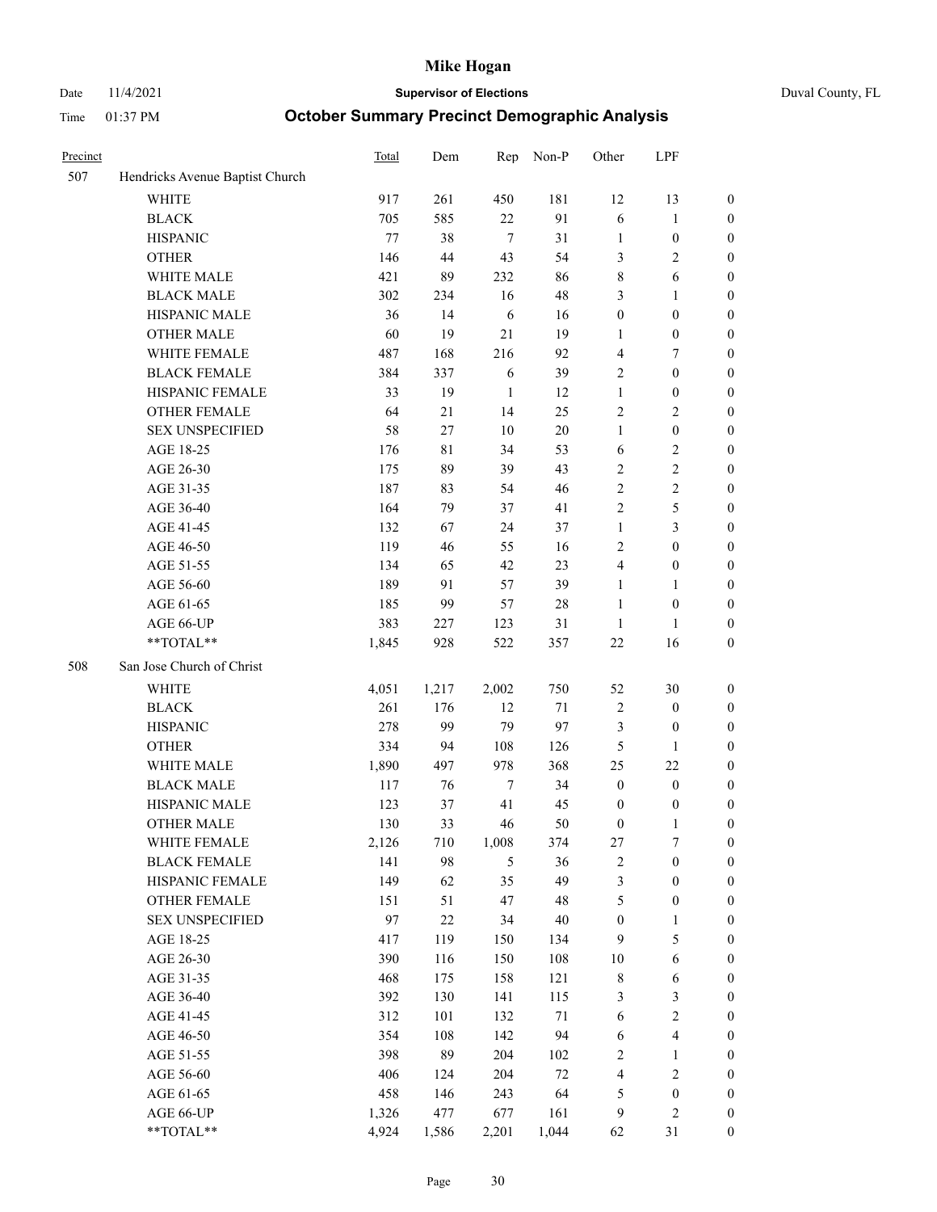# Mike Hogan

Date 11/4/2021 **Supervisor of Elections** Duval County, FL

Time 01:37 PM **October Summary Precinct Demographic Analysis**

| Precinct | | Total | Dem | Rep | Non-P | Other | LPF | |
|---|---|---|---|---|---|---|---|---|
| 507 | Hendricks Avenue Baptist Church | | | | | | | |
| | WHITE | 917 | 261 | 450 | 181 | 12 | 13 | 0 |
| | BLACK | 705 | 585 | 22 | 91 | 6 | 1 | 0 |
| | HISPANIC | 77 | 38 | 7 | 31 | 1 | 0 | 0 |
| | OTHER | 146 | 44 | 43 | 54 | 3 | 2 | 0 |
| | WHITE MALE | 421 | 89 | 232 | 86 | 8 | 6 | 0 |
| | BLACK MALE | 302 | 234 | 16 | 48 | 3 | 1 | 0 |
| | HISPANIC MALE | 36 | 14 | 6 | 16 | 0 | 0 | 0 |
| | OTHER MALE | 60 | 19 | 21 | 19 | 1 | 0 | 0 |
| | WHITE FEMALE | 487 | 168 | 216 | 92 | 4 | 7 | 0 |
| | BLACK FEMALE | 384 | 337 | 6 | 39 | 2 | 0 | 0 |
| | HISPANIC FEMALE | 33 | 19 | 1 | 12 | 1 | 0 | 0 |
| | OTHER FEMALE | 64 | 21 | 14 | 25 | 2 | 2 | 0 |
| | SEX UNSPECIFIED | 58 | 27 | 10 | 20 | 1 | 0 | 0 |
| | AGE 18-25 | 176 | 81 | 34 | 53 | 6 | 2 | 0 |
| | AGE 26-30 | 175 | 89 | 39 | 43 | 2 | 2 | 0 |
| | AGE 31-35 | 187 | 83 | 54 | 46 | 2 | 2 | 0 |
| | AGE 36-40 | 164 | 79 | 37 | 41 | 2 | 5 | 0 |
| | AGE 41-45 | 132 | 67 | 24 | 37 | 1 | 3 | 0 |
| | AGE 46-50 | 119 | 46 | 55 | 16 | 2 | 0 | 0 |
| | AGE 51-55 | 134 | 65 | 42 | 23 | 4 | 0 | 0 |
| | AGE 56-60 | 189 | 91 | 57 | 39 | 1 | 1 | 0 |
| | AGE 61-65 | 185 | 99 | 57 | 28 | 1 | 0 | 0 |
| | AGE 66-UP | 383 | 227 | 123 | 31 | 1 | 1 | 0 |
| | **TOTAL** | 1,845 | 928 | 522 | 357 | 22 | 16 | 0 |
| 508 | San Jose Church of Christ | | | | | | | |
| | WHITE | 4,051 | 1,217 | 2,002 | 750 | 52 | 30 | 0 |
| | BLACK | 261 | 176 | 12 | 71 | 2 | 0 | 0 |
| | HISPANIC | 278 | 99 | 79 | 97 | 3 | 0 | 0 |
| | OTHER | 334 | 94 | 108 | 126 | 5 | 1 | 0 |
| | WHITE MALE | 1,890 | 497 | 978 | 368 | 25 | 22 | 0 |
| | BLACK MALE | 117 | 76 | 7 | 34 | 0 | 0 | 0 |
| | HISPANIC MALE | 123 | 37 | 41 | 45 | 0 | 0 | 0 |
| | OTHER MALE | 130 | 33 | 46 | 50 | 0 | 1 | 0 |
| | WHITE FEMALE | 2,126 | 710 | 1,008 | 374 | 27 | 7 | 0 |
| | BLACK FEMALE | 141 | 98 | 5 | 36 | 2 | 0 | 0 |
| | HISPANIC FEMALE | 149 | 62 | 35 | 49 | 3 | 0 | 0 |
| | OTHER FEMALE | 151 | 51 | 47 | 48 | 5 | 0 | 0 |
| | SEX UNSPECIFIED | 97 | 22 | 34 | 40 | 0 | 1 | 0 |
| | AGE 18-25 | 417 | 119 | 150 | 134 | 9 | 5 | 0 |
| | AGE 26-30 | 390 | 116 | 150 | 108 | 10 | 6 | 0 |
| | AGE 31-35 | 468 | 175 | 158 | 121 | 8 | 6 | 0 |
| | AGE 36-40 | 392 | 130 | 141 | 115 | 3 | 3 | 0 |
| | AGE 41-45 | 312 | 101 | 132 | 71 | 6 | 2 | 0 |
| | AGE 46-50 | 354 | 108 | 142 | 94 | 6 | 4 | 0 |
| | AGE 51-55 | 398 | 89 | 204 | 102 | 2 | 1 | 0 |
| | AGE 56-60 | 406 | 124 | 204 | 72 | 4 | 2 | 0 |
| | AGE 61-65 | 458 | 146 | 243 | 64 | 5 | 0 | 0 |
| | AGE 66-UP | 1,326 | 477 | 677 | 161 | 9 | 2 | 0 |
| | **TOTAL** | 4,924 | 1,586 | 2,201 | 1,044 | 62 | 31 | 0 |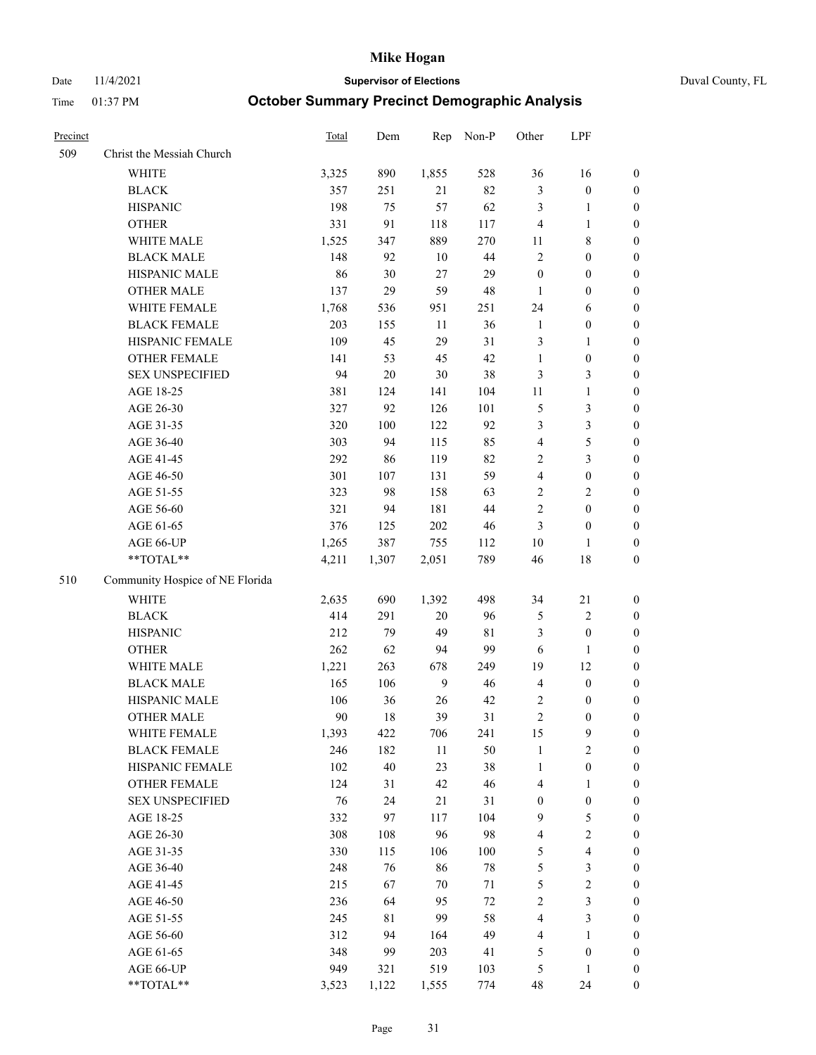# Mike Hogan

Date 11/4/2021 **Supervisor of Elections** Duval County, FL

Time 01:37 PM **October Summary Precinct Demographic Analysis**

| Precinct | | Total | Dem | Rep | Non-P | Other | LPF | |
|---|---|---|---|---|---|---|---|---|
| 509 | Christ the Messiah Church | | | | | | | |
| | WHITE | 3,325 | 890 | 1,855 | 528 | 36 | 16 | 0 |
| | BLACK | 357 | 251 | 21 | 82 | 3 | 0 | 0 |
| | HISPANIC | 198 | 75 | 57 | 62 | 3 | 1 | 0 |
| | OTHER | 331 | 91 | 118 | 117 | 4 | 1 | 0 |
| | WHITE MALE | 1,525 | 347 | 889 | 270 | 11 | 8 | 0 |
| | BLACK MALE | 148 | 92 | 10 | 44 | 2 | 0 | 0 |
| | HISPANIC MALE | 86 | 30 | 27 | 29 | 0 | 0 | 0 |
| | OTHER MALE | 137 | 29 | 59 | 48 | 1 | 0 | 0 |
| | WHITE FEMALE | 1,768 | 536 | 951 | 251 | 24 | 6 | 0 |
| | BLACK FEMALE | 203 | 155 | 11 | 36 | 1 | 0 | 0 |
| | HISPANIC FEMALE | 109 | 45 | 29 | 31 | 3 | 1 | 0 |
| | OTHER FEMALE | 141 | 53 | 45 | 42 | 1 | 0 | 0 |
| | SEX UNSPECIFIED | 94 | 20 | 30 | 38 | 3 | 3 | 0 |
| | AGE 18-25 | 381 | 124 | 141 | 104 | 11 | 1 | 0 |
| | AGE 26-30 | 327 | 92 | 126 | 101 | 5 | 3 | 0 |
| | AGE 31-35 | 320 | 100 | 122 | 92 | 3 | 3 | 0 |
| | AGE 36-40 | 303 | 94 | 115 | 85 | 4 | 5 | 0 |
| | AGE 41-45 | 292 | 86 | 119 | 82 | 2 | 3 | 0 |
| | AGE 46-50 | 301 | 107 | 131 | 59 | 4 | 0 | 0 |
| | AGE 51-55 | 323 | 98 | 158 | 63 | 2 | 2 | 0 |
| | AGE 56-60 | 321 | 94 | 181 | 44 | 2 | 0 | 0 |
| | AGE 61-65 | 376 | 125 | 202 | 46 | 3 | 0 | 0 |
| | AGE 66-UP | 1,265 | 387 | 755 | 112 | 10 | 1 | 0 |
| | **TOTAL** | 4,211 | 1,307 | 2,051 | 789 | 46 | 18 | 0 |
| 510 | Community Hospice of NE Florida | | | | | | | |
| | WHITE | 2,635 | 690 | 1,392 | 498 | 34 | 21 | 0 |
| | BLACK | 414 | 291 | 20 | 96 | 5 | 2 | 0 |
| | HISPANIC | 212 | 79 | 49 | 81 | 3 | 0 | 0 |
| | OTHER | 262 | 62 | 94 | 99 | 6 | 1 | 0 |
| | WHITE MALE | 1,221 | 263 | 678 | 249 | 19 | 12 | 0 |
| | BLACK MALE | 165 | 106 | 9 | 46 | 4 | 0 | 0 |
| | HISPANIC MALE | 106 | 36 | 26 | 42 | 2 | 0 | 0 |
| | OTHER MALE | 90 | 18 | 39 | 31 | 2 | 0 | 0 |
| | WHITE FEMALE | 1,393 | 422 | 706 | 241 | 15 | 9 | 0 |
| | BLACK FEMALE | 246 | 182 | 11 | 50 | 1 | 2 | 0 |
| | HISPANIC FEMALE | 102 | 40 | 23 | 38 | 1 | 0 | 0 |
| | OTHER FEMALE | 124 | 31 | 42 | 46 | 4 | 1 | 0 |
| | SEX UNSPECIFIED | 76 | 24 | 21 | 31 | 0 | 0 | 0 |
| | AGE 18-25 | 332 | 97 | 117 | 104 | 9 | 5 | 0 |
| | AGE 26-30 | 308 | 108 | 96 | 98 | 4 | 2 | 0 |
| | AGE 31-35 | 330 | 115 | 106 | 100 | 5 | 4 | 0 |
| | AGE 36-40 | 248 | 76 | 86 | 78 | 5 | 3 | 0 |
| | AGE 41-45 | 215 | 67 | 70 | 71 | 5 | 2 | 0 |
| | AGE 46-50 | 236 | 64 | 95 | 72 | 2 | 3 | 0 |
| | AGE 51-55 | 245 | 81 | 99 | 58 | 4 | 3 | 0 |
| | AGE 56-60 | 312 | 94 | 164 | 49 | 4 | 1 | 0 |
| | AGE 61-65 | 348 | 99 | 203 | 41 | 5 | 0 | 0 |
| | AGE 66-UP | 949 | 321 | 519 | 103 | 5 | 1 | 0 |
| | **TOTAL** | 3,523 | 1,122 | 1,555 | 774 | 48 | 24 | 0 |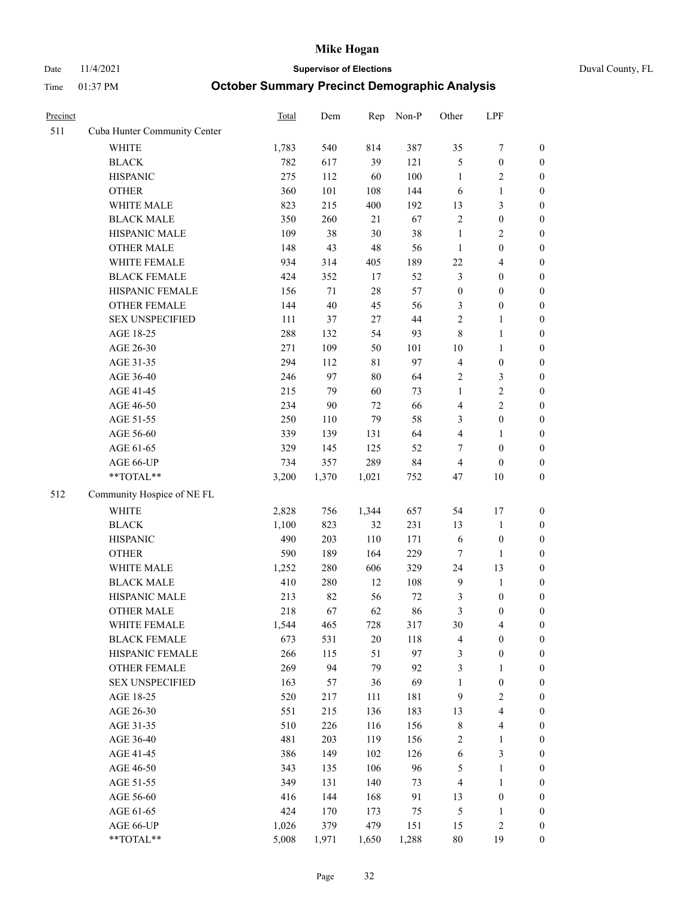| Precinct | | Total | Dem | Rep | Non-P | Other | LPF | |
|---|---|---|---|---|---|---|---|---|
| 511 | Cuba Hunter Community Center | | | | | | | |
| | WHITE | 1,783 | 540 | 814 | 387 | 35 | 7 | 0 |
| | BLACK | 782 | 617 | 39 | 121 | 5 | 0 | 0 |
| | HISPANIC | 275 | 112 | 60 | 100 | 1 | 2 | 0 |
| | OTHER | 360 | 101 | 108 | 144 | 6 | 1 | 0 |
| | WHITE MALE | 823 | 215 | 400 | 192 | 13 | 3 | 0 |
| | BLACK MALE | 350 | 260 | 21 | 67 | 2 | 0 | 0 |
| | HISPANIC MALE | 109 | 38 | 30 | 38 | 1 | 2 | 0 |
| | OTHER MALE | 148 | 43 | 48 | 56 | 1 | 0 | 0 |
| | WHITE FEMALE | 934 | 314 | 405 | 189 | 22 | 4 | 0 |
| | BLACK FEMALE | 424 | 352 | 17 | 52 | 3 | 0 | 0 |
| | HISPANIC FEMALE | 156 | 71 | 28 | 57 | 0 | 0 | 0 |
| | OTHER FEMALE | 144 | 40 | 45 | 56 | 3 | 0 | 0 |
| | SEX UNSPECIFIED | 111 | 37 | 27 | 44 | 2 | 1 | 0 |
| | AGE 18-25 | 288 | 132 | 54 | 93 | 8 | 1 | 0 |
| | AGE 26-30 | 271 | 109 | 50 | 101 | 10 | 1 | 0 |
| | AGE 31-35 | 294 | 112 | 81 | 97 | 4 | 0 | 0 |
| | AGE 36-40 | 246 | 97 | 80 | 64 | 2 | 3 | 0 |
| | AGE 41-45 | 215 | 79 | 60 | 73 | 1 | 2 | 0 |
| | AGE 46-50 | 234 | 90 | 72 | 66 | 4 | 2 | 0 |
| | AGE 51-55 | 250 | 110 | 79 | 58 | 3 | 0 | 0 |
| | AGE 56-60 | 339 | 139 | 131 | 64 | 4 | 1 | 0 |
| | AGE 61-65 | 329 | 145 | 125 | 52 | 7 | 0 | 0 |
| | AGE 66-UP | 734 | 357 | 289 | 84 | 4 | 0 | 0 |
| | **TOTAL** | 3,200 | 1,370 | 1,021 | 752 | 47 | 10 | 0 |
| 512 | Community Hospice of NE FL | | | | | | | |
| | WHITE | 2,828 | 756 | 1,344 | 657 | 54 | 17 | 0 |
| | BLACK | 1,100 | 823 | 32 | 231 | 13 | 1 | 0 |
| | HISPANIC | 490 | 203 | 110 | 171 | 6 | 0 | 0 |
| | OTHER | 590 | 189 | 164 | 229 | 7 | 1 | 0 |
| | WHITE MALE | 1,252 | 280 | 606 | 329 | 24 | 13 | 0 |
| | BLACK MALE | 410 | 280 | 12 | 108 | 9 | 1 | 0 |
| | HISPANIC MALE | 213 | 82 | 56 | 72 | 3 | 0 | 0 |
| | OTHER MALE | 218 | 67 | 62 | 86 | 3 | 0 | 0 |
| | WHITE FEMALE | 1,544 | 465 | 728 | 317 | 30 | 4 | 0 |
| | BLACK FEMALE | 673 | 531 | 20 | 118 | 4 | 0 | 0 |
| | HISPANIC FEMALE | 266 | 115 | 51 | 97 | 3 | 0 | 0 |
| | OTHER FEMALE | 269 | 94 | 79 | 92 | 3 | 1 | 0 |
| | SEX UNSPECIFIED | 163 | 57 | 36 | 69 | 1 | 0 | 0 |
| | AGE 18-25 | 520 | 217 | 111 | 181 | 9 | 2 | 0 |
| | AGE 26-30 | 551 | 215 | 136 | 183 | 13 | 4 | 0 |
| | AGE 31-35 | 510 | 226 | 116 | 156 | 8 | 4 | 0 |
| | AGE 36-40 | 481 | 203 | 119 | 156 | 2 | 1 | 0 |
| | AGE 41-45 | 386 | 149 | 102 | 126 | 6 | 3 | 0 |
| | AGE 46-50 | 343 | 135 | 106 | 96 | 5 | 1 | 0 |
| | AGE 51-55 | 349 | 131 | 140 | 73 | 4 | 1 | 0 |
| | AGE 56-60 | 416 | 144 | 168 | 91 | 13 | 0 | 0 |
| | AGE 61-65 | 424 | 170 | 173 | 75 | 5 | 1 | 0 |
| | AGE 66-UP | 1,026 | 379 | 479 | 151 | 15 | 2 | 0 |
| | **TOTAL** | 5,008 | 1,971 | 1,650 | 1,288 | 80 | 19 | 0 |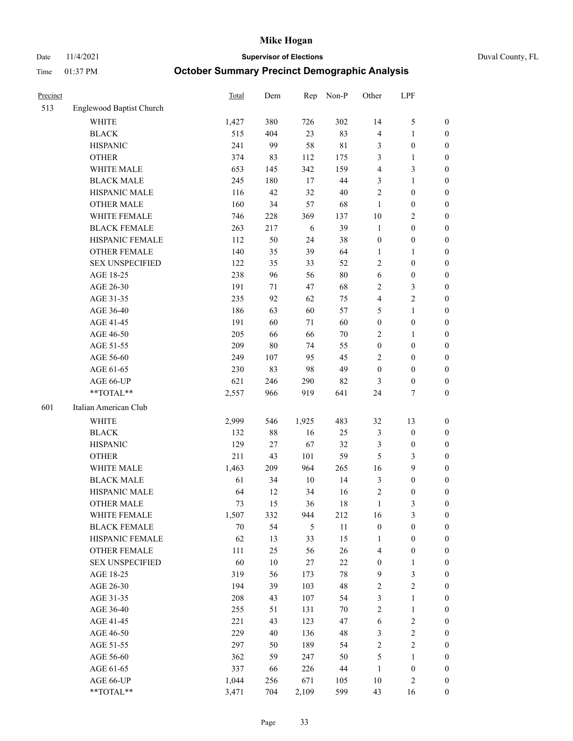# Mike Hogan

Date 11/4/2021 **Supervisor of Elections** Duval County, FL

Time 01:37 PM **October Summary Precinct Demographic Analysis**

| Precinct | | Total | Dem | Rep | Non-P | Other | LPF | |
|---|---|---|---|---|---|---|---|---|
| 513 | Englewood Baptist Church | | | | | | | |
| | WHITE | 1,427 | 380 | 726 | 302 | 14 | 5 | 0 |
| | BLACK | 515 | 404 | 23 | 83 | 4 | 1 | 0 |
| | HISPANIC | 241 | 99 | 58 | 81 | 3 | 0 | 0 |
| | OTHER | 374 | 83 | 112 | 175 | 3 | 1 | 0 |
| | WHITE MALE | 653 | 145 | 342 | 159 | 4 | 3 | 0 |
| | BLACK MALE | 245 | 180 | 17 | 44 | 3 | 1 | 0 |
| | HISPANIC MALE | 116 | 42 | 32 | 40 | 2 | 0 | 0 |
| | OTHER MALE | 160 | 34 | 57 | 68 | 1 | 0 | 0 |
| | WHITE FEMALE | 746 | 228 | 369 | 137 | 10 | 2 | 0 |
| | BLACK FEMALE | 263 | 217 | 6 | 39 | 1 | 0 | 0 |
| | HISPANIC FEMALE | 112 | 50 | 24 | 38 | 0 | 0 | 0 |
| | OTHER FEMALE | 140 | 35 | 39 | 64 | 1 | 1 | 0 |
| | SEX UNSPECIFIED | 122 | 35 | 33 | 52 | 2 | 0 | 0 |
| | AGE 18-25 | 238 | 96 | 56 | 80 | 6 | 0 | 0 |
| | AGE 26-30 | 191 | 71 | 47 | 68 | 2 | 3 | 0 |
| | AGE 31-35 | 235 | 92 | 62 | 75 | 4 | 2 | 0 |
| | AGE 36-40 | 186 | 63 | 60 | 57 | 5 | 1 | 0 |
| | AGE 41-45 | 191 | 60 | 71 | 60 | 0 | 0 | 0 |
| | AGE 46-50 | 205 | 66 | 66 | 70 | 2 | 1 | 0 |
| | AGE 51-55 | 209 | 80 | 74 | 55 | 0 | 0 | 0 |
| | AGE 56-60 | 249 | 107 | 95 | 45 | 2 | 0 | 0 |
| | AGE 61-65 | 230 | 83 | 98 | 49 | 0 | 0 | 0 |
| | AGE 66-UP | 621 | 246 | 290 | 82 | 3 | 0 | 0 |
| | **TOTAL** | 2,557 | 966 | 919 | 641 | 24 | 7 | 0 |
| 601 | Italian American Club | | | | | | | |
| | WHITE | 2,999 | 546 | 1,925 | 483 | 32 | 13 | 0 |
| | BLACK | 132 | 88 | 16 | 25 | 3 | 0 | 0 |
| | HISPANIC | 129 | 27 | 67 | 32 | 3 | 0 | 0 |
| | OTHER | 211 | 43 | 101 | 59 | 5 | 3 | 0 |
| | WHITE MALE | 1,463 | 209 | 964 | 265 | 16 | 9 | 0 |
| | BLACK MALE | 61 | 34 | 10 | 14 | 3 | 0 | 0 |
| | HISPANIC MALE | 64 | 12 | 34 | 16 | 2 | 0 | 0 |
| | OTHER MALE | 73 | 15 | 36 | 18 | 1 | 3 | 0 |
| | WHITE FEMALE | 1,507 | 332 | 944 | 212 | 16 | 3 | 0 |
| | BLACK FEMALE | 70 | 54 | 5 | 11 | 0 | 0 | 0 |
| | HISPANIC FEMALE | 62 | 13 | 33 | 15 | 1 | 0 | 0 |
| | OTHER FEMALE | 111 | 25 | 56 | 26 | 4 | 0 | 0 |
| | SEX UNSPECIFIED | 60 | 10 | 27 | 22 | 0 | 1 | 0 |
| | AGE 18-25 | 319 | 56 | 173 | 78 | 9 | 3 | 0 |
| | AGE 26-30 | 194 | 39 | 103 | 48 | 2 | 2 | 0 |
| | AGE 31-35 | 208 | 43 | 107 | 54 | 3 | 1 | 0 |
| | AGE 36-40 | 255 | 51 | 131 | 70 | 2 | 1 | 0 |
| | AGE 41-45 | 221 | 43 | 123 | 47 | 6 | 2 | 0 |
| | AGE 46-50 | 229 | 40 | 136 | 48 | 3 | 2 | 0 |
| | AGE 51-55 | 297 | 50 | 189 | 54 | 2 | 2 | 0 |
| | AGE 56-60 | 362 | 59 | 247 | 50 | 5 | 1 | 0 |
| | AGE 61-65 | 337 | 66 | 226 | 44 | 1 | 0 | 0 |
| | AGE 66-UP | 1,044 | 256 | 671 | 105 | 10 | 2 | 0 |
| | **TOTAL** | 3,471 | 704 | 2,109 | 599 | 43 | 16 | 0 |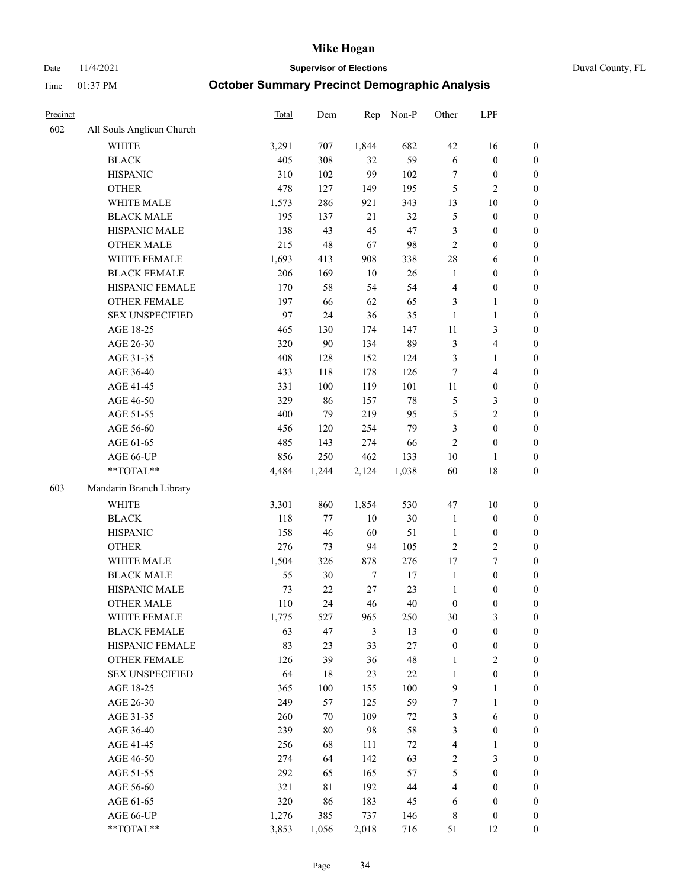# Mike Hogan

Date 11/4/2021 **Supervisor of Elections** Duval County, FL

Time 01:37 PM **October Summary Precinct Demographic Analysis**

| Precinct | | Total | Dem | Rep | Non-P | Other | LPF | |
|---|---|---|---|---|---|---|---|---|
| 602 | All Souls Anglican Church | | | | | | | |
| | WHITE | 3,291 | 707 | 1,844 | 682 | 42 | 16 | 0 |
| | BLACK | 405 | 308 | 32 | 59 | 6 | 0 | 0 |
| | HISPANIC | 310 | 102 | 99 | 102 | 7 | 0 | 0 |
| | OTHER | 478 | 127 | 149 | 195 | 5 | 2 | 0 |
| | WHITE MALE | 1,573 | 286 | 921 | 343 | 13 | 10 | 0 |
| | BLACK MALE | 195 | 137 | 21 | 32 | 5 | 0 | 0 |
| | HISPANIC MALE | 138 | 43 | 45 | 47 | 3 | 0 | 0 |
| | OTHER MALE | 215 | 48 | 67 | 98 | 2 | 0 | 0 |
| | WHITE FEMALE | 1,693 | 413 | 908 | 338 | 28 | 6 | 0 |
| | BLACK FEMALE | 206 | 169 | 10 | 26 | 1 | 0 | 0 |
| | HISPANIC FEMALE | 170 | 58 | 54 | 54 | 4 | 0 | 0 |
| | OTHER FEMALE | 197 | 66 | 62 | 65 | 3 | 1 | 0 |
| | SEX UNSPECIFIED | 97 | 24 | 36 | 35 | 1 | 1 | 0 |
| | AGE 18-25 | 465 | 130 | 174 | 147 | 11 | 3 | 0 |
| | AGE 26-30 | 320 | 90 | 134 | 89 | 3 | 4 | 0 |
| | AGE 31-35 | 408 | 128 | 152 | 124 | 3 | 1 | 0 |
| | AGE 36-40 | 433 | 118 | 178 | 126 | 7 | 4 | 0 |
| | AGE 41-45 | 331 | 100 | 119 | 101 | 11 | 0 | 0 |
| | AGE 46-50 | 329 | 86 | 157 | 78 | 5 | 3 | 0 |
| | AGE 51-55 | 400 | 79 | 219 | 95 | 5 | 2 | 0 |
| | AGE 56-60 | 456 | 120 | 254 | 79 | 3 | 0 | 0 |
| | AGE 61-65 | 485 | 143 | 274 | 66 | 2 | 0 | 0 |
| | AGE 66-UP | 856 | 250 | 462 | 133 | 10 | 1 | 0 |
| | **TOTAL** | 4,484 | 1,244 | 2,124 | 1,038 | 60 | 18 | 0 |
| 603 | Mandarin Branch Library | | | | | | | |
| | WHITE | 3,301 | 860 | 1,854 | 530 | 47 | 10 | 0 |
| | BLACK | 118 | 77 | 10 | 30 | 1 | 0 | 0 |
| | HISPANIC | 158 | 46 | 60 | 51 | 1 | 0 | 0 |
| | OTHER | 276 | 73 | 94 | 105 | 2 | 2 | 0 |
| | WHITE MALE | 1,504 | 326 | 878 | 276 | 17 | 7 | 0 |
| | BLACK MALE | 55 | 30 | 7 | 17 | 1 | 0 | 0 |
| | HISPANIC MALE | 73 | 22 | 27 | 23 | 1 | 0 | 0 |
| | OTHER MALE | 110 | 24 | 46 | 40 | 0 | 0 | 0 |
| | WHITE FEMALE | 1,775 | 527 | 965 | 250 | 30 | 3 | 0 |
| | BLACK FEMALE | 63 | 47 | 3 | 13 | 0 | 0 | 0 |
| | HISPANIC FEMALE | 83 | 23 | 33 | 27 | 0 | 0 | 0 |
| | OTHER FEMALE | 126 | 39 | 36 | 48 | 1 | 2 | 0 |
| | SEX UNSPECIFIED | 64 | 18 | 23 | 22 | 1 | 0 | 0 |
| | AGE 18-25 | 365 | 100 | 155 | 100 | 9 | 1 | 0 |
| | AGE 26-30 | 249 | 57 | 125 | 59 | 7 | 1 | 0 |
| | AGE 31-35 | 260 | 70 | 109 | 72 | 3 | 6 | 0 |
| | AGE 36-40 | 239 | 80 | 98 | 58 | 3 | 0 | 0 |
| | AGE 41-45 | 256 | 68 | 111 | 72 | 4 | 1 | 0 |
| | AGE 46-50 | 274 | 64 | 142 | 63 | 2 | 3 | 0 |
| | AGE 51-55 | 292 | 65 | 165 | 57 | 5 | 0 | 0 |
| | AGE 56-60 | 321 | 81 | 192 | 44 | 4 | 0 | 0 |
| | AGE 61-65 | 320 | 86 | 183 | 45 | 6 | 0 | 0 |
| | AGE 66-UP | 1,276 | 385 | 737 | 146 | 8 | 0 | 0 |
| | **TOTAL** | 3,853 | 1,056 | 2,018 | 716 | 51 | 12 | 0 |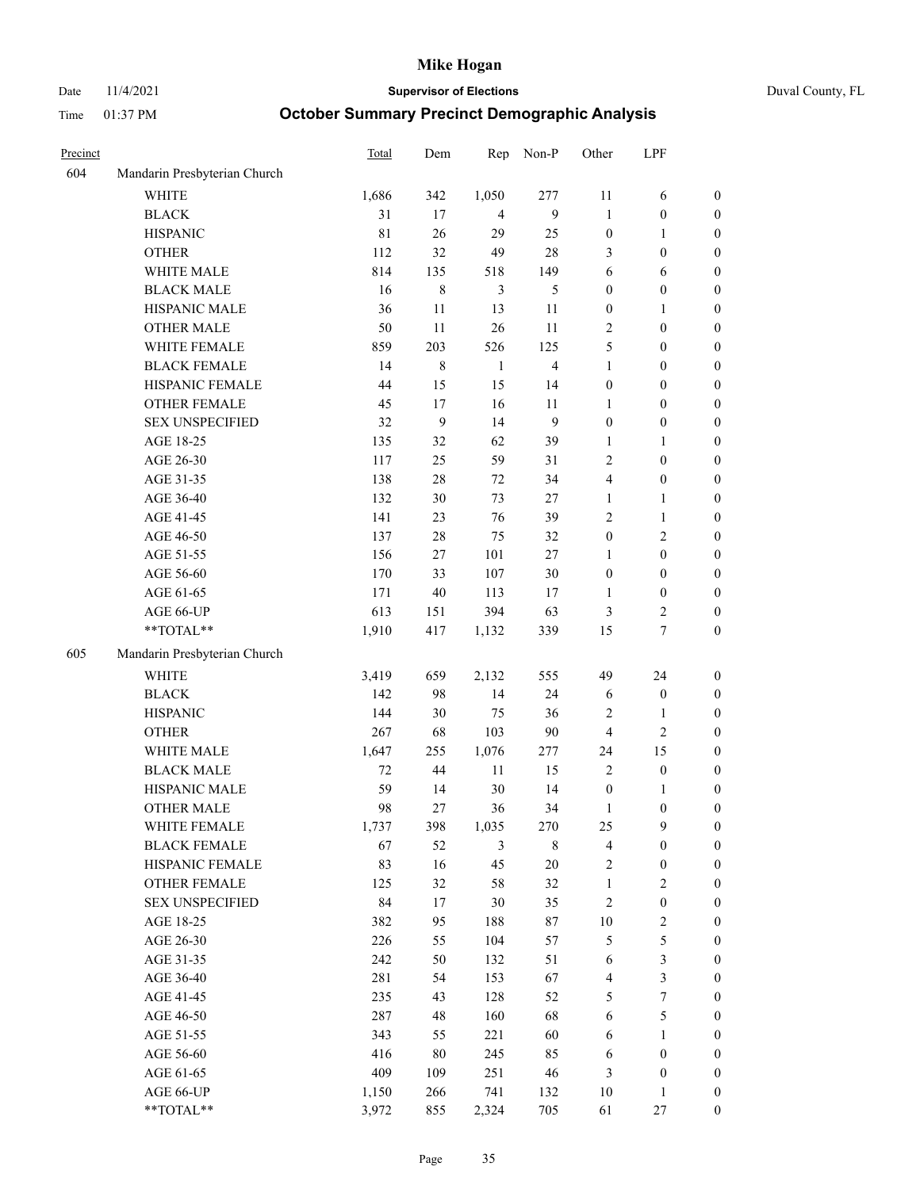# Mike Hogan

Date 11/4/2021 | **Supervisor of Elections** | Duval County, FL

Time 01:37 PM | **October Summary Precinct Demographic Analysis**

| Precinct | | Total | Dem | Rep | Non-P | Other | LPF | |
|---|---|---|---|---|---|---|---|---|
| 604 | Mandarin Presbyterian Church | | | | | | | |
| | WHITE | 1,686 | 342 | 1,050 | 277 | 11 | 6 | 0 |
| | BLACK | 31 | 17 | 4 | 9 | 1 | 0 | 0 |
| | HISPANIC | 81 | 26 | 29 | 25 | 0 | 1 | 0 |
| | OTHER | 112 | 32 | 49 | 28 | 3 | 0 | 0 |
| | WHITE MALE | 814 | 135 | 518 | 149 | 6 | 6 | 0 |
| | BLACK MALE | 16 | 8 | 3 | 5 | 0 | 0 | 0 |
| | HISPANIC MALE | 36 | 11 | 13 | 11 | 0 | 1 | 0 |
| | OTHER MALE | 50 | 11 | 26 | 11 | 2 | 0 | 0 |
| | WHITE FEMALE | 859 | 203 | 526 | 125 | 5 | 0 | 0 |
| | BLACK FEMALE | 14 | 8 | 1 | 4 | 1 | 0 | 0 |
| | HISPANIC FEMALE | 44 | 15 | 15 | 14 | 0 | 0 | 0 |
| | OTHER FEMALE | 45 | 17 | 16 | 11 | 1 | 0 | 0 |
| | SEX UNSPECIFIED | 32 | 9 | 14 | 9 | 0 | 0 | 0 |
| | AGE 18-25 | 135 | 32 | 62 | 39 | 1 | 1 | 0 |
| | AGE 26-30 | 117 | 25 | 59 | 31 | 2 | 0 | 0 |
| | AGE 31-35 | 138 | 28 | 72 | 34 | 4 | 0 | 0 |
| | AGE 36-40 | 132 | 30 | 73 | 27 | 1 | 1 | 0 |
| | AGE 41-45 | 141 | 23 | 76 | 39 | 2 | 1 | 0 |
| | AGE 46-50 | 137 | 28 | 75 | 32 | 0 | 2 | 0 |
| | AGE 51-55 | 156 | 27 | 101 | 27 | 1 | 0 | 0 |
| | AGE 56-60 | 170 | 33 | 107 | 30 | 0 | 0 | 0 |
| | AGE 61-65 | 171 | 40 | 113 | 17 | 1 | 0 | 0 |
| | AGE 66-UP | 613 | 151 | 394 | 63 | 3 | 2 | 0 |
| | **TOTAL** | 1,910 | 417 | 1,132 | 339 | 15 | 7 | 0 |
| 605 | Mandarin Presbyterian Church | | | | | | | |
| | WHITE | 3,419 | 659 | 2,132 | 555 | 49 | 24 | 0 |
| | BLACK | 142 | 98 | 14 | 24 | 6 | 0 | 0 |
| | HISPANIC | 144 | 30 | 75 | 36 | 2 | 1 | 0 |
| | OTHER | 267 | 68 | 103 | 90 | 4 | 2 | 0 |
| | WHITE MALE | 1,647 | 255 | 1,076 | 277 | 24 | 15 | 0 |
| | BLACK MALE | 72 | 44 | 11 | 15 | 2 | 0 | 0 |
| | HISPANIC MALE | 59 | 14 | 30 | 14 | 0 | 1 | 0 |
| | OTHER MALE | 98 | 27 | 36 | 34 | 1 | 0 | 0 |
| | WHITE FEMALE | 1,737 | 398 | 1,035 | 270 | 25 | 9 | 0 |
| | BLACK FEMALE | 67 | 52 | 3 | 8 | 4 | 0 | 0 |
| | HISPANIC FEMALE | 83 | 16 | 45 | 20 | 2 | 0 | 0 |
| | OTHER FEMALE | 125 | 32 | 58 | 32 | 1 | 2 | 0 |
| | SEX UNSPECIFIED | 84 | 17 | 30 | 35 | 2 | 0 | 0 |
| | AGE 18-25 | 382 | 95 | 188 | 87 | 10 | 2 | 0 |
| | AGE 26-30 | 226 | 55 | 104 | 57 | 5 | 5 | 0 |
| | AGE 31-35 | 242 | 50 | 132 | 51 | 6 | 3 | 0 |
| | AGE 36-40 | 281 | 54 | 153 | 67 | 4 | 3 | 0 |
| | AGE 41-45 | 235 | 43 | 128 | 52 | 5 | 7 | 0 |
| | AGE 46-50 | 287 | 48 | 160 | 68 | 6 | 5 | 0 |
| | AGE 51-55 | 343 | 55 | 221 | 60 | 6 | 1 | 0 |
| | AGE 56-60 | 416 | 80 | 245 | 85 | 6 | 0 | 0 |
| | AGE 61-65 | 409 | 109 | 251 | 46 | 3 | 0 | 0 |
| | AGE 66-UP | 1,150 | 266 | 741 | 132 | 10 | 1 | 0 |
| | **TOTAL** | 3,972 | 855 | 2,324 | 705 | 61 | 27 | 0 |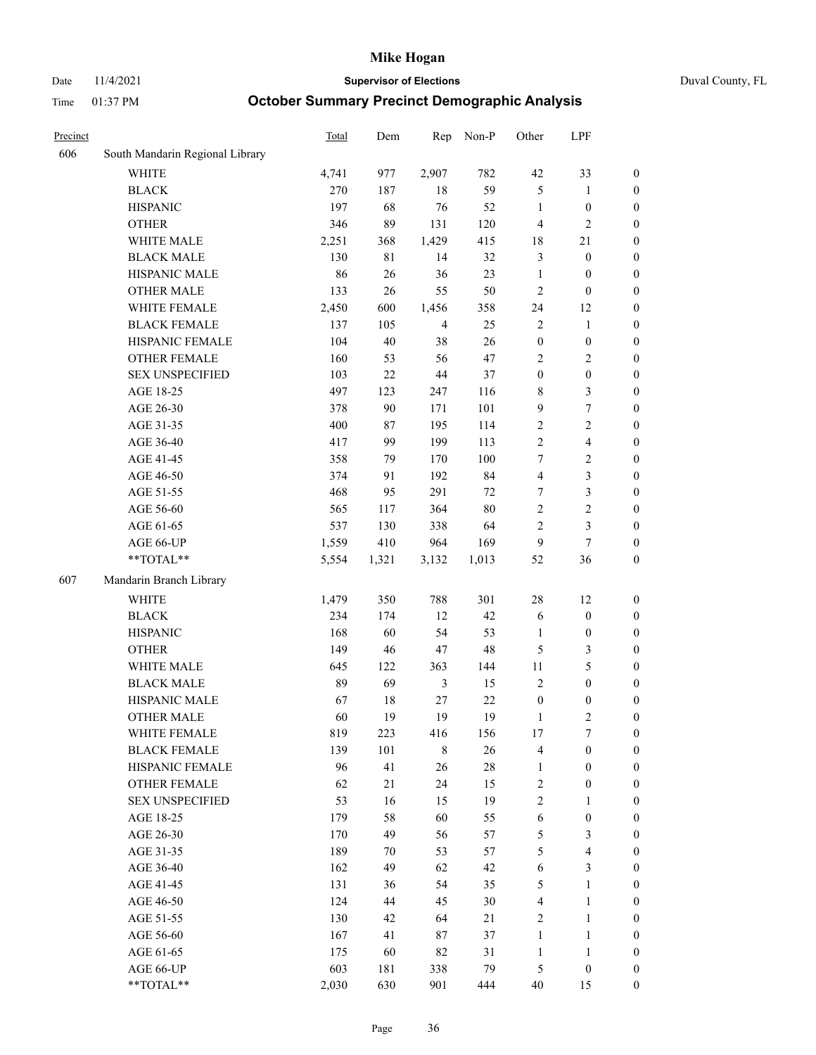# Mike Hogan

Date 11/4/2021 **Supervisor of Elections** Duval County, FL

Time 01:37 PM **October Summary Precinct Demographic Analysis**

| Precinct | | Total | Dem | Rep | Non-P | Other | LPF | |
|---|---|---|---|---|---|---|---|---|
| 606 | South Mandarin Regional Library | | | | | | | |
| | WHITE | 4,741 | 977 | 2,907 | 782 | 42 | 33 | 0 |
| | BLACK | 270 | 187 | 18 | 59 | 5 | 1 | 0 |
| | HISPANIC | 197 | 68 | 76 | 52 | 1 | 0 | 0 |
| | OTHER | 346 | 89 | 131 | 120 | 4 | 2 | 0 |
| | WHITE MALE | 2,251 | 368 | 1,429 | 415 | 18 | 21 | 0 |
| | BLACK MALE | 130 | 81 | 14 | 32 | 3 | 0 | 0 |
| | HISPANIC MALE | 86 | 26 | 36 | 23 | 1 | 0 | 0 |
| | OTHER MALE | 133 | 26 | 55 | 50 | 2 | 0 | 0 |
| | WHITE FEMALE | 2,450 | 600 | 1,456 | 358 | 24 | 12 | 0 |
| | BLACK FEMALE | 137 | 105 | 4 | 25 | 2 | 1 | 0 |
| | HISPANIC FEMALE | 104 | 40 | 38 | 26 | 0 | 0 | 0 |
| | OTHER FEMALE | 160 | 53 | 56 | 47 | 2 | 2 | 0 |
| | SEX UNSPECIFIED | 103 | 22 | 44 | 37 | 0 | 0 | 0 |
| | AGE 18-25 | 497 | 123 | 247 | 116 | 8 | 3 | 0 |
| | AGE 26-30 | 378 | 90 | 171 | 101 | 9 | 7 | 0 |
| | AGE 31-35 | 400 | 87 | 195 | 114 | 2 | 2 | 0 |
| | AGE 36-40 | 417 | 99 | 199 | 113 | 2 | 4 | 0 |
| | AGE 41-45 | 358 | 79 | 170 | 100 | 7 | 2 | 0 |
| | AGE 46-50 | 374 | 91 | 192 | 84 | 4 | 3 | 0 |
| | AGE 51-55 | 468 | 95 | 291 | 72 | 7 | 3 | 0 |
| | AGE 56-60 | 565 | 117 | 364 | 80 | 2 | 2 | 0 |
| | AGE 61-65 | 537 | 130 | 338 | 64 | 2 | 3 | 0 |
| | AGE 66-UP | 1,559 | 410 | 964 | 169 | 9 | 7 | 0 |
| | **TOTAL** | 5,554 | 1,321 | 3,132 | 1,013 | 52 | 36 | 0 |
| 607 | Mandarin Branch Library | | | | | | | |
| | WHITE | 1,479 | 350 | 788 | 301 | 28 | 12 | 0 |
| | BLACK | 234 | 174 | 12 | 42 | 6 | 0 | 0 |
| | HISPANIC | 168 | 60 | 54 | 53 | 1 | 0 | 0 |
| | OTHER | 149 | 46 | 47 | 48 | 5 | 3 | 0 |
| | WHITE MALE | 645 | 122 | 363 | 144 | 11 | 5 | 0 |
| | BLACK MALE | 89 | 69 | 3 | 15 | 2 | 0 | 0 |
| | HISPANIC MALE | 67 | 18 | 27 | 22 | 0 | 0 | 0 |
| | OTHER MALE | 60 | 19 | 19 | 19 | 1 | 2 | 0 |
| | WHITE FEMALE | 819 | 223 | 416 | 156 | 17 | 7 | 0 |
| | BLACK FEMALE | 139 | 101 | 8 | 26 | 4 | 0 | 0 |
| | HISPANIC FEMALE | 96 | 41 | 26 | 28 | 1 | 0 | 0 |
| | OTHER FEMALE | 62 | 21 | 24 | 15 | 2 | 0 | 0 |
| | SEX UNSPECIFIED | 53 | 16 | 15 | 19 | 2 | 1 | 0 |
| | AGE 18-25 | 179 | 58 | 60 | 55 | 6 | 0 | 0 |
| | AGE 26-30 | 170 | 49 | 56 | 57 | 5 | 3 | 0 |
| | AGE 31-35 | 189 | 70 | 53 | 57 | 5 | 4 | 0 |
| | AGE 36-40 | 162 | 49 | 62 | 42 | 6 | 3 | 0 |
| | AGE 41-45 | 131 | 36 | 54 | 35 | 5 | 1 | 0 |
| | AGE 46-50 | 124 | 44 | 45 | 30 | 4 | 1 | 0 |
| | AGE 51-55 | 130 | 42 | 64 | 21 | 2 | 1 | 0 |
| | AGE 56-60 | 167 | 41 | 87 | 37 | 1 | 1 | 0 |
| | AGE 61-65 | 175 | 60 | 82 | 31 | 1 | 1 | 0 |
| | AGE 66-UP | 603 | 181 | 338 | 79 | 5 | 0 | 0 |
| | **TOTAL** | 2,030 | 630 | 901 | 444 | 40 | 15 | 0 |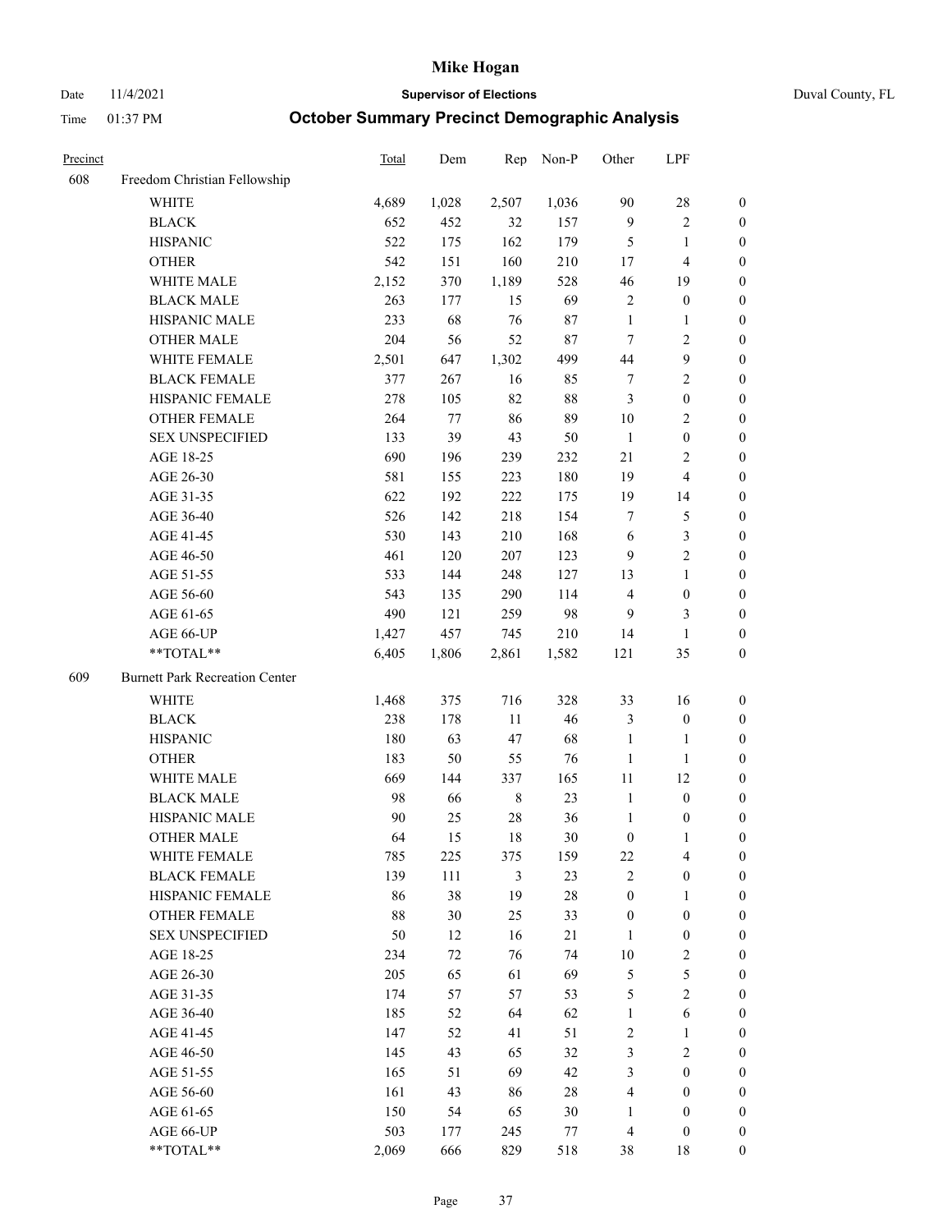# Mike Hogan

Date 11/4/2021 **Supervisor of Elections** Duval County, FL

Time 01:37 PM **October Summary Precinct Demographic Analysis**

| Precinct | | Total | Dem | Rep | Non-P | Other | LPF | |
|---|---|---|---|---|---|---|---|---|
| 608 | Freedom Christian Fellowship | | | | | | | |
| | WHITE | 4,689 | 1,028 | 2,507 | 1,036 | 90 | 28 | 0 |
| | BLACK | 652 | 452 | 32 | 157 | 9 | 2 | 0 |
| | HISPANIC | 522 | 175 | 162 | 179 | 5 | 1 | 0 |
| | OTHER | 542 | 151 | 160 | 210 | 17 | 4 | 0 |
| | WHITE MALE | 2,152 | 370 | 1,189 | 528 | 46 | 19 | 0 |
| | BLACK MALE | 263 | 177 | 15 | 69 | 2 | 0 | 0 |
| | HISPANIC MALE | 233 | 68 | 76 | 87 | 1 | 1 | 0 |
| | OTHER MALE | 204 | 56 | 52 | 87 | 7 | 2 | 0 |
| | WHITE FEMALE | 2,501 | 647 | 1,302 | 499 | 44 | 9 | 0 |
| | BLACK FEMALE | 377 | 267 | 16 | 85 | 7 | 2 | 0 |
| | HISPANIC FEMALE | 278 | 105 | 82 | 88 | 3 | 0 | 0 |
| | OTHER FEMALE | 264 | 77 | 86 | 89 | 10 | 2 | 0 |
| | SEX UNSPECIFIED | 133 | 39 | 43 | 50 | 1 | 0 | 0 |
| | AGE 18-25 | 690 | 196 | 239 | 232 | 21 | 2 | 0 |
| | AGE 26-30 | 581 | 155 | 223 | 180 | 19 | 4 | 0 |
| | AGE 31-35 | 622 | 192 | 222 | 175 | 19 | 14 | 0 |
| | AGE 36-40 | 526 | 142 | 218 | 154 | 7 | 5 | 0 |
| | AGE 41-45 | 530 | 143 | 210 | 168 | 6 | 3 | 0 |
| | AGE 46-50 | 461 | 120 | 207 | 123 | 9 | 2 | 0 |
| | AGE 51-55 | 533 | 144 | 248 | 127 | 13 | 1 | 0 |
| | AGE 56-60 | 543 | 135 | 290 | 114 | 4 | 0 | 0 |
| | AGE 61-65 | 490 | 121 | 259 | 98 | 9 | 3 | 0 |
| | AGE 66-UP | 1,427 | 457 | 745 | 210 | 14 | 1 | 0 |
| | **TOTAL** | 6,405 | 1,806 | 2,861 | 1,582 | 121 | 35 | 0 |
| 609 | Burnett Park Recreation Center | | | | | | | |
| | WHITE | 1,468 | 375 | 716 | 328 | 33 | 16 | 0 |
| | BLACK | 238 | 178 | 11 | 46 | 3 | 0 | 0 |
| | HISPANIC | 180 | 63 | 47 | 68 | 1 | 1 | 0 |
| | OTHER | 183 | 50 | 55 | 76 | 1 | 1 | 0 |
| | WHITE MALE | 669 | 144 | 337 | 165 | 11 | 12 | 0 |
| | BLACK MALE | 98 | 66 | 8 | 23 | 1 | 0 | 0 |
| | HISPANIC MALE | 90 | 25 | 28 | 36 | 1 | 0 | 0 |
| | OTHER MALE | 64 | 15 | 18 | 30 | 0 | 1 | 0 |
| | WHITE FEMALE | 785 | 225 | 375 | 159 | 22 | 4 | 0 |
| | BLACK FEMALE | 139 | 111 | 3 | 23 | 2 | 0 | 0 |
| | HISPANIC FEMALE | 86 | 38 | 19 | 28 | 0 | 1 | 0 |
| | OTHER FEMALE | 88 | 30 | 25 | 33 | 0 | 0 | 0 |
| | SEX UNSPECIFIED | 50 | 12 | 16 | 21 | 1 | 0 | 0 |
| | AGE 18-25 | 234 | 72 | 76 | 74 | 10 | 2 | 0 |
| | AGE 26-30 | 205 | 65 | 61 | 69 | 5 | 5 | 0 |
| | AGE 31-35 | 174 | 57 | 57 | 53 | 5 | 2 | 0 |
| | AGE 36-40 | 185 | 52 | 64 | 62 | 1 | 6 | 0 |
| | AGE 41-45 | 147 | 52 | 41 | 51 | 2 | 1 | 0 |
| | AGE 46-50 | 145 | 43 | 65 | 32 | 3 | 2 | 0 |
| | AGE 51-55 | 165 | 51 | 69 | 42 | 3 | 0 | 0 |
| | AGE 56-60 | 161 | 43 | 86 | 28 | 4 | 0 | 0 |
| | AGE 61-65 | 150 | 54 | 65 | 30 | 1 | 0 | 0 |
| | AGE 66-UP | 503 | 177 | 245 | 77 | 4 | 0 | 0 |
| | **TOTAL** | 2,069 | 666 | 829 | 518 | 38 | 18 | 0 |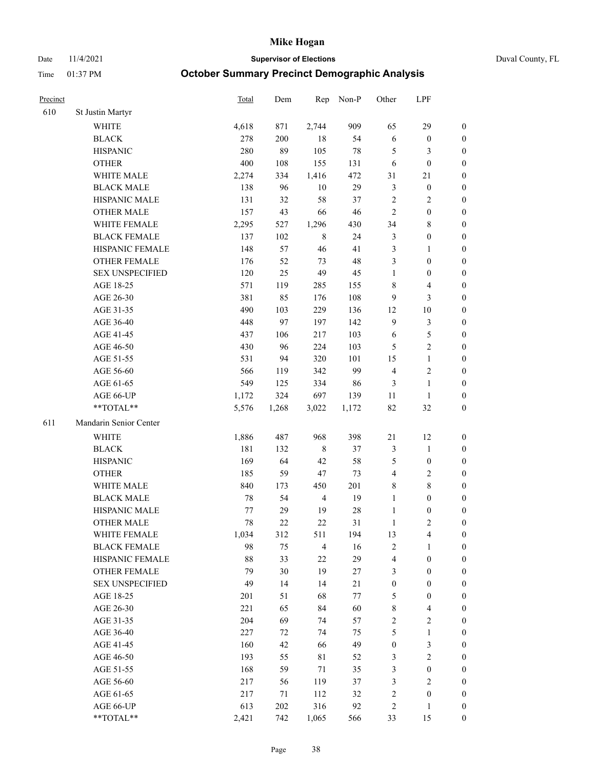# Mike Hogan

Date 11/4/2021 — **Supervisor of Elections** — Duval County, FL

Time 01:37 PM — **October Summary Precinct Demographic Analysis**

| Precinct | | Total | Dem | Rep | Non-P | Other | LPF | |
|---|---|---|---|---|---|---|---|---|
| 610 | St Justin Martyr | | | | | | | |
| | WHITE | 4,618 | 871 | 2,744 | 909 | 65 | 29 | 0 |
| | BLACK | 278 | 200 | 18 | 54 | 6 | 0 | 0 |
| | HISPANIC | 280 | 89 | 105 | 78 | 5 | 3 | 0 |
| | OTHER | 400 | 108 | 155 | 131 | 6 | 0 | 0 |
| | WHITE MALE | 2,274 | 334 | 1,416 | 472 | 31 | 21 | 0 |
| | BLACK MALE | 138 | 96 | 10 | 29 | 3 | 0 | 0 |
| | HISPANIC MALE | 131 | 32 | 58 | 37 | 2 | 2 | 0 |
| | OTHER MALE | 157 | 43 | 66 | 46 | 2 | 0 | 0 |
| | WHITE FEMALE | 2,295 | 527 | 1,296 | 430 | 34 | 8 | 0 |
| | BLACK FEMALE | 137 | 102 | 8 | 24 | 3 | 0 | 0 |
| | HISPANIC FEMALE | 148 | 57 | 46 | 41 | 3 | 1 | 0 |
| | OTHER FEMALE | 176 | 52 | 73 | 48 | 3 | 0 | 0 |
| | SEX UNSPECIFIED | 120 | 25 | 49 | 45 | 1 | 0 | 0 |
| | AGE 18-25 | 571 | 119 | 285 | 155 | 8 | 4 | 0 |
| | AGE 26-30 | 381 | 85 | 176 | 108 | 9 | 3 | 0 |
| | AGE 31-35 | 490 | 103 | 229 | 136 | 12 | 10 | 0 |
| | AGE 36-40 | 448 | 97 | 197 | 142 | 9 | 3 | 0 |
| | AGE 41-45 | 437 | 106 | 217 | 103 | 6 | 5 | 0 |
| | AGE 46-50 | 430 | 96 | 224 | 103 | 5 | 2 | 0 |
| | AGE 51-55 | 531 | 94 | 320 | 101 | 15 | 1 | 0 |
| | AGE 56-60 | 566 | 119 | 342 | 99 | 4 | 2 | 0 |
| | AGE 61-65 | 549 | 125 | 334 | 86 | 3 | 1 | 0 |
| | AGE 66-UP | 1,172 | 324 | 697 | 139 | 11 | 1 | 0 |
| | **TOTAL** | 5,576 | 1,268 | 3,022 | 1,172 | 82 | 32 | 0 |
| 611 | Mandarin Senior Center | | | | | | | |
| | WHITE | 1,886 | 487 | 968 | 398 | 21 | 12 | 0 |
| | BLACK | 181 | 132 | 8 | 37 | 3 | 1 | 0 |
| | HISPANIC | 169 | 64 | 42 | 58 | 5 | 0 | 0 |
| | OTHER | 185 | 59 | 47 | 73 | 4 | 2 | 0 |
| | WHITE MALE | 840 | 173 | 450 | 201 | 8 | 8 | 0 |
| | BLACK MALE | 78 | 54 | 4 | 19 | 1 | 0 | 0 |
| | HISPANIC MALE | 77 | 29 | 19 | 28 | 1 | 0 | 0 |
| | OTHER MALE | 78 | 22 | 22 | 31 | 1 | 2 | 0 |
| | WHITE FEMALE | 1,034 | 312 | 511 | 194 | 13 | 4 | 0 |
| | BLACK FEMALE | 98 | 75 | 4 | 16 | 2 | 1 | 0 |
| | HISPANIC FEMALE | 88 | 33 | 22 | 29 | 4 | 0 | 0 |
| | OTHER FEMALE | 79 | 30 | 19 | 27 | 3 | 0 | 0 |
| | SEX UNSPECIFIED | 49 | 14 | 14 | 21 | 0 | 0 | 0 |
| | AGE 18-25 | 201 | 51 | 68 | 77 | 5 | 0 | 0 |
| | AGE 26-30 | 221 | 65 | 84 | 60 | 8 | 4 | 0 |
| | AGE 31-35 | 204 | 69 | 74 | 57 | 2 | 2 | 0 |
| | AGE 36-40 | 227 | 72 | 74 | 75 | 5 | 1 | 0 |
| | AGE 41-45 | 160 | 42 | 66 | 49 | 0 | 3 | 0 |
| | AGE 46-50 | 193 | 55 | 81 | 52 | 3 | 2 | 0 |
| | AGE 51-55 | 168 | 59 | 71 | 35 | 3 | 0 | 0 |
| | AGE 56-60 | 217 | 56 | 119 | 37 | 3 | 2 | 0 |
| | AGE 61-65 | 217 | 71 | 112 | 32 | 2 | 0 | 0 |
| | AGE 66-UP | 613 | 202 | 316 | 92 | 2 | 1 | 0 |
| | **TOTAL** | 2,421 | 742 | 1,065 | 566 | 33 | 15 | 0 |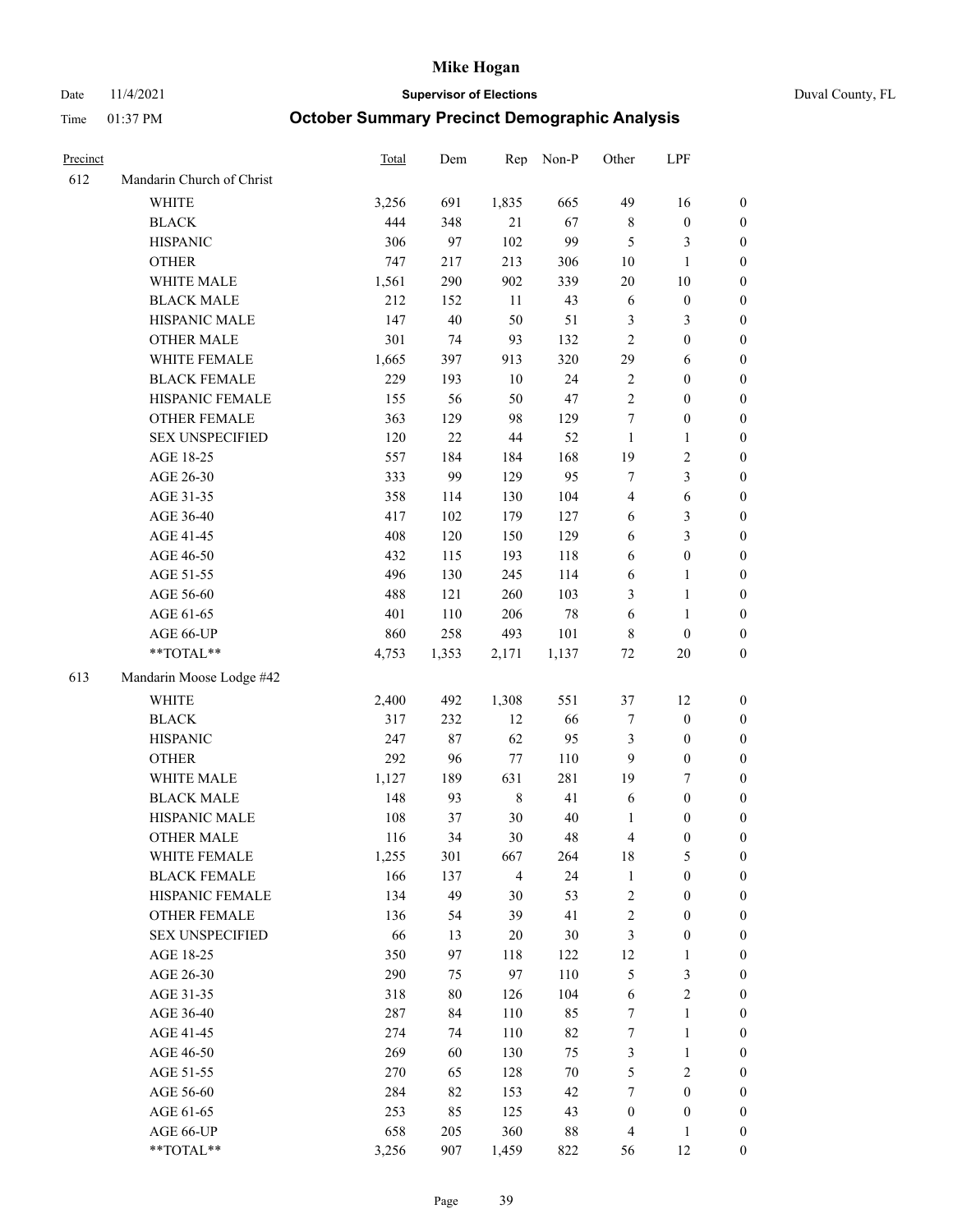# Mike Hogan

Date 11/4/2021 **Supervisor of Elections** Duval County, FL

Time 01:37 PM **October Summary Precinct Demographic Analysis**

| Precinct | | Total | Dem | Rep | Non-P | Other | LPF | |
|---|---|---|---|---|---|---|---|---|
| 612 | Mandarin Church of Christ | | | | | | | |
| | WHITE | 3,256 | 691 | 1,835 | 665 | 49 | 16 | 0 |
| | BLACK | 444 | 348 | 21 | 67 | 8 | 0 | 0 |
| | HISPANIC | 306 | 97 | 102 | 99 | 5 | 3 | 0 |
| | OTHER | 747 | 217 | 213 | 306 | 10 | 1 | 0 |
| | WHITE MALE | 1,561 | 290 | 902 | 339 | 20 | 10 | 0 |
| | BLACK MALE | 212 | 152 | 11 | 43 | 6 | 0 | 0 |
| | HISPANIC MALE | 147 | 40 | 50 | 51 | 3 | 3 | 0 |
| | OTHER MALE | 301 | 74 | 93 | 132 | 2 | 0 | 0 |
| | WHITE FEMALE | 1,665 | 397 | 913 | 320 | 29 | 6 | 0 |
| | BLACK FEMALE | 229 | 193 | 10 | 24 | 2 | 0 | 0 |
| | HISPANIC FEMALE | 155 | 56 | 50 | 47 | 2 | 0 | 0 |
| | OTHER FEMALE | 363 | 129 | 98 | 129 | 7 | 0 | 0 |
| | SEX UNSPECIFIED | 120 | 22 | 44 | 52 | 1 | 1 | 0 |
| | AGE 18-25 | 557 | 184 | 184 | 168 | 19 | 2 | 0 |
| | AGE 26-30 | 333 | 99 | 129 | 95 | 7 | 3 | 0 |
| | AGE 31-35 | 358 | 114 | 130 | 104 | 4 | 6 | 0 |
| | AGE 36-40 | 417 | 102 | 179 | 127 | 6 | 3 | 0 |
| | AGE 41-45 | 408 | 120 | 150 | 129 | 6 | 3 | 0 |
| | AGE 46-50 | 432 | 115 | 193 | 118 | 6 | 0 | 0 |
| | AGE 51-55 | 496 | 130 | 245 | 114 | 6 | 1 | 0 |
| | AGE 56-60 | 488 | 121 | 260 | 103 | 3 | 1 | 0 |
| | AGE 61-65 | 401 | 110 | 206 | 78 | 6 | 1 | 0 |
| | AGE 66-UP | 860 | 258 | 493 | 101 | 8 | 0 | 0 |
| | **TOTAL** | 4,753 | 1,353 | 2,171 | 1,137 | 72 | 20 | 0 |
| 613 | Mandarin Moose Lodge #42 | | | | | | | |
| | WHITE | 2,400 | 492 | 1,308 | 551 | 37 | 12 | 0 |
| | BLACK | 317 | 232 | 12 | 66 | 7 | 0 | 0 |
| | HISPANIC | 247 | 87 | 62 | 95 | 3 | 0 | 0 |
| | OTHER | 292 | 96 | 77 | 110 | 9 | 0 | 0 |
| | WHITE MALE | 1,127 | 189 | 631 | 281 | 19 | 7 | 0 |
| | BLACK MALE | 148 | 93 | 8 | 41 | 6 | 0 | 0 |
| | HISPANIC MALE | 108 | 37 | 30 | 40 | 1 | 0 | 0 |
| | OTHER MALE | 116 | 34 | 30 | 48 | 4 | 0 | 0 |
| | WHITE FEMALE | 1,255 | 301 | 667 | 264 | 18 | 5 | 0 |
| | BLACK FEMALE | 166 | 137 | 4 | 24 | 1 | 0 | 0 |
| | HISPANIC FEMALE | 134 | 49 | 30 | 53 | 2 | 0 | 0 |
| | OTHER FEMALE | 136 | 54 | 39 | 41 | 2 | 0 | 0 |
| | SEX UNSPECIFIED | 66 | 13 | 20 | 30 | 3 | 0 | 0 |
| | AGE 18-25 | 350 | 97 | 118 | 122 | 12 | 1 | 0 |
| | AGE 26-30 | 290 | 75 | 97 | 110 | 5 | 3 | 0 |
| | AGE 31-35 | 318 | 80 | 126 | 104 | 6 | 2 | 0 |
| | AGE 36-40 | 287 | 84 | 110 | 85 | 7 | 1 | 0 |
| | AGE 41-45 | 274 | 74 | 110 | 82 | 7 | 1 | 0 |
| | AGE 46-50 | 269 | 60 | 130 | 75 | 3 | 1 | 0 |
| | AGE 51-55 | 270 | 65 | 128 | 70 | 5 | 2 | 0 |
| | AGE 56-60 | 284 | 82 | 153 | 42 | 7 | 0 | 0 |
| | AGE 61-65 | 253 | 85 | 125 | 43 | 0 | 0 | 0 |
| | AGE 66-UP | 658 | 205 | 360 | 88 | 4 | 1 | 0 |
| | **TOTAL** | 3,256 | 907 | 1,459 | 822 | 56 | 12 | 0 |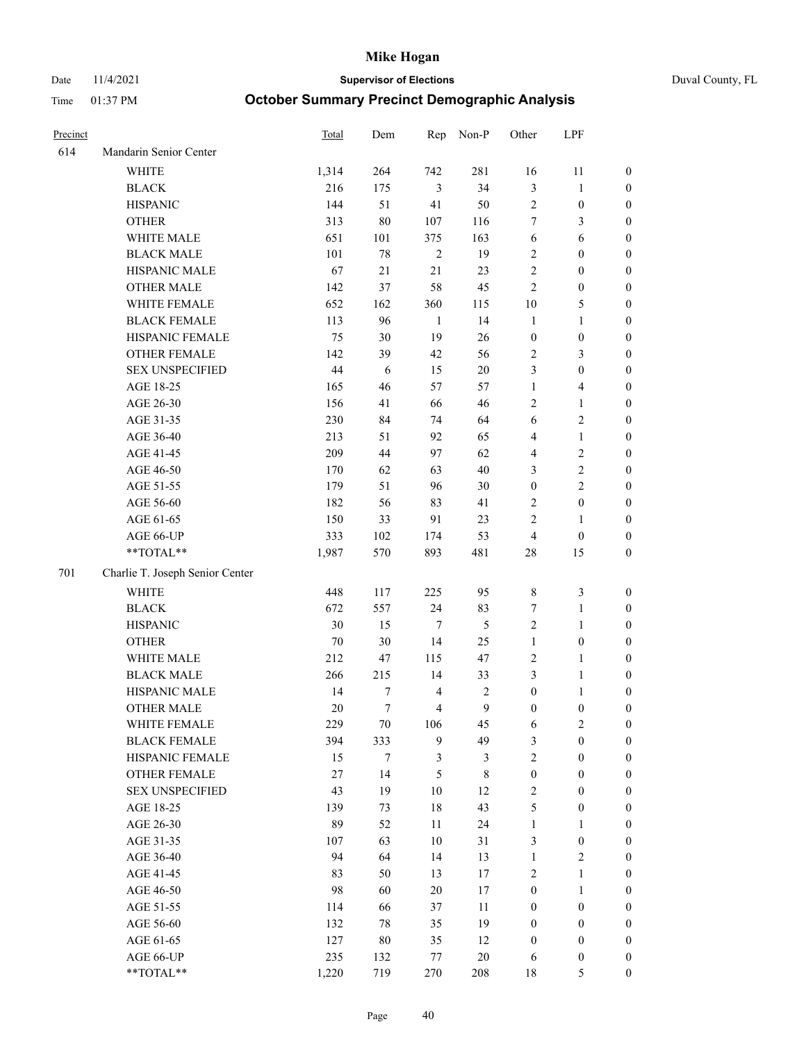# Mike Hogan

Date 11/4/2021 **Supervisor of Elections** Duval County, FL

Time 01:37 PM **October Summary Precinct Demographic Analysis**

| Precinct | | Total | Dem | Rep | Non-P | Other | LPF | |
|---|---|---|---|---|---|---|---|---|
| 614 | Mandarin Senior Center | | | | | | | |
| | WHITE | 1,314 | 264 | 742 | 281 | 16 | 11 | 0 |
| | BLACK | 216 | 175 | 3 | 34 | 3 | 1 | 0 |
| | HISPANIC | 144 | 51 | 41 | 50 | 2 | 0 | 0 |
| | OTHER | 313 | 80 | 107 | 116 | 7 | 3 | 0 |
| | WHITE MALE | 651 | 101 | 375 | 163 | 6 | 6 | 0 |
| | BLACK MALE | 101 | 78 | 2 | 19 | 2 | 0 | 0 |
| | HISPANIC MALE | 67 | 21 | 21 | 23 | 2 | 0 | 0 |
| | OTHER MALE | 142 | 37 | 58 | 45 | 2 | 0 | 0 |
| | WHITE FEMALE | 652 | 162 | 360 | 115 | 10 | 5 | 0 |
| | BLACK FEMALE | 113 | 96 | 1 | 14 | 1 | 1 | 0 |
| | HISPANIC FEMALE | 75 | 30 | 19 | 26 | 0 | 0 | 0 |
| | OTHER FEMALE | 142 | 39 | 42 | 56 | 2 | 3 | 0 |
| | SEX UNSPECIFIED | 44 | 6 | 15 | 20 | 3 | 0 | 0 |
| | AGE 18-25 | 165 | 46 | 57 | 57 | 1 | 4 | 0 |
| | AGE 26-30 | 156 | 41 | 66 | 46 | 2 | 1 | 0 |
| | AGE 31-35 | 230 | 84 | 74 | 64 | 6 | 2 | 0 |
| | AGE 36-40 | 213 | 51 | 92 | 65 | 4 | 1 | 0 |
| | AGE 41-45 | 209 | 44 | 97 | 62 | 4 | 2 | 0 |
| | AGE 46-50 | 170 | 62 | 63 | 40 | 3 | 2 | 0 |
| | AGE 51-55 | 179 | 51 | 96 | 30 | 0 | 2 | 0 |
| | AGE 56-60 | 182 | 56 | 83 | 41 | 2 | 0 | 0 |
| | AGE 61-65 | 150 | 33 | 91 | 23 | 2 | 1 | 0 |
| | AGE 66-UP | 333 | 102 | 174 | 53 | 4 | 0 | 0 |
| | **TOTAL** | 1,987 | 570 | 893 | 481 | 28 | 15 | 0 |
| 701 | Charlie T. Joseph Senior Center | | | | | | | |
| | WHITE | 448 | 117 | 225 | 95 | 8 | 3 | 0 |
| | BLACK | 672 | 557 | 24 | 83 | 7 | 1 | 0 |
| | HISPANIC | 30 | 15 | 7 | 5 | 2 | 1 | 0 |
| | OTHER | 70 | 30 | 14 | 25 | 1 | 0 | 0 |
| | WHITE MALE | 212 | 47 | 115 | 47 | 2 | 1 | 0 |
| | BLACK MALE | 266 | 215 | 14 | 33 | 3 | 1 | 0 |
| | HISPANIC MALE | 14 | 7 | 4 | 2 | 0 | 1 | 0 |
| | OTHER MALE | 20 | 7 | 4 | 9 | 0 | 0 | 0 |
| | WHITE FEMALE | 229 | 70 | 106 | 45 | 6 | 2 | 0 |
| | BLACK FEMALE | 394 | 333 | 9 | 49 | 3 | 0 | 0 |
| | HISPANIC FEMALE | 15 | 7 | 3 | 3 | 2 | 0 | 0 |
| | OTHER FEMALE | 27 | 14 | 5 | 8 | 0 | 0 | 0 |
| | SEX UNSPECIFIED | 43 | 19 | 10 | 12 | 2 | 0 | 0 |
| | AGE 18-25 | 139 | 73 | 18 | 43 | 5 | 0 | 0 |
| | AGE 26-30 | 89 | 52 | 11 | 24 | 1 | 1 | 0 |
| | AGE 31-35 | 107 | 63 | 10 | 31 | 3 | 0 | 0 |
| | AGE 36-40 | 94 | 64 | 14 | 13 | 1 | 2 | 0 |
| | AGE 41-45 | 83 | 50 | 13 | 17 | 2 | 1 | 0 |
| | AGE 46-50 | 98 | 60 | 20 | 17 | 0 | 1 | 0 |
| | AGE 51-55 | 114 | 66 | 37 | 11 | 0 | 0 | 0 |
| | AGE 56-60 | 132 | 78 | 35 | 19 | 0 | 0 | 0 |
| | AGE 61-65 | 127 | 80 | 35 | 12 | 0 | 0 | 0 |
| | AGE 66-UP | 235 | 132 | 77 | 20 | 6 | 0 | 0 |
| | **TOTAL** | 1,220 | 719 | 270 | 208 | 18 | 5 | 0 |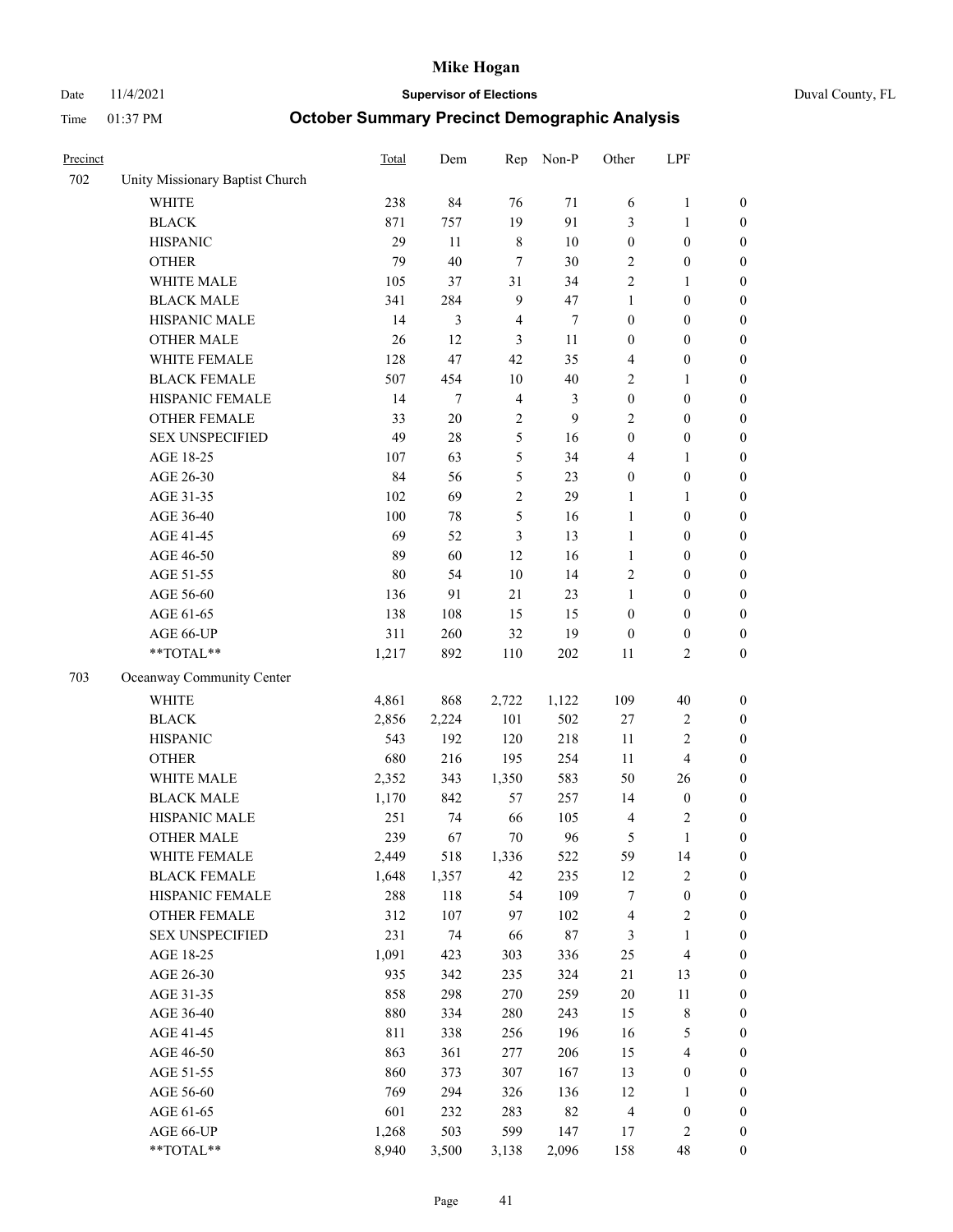| Precinct | | Total | Dem | Rep | Non-P | Other | LPF | |
|---|---|---|---|---|---|---|---|---|
| 702 | Unity Missionary Baptist Church | | | | | | | |
| | WHITE | 238 | 84 | 76 | 71 | 6 | 1 | 0 |
| | BLACK | 871 | 757 | 19 | 91 | 3 | 1 | 0 |
| | HISPANIC | 29 | 11 | 8 | 10 | 0 | 0 | 0 |
| | OTHER | 79 | 40 | 7 | 30 | 2 | 0 | 0 |
| | WHITE MALE | 105 | 37 | 31 | 34 | 2 | 1 | 0 |
| | BLACK MALE | 341 | 284 | 9 | 47 | 1 | 0 | 0 |
| | HISPANIC MALE | 14 | 3 | 4 | 7 | 0 | 0 | 0 |
| | OTHER MALE | 26 | 12 | 3 | 11 | 0 | 0 | 0 |
| | WHITE FEMALE | 128 | 47 | 42 | 35 | 4 | 0 | 0 |
| | BLACK FEMALE | 507 | 454 | 10 | 40 | 2 | 1 | 0 |
| | HISPANIC FEMALE | 14 | 7 | 4 | 3 | 0 | 0 | 0 |
| | OTHER FEMALE | 33 | 20 | 2 | 9 | 2 | 0 | 0 |
| | SEX UNSPECIFIED | 49 | 28 | 5 | 16 | 0 | 0 | 0 |
| | AGE 18-25 | 107 | 63 | 5 | 34 | 4 | 1 | 0 |
| | AGE 26-30 | 84 | 56 | 5 | 23 | 0 | 0 | 0 |
| | AGE 31-35 | 102 | 69 | 2 | 29 | 1 | 1 | 0 |
| | AGE 36-40 | 100 | 78 | 5 | 16 | 1 | 0 | 0 |
| | AGE 41-45 | 69 | 52 | 3 | 13 | 1 | 0 | 0 |
| | AGE 46-50 | 89 | 60 | 12 | 16 | 1 | 0 | 0 |
| | AGE 51-55 | 80 | 54 | 10 | 14 | 2 | 0 | 0 |
| | AGE 56-60 | 136 | 91 | 21 | 23 | 1 | 0 | 0 |
| | AGE 61-65 | 138 | 108 | 15 | 15 | 0 | 0 | 0 |
| | AGE 66-UP | 311 | 260 | 32 | 19 | 0 | 0 | 0 |
| | **TOTAL** | 1,217 | 892 | 110 | 202 | 11 | 2 | 0 |
| 703 | Oceanway Community Center | | | | | | | |
| | WHITE | 4,861 | 868 | 2,722 | 1,122 | 109 | 40 | 0 |
| | BLACK | 2,856 | 2,224 | 101 | 502 | 27 | 2 | 0 |
| | HISPANIC | 543 | 192 | 120 | 218 | 11 | 2 | 0 |
| | OTHER | 680 | 216 | 195 | 254 | 11 | 4 | 0 |
| | WHITE MALE | 2,352 | 343 | 1,350 | 583 | 50 | 26 | 0 |
| | BLACK MALE | 1,170 | 842 | 57 | 257 | 14 | 0 | 0 |
| | HISPANIC MALE | 251 | 74 | 66 | 105 | 4 | 2 | 0 |
| | OTHER MALE | 239 | 67 | 70 | 96 | 5 | 1 | 0 |
| | WHITE FEMALE | 2,449 | 518 | 1,336 | 522 | 59 | 14 | 0 |
| | BLACK FEMALE | 1,648 | 1,357 | 42 | 235 | 12 | 2 | 0 |
| | HISPANIC FEMALE | 288 | 118 | 54 | 109 | 7 | 0 | 0 |
| | OTHER FEMALE | 312 | 107 | 97 | 102 | 4 | 2 | 0 |
| | SEX UNSPECIFIED | 231 | 74 | 66 | 87 | 3 | 1 | 0 |
| | AGE 18-25 | 1,091 | 423 | 303 | 336 | 25 | 4 | 0 |
| | AGE 26-30 | 935 | 342 | 235 | 324 | 21 | 13 | 0 |
| | AGE 31-35 | 858 | 298 | 270 | 259 | 20 | 11 | 0 |
| | AGE 36-40 | 880 | 334 | 280 | 243 | 15 | 8 | 0 |
| | AGE 41-45 | 811 | 338 | 256 | 196 | 16 | 5 | 0 |
| | AGE 46-50 | 863 | 361 | 277 | 206 | 15 | 4 | 0 |
| | AGE 51-55 | 860 | 373 | 307 | 167 | 13 | 0 | 0 |
| | AGE 56-60 | 769 | 294 | 326 | 136 | 12 | 1 | 0 |
| | AGE 61-65 | 601 | 232 | 283 | 82 | 4 | 0 | 0 |
| | AGE 66-UP | 1,268 | 503 | 599 | 147 | 17 | 2 | 0 |
| | **TOTAL** | 8,940 | 3,500 | 3,138 | 2,096 | 158 | 48 | 0 |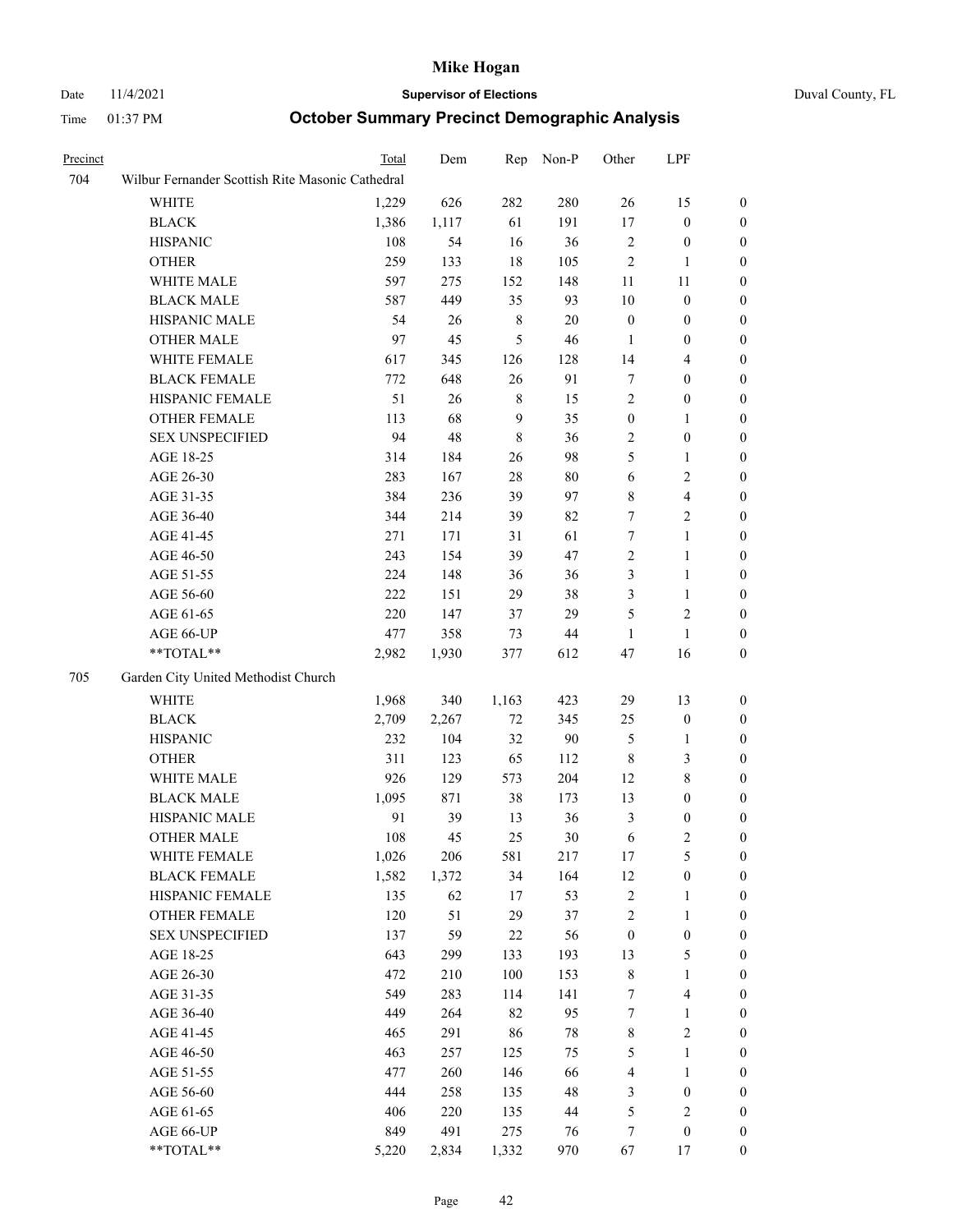# Mike Hogan

Date 11/4/2021 | **Supervisor of Elections** | Duval County, FL

Time 01:37 PM | **October Summary Precinct Demographic Analysis**

| Precinct | | Total | Dem | Rep | Non-P | Other | LPF | |
|---|---|---|---|---|---|---|---|---|
| 704 | Wilbur Fernander Scottish Rite Masonic Cathedral | | | | | | | |
| | WHITE | 1,229 | 626 | 282 | 280 | 26 | 15 | 0 |
| | BLACK | 1,386 | 1,117 | 61 | 191 | 17 | 0 | 0 |
| | HISPANIC | 108 | 54 | 16 | 36 | 2 | 0 | 0 |
| | OTHER | 259 | 133 | 18 | 105 | 2 | 1 | 0 |
| | WHITE MALE | 597 | 275 | 152 | 148 | 11 | 11 | 0 |
| | BLACK MALE | 587 | 449 | 35 | 93 | 10 | 0 | 0 |
| | HISPANIC MALE | 54 | 26 | 8 | 20 | 0 | 0 | 0 |
| | OTHER MALE | 97 | 45 | 5 | 46 | 1 | 0 | 0 |
| | WHITE FEMALE | 617 | 345 | 126 | 128 | 14 | 4 | 0 |
| | BLACK FEMALE | 772 | 648 | 26 | 91 | 7 | 0 | 0 |
| | HISPANIC FEMALE | 51 | 26 | 8 | 15 | 2 | 0 | 0 |
| | OTHER FEMALE | 113 | 68 | 9 | 35 | 0 | 1 | 0 |
| | SEX UNSPECIFIED | 94 | 48 | 8 | 36 | 2 | 0 | 0 |
| | AGE 18-25 | 314 | 184 | 26 | 98 | 5 | 1 | 0 |
| | AGE 26-30 | 283 | 167 | 28 | 80 | 6 | 2 | 0 |
| | AGE 31-35 | 384 | 236 | 39 | 97 | 8 | 4 | 0 |
| | AGE 36-40 | 344 | 214 | 39 | 82 | 7 | 2 | 0 |
| | AGE 41-45 | 271 | 171 | 31 | 61 | 7 | 1 | 0 |
| | AGE 46-50 | 243 | 154 | 39 | 47 | 2 | 1 | 0 |
| | AGE 51-55 | 224 | 148 | 36 | 36 | 3 | 1 | 0 |
| | AGE 56-60 | 222 | 151 | 29 | 38 | 3 | 1 | 0 |
| | AGE 61-65 | 220 | 147 | 37 | 29 | 5 | 2 | 0 |
| | AGE 66-UP | 477 | 358 | 73 | 44 | 1 | 1 | 0 |
| | **TOTAL** | 2,982 | 1,930 | 377 | 612 | 47 | 16 | 0 |
| 705 | Garden City United Methodist Church | | | | | | | |
| | WHITE | 1,968 | 340 | 1,163 | 423 | 29 | 13 | 0 |
| | BLACK | 2,709 | 2,267 | 72 | 345 | 25 | 0 | 0 |
| | HISPANIC | 232 | 104 | 32 | 90 | 5 | 1 | 0 |
| | OTHER | 311 | 123 | 65 | 112 | 8 | 3 | 0 |
| | WHITE MALE | 926 | 129 | 573 | 204 | 12 | 8 | 0 |
| | BLACK MALE | 1,095 | 871 | 38 | 173 | 13 | 0 | 0 |
| | HISPANIC MALE | 91 | 39 | 13 | 36 | 3 | 0 | 0 |
| | OTHER MALE | 108 | 45 | 25 | 30 | 6 | 2 | 0 |
| | WHITE FEMALE | 1,026 | 206 | 581 | 217 | 17 | 5 | 0 |
| | BLACK FEMALE | 1,582 | 1,372 | 34 | 164 | 12 | 0 | 0 |
| | HISPANIC FEMALE | 135 | 62 | 17 | 53 | 2 | 1 | 0 |
| | OTHER FEMALE | 120 | 51 | 29 | 37 | 2 | 1 | 0 |
| | SEX UNSPECIFIED | 137 | 59 | 22 | 56 | 0 | 0 | 0 |
| | AGE 18-25 | 643 | 299 | 133 | 193 | 13 | 5 | 0 |
| | AGE 26-30 | 472 | 210 | 100 | 153 | 8 | 1 | 0 |
| | AGE 31-35 | 549 | 283 | 114 | 141 | 7 | 4 | 0 |
| | AGE 36-40 | 449 | 264 | 82 | 95 | 7 | 1 | 0 |
| | AGE 41-45 | 465 | 291 | 86 | 78 | 8 | 2 | 0 |
| | AGE 46-50 | 463 | 257 | 125 | 75 | 5 | 1 | 0 |
| | AGE 51-55 | 477 | 260 | 146 | 66 | 4 | 1 | 0 |
| | AGE 56-60 | 444 | 258 | 135 | 48 | 3 | 0 | 0 |
| | AGE 61-65 | 406 | 220 | 135 | 44 | 5 | 2 | 0 |
| | AGE 66-UP | 849 | 491 | 275 | 76 | 7 | 0 | 0 |
| | **TOTAL** | 5,220 | 2,834 | 1,332 | 970 | 67 | 17 | 0 |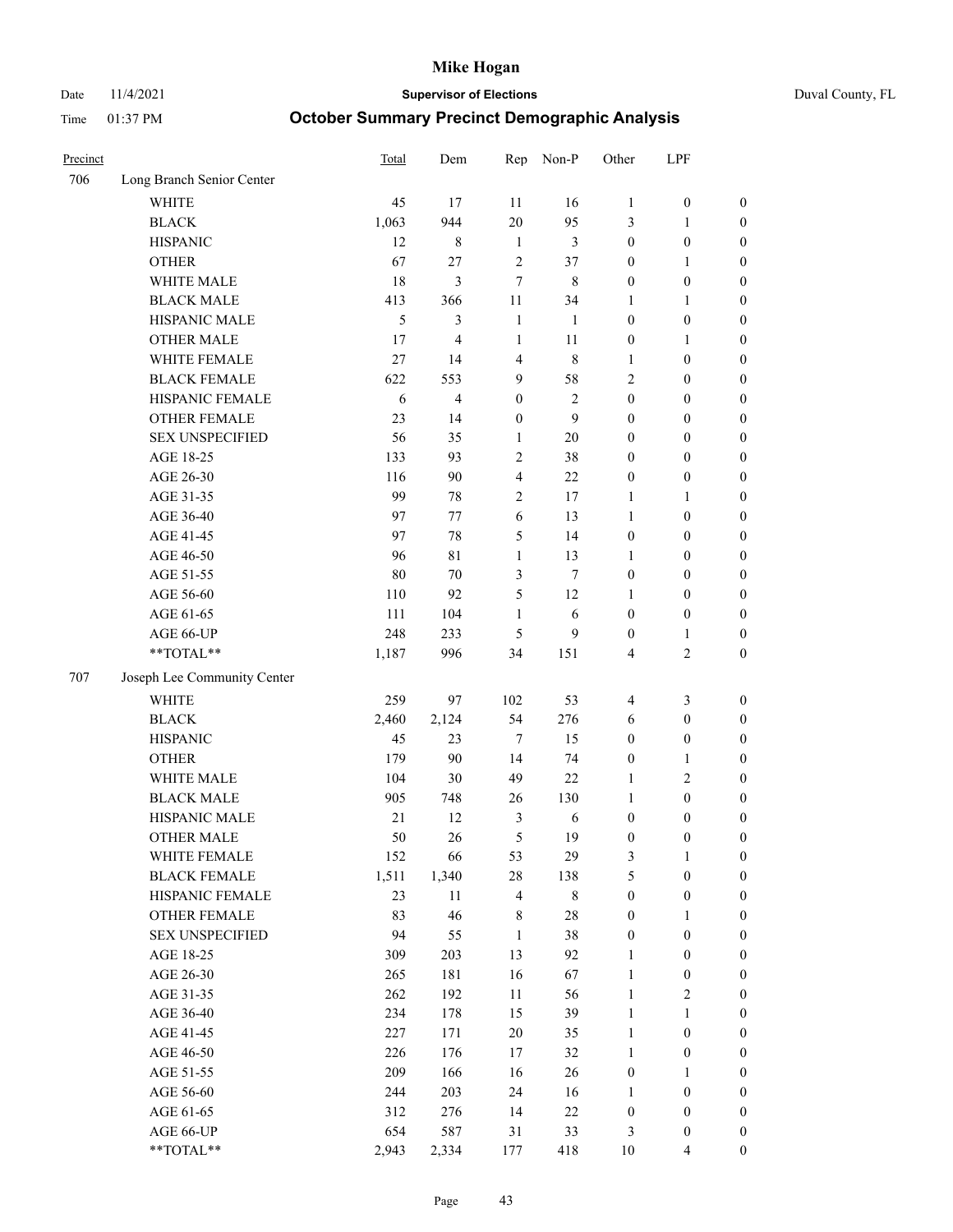# Mike Hogan

Date 11/4/2021 **Supervisor of Elections** Duval County, FL

Time 01:37 PM **October Summary Precinct Demographic Analysis**

| Precinct | | Total | Dem | Rep | Non-P | Other | LPF | |
|---|---|---|---|---|---|---|---|---|
| 706 | Long Branch Senior Center | | | | | | | |
| | WHITE | 45 | 17 | 11 | 16 | 1 | 0 | 0 |
| | BLACK | 1,063 | 944 | 20 | 95 | 3 | 1 | 0 |
| | HISPANIC | 12 | 8 | 1 | 3 | 0 | 0 | 0 |
| | OTHER | 67 | 27 | 2 | 37 | 0 | 1 | 0 |
| | WHITE MALE | 18 | 3 | 7 | 8 | 0 | 0 | 0 |
| | BLACK MALE | 413 | 366 | 11 | 34 | 1 | 1 | 0 |
| | HISPANIC MALE | 5 | 3 | 1 | 1 | 0 | 0 | 0 |
| | OTHER MALE | 17 | 4 | 1 | 11 | 0 | 1 | 0 |
| | WHITE FEMALE | 27 | 14 | 4 | 8 | 1 | 0 | 0 |
| | BLACK FEMALE | 622 | 553 | 9 | 58 | 2 | 0 | 0 |
| | HISPANIC FEMALE | 6 | 4 | 0 | 2 | 0 | 0 | 0 |
| | OTHER FEMALE | 23 | 14 | 0 | 9 | 0 | 0 | 0 |
| | SEX UNSPECIFIED | 56 | 35 | 1 | 20 | 0 | 0 | 0 |
| | AGE 18-25 | 133 | 93 | 2 | 38 | 0 | 0 | 0 |
| | AGE 26-30 | 116 | 90 | 4 | 22 | 0 | 0 | 0 |
| | AGE 31-35 | 99 | 78 | 2 | 17 | 1 | 1 | 0 |
| | AGE 36-40 | 97 | 77 | 6 | 13 | 1 | 0 | 0 |
| | AGE 41-45 | 97 | 78 | 5 | 14 | 0 | 0 | 0 |
| | AGE 46-50 | 96 | 81 | 1 | 13 | 1 | 0 | 0 |
| | AGE 51-55 | 80 | 70 | 3 | 7 | 0 | 0 | 0 |
| | AGE 56-60 | 110 | 92 | 5 | 12 | 1 | 0 | 0 |
| | AGE 61-65 | 111 | 104 | 1 | 6 | 0 | 0 | 0 |
| | AGE 66-UP | 248 | 233 | 5 | 9 | 0 | 1 | 0 |
| | **TOTAL** | 1,187 | 996 | 34 | 151 | 4 | 2 | 0 |
| 707 | Joseph Lee Community Center | | | | | | | |
| | WHITE | 259 | 97 | 102 | 53 | 4 | 3 | 0 |
| | BLACK | 2,460 | 2,124 | 54 | 276 | 6 | 0 | 0 |
| | HISPANIC | 45 | 23 | 7 | 15 | 0 | 0 | 0 |
| | OTHER | 179 | 90 | 14 | 74 | 0 | 1 | 0 |
| | WHITE MALE | 104 | 30 | 49 | 22 | 1 | 2 | 0 |
| | BLACK MALE | 905 | 748 | 26 | 130 | 1 | 0 | 0 |
| | HISPANIC MALE | 21 | 12 | 3 | 6 | 0 | 0 | 0 |
| | OTHER MALE | 50 | 26 | 5 | 19 | 0 | 0 | 0 |
| | WHITE FEMALE | 152 | 66 | 53 | 29 | 3 | 1 | 0 |
| | BLACK FEMALE | 1,511 | 1,340 | 28 | 138 | 5 | 0 | 0 |
| | HISPANIC FEMALE | 23 | 11 | 4 | 8 | 0 | 0 | 0 |
| | OTHER FEMALE | 83 | 46 | 8 | 28 | 0 | 1 | 0 |
| | SEX UNSPECIFIED | 94 | 55 | 1 | 38 | 0 | 0 | 0 |
| | AGE 18-25 | 309 | 203 | 13 | 92 | 1 | 0 | 0 |
| | AGE 26-30 | 265 | 181 | 16 | 67 | 1 | 0 | 0 |
| | AGE 31-35 | 262 | 192 | 11 | 56 | 1 | 2 | 0 |
| | AGE 36-40 | 234 | 178 | 15 | 39 | 1 | 1 | 0 |
| | AGE 41-45 | 227 | 171 | 20 | 35 | 1 | 0 | 0 |
| | AGE 46-50 | 226 | 176 | 17 | 32 | 1 | 0 | 0 |
| | AGE 51-55 | 209 | 166 | 16 | 26 | 0 | 1 | 0 |
| | AGE 56-60 | 244 | 203 | 24 | 16 | 1 | 0 | 0 |
| | AGE 61-65 | 312 | 276 | 14 | 22 | 0 | 0 | 0 |
| | AGE 66-UP | 654 | 587 | 31 | 33 | 3 | 0 | 0 |
| | **TOTAL** | 2,943 | 2,334 | 177 | 418 | 10 | 4 | 0 |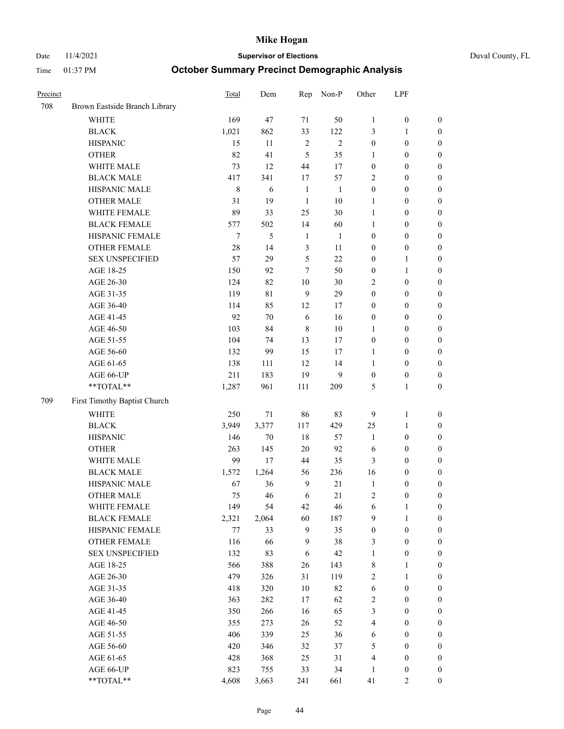# Mike Hogan

Date 11/4/2021 **Supervisor of Elections** Duval County, FL

Time 01:37 PM **October Summary Precinct Demographic Analysis**

| Precinct | | Total | Dem | Rep | Non-P | Other | LPF | |
|---|---|---|---|---|---|---|---|---|
| 708 | Brown Eastside Branch Library | | | | | | | |
| | WHITE | 169 | 47 | 71 | 50 | 1 | 0 | 0 |
| | BLACK | 1,021 | 862 | 33 | 122 | 3 | 1 | 0 |
| | HISPANIC | 15 | 11 | 2 | 2 | 0 | 0 | 0 |
| | OTHER | 82 | 41 | 5 | 35 | 1 | 0 | 0 |
| | WHITE MALE | 73 | 12 | 44 | 17 | 0 | 0 | 0 |
| | BLACK MALE | 417 | 341 | 17 | 57 | 2 | 0 | 0 |
| | HISPANIC MALE | 8 | 6 | 1 | 1 | 0 | 0 | 0 |
| | OTHER MALE | 31 | 19 | 1 | 10 | 1 | 0 | 0 |
| | WHITE FEMALE | 89 | 33 | 25 | 30 | 1 | 0 | 0 |
| | BLACK FEMALE | 577 | 502 | 14 | 60 | 1 | 0 | 0 |
| | HISPANIC FEMALE | 7 | 5 | 1 | 1 | 0 | 0 | 0 |
| | OTHER FEMALE | 28 | 14 | 3 | 11 | 0 | 0 | 0 |
| | SEX UNSPECIFIED | 57 | 29 | 5 | 22 | 0 | 1 | 0 |
| | AGE 18-25 | 150 | 92 | 7 | 50 | 0 | 1 | 0 |
| | AGE 26-30 | 124 | 82 | 10 | 30 | 2 | 0 | 0 |
| | AGE 31-35 | 119 | 81 | 9 | 29 | 0 | 0 | 0 |
| | AGE 36-40 | 114 | 85 | 12 | 17 | 0 | 0 | 0 |
| | AGE 41-45 | 92 | 70 | 6 | 16 | 0 | 0 | 0 |
| | AGE 46-50 | 103 | 84 | 8 | 10 | 1 | 0 | 0 |
| | AGE 51-55 | 104 | 74 | 13 | 17 | 0 | 0 | 0 |
| | AGE 56-60 | 132 | 99 | 15 | 17 | 1 | 0 | 0 |
| | AGE 61-65 | 138 | 111 | 12 | 14 | 1 | 0 | 0 |
| | AGE 66-UP | 211 | 183 | 19 | 9 | 0 | 0 | 0 |
| | **TOTAL** | 1,287 | 961 | 111 | 209 | 5 | 1 | 0 |
| 709 | First Timothy Baptist Church | | | | | | | |
| | WHITE | 250 | 71 | 86 | 83 | 9 | 1 | 0 |
| | BLACK | 3,949 | 3,377 | 117 | 429 | 25 | 1 | 0 |
| | HISPANIC | 146 | 70 | 18 | 57 | 1 | 0 | 0 |
| | OTHER | 263 | 145 | 20 | 92 | 6 | 0 | 0 |
| | WHITE MALE | 99 | 17 | 44 | 35 | 3 | 0 | 0 |
| | BLACK MALE | 1,572 | 1,264 | 56 | 236 | 16 | 0 | 0 |
| | HISPANIC MALE | 67 | 36 | 9 | 21 | 1 | 0 | 0 |
| | OTHER MALE | 75 | 46 | 6 | 21 | 2 | 0 | 0 |
| | WHITE FEMALE | 149 | 54 | 42 | 46 | 6 | 1 | 0 |
| | BLACK FEMALE | 2,321 | 2,064 | 60 | 187 | 9 | 1 | 0 |
| | HISPANIC FEMALE | 77 | 33 | 9 | 35 | 0 | 0 | 0 |
| | OTHER FEMALE | 116 | 66 | 9 | 38 | 3 | 0 | 0 |
| | SEX UNSPECIFIED | 132 | 83 | 6 | 42 | 1 | 0 | 0 |
| | AGE 18-25 | 566 | 388 | 26 | 143 | 8 | 1 | 0 |
| | AGE 26-30 | 479 | 326 | 31 | 119 | 2 | 1 | 0 |
| | AGE 31-35 | 418 | 320 | 10 | 82 | 6 | 0 | 0 |
| | AGE 36-40 | 363 | 282 | 17 | 62 | 2 | 0 | 0 |
| | AGE 41-45 | 350 | 266 | 16 | 65 | 3 | 0 | 0 |
| | AGE 46-50 | 355 | 273 | 26 | 52 | 4 | 0 | 0 |
| | AGE 51-55 | 406 | 339 | 25 | 36 | 6 | 0 | 0 |
| | AGE 56-60 | 420 | 346 | 32 | 37 | 5 | 0 | 0 |
| | AGE 61-65 | 428 | 368 | 25 | 31 | 4 | 0 | 0 |
| | AGE 66-UP | 823 | 755 | 33 | 34 | 1 | 0 | 0 |
| | **TOTAL** | 4,608 | 3,663 | 241 | 661 | 41 | 2 | 0 |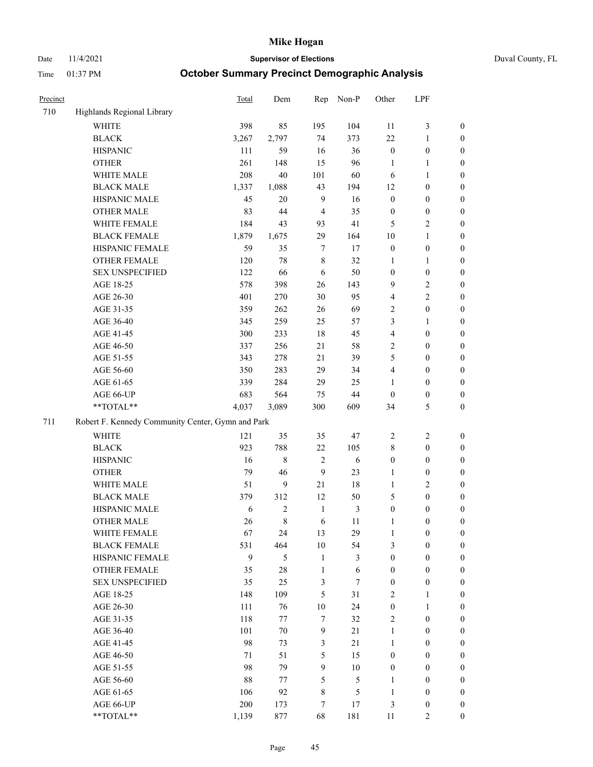# Mike Hogan

Date 11/4/2021 | **Supervisor of Elections** | Duval County, FL

Time 01:37 PM | **October Summary Precinct Demographic Analysis**

| Precinct | | Total | Dem | Rep | Non-P | Other | LPF | |
|---|---|---|---|---|---|---|---|---|
| 710 | Highlands Regional Library | | | | | | | |
| | WHITE | 398 | 85 | 195 | 104 | 11 | 3 | 0 |
| | BLACK | 3,267 | 2,797 | 74 | 373 | 22 | 1 | 0 |
| | HISPANIC | 111 | 59 | 16 | 36 | 0 | 0 | 0 |
| | OTHER | 261 | 148 | 15 | 96 | 1 | 1 | 0 |
| | WHITE MALE | 208 | 40 | 101 | 60 | 6 | 1 | 0 |
| | BLACK MALE | 1,337 | 1,088 | 43 | 194 | 12 | 0 | 0 |
| | HISPANIC MALE | 45 | 20 | 9 | 16 | 0 | 0 | 0 |
| | OTHER MALE | 83 | 44 | 4 | 35 | 0 | 0 | 0 |
| | WHITE FEMALE | 184 | 43 | 93 | 41 | 5 | 2 | 0 |
| | BLACK FEMALE | 1,879 | 1,675 | 29 | 164 | 10 | 1 | 0 |
| | HISPANIC FEMALE | 59 | 35 | 7 | 17 | 0 | 0 | 0 |
| | OTHER FEMALE | 120 | 78 | 8 | 32 | 1 | 1 | 0 |
| | SEX UNSPECIFIED | 122 | 66 | 6 | 50 | 0 | 0 | 0 |
| | AGE 18-25 | 578 | 398 | 26 | 143 | 9 | 2 | 0 |
| | AGE 26-30 | 401 | 270 | 30 | 95 | 4 | 2 | 0 |
| | AGE 31-35 | 359 | 262 | 26 | 69 | 2 | 0 | 0 |
| | AGE 36-40 | 345 | 259 | 25 | 57 | 3 | 1 | 0 |
| | AGE 41-45 | 300 | 233 | 18 | 45 | 4 | 0 | 0 |
| | AGE 46-50 | 337 | 256 | 21 | 58 | 2 | 0 | 0 |
| | AGE 51-55 | 343 | 278 | 21 | 39 | 5 | 0 | 0 |
| | AGE 56-60 | 350 | 283 | 29 | 34 | 4 | 0 | 0 |
| | AGE 61-65 | 339 | 284 | 29 | 25 | 1 | 0 | 0 |
| | AGE 66-UP | 683 | 564 | 75 | 44 | 0 | 0 | 0 |
| | **TOTAL** | 4,037 | 3,089 | 300 | 609 | 34 | 5 | 0 |
| 711 | Robert F. Kennedy Community Center, Gymn and Park | | | | | | | |
| | WHITE | 121 | 35 | 35 | 47 | 2 | 2 | 0 |
| | BLACK | 923 | 788 | 22 | 105 | 8 | 0 | 0 |
| | HISPANIC | 16 | 8 | 2 | 6 | 0 | 0 | 0 |
| | OTHER | 79 | 46 | 9 | 23 | 1 | 0 | 0 |
| | WHITE MALE | 51 | 9 | 21 | 18 | 1 | 2 | 0 |
| | BLACK MALE | 379 | 312 | 12 | 50 | 5 | 0 | 0 |
| | HISPANIC MALE | 6 | 2 | 1 | 3 | 0 | 0 | 0 |
| | OTHER MALE | 26 | 8 | 6 | 11 | 1 | 0 | 0 |
| | WHITE FEMALE | 67 | 24 | 13 | 29 | 1 | 0 | 0 |
| | BLACK FEMALE | 531 | 464 | 10 | 54 | 3 | 0 | 0 |
| | HISPANIC FEMALE | 9 | 5 | 1 | 3 | 0 | 0 | 0 |
| | OTHER FEMALE | 35 | 28 | 1 | 6 | 0 | 0 | 0 |
| | SEX UNSPECIFIED | 35 | 25 | 3 | 7 | 0 | 0 | 0 |
| | AGE 18-25 | 148 | 109 | 5 | 31 | 2 | 1 | 0 |
| | AGE 26-30 | 111 | 76 | 10 | 24 | 0 | 1 | 0 |
| | AGE 31-35 | 118 | 77 | 7 | 32 | 2 | 0 | 0 |
| | AGE 36-40 | 101 | 70 | 9 | 21 | 1 | 0 | 0 |
| | AGE 41-45 | 98 | 73 | 3 | 21 | 1 | 0 | 0 |
| | AGE 46-50 | 71 | 51 | 5 | 15 | 0 | 0 | 0 |
| | AGE 51-55 | 98 | 79 | 9 | 10 | 0 | 0 | 0 |
| | AGE 56-60 | 88 | 77 | 5 | 5 | 1 | 0 | 0 |
| | AGE 61-65 | 106 | 92 | 8 | 5 | 1 | 0 | 0 |
| | AGE 66-UP | 200 | 173 | 7 | 17 | 3 | 0 | 0 |
| | **TOTAL** | 1,139 | 877 | 68 | 181 | 11 | 2 | 0 |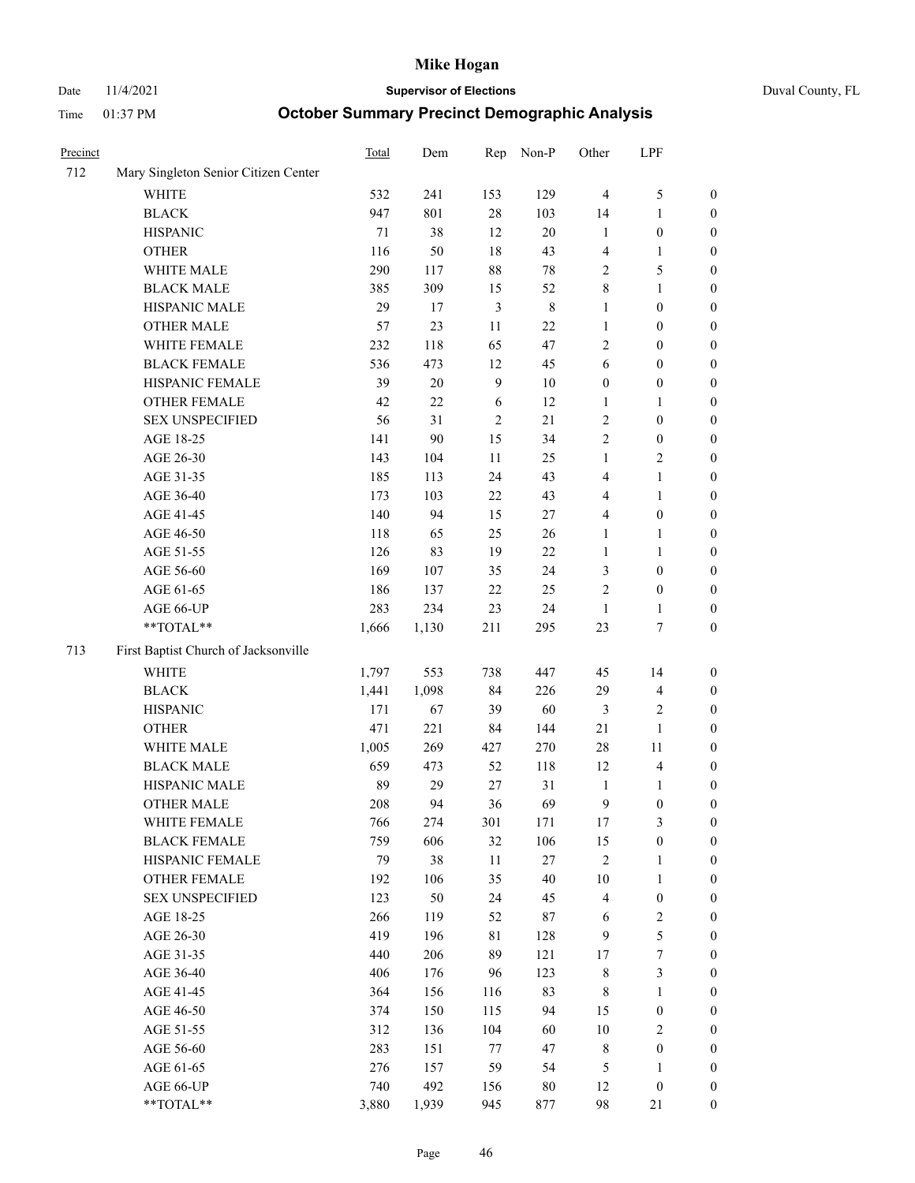# October Summary Precinct Demographic Analysis

| Precinct | | Total | Dem | Rep | Non-P | Other | LPF | |
|---|---|---|---|---|---|---|---|---|
| 712 | Mary Singleton Senior Citizen Center | | | | | | | |
| | WHITE | 532 | 241 | 153 | 129 | 4 | 5 | 0 |
| | BLACK | 947 | 801 | 28 | 103 | 14 | 1 | 0 |
| | HISPANIC | 71 | 38 | 12 | 20 | 1 | 0 | 0 |
| | OTHER | 116 | 50 | 18 | 43 | 4 | 1 | 0 |
| | WHITE MALE | 290 | 117 | 88 | 78 | 2 | 5 | 0 |
| | BLACK MALE | 385 | 309 | 15 | 52 | 8 | 1 | 0 |
| | HISPANIC MALE | 29 | 17 | 3 | 8 | 1 | 0 | 0 |
| | OTHER MALE | 57 | 23 | 11 | 22 | 1 | 0 | 0 |
| | WHITE FEMALE | 232 | 118 | 65 | 47 | 2 | 0 | 0 |
| | BLACK FEMALE | 536 | 473 | 12 | 45 | 6 | 0 | 0 |
| | HISPANIC FEMALE | 39 | 20 | 9 | 10 | 0 | 0 | 0 |
| | OTHER FEMALE | 42 | 22 | 6 | 12 | 1 | 1 | 0 |
| | SEX UNSPECIFIED | 56 | 31 | 2 | 21 | 2 | 0 | 0 |
| | AGE 18-25 | 141 | 90 | 15 | 34 | 2 | 0 | 0 |
| | AGE 26-30 | 143 | 104 | 11 | 25 | 1 | 2 | 0 |
| | AGE 31-35 | 185 | 113 | 24 | 43 | 4 | 1 | 0 |
| | AGE 36-40 | 173 | 103 | 22 | 43 | 4 | 1 | 0 |
| | AGE 41-45 | 140 | 94 | 15 | 27 | 4 | 0 | 0 |
| | AGE 46-50 | 118 | 65 | 25 | 26 | 1 | 1 | 0 |
| | AGE 51-55 | 126 | 83 | 19 | 22 | 1 | 1 | 0 |
| | AGE 56-60 | 169 | 107 | 35 | 24 | 3 | 0 | 0 |
| | AGE 61-65 | 186 | 137 | 22 | 25 | 2 | 0 | 0 |
| | AGE 66-UP | 283 | 234 | 23 | 24 | 1 | 1 | 0 |
| | **TOTAL** | 1,666 | 1,130 | 211 | 295 | 23 | 7 | 0 |
| 713 | First Baptist Church of Jacksonville | | | | | | | |
| | WHITE | 1,797 | 553 | 738 | 447 | 45 | 14 | 0 |
| | BLACK | 1,441 | 1,098 | 84 | 226 | 29 | 4 | 0 |
| | HISPANIC | 171 | 67 | 39 | 60 | 3 | 2 | 0 |
| | OTHER | 471 | 221 | 84 | 144 | 21 | 1 | 0 |
| | WHITE MALE | 1,005 | 269 | 427 | 270 | 28 | 11 | 0 |
| | BLACK MALE | 659 | 473 | 52 | 118 | 12 | 4 | 0 |
| | HISPANIC MALE | 89 | 29 | 27 | 31 | 1 | 1 | 0 |
| | OTHER MALE | 208 | 94 | 36 | 69 | 9 | 0 | 0 |
| | WHITE FEMALE | 766 | 274 | 301 | 171 | 17 | 3 | 0 |
| | BLACK FEMALE | 759 | 606 | 32 | 106 | 15 | 0 | 0 |
| | HISPANIC FEMALE | 79 | 38 | 11 | 27 | 2 | 1 | 0 |
| | OTHER FEMALE | 192 | 106 | 35 | 40 | 10 | 1 | 0 |
| | SEX UNSPECIFIED | 123 | 50 | 24 | 45 | 4 | 0 | 0 |
| | AGE 18-25 | 266 | 119 | 52 | 87 | 6 | 2 | 0 |
| | AGE 26-30 | 419 | 196 | 81 | 128 | 9 | 5 | 0 |
| | AGE 31-35 | 440 | 206 | 89 | 121 | 17 | 7 | 0 |
| | AGE 36-40 | 406 | 176 | 96 | 123 | 8 | 3 | 0 |
| | AGE 41-45 | 364 | 156 | 116 | 83 | 8 | 1 | 0 |
| | AGE 46-50 | 374 | 150 | 115 | 94 | 15 | 0 | 0 |
| | AGE 51-55 | 312 | 136 | 104 | 60 | 10 | 2 | 0 |
| | AGE 56-60 | 283 | 151 | 77 | 47 | 8 | 0 | 0 |
| | AGE 61-65 | 276 | 157 | 59 | 54 | 5 | 1 | 0 |
| | AGE 66-UP | 740 | 492 | 156 | 80 | 12 | 0 | 0 |
| | **TOTAL** | 3,880 | 1,939 | 945 | 877 | 98 | 21 | 0 |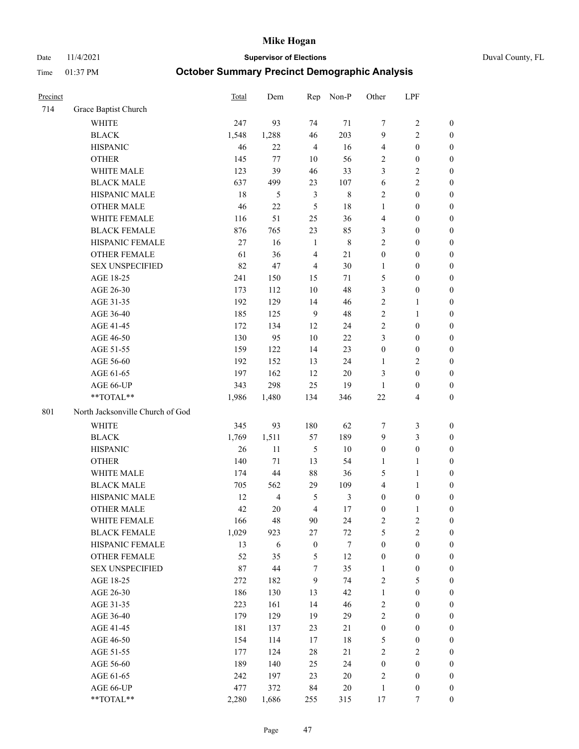# Mike Hogan

Date 11/4/2021 **Supervisor of Elections** Duval County, FL

Time 01:37 PM **October Summary Precinct Demographic Analysis**

| Precinct | | Total | Dem | Rep | Non-P | Other | LPF | |
|---|---|---|---|---|---|---|---|---|
| 714 | Grace Baptist Church | | | | | | | |
| | WHITE | 247 | 93 | 74 | 71 | 7 | 2 | 0 |
| | BLACK | 1,548 | 1,288 | 46 | 203 | 9 | 2 | 0 |
| | HISPANIC | 46 | 22 | 4 | 16 | 4 | 0 | 0 |
| | OTHER | 145 | 77 | 10 | 56 | 2 | 0 | 0 |
| | WHITE MALE | 123 | 39 | 46 | 33 | 3 | 2 | 0 |
| | BLACK MALE | 637 | 499 | 23 | 107 | 6 | 2 | 0 |
| | HISPANIC MALE | 18 | 5 | 3 | 8 | 2 | 0 | 0 |
| | OTHER MALE | 46 | 22 | 5 | 18 | 1 | 0 | 0 |
| | WHITE FEMALE | 116 | 51 | 25 | 36 | 4 | 0 | 0 |
| | BLACK FEMALE | 876 | 765 | 23 | 85 | 3 | 0 | 0 |
| | HISPANIC FEMALE | 27 | 16 | 1 | 8 | 2 | 0 | 0 |
| | OTHER FEMALE | 61 | 36 | 4 | 21 | 0 | 0 | 0 |
| | SEX UNSPECIFIED | 82 | 47 | 4 | 30 | 1 | 0 | 0 |
| | AGE 18-25 | 241 | 150 | 15 | 71 | 5 | 0 | 0 |
| | AGE 26-30 | 173 | 112 | 10 | 48 | 3 | 0 | 0 |
| | AGE 31-35 | 192 | 129 | 14 | 46 | 2 | 1 | 0 |
| | AGE 36-40 | 185 | 125 | 9 | 48 | 2 | 1 | 0 |
| | AGE 41-45 | 172 | 134 | 12 | 24 | 2 | 0 | 0 |
| | AGE 46-50 | 130 | 95 | 10 | 22 | 3 | 0 | 0 |
| | AGE 51-55 | 159 | 122 | 14 | 23 | 0 | 0 | 0 |
| | AGE 56-60 | 192 | 152 | 13 | 24 | 1 | 2 | 0 |
| | AGE 61-65 | 197 | 162 | 12 | 20 | 3 | 0 | 0 |
| | AGE 66-UP | 343 | 298 | 25 | 19 | 1 | 0 | 0 |
| | **TOTAL** | 1,986 | 1,480 | 134 | 346 | 22 | 4 | 0 |
| 801 | North Jacksonville Church of God | | | | | | | |
| | WHITE | 345 | 93 | 180 | 62 | 7 | 3 | 0 |
| | BLACK | 1,769 | 1,511 | 57 | 189 | 9 | 3 | 0 |
| | HISPANIC | 26 | 11 | 5 | 10 | 0 | 0 | 0 |
| | OTHER | 140 | 71 | 13 | 54 | 1 | 1 | 0 |
| | WHITE MALE | 174 | 44 | 88 | 36 | 5 | 1 | 0 |
| | BLACK MALE | 705 | 562 | 29 | 109 | 4 | 1 | 0 |
| | HISPANIC MALE | 12 | 4 | 5 | 3 | 0 | 0 | 0 |
| | OTHER MALE | 42 | 20 | 4 | 17 | 0 | 1 | 0 |
| | WHITE FEMALE | 166 | 48 | 90 | 24 | 2 | 2 | 0 |
| | BLACK FEMALE | 1,029 | 923 | 27 | 72 | 5 | 2 | 0 |
| | HISPANIC FEMALE | 13 | 6 | 0 | 7 | 0 | 0 | 0 |
| | OTHER FEMALE | 52 | 35 | 5 | 12 | 0 | 0 | 0 |
| | SEX UNSPECIFIED | 87 | 44 | 7 | 35 | 1 | 0 | 0 |
| | AGE 18-25 | 272 | 182 | 9 | 74 | 2 | 5 | 0 |
| | AGE 26-30 | 186 | 130 | 13 | 42 | 1 | 0 | 0 |
| | AGE 31-35 | 223 | 161 | 14 | 46 | 2 | 0 | 0 |
| | AGE 36-40 | 179 | 129 | 19 | 29 | 2 | 0 | 0 |
| | AGE 41-45 | 181 | 137 | 23 | 21 | 0 | 0 | 0 |
| | AGE 46-50 | 154 | 114 | 17 | 18 | 5 | 0 | 0 |
| | AGE 51-55 | 177 | 124 | 28 | 21 | 2 | 2 | 0 |
| | AGE 56-60 | 189 | 140 | 25 | 24 | 0 | 0 | 0 |
| | AGE 61-65 | 242 | 197 | 23 | 20 | 2 | 0 | 0 |
| | AGE 66-UP | 477 | 372 | 84 | 20 | 1 | 0 | 0 |
| | **TOTAL** | 2,280 | 1,686 | 255 | 315 | 17 | 7 | 0 |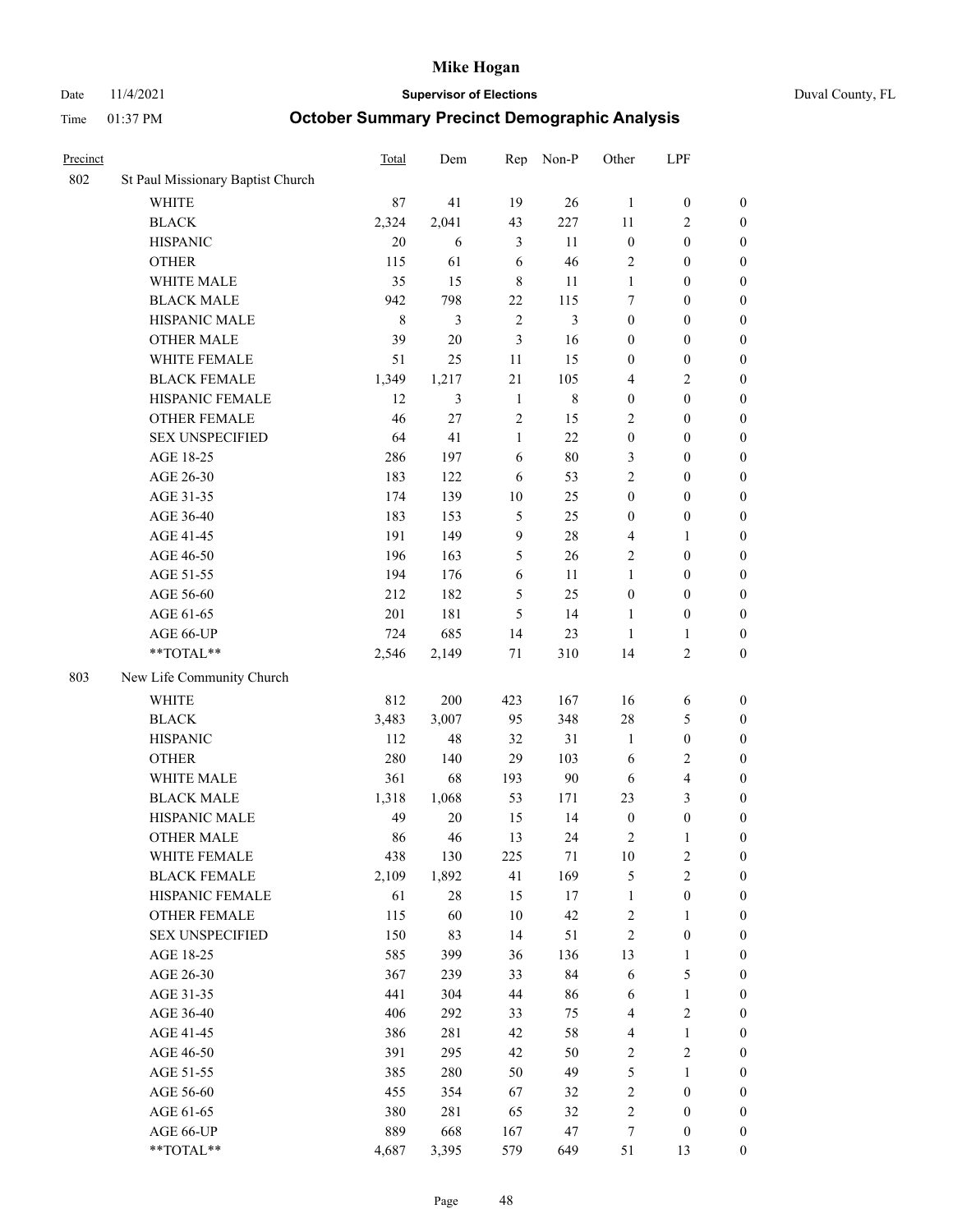# Mike Hogan

Date 11/4/2021 **Supervisor of Elections** Duval County, FL

Time 01:37 PM **October Summary Precinct Demographic Analysis**

| Precinct | | Total | Dem | Rep | Non-P | Other | LPF | |
|---|---|---|---|---|---|---|---|---|
| 802 | St Paul Missionary Baptist Church | | | | | | | |
| | WHITE | 87 | 41 | 19 | 26 | 1 | 0 | 0 |
| | BLACK | 2,324 | 2,041 | 43 | 227 | 11 | 2 | 0 |
| | HISPANIC | 20 | 6 | 3 | 11 | 0 | 0 | 0 |
| | OTHER | 115 | 61 | 6 | 46 | 2 | 0 | 0 |
| | WHITE MALE | 35 | 15 | 8 | 11 | 1 | 0 | 0 |
| | BLACK MALE | 942 | 798 | 22 | 115 | 7 | 0 | 0 |
| | HISPANIC MALE | 8 | 3 | 2 | 3 | 0 | 0 | 0 |
| | OTHER MALE | 39 | 20 | 3 | 16 | 0 | 0 | 0 |
| | WHITE FEMALE | 51 | 25 | 11 | 15 | 0 | 0 | 0 |
| | BLACK FEMALE | 1,349 | 1,217 | 21 | 105 | 4 | 2 | 0 |
| | HISPANIC FEMALE | 12 | 3 | 1 | 8 | 0 | 0 | 0 |
| | OTHER FEMALE | 46 | 27 | 2 | 15 | 2 | 0 | 0 |
| | SEX UNSPECIFIED | 64 | 41 | 1 | 22 | 0 | 0 | 0 |
| | AGE 18-25 | 286 | 197 | 6 | 80 | 3 | 0 | 0 |
| | AGE 26-30 | 183 | 122 | 6 | 53 | 2 | 0 | 0 |
| | AGE 31-35 | 174 | 139 | 10 | 25 | 0 | 0 | 0 |
| | AGE 36-40 | 183 | 153 | 5 | 25 | 0 | 0 | 0 |
| | AGE 41-45 | 191 | 149 | 9 | 28 | 4 | 1 | 0 |
| | AGE 46-50 | 196 | 163 | 5 | 26 | 2 | 0 | 0 |
| | AGE 51-55 | 194 | 176 | 6 | 11 | 1 | 0 | 0 |
| | AGE 56-60 | 212 | 182 | 5 | 25 | 0 | 0 | 0 |
| | AGE 61-65 | 201 | 181 | 5 | 14 | 1 | 0 | 0 |
| | AGE 66-UP | 724 | 685 | 14 | 23 | 1 | 1 | 0 |
| | **TOTAL** | 2,546 | 2,149 | 71 | 310 | 14 | 2 | 0 |
| 803 | New Life Community Church | | | | | | | |
| | WHITE | 812 | 200 | 423 | 167 | 16 | 6 | 0 |
| | BLACK | 3,483 | 3,007 | 95 | 348 | 28 | 5 | 0 |
| | HISPANIC | 112 | 48 | 32 | 31 | 1 | 0 | 0 |
| | OTHER | 280 | 140 | 29 | 103 | 6 | 2 | 0 |
| | WHITE MALE | 361 | 68 | 193 | 90 | 6 | 4 | 0 |
| | BLACK MALE | 1,318 | 1,068 | 53 | 171 | 23 | 3 | 0 |
| | HISPANIC MALE | 49 | 20 | 15 | 14 | 0 | 0 | 0 |
| | OTHER MALE | 86 | 46 | 13 | 24 | 2 | 1 | 0 |
| | WHITE FEMALE | 438 | 130 | 225 | 71 | 10 | 2 | 0 |
| | BLACK FEMALE | 2,109 | 1,892 | 41 | 169 | 5 | 2 | 0 |
| | HISPANIC FEMALE | 61 | 28 | 15 | 17 | 1 | 0 | 0 |
| | OTHER FEMALE | 115 | 60 | 10 | 42 | 2 | 1 | 0 |
| | SEX UNSPECIFIED | 150 | 83 | 14 | 51 | 2 | 0 | 0 |
| | AGE 18-25 | 585 | 399 | 36 | 136 | 13 | 1 | 0 |
| | AGE 26-30 | 367 | 239 | 33 | 84 | 6 | 5 | 0 |
| | AGE 31-35 | 441 | 304 | 44 | 86 | 6 | 1 | 0 |
| | AGE 36-40 | 406 | 292 | 33 | 75 | 4 | 2 | 0 |
| | AGE 41-45 | 386 | 281 | 42 | 58 | 4 | 1 | 0 |
| | AGE 46-50 | 391 | 295 | 42 | 50 | 2 | 2 | 0 |
| | AGE 51-55 | 385 | 280 | 50 | 49 | 5 | 1 | 0 |
| | AGE 56-60 | 455 | 354 | 67 | 32 | 2 | 0 | 0 |
| | AGE 61-65 | 380 | 281 | 65 | 32 | 2 | 0 | 0 |
| | AGE 66-UP | 889 | 668 | 167 | 47 | 7 | 0 | 0 |
| | **TOTAL** | 4,687 | 3,395 | 579 | 649 | 51 | 13 | 0 |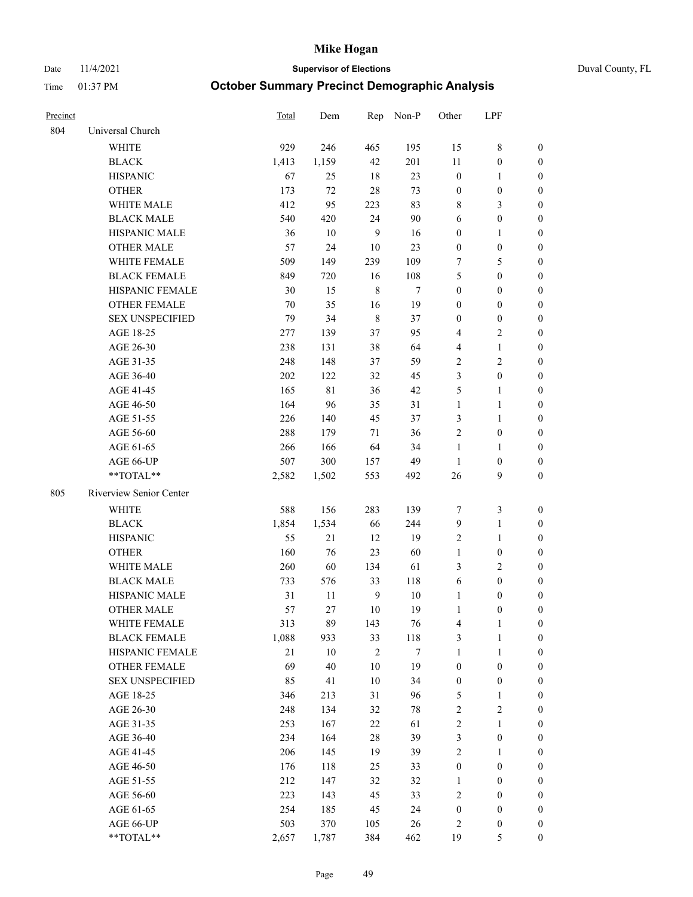# Mike Hogan

Date 11/4/2021 **Supervisor of Elections** Duval County, FL

Time 01:37 PM **October Summary Precinct Demographic Analysis**

| Precinct | | Total | Dem | Rep | Non-P | Other | LPF | |
|---|---|---|---|---|---|---|---|---|
| 804 | Universal Church | | | | | | | |
| | WHITE | 929 | 246 | 465 | 195 | 15 | 8 | 0 |
| | BLACK | 1,413 | 1,159 | 42 | 201 | 11 | 0 | 0 |
| | HISPANIC | 67 | 25 | 18 | 23 | 0 | 1 | 0 |
| | OTHER | 173 | 72 | 28 | 73 | 0 | 0 | 0 |
| | WHITE MALE | 412 | 95 | 223 | 83 | 8 | 3 | 0 |
| | BLACK MALE | 540 | 420 | 24 | 90 | 6 | 0 | 0 |
| | HISPANIC MALE | 36 | 10 | 9 | 16 | 0 | 1 | 0 |
| | OTHER MALE | 57 | 24 | 10 | 23 | 0 | 0 | 0 |
| | WHITE FEMALE | 509 | 149 | 239 | 109 | 7 | 5 | 0 |
| | BLACK FEMALE | 849 | 720 | 16 | 108 | 5 | 0 | 0 |
| | HISPANIC FEMALE | 30 | 15 | 8 | 7 | 0 | 0 | 0 |
| | OTHER FEMALE | 70 | 35 | 16 | 19 | 0 | 0 | 0 |
| | SEX UNSPECIFIED | 79 | 34 | 8 | 37 | 0 | 0 | 0 |
| | AGE 18-25 | 277 | 139 | 37 | 95 | 4 | 2 | 0 |
| | AGE 26-30 | 238 | 131 | 38 | 64 | 4 | 1 | 0 |
| | AGE 31-35 | 248 | 148 | 37 | 59 | 2 | 2 | 0 |
| | AGE 36-40 | 202 | 122 | 32 | 45 | 3 | 0 | 0 |
| | AGE 41-45 | 165 | 81 | 36 | 42 | 5 | 1 | 0 |
| | AGE 46-50 | 164 | 96 | 35 | 31 | 1 | 1 | 0 |
| | AGE 51-55 | 226 | 140 | 45 | 37 | 3 | 1 | 0 |
| | AGE 56-60 | 288 | 179 | 71 | 36 | 2 | 0 | 0 |
| | AGE 61-65 | 266 | 166 | 64 | 34 | 1 | 1 | 0 |
| | AGE 66-UP | 507 | 300 | 157 | 49 | 1 | 0 | 0 |
| | **TOTAL** | 2,582 | 1,502 | 553 | 492 | 26 | 9 | 0 |
| 805 | Riverview Senior Center | | | | | | | |
| | WHITE | 588 | 156 | 283 | 139 | 7 | 3 | 0 |
| | BLACK | 1,854 | 1,534 | 66 | 244 | 9 | 1 | 0 |
| | HISPANIC | 55 | 21 | 12 | 19 | 2 | 1 | 0 |
| | OTHER | 160 | 76 | 23 | 60 | 1 | 0 | 0 |
| | WHITE MALE | 260 | 60 | 134 | 61 | 3 | 2 | 0 |
| | BLACK MALE | 733 | 576 | 33 | 118 | 6 | 0 | 0 |
| | HISPANIC MALE | 31 | 11 | 9 | 10 | 1 | 0 | 0 |
| | OTHER MALE | 57 | 27 | 10 | 19 | 1 | 0 | 0 |
| | WHITE FEMALE | 313 | 89 | 143 | 76 | 4 | 1 | 0 |
| | BLACK FEMALE | 1,088 | 933 | 33 | 118 | 3 | 1 | 0 |
| | HISPANIC FEMALE | 21 | 10 | 2 | 7 | 1 | 1 | 0 |
| | OTHER FEMALE | 69 | 40 | 10 | 19 | 0 | 0 | 0 |
| | SEX UNSPECIFIED | 85 | 41 | 10 | 34 | 0 | 0 | 0 |
| | AGE 18-25 | 346 | 213 | 31 | 96 | 5 | 1 | 0 |
| | AGE 26-30 | 248 | 134 | 32 | 78 | 2 | 2 | 0 |
| | AGE 31-35 | 253 | 167 | 22 | 61 | 2 | 1 | 0 |
| | AGE 36-40 | 234 | 164 | 28 | 39 | 3 | 0 | 0 |
| | AGE 41-45 | 206 | 145 | 19 | 39 | 2 | 1 | 0 |
| | AGE 46-50 | 176 | 118 | 25 | 33 | 0 | 0 | 0 |
| | AGE 51-55 | 212 | 147 | 32 | 32 | 1 | 0 | 0 |
| | AGE 56-60 | 223 | 143 | 45 | 33 | 2 | 0 | 0 |
| | AGE 61-65 | 254 | 185 | 45 | 24 | 0 | 0 | 0 |
| | AGE 66-UP | 503 | 370 | 105 | 26 | 2 | 0 | 0 |
| | **TOTAL** | 2,657 | 1,787 | 384 | 462 | 19 | 5 | 0 |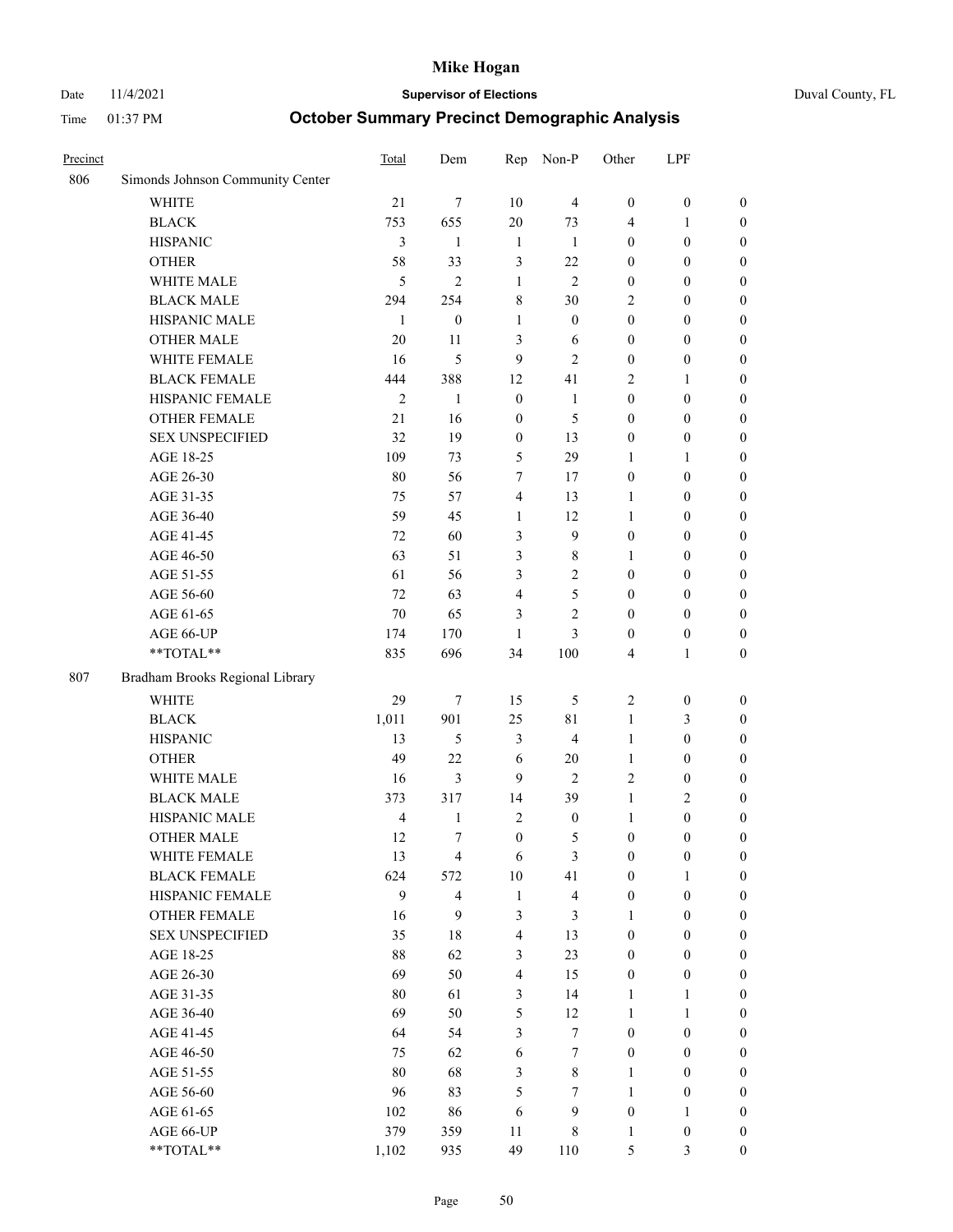| Precinct | | Total | Dem | Rep | Non-P | Other | LPF | |
|---|---|---|---|---|---|---|---|---|
| 806 | Simonds Johnson Community Center | | | | | | | |
| | WHITE | 21 | 7 | 10 | 4 | 0 | 0 | 0 |
| | BLACK | 753 | 655 | 20 | 73 | 4 | 1 | 0 |
| | HISPANIC | 3 | 1 | 1 | 1 | 0 | 0 | 0 |
| | OTHER | 58 | 33 | 3 | 22 | 0 | 0 | 0 |
| | WHITE MALE | 5 | 2 | 1 | 2 | 0 | 0 | 0 |
| | BLACK MALE | 294 | 254 | 8 | 30 | 2 | 0 | 0 |
| | HISPANIC MALE | 1 | 0 | 1 | 0 | 0 | 0 | 0 |
| | OTHER MALE | 20 | 11 | 3 | 6 | 0 | 0 | 0 |
| | WHITE FEMALE | 16 | 5 | 9 | 2 | 0 | 0 | 0 |
| | BLACK FEMALE | 444 | 388 | 12 | 41 | 2 | 1 | 0 |
| | HISPANIC FEMALE | 2 | 1 | 0 | 1 | 0 | 0 | 0 |
| | OTHER FEMALE | 21 | 16 | 0 | 5 | 0 | 0 | 0 |
| | SEX UNSPECIFIED | 32 | 19 | 0 | 13 | 0 | 0 | 0 |
| | AGE 18-25 | 109 | 73 | 5 | 29 | 1 | 1 | 0 |
| | AGE 26-30 | 80 | 56 | 7 | 17 | 0 | 0 | 0 |
| | AGE 31-35 | 75 | 57 | 4 | 13 | 1 | 0 | 0 |
| | AGE 36-40 | 59 | 45 | 1 | 12 | 1 | 0 | 0 |
| | AGE 41-45 | 72 | 60 | 3 | 9 | 0 | 0 | 0 |
| | AGE 46-50 | 63 | 51 | 3 | 8 | 1 | 0 | 0 |
| | AGE 51-55 | 61 | 56 | 3 | 2 | 0 | 0 | 0 |
| | AGE 56-60 | 72 | 63 | 4 | 5 | 0 | 0 | 0 |
| | AGE 61-65 | 70 | 65 | 3 | 2 | 0 | 0 | 0 |
| | AGE 66-UP | 174 | 170 | 1 | 3 | 0 | 0 | 0 |
| | **TOTAL** | 835 | 696 | 34 | 100 | 4 | 1 | 0 |
| 807 | Bradham Brooks Regional Library | | | | | | | |
| | WHITE | 29 | 7 | 15 | 5 | 2 | 0 | 0 |
| | BLACK | 1,011 | 901 | 25 | 81 | 1 | 3 | 0 |
| | HISPANIC | 13 | 5 | 3 | 4 | 1 | 0 | 0 |
| | OTHER | 49 | 22 | 6 | 20 | 1 | 0 | 0 |
| | WHITE MALE | 16 | 3 | 9 | 2 | 2 | 0 | 0 |
| | BLACK MALE | 373 | 317 | 14 | 39 | 1 | 2 | 0 |
| | HISPANIC MALE | 4 | 1 | 2 | 0 | 1 | 0 | 0 |
| | OTHER MALE | 12 | 7 | 0 | 5 | 0 | 0 | 0 |
| | WHITE FEMALE | 13 | 4 | 6 | 3 | 0 | 0 | 0 |
| | BLACK FEMALE | 624 | 572 | 10 | 41 | 0 | 1 | 0 |
| | HISPANIC FEMALE | 9 | 4 | 1 | 4 | 0 | 0 | 0 |
| | OTHER FEMALE | 16 | 9 | 3 | 3 | 1 | 0 | 0 |
| | SEX UNSPECIFIED | 35 | 18 | 4 | 13 | 0 | 0 | 0 |
| | AGE 18-25 | 88 | 62 | 3 | 23 | 0 | 0 | 0 |
| | AGE 26-30 | 69 | 50 | 4 | 15 | 0 | 0 | 0 |
| | AGE 31-35 | 80 | 61 | 3 | 14 | 1 | 1 | 0 |
| | AGE 36-40 | 69 | 50 | 5 | 12 | 1 | 1 | 0 |
| | AGE 41-45 | 64 | 54 | 3 | 7 | 0 | 0 | 0 |
| | AGE 46-50 | 75 | 62 | 6 | 7 | 0 | 0 | 0 |
| | AGE 51-55 | 80 | 68 | 3 | 8 | 1 | 0 | 0 |
| | AGE 56-60 | 96 | 83 | 5 | 7 | 1 | 0 | 0 |
| | AGE 61-65 | 102 | 86 | 6 | 9 | 0 | 1 | 0 |
| | AGE 66-UP | 379 | 359 | 11 | 8 | 1 | 0 | 0 |
| | **TOTAL** | 1,102 | 935 | 49 | 110 | 5 | 3 | 0 |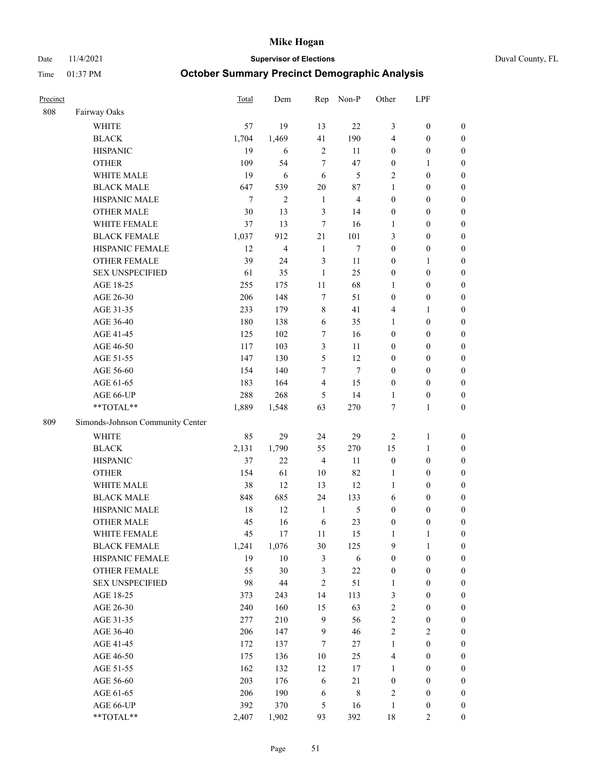# Mike Hogan

Date 11/4/2021 | **Supervisor of Elections** | Duval County, FL

Time 01:37 PM | **October Summary Precinct Demographic Analysis**

| Precinct | | Total | Dem | Rep | Non-P | Other | LPF | |
|---|---|---|---|---|---|---|---|---|
| 808 | Fairway Oaks | | | | | | | |
| | WHITE | 57 | 19 | 13 | 22 | 3 | 0 | 0 |
| | BLACK | 1,704 | 1,469 | 41 | 190 | 4 | 0 | 0 |
| | HISPANIC | 19 | 6 | 2 | 11 | 0 | 0 | 0 |
| | OTHER | 109 | 54 | 7 | 47 | 0 | 1 | 0 |
| | WHITE MALE | 19 | 6 | 6 | 5 | 2 | 0 | 0 |
| | BLACK MALE | 647 | 539 | 20 | 87 | 1 | 0 | 0 |
| | HISPANIC MALE | 7 | 2 | 1 | 4 | 0 | 0 | 0 |
| | OTHER MALE | 30 | 13 | 3 | 14 | 0 | 0 | 0 |
| | WHITE FEMALE | 37 | 13 | 7 | 16 | 1 | 0 | 0 |
| | BLACK FEMALE | 1,037 | 912 | 21 | 101 | 3 | 0 | 0 |
| | HISPANIC FEMALE | 12 | 4 | 1 | 7 | 0 | 0 | 0 |
| | OTHER FEMALE | 39 | 24 | 3 | 11 | 0 | 1 | 0 |
| | SEX UNSPECIFIED | 61 | 35 | 1 | 25 | 0 | 0 | 0 |
| | AGE 18-25 | 255 | 175 | 11 | 68 | 1 | 0 | 0 |
| | AGE 26-30 | 206 | 148 | 7 | 51 | 0 | 0 | 0 |
| | AGE 31-35 | 233 | 179 | 8 | 41 | 4 | 1 | 0 |
| | AGE 36-40 | 180 | 138 | 6 | 35 | 1 | 0 | 0 |
| | AGE 41-45 | 125 | 102 | 7 | 16 | 0 | 0 | 0 |
| | AGE 46-50 | 117 | 103 | 3 | 11 | 0 | 0 | 0 |
| | AGE 51-55 | 147 | 130 | 5 | 12 | 0 | 0 | 0 |
| | AGE 56-60 | 154 | 140 | 7 | 7 | 0 | 0 | 0 |
| | AGE 61-65 | 183 | 164 | 4 | 15 | 0 | 0 | 0 |
| | AGE 66-UP | 288 | 268 | 5 | 14 | 1 | 0 | 0 |
| | **TOTAL** | 1,889 | 1,548 | 63 | 270 | 7 | 1 | 0 |
| 809 | Simonds-Johnson Community Center | | | | | | | |
| | WHITE | 85 | 29 | 24 | 29 | 2 | 1 | 0 |
| | BLACK | 2,131 | 1,790 | 55 | 270 | 15 | 1 | 0 |
| | HISPANIC | 37 | 22 | 4 | 11 | 0 | 0 | 0 |
| | OTHER | 154 | 61 | 10 | 82 | 1 | 0 | 0 |
| | WHITE MALE | 38 | 12 | 13 | 12 | 1 | 0 | 0 |
| | BLACK MALE | 848 | 685 | 24 | 133 | 6 | 0 | 0 |
| | HISPANIC MALE | 18 | 12 | 1 | 5 | 0 | 0 | 0 |
| | OTHER MALE | 45 | 16 | 6 | 23 | 0 | 0 | 0 |
| | WHITE FEMALE | 45 | 17 | 11 | 15 | 1 | 1 | 0 |
| | BLACK FEMALE | 1,241 | 1,076 | 30 | 125 | 9 | 1 | 0 |
| | HISPANIC FEMALE | 19 | 10 | 3 | 6 | 0 | 0 | 0 |
| | OTHER FEMALE | 55 | 30 | 3 | 22 | 0 | 0 | 0 |
| | SEX UNSPECIFIED | 98 | 44 | 2 | 51 | 1 | 0 | 0 |
| | AGE 18-25 | 373 | 243 | 14 | 113 | 3 | 0 | 0 |
| | AGE 26-30 | 240 | 160 | 15 | 63 | 2 | 0 | 0 |
| | AGE 31-35 | 277 | 210 | 9 | 56 | 2 | 0 | 0 |
| | AGE 36-40 | 206 | 147 | 9 | 46 | 2 | 2 | 0 |
| | AGE 41-45 | 172 | 137 | 7 | 27 | 1 | 0 | 0 |
| | AGE 46-50 | 175 | 136 | 10 | 25 | 4 | 0 | 0 |
| | AGE 51-55 | 162 | 132 | 12 | 17 | 1 | 0 | 0 |
| | AGE 56-60 | 203 | 176 | 6 | 21 | 0 | 0 | 0 |
| | AGE 61-65 | 206 | 190 | 6 | 8 | 2 | 0 | 0 |
| | AGE 66-UP | 392 | 370 | 5 | 16 | 1 | 0 | 0 |
| | **TOTAL** | 2,407 | 1,902 | 93 | 392 | 18 | 2 | 0 |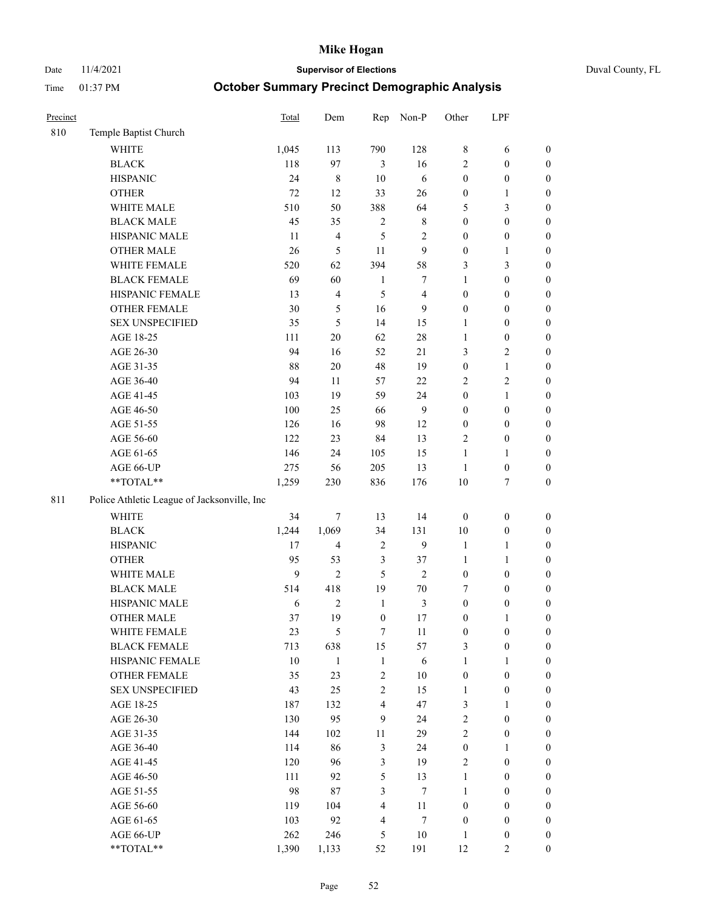# Mike Hogan

Date 11/4/2021 **Supervisor of Elections** Duval County, FL

Time 01:37 PM **October Summary Precinct Demographic Analysis**

| Precinct | | Total | Dem | Rep | Non-P | Other | LPF | |
|---|---|---|---|---|---|---|---|---|
| 810 | Temple Baptist Church | | | | | | | |
| | WHITE | 1,045 | 113 | 790 | 128 | 8 | 6 | 0 |
| | BLACK | 118 | 97 | 3 | 16 | 2 | 0 | 0 |
| | HISPANIC | 24 | 8 | 10 | 6 | 0 | 0 | 0 |
| | OTHER | 72 | 12 | 33 | 26 | 0 | 1 | 0 |
| | WHITE MALE | 510 | 50 | 388 | 64 | 5 | 3 | 0 |
| | BLACK MALE | 45 | 35 | 2 | 8 | 0 | 0 | 0 |
| | HISPANIC MALE | 11 | 4 | 5 | 2 | 0 | 0 | 0 |
| | OTHER MALE | 26 | 5 | 11 | 9 | 0 | 1 | 0 |
| | WHITE FEMALE | 520 | 62 | 394 | 58 | 3 | 3 | 0 |
| | BLACK FEMALE | 69 | 60 | 1 | 7 | 1 | 0 | 0 |
| | HISPANIC FEMALE | 13 | 4 | 5 | 4 | 0 | 0 | 0 |
| | OTHER FEMALE | 30 | 5 | 16 | 9 | 0 | 0 | 0 |
| | SEX UNSPECIFIED | 35 | 5 | 14 | 15 | 1 | 0 | 0 |
| | AGE 18-25 | 111 | 20 | 62 | 28 | 1 | 0 | 0 |
| | AGE 26-30 | 94 | 16 | 52 | 21 | 3 | 2 | 0 |
| | AGE 31-35 | 88 | 20 | 48 | 19 | 0 | 1 | 0 |
| | AGE 36-40 | 94 | 11 | 57 | 22 | 2 | 2 | 0 |
| | AGE 41-45 | 103 | 19 | 59 | 24 | 0 | 1 | 0 |
| | AGE 46-50 | 100 | 25 | 66 | 9 | 0 | 0 | 0 |
| | AGE 51-55 | 126 | 16 | 98 | 12 | 0 | 0 | 0 |
| | AGE 56-60 | 122 | 23 | 84 | 13 | 2 | 0 | 0 |
| | AGE 61-65 | 146 | 24 | 105 | 15 | 1 | 1 | 0 |
| | AGE 66-UP | 275 | 56 | 205 | 13 | 1 | 0 | 0 |
| | **TOTAL** | 1,259 | 230 | 836 | 176 | 10 | 7 | 0 |
| 811 | Police Athletic League of Jacksonville, Inc | | | | | | | |
| | WHITE | 34 | 7 | 13 | 14 | 0 | 0 | 0 |
| | BLACK | 1,244 | 1,069 | 34 | 131 | 10 | 0 | 0 |
| | HISPANIC | 17 | 4 | 2 | 9 | 1 | 1 | 0 |
| | OTHER | 95 | 53 | 3 | 37 | 1 | 1 | 0 |
| | WHITE MALE | 9 | 2 | 5 | 2 | 0 | 0 | 0 |
| | BLACK MALE | 514 | 418 | 19 | 70 | 7 | 0 | 0 |
| | HISPANIC MALE | 6 | 2 | 1 | 3 | 0 | 0 | 0 |
| | OTHER MALE | 37 | 19 | 0 | 17 | 0 | 1 | 0 |
| | WHITE FEMALE | 23 | 5 | 7 | 11 | 0 | 0 | 0 |
| | BLACK FEMALE | 713 | 638 | 15 | 57 | 3 | 0 | 0 |
| | HISPANIC FEMALE | 10 | 1 | 1 | 6 | 1 | 1 | 0 |
| | OTHER FEMALE | 35 | 23 | 2 | 10 | 0 | 0 | 0 |
| | SEX UNSPECIFIED | 43 | 25 | 2 | 15 | 1 | 0 | 0 |
| | AGE 18-25 | 187 | 132 | 4 | 47 | 3 | 1 | 0 |
| | AGE 26-30 | 130 | 95 | 9 | 24 | 2 | 0 | 0 |
| | AGE 31-35 | 144 | 102 | 11 | 29 | 2 | 0 | 0 |
| | AGE 36-40 | 114 | 86 | 3 | 24 | 0 | 1 | 0 |
| | AGE 41-45 | 120 | 96 | 3 | 19 | 2 | 0 | 0 |
| | AGE 46-50 | 111 | 92 | 5 | 13 | 1 | 0 | 0 |
| | AGE 51-55 | 98 | 87 | 3 | 7 | 1 | 0 | 0 |
| | AGE 56-60 | 119 | 104 | 4 | 11 | 0 | 0 | 0 |
| | AGE 61-65 | 103 | 92 | 4 | 7 | 0 | 0 | 0 |
| | AGE 66-UP | 262 | 246 | 5 | 10 | 1 | 0 | 0 |
| | **TOTAL** | 1,390 | 1,133 | 52 | 191 | 12 | 2 | 0 |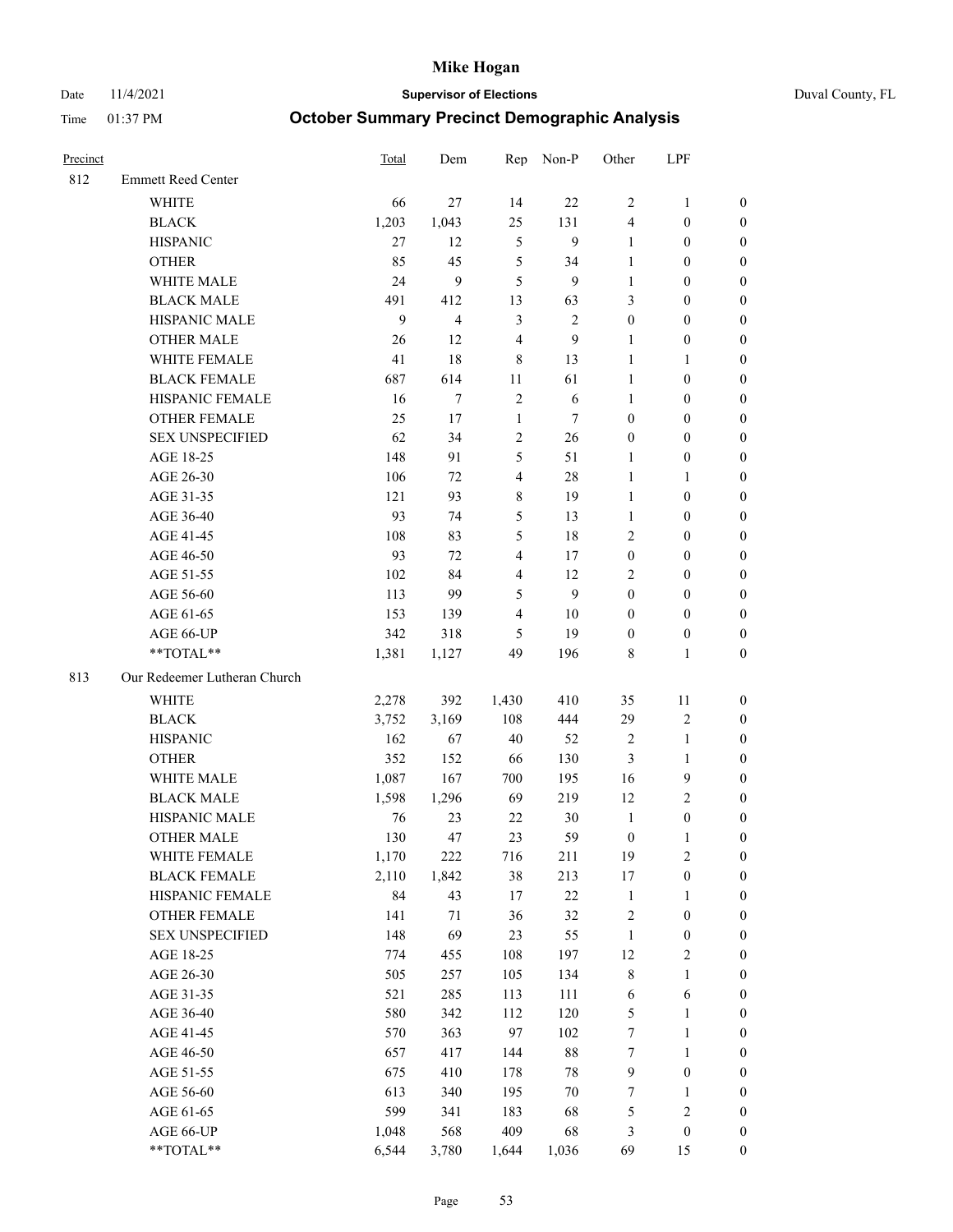# Mike Hogan

Date 11/4/2021 **Supervisor of Elections** Duval County, FL

Time 01:37 PM **October Summary Precinct Demographic Analysis**

| Precinct | | Total | Dem | Rep | Non-P | Other | LPF | |
|---|---|---|---|---|---|---|---|---|
| 812 | Emmett Reed Center | | | | | | | |
| | WHITE | 66 | 27 | 14 | 22 | 2 | 1 | 0 |
| | BLACK | 1,203 | 1,043 | 25 | 131 | 4 | 0 | 0 |
| | HISPANIC | 27 | 12 | 5 | 9 | 1 | 0 | 0 |
| | OTHER | 85 | 45 | 5 | 34 | 1 | 0 | 0 |
| | WHITE MALE | 24 | 9 | 5 | 9 | 1 | 0 | 0 |
| | BLACK MALE | 491 | 412 | 13 | 63 | 3 | 0 | 0 |
| | HISPANIC MALE | 9 | 4 | 3 | 2 | 0 | 0 | 0 |
| | OTHER MALE | 26 | 12 | 4 | 9 | 1 | 0 | 0 |
| | WHITE FEMALE | 41 | 18 | 8 | 13 | 1 | 1 | 0 |
| | BLACK FEMALE | 687 | 614 | 11 | 61 | 1 | 0 | 0 |
| | HISPANIC FEMALE | 16 | 7 | 2 | 6 | 1 | 0 | 0 |
| | OTHER FEMALE | 25 | 17 | 1 | 7 | 0 | 0 | 0 |
| | SEX UNSPECIFIED | 62 | 34 | 2 | 26 | 0 | 0 | 0 |
| | AGE 18-25 | 148 | 91 | 5 | 51 | 1 | 0 | 0 |
| | AGE 26-30 | 106 | 72 | 4 | 28 | 1 | 1 | 0 |
| | AGE 31-35 | 121 | 93 | 8 | 19 | 1 | 0 | 0 |
| | AGE 36-40 | 93 | 74 | 5 | 13 | 1 | 0 | 0 |
| | AGE 41-45 | 108 | 83 | 5 | 18 | 2 | 0 | 0 |
| | AGE 46-50 | 93 | 72 | 4 | 17 | 0 | 0 | 0 |
| | AGE 51-55 | 102 | 84 | 4 | 12 | 2 | 0 | 0 |
| | AGE 56-60 | 113 | 99 | 5 | 9 | 0 | 0 | 0 |
| | AGE 61-65 | 153 | 139 | 4 | 10 | 0 | 0 | 0 |
| | AGE 66-UP | 342 | 318 | 5 | 19 | 0 | 0 | 0 |
| | **TOTAL** | 1,381 | 1,127 | 49 | 196 | 8 | 1 | 0 |
| 813 | Our Redeemer Lutheran Church | | | | | | | |
| | WHITE | 2,278 | 392 | 1,430 | 410 | 35 | 11 | 0 |
| | BLACK | 3,752 | 3,169 | 108 | 444 | 29 | 2 | 0 |
| | HISPANIC | 162 | 67 | 40 | 52 | 2 | 1 | 0 |
| | OTHER | 352 | 152 | 66 | 130 | 3 | 1 | 0 |
| | WHITE MALE | 1,087 | 167 | 700 | 195 | 16 | 9 | 0 |
| | BLACK MALE | 1,598 | 1,296 | 69 | 219 | 12 | 2 | 0 |
| | HISPANIC MALE | 76 | 23 | 22 | 30 | 1 | 0 | 0 |
| | OTHER MALE | 130 | 47 | 23 | 59 | 0 | 1 | 0 |
| | WHITE FEMALE | 1,170 | 222 | 716 | 211 | 19 | 2 | 0 |
| | BLACK FEMALE | 2,110 | 1,842 | 38 | 213 | 17 | 0 | 0 |
| | HISPANIC FEMALE | 84 | 43 | 17 | 22 | 1 | 1 | 0 |
| | OTHER FEMALE | 141 | 71 | 36 | 32 | 2 | 0 | 0 |
| | SEX UNSPECIFIED | 148 | 69 | 23 | 55 | 1 | 0 | 0 |
| | AGE 18-25 | 774 | 455 | 108 | 197 | 12 | 2 | 0 |
| | AGE 26-30 | 505 | 257 | 105 | 134 | 8 | 1 | 0 |
| | AGE 31-35 | 521 | 285 | 113 | 111 | 6 | 6 | 0 |
| | AGE 36-40 | 580 | 342 | 112 | 120 | 5 | 1 | 0 |
| | AGE 41-45 | 570 | 363 | 97 | 102 | 7 | 1 | 0 |
| | AGE 46-50 | 657 | 417 | 144 | 88 | 7 | 1 | 0 |
| | AGE 51-55 | 675 | 410 | 178 | 78 | 9 | 0 | 0 |
| | AGE 56-60 | 613 | 340 | 195 | 70 | 7 | 1 | 0 |
| | AGE 61-65 | 599 | 341 | 183 | 68 | 5 | 2 | 0 |
| | AGE 66-UP | 1,048 | 568 | 409 | 68 | 3 | 0 | 0 |
| | **TOTAL** | 6,544 | 3,780 | 1,644 | 1,036 | 69 | 15 | 0 |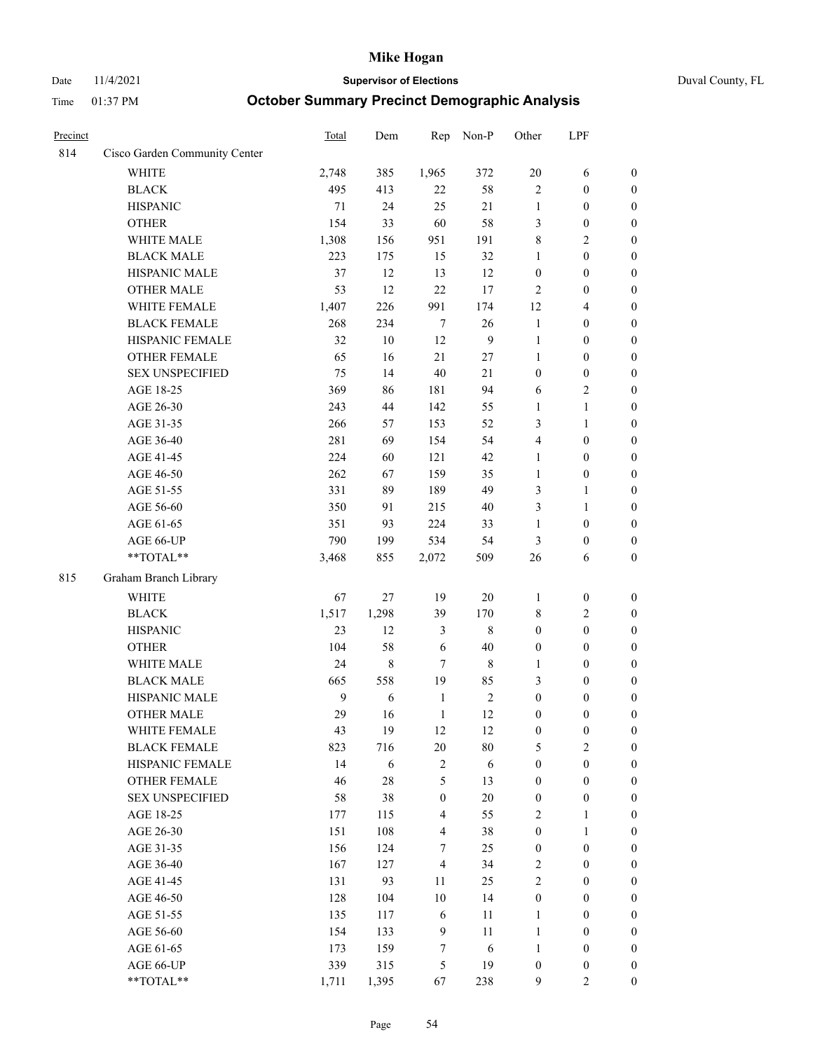# Mike Hogan

Date 11/4/2021 **Supervisor of Elections** Duval County, FL

Time 01:37 PM **October Summary Precinct Demographic Analysis**

| Precinct | | Total | Dem | Rep | Non-P | Other | LPF | |
|---|---|---|---|---|---|---|---|---|
| 814 | Cisco Garden Community Center | | | | | | | |
| | WHITE | 2,748 | 385 | 1,965 | 372 | 20 | 6 | 0 |
| | BLACK | 495 | 413 | 22 | 58 | 2 | 0 | 0 |
| | HISPANIC | 71 | 24 | 25 | 21 | 1 | 0 | 0 |
| | OTHER | 154 | 33 | 60 | 58 | 3 | 0 | 0 |
| | WHITE MALE | 1,308 | 156 | 951 | 191 | 8 | 2 | 0 |
| | BLACK MALE | 223 | 175 | 15 | 32 | 1 | 0 | 0 |
| | HISPANIC MALE | 37 | 12 | 13 | 12 | 0 | 0 | 0 |
| | OTHER MALE | 53 | 12 | 22 | 17 | 2 | 0 | 0 |
| | WHITE FEMALE | 1,407 | 226 | 991 | 174 | 12 | 4 | 0 |
| | BLACK FEMALE | 268 | 234 | 7 | 26 | 1 | 0 | 0 |
| | HISPANIC FEMALE | 32 | 10 | 12 | 9 | 1 | 0 | 0 |
| | OTHER FEMALE | 65 | 16 | 21 | 27 | 1 | 0 | 0 |
| | SEX UNSPECIFIED | 75 | 14 | 40 | 21 | 0 | 0 | 0 |
| | AGE 18-25 | 369 | 86 | 181 | 94 | 6 | 2 | 0 |
| | AGE 26-30 | 243 | 44 | 142 | 55 | 1 | 1 | 0 |
| | AGE 31-35 | 266 | 57 | 153 | 52 | 3 | 1 | 0 |
| | AGE 36-40 | 281 | 69 | 154 | 54 | 4 | 0 | 0 |
| | AGE 41-45 | 224 | 60 | 121 | 42 | 1 | 0 | 0 |
| | AGE 46-50 | 262 | 67 | 159 | 35 | 1 | 0 | 0 |
| | AGE 51-55 | 331 | 89 | 189 | 49 | 3 | 1 | 0 |
| | AGE 56-60 | 350 | 91 | 215 | 40 | 3 | 1 | 0 |
| | AGE 61-65 | 351 | 93 | 224 | 33 | 1 | 0 | 0 |
| | AGE 66-UP | 790 | 199 | 534 | 54 | 3 | 0 | 0 |
| | **TOTAL** | 3,468 | 855 | 2,072 | 509 | 26 | 6 | 0 |
| 815 | Graham Branch Library | | | | | | | |
| | WHITE | 67 | 27 | 19 | 20 | 1 | 0 | 0 |
| | BLACK | 1,517 | 1,298 | 39 | 170 | 8 | 2 | 0 |
| | HISPANIC | 23 | 12 | 3 | 8 | 0 | 0 | 0 |
| | OTHER | 104 | 58 | 6 | 40 | 0 | 0 | 0 |
| | WHITE MALE | 24 | 8 | 7 | 8 | 1 | 0 | 0 |
| | BLACK MALE | 665 | 558 | 19 | 85 | 3 | 0 | 0 |
| | HISPANIC MALE | 9 | 6 | 1 | 2 | 0 | 0 | 0 |
| | OTHER MALE | 29 | 16 | 1 | 12 | 0 | 0 | 0 |
| | WHITE FEMALE | 43 | 19 | 12 | 12 | 0 | 0 | 0 |
| | BLACK FEMALE | 823 | 716 | 20 | 80 | 5 | 2 | 0 |
| | HISPANIC FEMALE | 14 | 6 | 2 | 6 | 0 | 0 | 0 |
| | OTHER FEMALE | 46 | 28 | 5 | 13 | 0 | 0 | 0 |
| | SEX UNSPECIFIED | 58 | 38 | 0 | 20 | 0 | 0 | 0 |
| | AGE 18-25 | 177 | 115 | 4 | 55 | 2 | 1 | 0 |
| | AGE 26-30 | 151 | 108 | 4 | 38 | 0 | 1 | 0 |
| | AGE 31-35 | 156 | 124 | 7 | 25 | 0 | 0 | 0 |
| | AGE 36-40 | 167 | 127 | 4 | 34 | 2 | 0 | 0 |
| | AGE 41-45 | 131 | 93 | 11 | 25 | 2 | 0 | 0 |
| | AGE 46-50 | 128 | 104 | 10 | 14 | 0 | 0 | 0 |
| | AGE 51-55 | 135 | 117 | 6 | 11 | 1 | 0 | 0 |
| | AGE 56-60 | 154 | 133 | 9 | 11 | 1 | 0 | 0 |
| | AGE 61-65 | 173 | 159 | 7 | 6 | 1 | 0 | 0 |
| | AGE 66-UP | 339 | 315 | 5 | 19 | 0 | 0 | 0 |
| | **TOTAL** | 1,711 | 1,395 | 67 | 238 | 9 | 2 | 0 |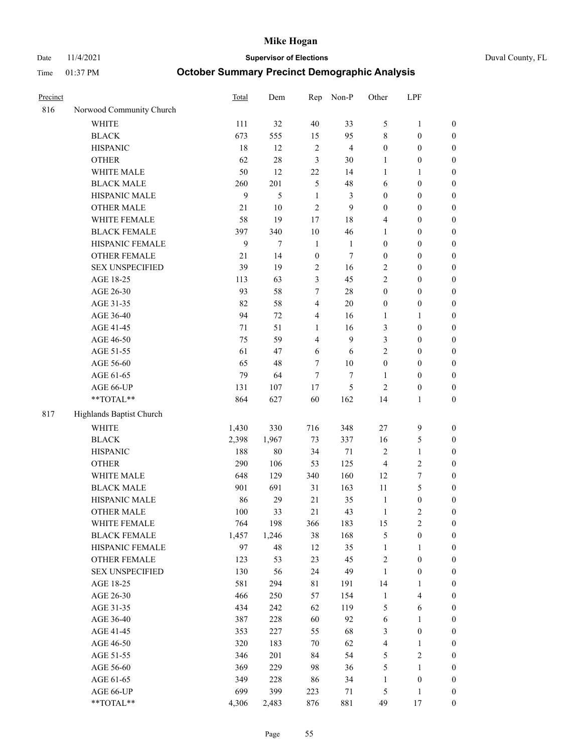# Mike Hogan

Date 11/4/2021 **Supervisor of Elections** Duval County, FL

Time 01:37 PM **October Summary Precinct Demographic Analysis**

| Precinct | | Total | Dem | Rep | Non-P | Other | LPF | |
|---|---|---|---|---|---|---|---|---|
| 816 | Norwood Community Church | | | | | | | |
| | WHITE | 111 | 32 | 40 | 33 | 5 | 1 | 0 |
| | BLACK | 673 | 555 | 15 | 95 | 8 | 0 | 0 |
| | HISPANIC | 18 | 12 | 2 | 4 | 0 | 0 | 0 |
| | OTHER | 62 | 28 | 3 | 30 | 1 | 0 | 0 |
| | WHITE MALE | 50 | 12 | 22 | 14 | 1 | 1 | 0 |
| | BLACK MALE | 260 | 201 | 5 | 48 | 6 | 0 | 0 |
| | HISPANIC MALE | 9 | 5 | 1 | 3 | 0 | 0 | 0 |
| | OTHER MALE | 21 | 10 | 2 | 9 | 0 | 0 | 0 |
| | WHITE FEMALE | 58 | 19 | 17 | 18 | 4 | 0 | 0 |
| | BLACK FEMALE | 397 | 340 | 10 | 46 | 1 | 0 | 0 |
| | HISPANIC FEMALE | 9 | 7 | 1 | 1 | 0 | 0 | 0 |
| | OTHER FEMALE | 21 | 14 | 0 | 7 | 0 | 0 | 0 |
| | SEX UNSPECIFIED | 39 | 19 | 2 | 16 | 2 | 0 | 0 |
| | AGE 18-25 | 113 | 63 | 3 | 45 | 2 | 0 | 0 |
| | AGE 26-30 | 93 | 58 | 7 | 28 | 0 | 0 | 0 |
| | AGE 31-35 | 82 | 58 | 4 | 20 | 0 | 0 | 0 |
| | AGE 36-40 | 94 | 72 | 4 | 16 | 1 | 1 | 0 |
| | AGE 41-45 | 71 | 51 | 1 | 16 | 3 | 0 | 0 |
| | AGE 46-50 | 75 | 59 | 4 | 9 | 3 | 0 | 0 |
| | AGE 51-55 | 61 | 47 | 6 | 6 | 2 | 0 | 0 |
| | AGE 56-60 | 65 | 48 | 7 | 10 | 0 | 0 | 0 |
| | AGE 61-65 | 79 | 64 | 7 | 7 | 1 | 0 | 0 |
| | AGE 66-UP | 131 | 107 | 17 | 5 | 2 | 0 | 0 |
| | **TOTAL** | 864 | 627 | 60 | 162 | 14 | 1 | 0 |
| 817 | Highlands Baptist Church | | | | | | | |
| | WHITE | 1,430 | 330 | 716 | 348 | 27 | 9 | 0 |
| | BLACK | 2,398 | 1,967 | 73 | 337 | 16 | 5 | 0 |
| | HISPANIC | 188 | 80 | 34 | 71 | 2 | 1 | 0 |
| | OTHER | 290 | 106 | 53 | 125 | 4 | 2 | 0 |
| | WHITE MALE | 648 | 129 | 340 | 160 | 12 | 7 | 0 |
| | BLACK MALE | 901 | 691 | 31 | 163 | 11 | 5 | 0 |
| | HISPANIC MALE | 86 | 29 | 21 | 35 | 1 | 0 | 0 |
| | OTHER MALE | 100 | 33 | 21 | 43 | 1 | 2 | 0 |
| | WHITE FEMALE | 764 | 198 | 366 | 183 | 15 | 2 | 0 |
| | BLACK FEMALE | 1,457 | 1,246 | 38 | 168 | 5 | 0 | 0 |
| | HISPANIC FEMALE | 97 | 48 | 12 | 35 | 1 | 1 | 0 |
| | OTHER FEMALE | 123 | 53 | 23 | 45 | 2 | 0 | 0 |
| | SEX UNSPECIFIED | 130 | 56 | 24 | 49 | 1 | 0 | 0 |
| | AGE 18-25 | 581 | 294 | 81 | 191 | 14 | 1 | 0 |
| | AGE 26-30 | 466 | 250 | 57 | 154 | 1 | 4 | 0 |
| | AGE 31-35 | 434 | 242 | 62 | 119 | 5 | 6 | 0 |
| | AGE 36-40 | 387 | 228 | 60 | 92 | 6 | 1 | 0 |
| | AGE 41-45 | 353 | 227 | 55 | 68 | 3 | 0 | 0 |
| | AGE 46-50 | 320 | 183 | 70 | 62 | 4 | 1 | 0 |
| | AGE 51-55 | 346 | 201 | 84 | 54 | 5 | 2 | 0 |
| | AGE 56-60 | 369 | 229 | 98 | 36 | 5 | 1 | 0 |
| | AGE 61-65 | 349 | 228 | 86 | 34 | 1 | 0 | 0 |
| | AGE 66-UP | 699 | 399 | 223 | 71 | 5 | 1 | 0 |
| | **TOTAL** | 4,306 | 2,483 | 876 | 881 | 49 | 17 | 0 |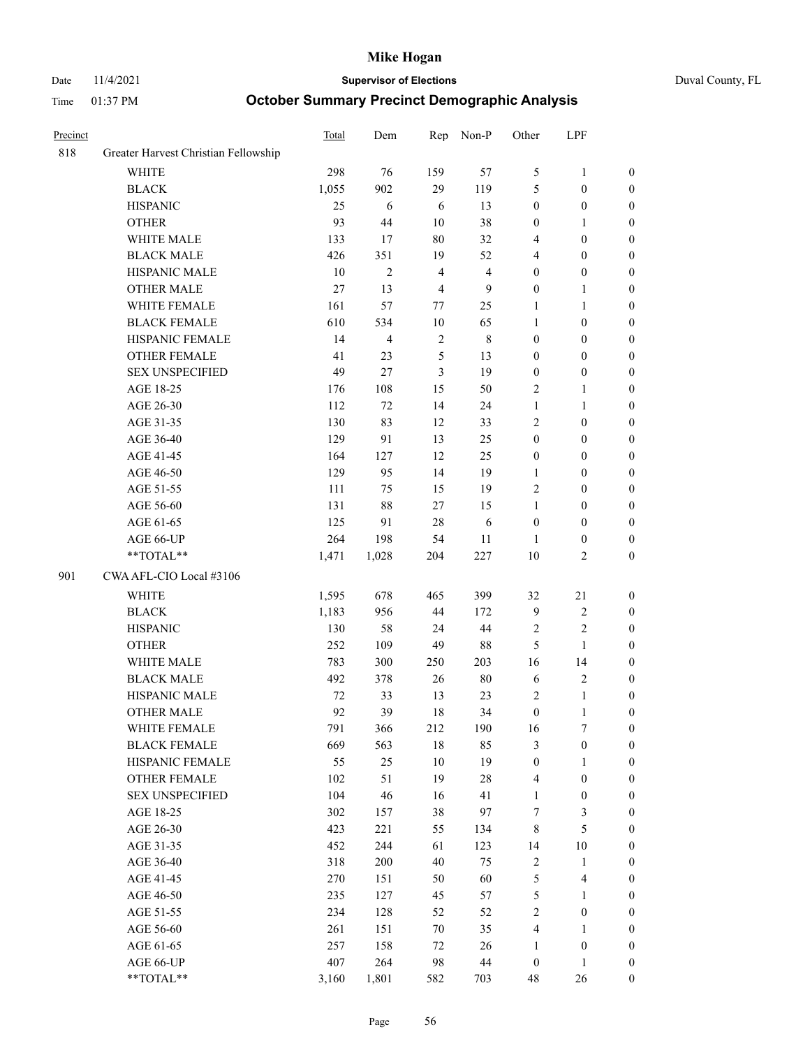# Mike Hogan

Date 11/4/2021 **Supervisor of Elections** Duval County, FL

Time 01:37 PM **October Summary Precinct Demographic Analysis**

| Precinct | | Total | Dem | Rep | Non-P | Other | LPF | |
|---|---|---|---|---|---|---|---|---|
| 818 | Greater Harvest Christian Fellowship | | | | | | | |
| | WHITE | 298 | 76 | 159 | 57 | 5 | 1 | 0 |
| | BLACK | 1,055 | 902 | 29 | 119 | 5 | 0 | 0 |
| | HISPANIC | 25 | 6 | 6 | 13 | 0 | 0 | 0 |
| | OTHER | 93 | 44 | 10 | 38 | 0 | 1 | 0 |
| | WHITE MALE | 133 | 17 | 80 | 32 | 4 | 0 | 0 |
| | BLACK MALE | 426 | 351 | 19 | 52 | 4 | 0 | 0 |
| | HISPANIC MALE | 10 | 2 | 4 | 4 | 0 | 0 | 0 |
| | OTHER MALE | 27 | 13 | 4 | 9 | 0 | 1 | 0 |
| | WHITE FEMALE | 161 | 57 | 77 | 25 | 1 | 1 | 0 |
| | BLACK FEMALE | 610 | 534 | 10 | 65 | 1 | 0 | 0 |
| | HISPANIC FEMALE | 14 | 4 | 2 | 8 | 0 | 0 | 0 |
| | OTHER FEMALE | 41 | 23 | 5 | 13 | 0 | 0 | 0 |
| | SEX UNSPECIFIED | 49 | 27 | 3 | 19 | 0 | 0 | 0 |
| | AGE 18-25 | 176 | 108 | 15 | 50 | 2 | 1 | 0 |
| | AGE 26-30 | 112 | 72 | 14 | 24 | 1 | 1 | 0 |
| | AGE 31-35 | 130 | 83 | 12 | 33 | 2 | 0 | 0 |
| | AGE 36-40 | 129 | 91 | 13 | 25 | 0 | 0 | 0 |
| | AGE 41-45 | 164 | 127 | 12 | 25 | 0 | 0 | 0 |
| | AGE 46-50 | 129 | 95 | 14 | 19 | 1 | 0 | 0 |
| | AGE 51-55 | 111 | 75 | 15 | 19 | 2 | 0 | 0 |
| | AGE 56-60 | 131 | 88 | 27 | 15 | 1 | 0 | 0 |
| | AGE 61-65 | 125 | 91 | 28 | 6 | 0 | 0 | 0 |
| | AGE 66-UP | 264 | 198 | 54 | 11 | 1 | 0 | 0 |
| | **TOTAL** | 1,471 | 1,028 | 204 | 227 | 10 | 2 | 0 |
| 901 | CWA AFL-CIO Local #3106 | | | | | | | |
| | WHITE | 1,595 | 678 | 465 | 399 | 32 | 21 | 0 |
| | BLACK | 1,183 | 956 | 44 | 172 | 9 | 2 | 0 |
| | HISPANIC | 130 | 58 | 24 | 44 | 2 | 2 | 0 |
| | OTHER | 252 | 109 | 49 | 88 | 5 | 1 | 0 |
| | WHITE MALE | 783 | 300 | 250 | 203 | 16 | 14 | 0 |
| | BLACK MALE | 492 | 378 | 26 | 80 | 6 | 2 | 0 |
| | HISPANIC MALE | 72 | 33 | 13 | 23 | 2 | 1 | 0 |
| | OTHER MALE | 92 | 39 | 18 | 34 | 0 | 1 | 0 |
| | WHITE FEMALE | 791 | 366 | 212 | 190 | 16 | 7 | 0 |
| | BLACK FEMALE | 669 | 563 | 18 | 85 | 3 | 0 | 0 |
| | HISPANIC FEMALE | 55 | 25 | 10 | 19 | 0 | 1 | 0 |
| | OTHER FEMALE | 102 | 51 | 19 | 28 | 4 | 0 | 0 |
| | SEX UNSPECIFIED | 104 | 46 | 16 | 41 | 1 | 0 | 0 |
| | AGE 18-25 | 302 | 157 | 38 | 97 | 7 | 3 | 0 |
| | AGE 26-30 | 423 | 221 | 55 | 134 | 8 | 5 | 0 |
| | AGE 31-35 | 452 | 244 | 61 | 123 | 14 | 10 | 0 |
| | AGE 36-40 | 318 | 200 | 40 | 75 | 2 | 1 | 0 |
| | AGE 41-45 | 270 | 151 | 50 | 60 | 5 | 4 | 0 |
| | AGE 46-50 | 235 | 127 | 45 | 57 | 5 | 1 | 0 |
| | AGE 51-55 | 234 | 128 | 52 | 52 | 2 | 0 | 0 |
| | AGE 56-60 | 261 | 151 | 70 | 35 | 4 | 1 | 0 |
| | AGE 61-65 | 257 | 158 | 72 | 26 | 1 | 0 | 0 |
| | AGE 66-UP | 407 | 264 | 98 | 44 | 0 | 1 | 0 |
| | **TOTAL** | 3,160 | 1,801 | 582 | 703 | 48 | 26 | 0 |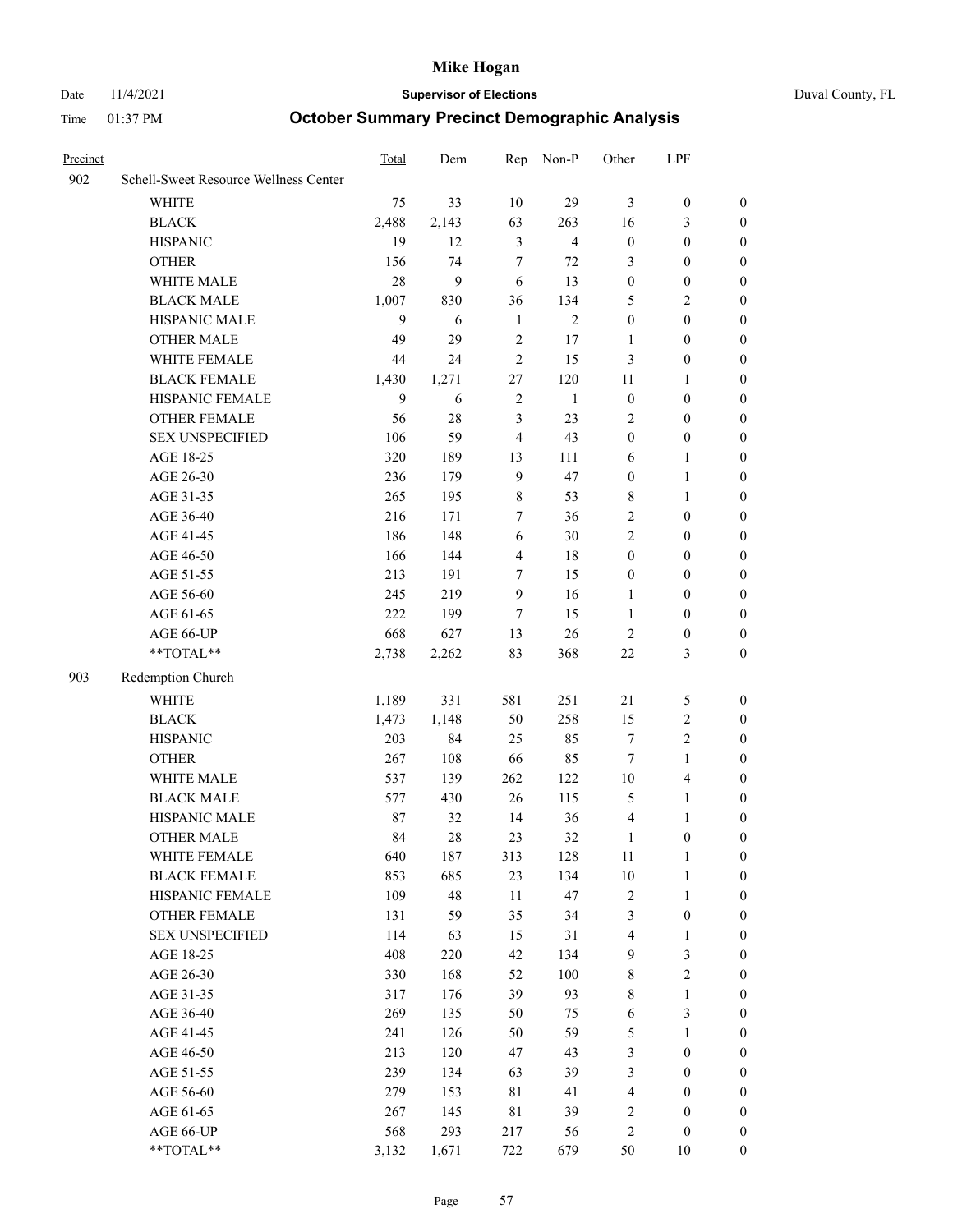# Mike Hogan

Date 11/4/2021 **Supervisor of Elections** Duval County, FL

Time 01:37 PM **October Summary Precinct Demographic Analysis**

| Precinct | | Total | Dem | Rep | Non-P | Other | LPF | |
|---|---|---|---|---|---|---|---|---|
| 902 | Schell-Sweet Resource Wellness Center | | | | | | | |
| | WHITE | 75 | 33 | 10 | 29 | 3 | 0 | 0 |
| | BLACK | 2,488 | 2,143 | 63 | 263 | 16 | 3 | 0 |
| | HISPANIC | 19 | 12 | 3 | 4 | 0 | 0 | 0 |
| | OTHER | 156 | 74 | 7 | 72 | 3 | 0 | 0 |
| | WHITE MALE | 28 | 9 | 6 | 13 | 0 | 0 | 0 |
| | BLACK MALE | 1,007 | 830 | 36 | 134 | 5 | 2 | 0 |
| | HISPANIC MALE | 9 | 6 | 1 | 2 | 0 | 0 | 0 |
| | OTHER MALE | 49 | 29 | 2 | 17 | 1 | 0 | 0 |
| | WHITE FEMALE | 44 | 24 | 2 | 15 | 3 | 0 | 0 |
| | BLACK FEMALE | 1,430 | 1,271 | 27 | 120 | 11 | 1 | 0 |
| | HISPANIC FEMALE | 9 | 6 | 2 | 1 | 0 | 0 | 0 |
| | OTHER FEMALE | 56 | 28 | 3 | 23 | 2 | 0 | 0 |
| | SEX UNSPECIFIED | 106 | 59 | 4 | 43 | 0 | 0 | 0 |
| | AGE 18-25 | 320 | 189 | 13 | 111 | 6 | 1 | 0 |
| | AGE 26-30 | 236 | 179 | 9 | 47 | 0 | 1 | 0 |
| | AGE 31-35 | 265 | 195 | 8 | 53 | 8 | 1 | 0 |
| | AGE 36-40 | 216 | 171 | 7 | 36 | 2 | 0 | 0 |
| | AGE 41-45 | 186 | 148 | 6 | 30 | 2 | 0 | 0 |
| | AGE 46-50 | 166 | 144 | 4 | 18 | 0 | 0 | 0 |
| | AGE 51-55 | 213 | 191 | 7 | 15 | 0 | 0 | 0 |
| | AGE 56-60 | 245 | 219 | 9 | 16 | 1 | 0 | 0 |
| | AGE 61-65 | 222 | 199 | 7 | 15 | 1 | 0 | 0 |
| | AGE 66-UP | 668 | 627 | 13 | 26 | 2 | 0 | 0 |
| | **TOTAL** | 2,738 | 2,262 | 83 | 368 | 22 | 3 | 0 |
| 903 | Redemption Church | | | | | | | |
| | WHITE | 1,189 | 331 | 581 | 251 | 21 | 5 | 0 |
| | BLACK | 1,473 | 1,148 | 50 | 258 | 15 | 2 | 0 |
| | HISPANIC | 203 | 84 | 25 | 85 | 7 | 2 | 0 |
| | OTHER | 267 | 108 | 66 | 85 | 7 | 1 | 0 |
| | WHITE MALE | 537 | 139 | 262 | 122 | 10 | 4 | 0 |
| | BLACK MALE | 577 | 430 | 26 | 115 | 5 | 1 | 0 |
| | HISPANIC MALE | 87 | 32 | 14 | 36 | 4 | 1 | 0 |
| | OTHER MALE | 84 | 28 | 23 | 32 | 1 | 0 | 0 |
| | WHITE FEMALE | 640 | 187 | 313 | 128 | 11 | 1 | 0 |
| | BLACK FEMALE | 853 | 685 | 23 | 134 | 10 | 1 | 0 |
| | HISPANIC FEMALE | 109 | 48 | 11 | 47 | 2 | 1 | 0 |
| | OTHER FEMALE | 131 | 59 | 35 | 34 | 3 | 0 | 0 |
| | SEX UNSPECIFIED | 114 | 63 | 15 | 31 | 4 | 1 | 0 |
| | AGE 18-25 | 408 | 220 | 42 | 134 | 9 | 3 | 0 |
| | AGE 26-30 | 330 | 168 | 52 | 100 | 8 | 2 | 0 |
| | AGE 31-35 | 317 | 176 | 39 | 93 | 8 | 1 | 0 |
| | AGE 36-40 | 269 | 135 | 50 | 75 | 6 | 3 | 0 |
| | AGE 41-45 | 241 | 126 | 50 | 59 | 5 | 1 | 0 |
| | AGE 46-50 | 213 | 120 | 47 | 43 | 3 | 0 | 0 |
| | AGE 51-55 | 239 | 134 | 63 | 39 | 3 | 0 | 0 |
| | AGE 56-60 | 279 | 153 | 81 | 41 | 4 | 0 | 0 |
| | AGE 61-65 | 267 | 145 | 81 | 39 | 2 | 0 | 0 |
| | AGE 66-UP | 568 | 293 | 217 | 56 | 2 | 0 | 0 |
| | **TOTAL** | 3,132 | 1,671 | 722 | 679 | 50 | 10 | 0 |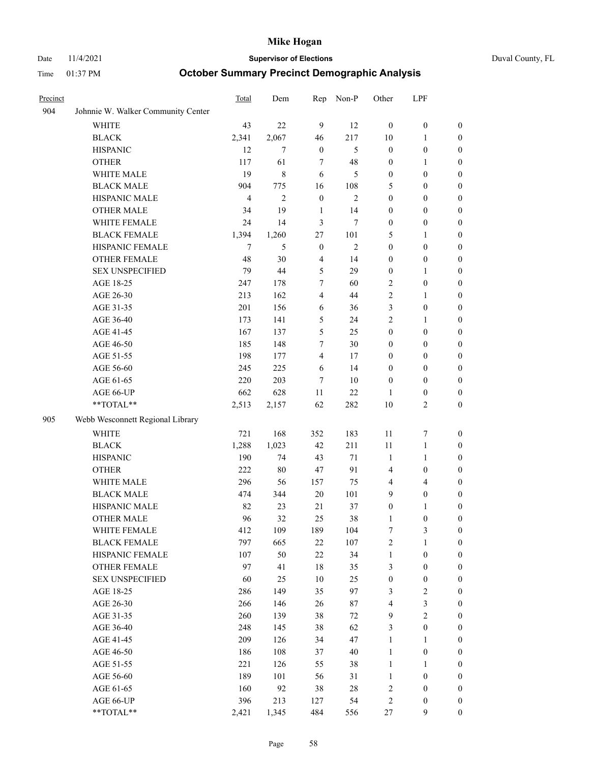# Mike Hogan

Date 11/4/2021 **Supervisor of Elections** Duval County, FL

Time 01:37 PM **October Summary Precinct Demographic Analysis**

| Precinct | | Total | Dem | Rep | Non-P | Other | LPF | |
|---|---|---|---|---|---|---|---|---|
| 904 | Johnnie W. Walker Community Center | | | | | | | |
| | WHITE | 43 | 22 | 9 | 12 | 0 | 0 | 0 |
| | BLACK | 2,341 | 2,067 | 46 | 217 | 10 | 1 | 0 |
| | HISPANIC | 12 | 7 | 0 | 5 | 0 | 0 | 0 |
| | OTHER | 117 | 61 | 7 | 48 | 0 | 1 | 0 |
| | WHITE MALE | 19 | 8 | 6 | 5 | 0 | 0 | 0 |
| | BLACK MALE | 904 | 775 | 16 | 108 | 5 | 0 | 0 |
| | HISPANIC MALE | 4 | 2 | 0 | 2 | 0 | 0 | 0 |
| | OTHER MALE | 34 | 19 | 1 | 14 | 0 | 0 | 0 |
| | WHITE FEMALE | 24 | 14 | 3 | 7 | 0 | 0 | 0 |
| | BLACK FEMALE | 1,394 | 1,260 | 27 | 101 | 5 | 1 | 0 |
| | HISPANIC FEMALE | 7 | 5 | 0 | 2 | 0 | 0 | 0 |
| | OTHER FEMALE | 48 | 30 | 4 | 14 | 0 | 0 | 0 |
| | SEX UNSPECIFIED | 79 | 44 | 5 | 29 | 0 | 1 | 0 |
| | AGE 18-25 | 247 | 178 | 7 | 60 | 2 | 0 | 0 |
| | AGE 26-30 | 213 | 162 | 4 | 44 | 2 | 1 | 0 |
| | AGE 31-35 | 201 | 156 | 6 | 36 | 3 | 0 | 0 |
| | AGE 36-40 | 173 | 141 | 5 | 24 | 2 | 1 | 0 |
| | AGE 41-45 | 167 | 137 | 5 | 25 | 0 | 0 | 0 |
| | AGE 46-50 | 185 | 148 | 7 | 30 | 0 | 0 | 0 |
| | AGE 51-55 | 198 | 177 | 4 | 17 | 0 | 0 | 0 |
| | AGE 56-60 | 245 | 225 | 6 | 14 | 0 | 0 | 0 |
| | AGE 61-65 | 220 | 203 | 7 | 10 | 0 | 0 | 0 |
| | AGE 66-UP | 662 | 628 | 11 | 22 | 1 | 0 | 0 |
| | **TOTAL** | 2,513 | 2,157 | 62 | 282 | 10 | 2 | 0 |
| 905 | Webb Wesconnett Regional Library | | | | | | | |
| | WHITE | 721 | 168 | 352 | 183 | 11 | 7 | 0 |
| | BLACK | 1,288 | 1,023 | 42 | 211 | 11 | 1 | 0 |
| | HISPANIC | 190 | 74 | 43 | 71 | 1 | 1 | 0 |
| | OTHER | 222 | 80 | 47 | 91 | 4 | 0 | 0 |
| | WHITE MALE | 296 | 56 | 157 | 75 | 4 | 4 | 0 |
| | BLACK MALE | 474 | 344 | 20 | 101 | 9 | 0 | 0 |
| | HISPANIC MALE | 82 | 23 | 21 | 37 | 0 | 1 | 0 |
| | OTHER MALE | 96 | 32 | 25 | 38 | 1 | 0 | 0 |
| | WHITE FEMALE | 412 | 109 | 189 | 104 | 7 | 3 | 0 |
| | BLACK FEMALE | 797 | 665 | 22 | 107 | 2 | 1 | 0 |
| | HISPANIC FEMALE | 107 | 50 | 22 | 34 | 1 | 0 | 0 |
| | OTHER FEMALE | 97 | 41 | 18 | 35 | 3 | 0 | 0 |
| | SEX UNSPECIFIED | 60 | 25 | 10 | 25 | 0 | 0 | 0 |
| | AGE 18-25 | 286 | 149 | 35 | 97 | 3 | 2 | 0 |
| | AGE 26-30 | 266 | 146 | 26 | 87 | 4 | 3 | 0 |
| | AGE 31-35 | 260 | 139 | 38 | 72 | 9 | 2 | 0 |
| | AGE 36-40 | 248 | 145 | 38 | 62 | 3 | 0 | 0 |
| | AGE 41-45 | 209 | 126 | 34 | 47 | 1 | 1 | 0 |
| | AGE 46-50 | 186 | 108 | 37 | 40 | 1 | 0 | 0 |
| | AGE 51-55 | 221 | 126 | 55 | 38 | 1 | 1 | 0 |
| | AGE 56-60 | 189 | 101 | 56 | 31 | 1 | 0 | 0 |
| | AGE 61-65 | 160 | 92 | 38 | 28 | 2 | 0 | 0 |
| | AGE 66-UP | 396 | 213 | 127 | 54 | 2 | 0 | 0 |
| | **TOTAL** | 2,421 | 1,345 | 484 | 556 | 27 | 9 | 0 |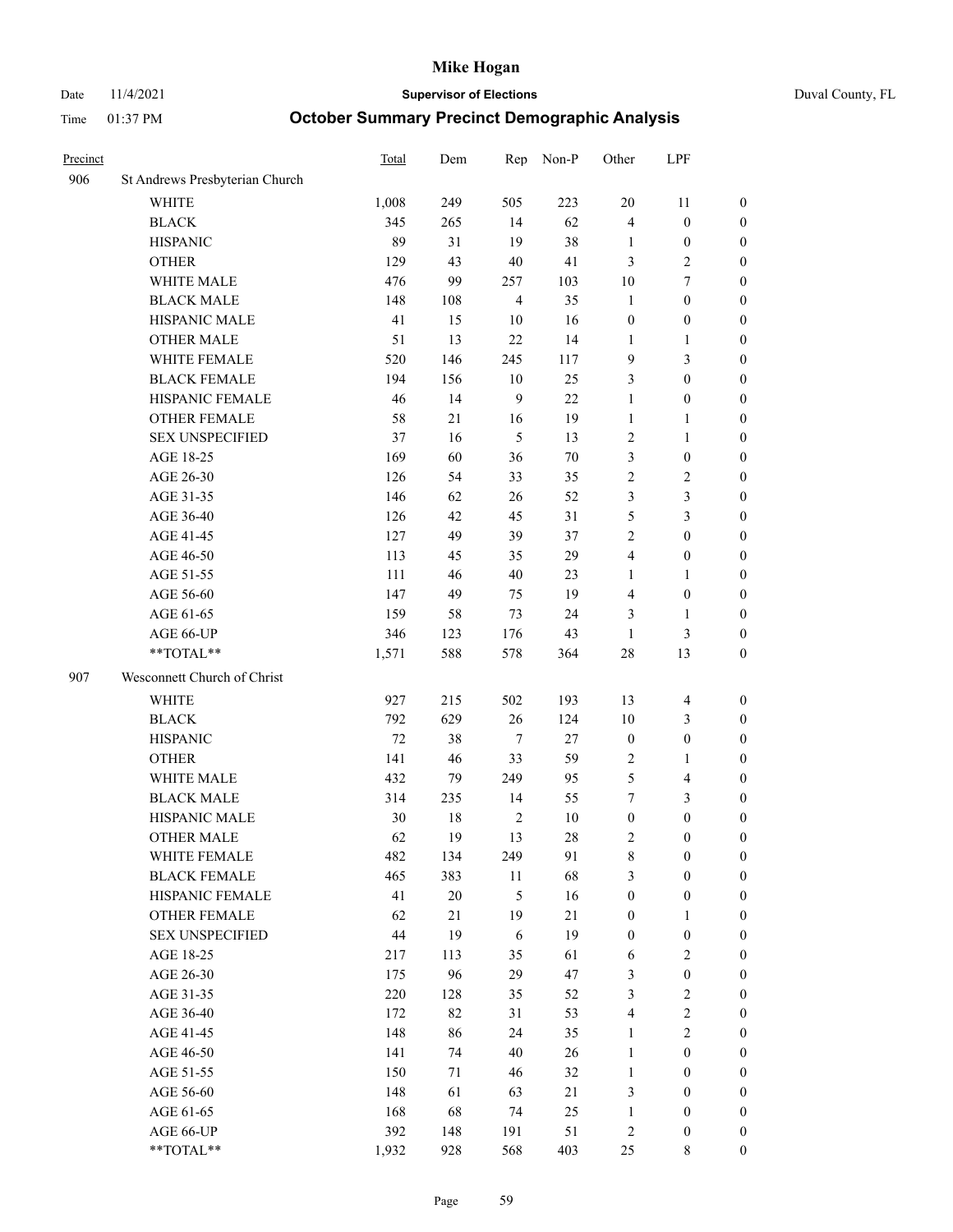# Mike Hogan

Date 11/4/2021 **Supervisor of Elections** Duval County, FL

Time 01:37 PM **October Summary Precinct Demographic Analysis**

| Precinct | | Total | Dem | Rep | Non-P | Other | LPF | |
|---|---|---|---|---|---|---|---|---|
| 906 | St Andrews Presbyterian Church | | | | | | | |
| | WHITE | 1,008 | 249 | 505 | 223 | 20 | 11 | 0 |
| | BLACK | 345 | 265 | 14 | 62 | 4 | 0 | 0 |
| | HISPANIC | 89 | 31 | 19 | 38 | 1 | 0 | 0 |
| | OTHER | 129 | 43 | 40 | 41 | 3 | 2 | 0 |
| | WHITE MALE | 476 | 99 | 257 | 103 | 10 | 7 | 0 |
| | BLACK MALE | 148 | 108 | 4 | 35 | 1 | 0 | 0 |
| | HISPANIC MALE | 41 | 15 | 10 | 16 | 0 | 0 | 0 |
| | OTHER MALE | 51 | 13 | 22 | 14 | 1 | 1 | 0 |
| | WHITE FEMALE | 520 | 146 | 245 | 117 | 9 | 3 | 0 |
| | BLACK FEMALE | 194 | 156 | 10 | 25 | 3 | 0 | 0 |
| | HISPANIC FEMALE | 46 | 14 | 9 | 22 | 1 | 0 | 0 |
| | OTHER FEMALE | 58 | 21 | 16 | 19 | 1 | 1 | 0 |
| | SEX UNSPECIFIED | 37 | 16 | 5 | 13 | 2 | 1 | 0 |
| | AGE 18-25 | 169 | 60 | 36 | 70 | 3 | 0 | 0 |
| | AGE 26-30 | 126 | 54 | 33 | 35 | 2 | 2 | 0 |
| | AGE 31-35 | 146 | 62 | 26 | 52 | 3 | 3 | 0 |
| | AGE 36-40 | 126 | 42 | 45 | 31 | 5 | 3 | 0 |
| | AGE 41-45 | 127 | 49 | 39 | 37 | 2 | 0 | 0 |
| | AGE 46-50 | 113 | 45 | 35 | 29 | 4 | 0 | 0 |
| | AGE 51-55 | 111 | 46 | 40 | 23 | 1 | 1 | 0 |
| | AGE 56-60 | 147 | 49 | 75 | 19 | 4 | 0 | 0 |
| | AGE 61-65 | 159 | 58 | 73 | 24 | 3 | 1 | 0 |
| | AGE 66-UP | 346 | 123 | 176 | 43 | 1 | 3 | 0 |
| | **TOTAL** | 1,571 | 588 | 578 | 364 | 28 | 13 | 0 |
| 907 | Wesconnett Church of Christ | | | | | | | |
| | WHITE | 927 | 215 | 502 | 193 | 13 | 4 | 0 |
| | BLACK | 792 | 629 | 26 | 124 | 10 | 3 | 0 |
| | HISPANIC | 72 | 38 | 7 | 27 | 0 | 0 | 0 |
| | OTHER | 141 | 46 | 33 | 59 | 2 | 1 | 0 |
| | WHITE MALE | 432 | 79 | 249 | 95 | 5 | 4 | 0 |
| | BLACK MALE | 314 | 235 | 14 | 55 | 7 | 3 | 0 |
| | HISPANIC MALE | 30 | 18 | 2 | 10 | 0 | 0 | 0 |
| | OTHER MALE | 62 | 19 | 13 | 28 | 2 | 0 | 0 |
| | WHITE FEMALE | 482 | 134 | 249 | 91 | 8 | 0 | 0 |
| | BLACK FEMALE | 465 | 383 | 11 | 68 | 3 | 0 | 0 |
| | HISPANIC FEMALE | 41 | 20 | 5 | 16 | 0 | 0 | 0 |
| | OTHER FEMALE | 62 | 21 | 19 | 21 | 0 | 1 | 0 |
| | SEX UNSPECIFIED | 44 | 19 | 6 | 19 | 0 | 0 | 0 |
| | AGE 18-25 | 217 | 113 | 35 | 61 | 6 | 2 | 0 |
| | AGE 26-30 | 175 | 96 | 29 | 47 | 3 | 0 | 0 |
| | AGE 31-35 | 220 | 128 | 35 | 52 | 3 | 2 | 0 |
| | AGE 36-40 | 172 | 82 | 31 | 53 | 4 | 2 | 0 |
| | AGE 41-45 | 148 | 86 | 24 | 35 | 1 | 2 | 0 |
| | AGE 46-50 | 141 | 74 | 40 | 26 | 1 | 0 | 0 |
| | AGE 51-55 | 150 | 71 | 46 | 32 | 1 | 0 | 0 |
| | AGE 56-60 | 148 | 61 | 63 | 21 | 3 | 0 | 0 |
| | AGE 61-65 | 168 | 68 | 74 | 25 | 1 | 0 | 0 |
| | AGE 66-UP | 392 | 148 | 191 | 51 | 2 | 0 | 0 |
| | **TOTAL** | 1,932 | 928 | 568 | 403 | 25 | 8 | 0 |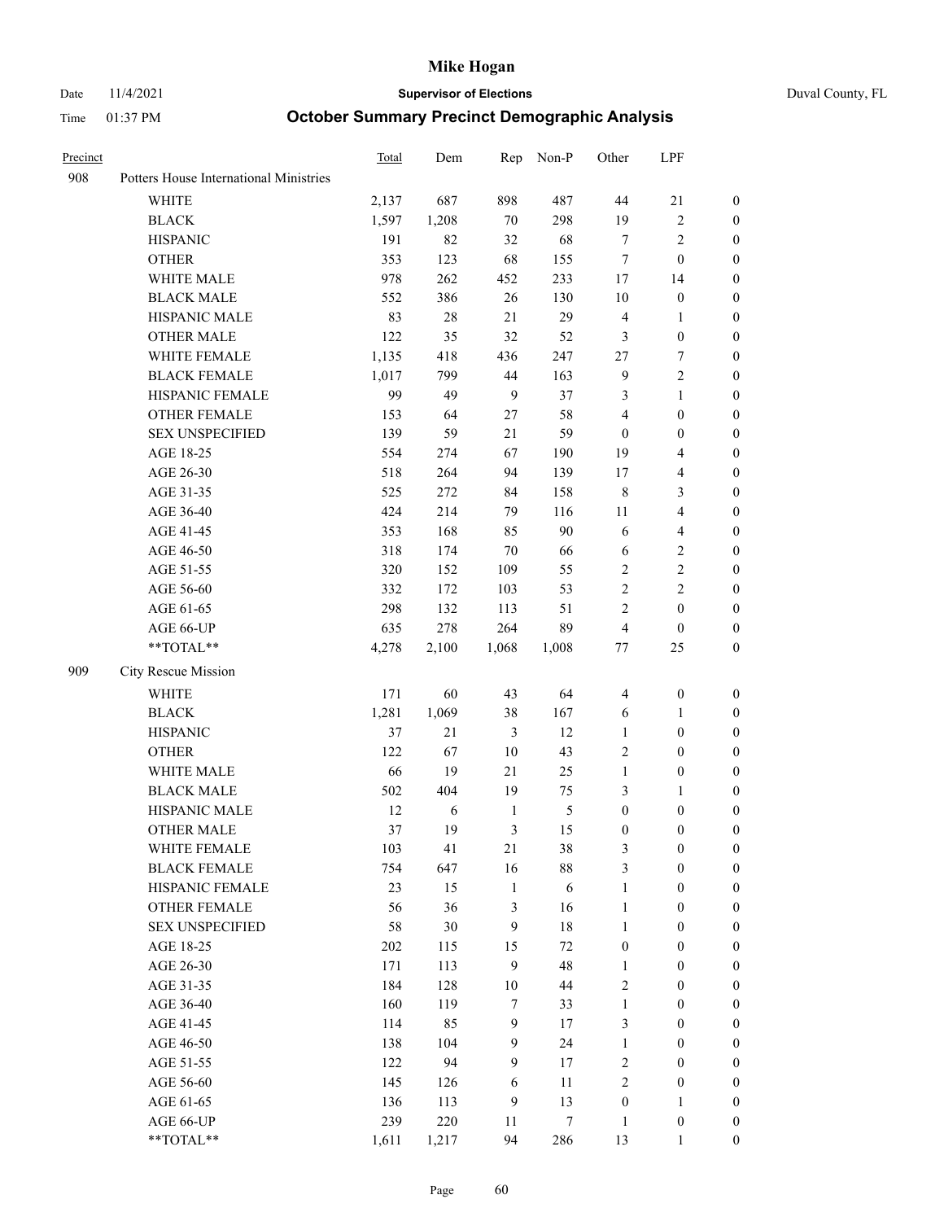# October Summary Precinct Demographic Analysis

| Precinct | | Total | Dem | Rep | Non-P | Other | LPF | |
|---|---|---|---|---|---|---|---|---|
| 908 | Potters House International Ministries | | | | | | | |
| | WHITE | 2,137 | 687 | 898 | 487 | 44 | 21 | 0 |
| | BLACK | 1,597 | 1,208 | 70 | 298 | 19 | 2 | 0 |
| | HISPANIC | 191 | 82 | 32 | 68 | 7 | 2 | 0 |
| | OTHER | 353 | 123 | 68 | 155 | 7 | 0 | 0 |
| | WHITE MALE | 978 | 262 | 452 | 233 | 17 | 14 | 0 |
| | BLACK MALE | 552 | 386 | 26 | 130 | 10 | 0 | 0 |
| | HISPANIC MALE | 83 | 28 | 21 | 29 | 4 | 1 | 0 |
| | OTHER MALE | 122 | 35 | 32 | 52 | 3 | 0 | 0 |
| | WHITE FEMALE | 1,135 | 418 | 436 | 247 | 27 | 7 | 0 |
| | BLACK FEMALE | 1,017 | 799 | 44 | 163 | 9 | 2 | 0 |
| | HISPANIC FEMALE | 99 | 49 | 9 | 37 | 3 | 1 | 0 |
| | OTHER FEMALE | 153 | 64 | 27 | 58 | 4 | 0 | 0 |
| | SEX UNSPECIFIED | 139 | 59 | 21 | 59 | 0 | 0 | 0 |
| | AGE 18-25 | 554 | 274 | 67 | 190 | 19 | 4 | 0 |
| | AGE 26-30 | 518 | 264 | 94 | 139 | 17 | 4 | 0 |
| | AGE 31-35 | 525 | 272 | 84 | 158 | 8 | 3 | 0 |
| | AGE 36-40 | 424 | 214 | 79 | 116 | 11 | 4 | 0 |
| | AGE 41-45 | 353 | 168 | 85 | 90 | 6 | 4 | 0 |
| | AGE 46-50 | 318 | 174 | 70 | 66 | 6 | 2 | 0 |
| | AGE 51-55 | 320 | 152 | 109 | 55 | 2 | 2 | 0 |
| | AGE 56-60 | 332 | 172 | 103 | 53 | 2 | 2 | 0 |
| | AGE 61-65 | 298 | 132 | 113 | 51 | 2 | 0 | 0 |
| | AGE 66-UP | 635 | 278 | 264 | 89 | 4 | 0 | 0 |
| | **TOTAL** | 4,278 | 2,100 | 1,068 | 1,008 | 77 | 25 | 0 |
| 909 | City Rescue Mission | | | | | | | |
| | WHITE | 171 | 60 | 43 | 64 | 4 | 0 | 0 |
| | BLACK | 1,281 | 1,069 | 38 | 167 | 6 | 1 | 0 |
| | HISPANIC | 37 | 21 | 3 | 12 | 1 | 0 | 0 |
| | OTHER | 122 | 67 | 10 | 43 | 2 | 0 | 0 |
| | WHITE MALE | 66 | 19 | 21 | 25 | 1 | 0 | 0 |
| | BLACK MALE | 502 | 404 | 19 | 75 | 3 | 1 | 0 |
| | HISPANIC MALE | 12 | 6 | 1 | 5 | 0 | 0 | 0 |
| | OTHER MALE | 37 | 19 | 3 | 15 | 0 | 0 | 0 |
| | WHITE FEMALE | 103 | 41 | 21 | 38 | 3 | 0 | 0 |
| | BLACK FEMALE | 754 | 647 | 16 | 88 | 3 | 0 | 0 |
| | HISPANIC FEMALE | 23 | 15 | 1 | 6 | 1 | 0 | 0 |
| | OTHER FEMALE | 56 | 36 | 3 | 16 | 1 | 0 | 0 |
| | SEX UNSPECIFIED | 58 | 30 | 9 | 18 | 1 | 0 | 0 |
| | AGE 18-25 | 202 | 115 | 15 | 72 | 0 | 0 | 0 |
| | AGE 26-30 | 171 | 113 | 9 | 48 | 1 | 0 | 0 |
| | AGE 31-35 | 184 | 128 | 10 | 44 | 2 | 0 | 0 |
| | AGE 36-40 | 160 | 119 | 7 | 33 | 1 | 0 | 0 |
| | AGE 41-45 | 114 | 85 | 9 | 17 | 3 | 0 | 0 |
| | AGE 46-50 | 138 | 104 | 9 | 24 | 1 | 0 | 0 |
| | AGE 51-55 | 122 | 94 | 9 | 17 | 2 | 0 | 0 |
| | AGE 56-60 | 145 | 126 | 6 | 11 | 2 | 0 | 0 |
| | AGE 61-65 | 136 | 113 | 9 | 13 | 0 | 1 | 0 |
| | AGE 66-UP | 239 | 220 | 11 | 7 | 1 | 0 | 0 |
| | **TOTAL** | 1,611 | 1,217 | 94 | 286 | 13 | 1 | 0 |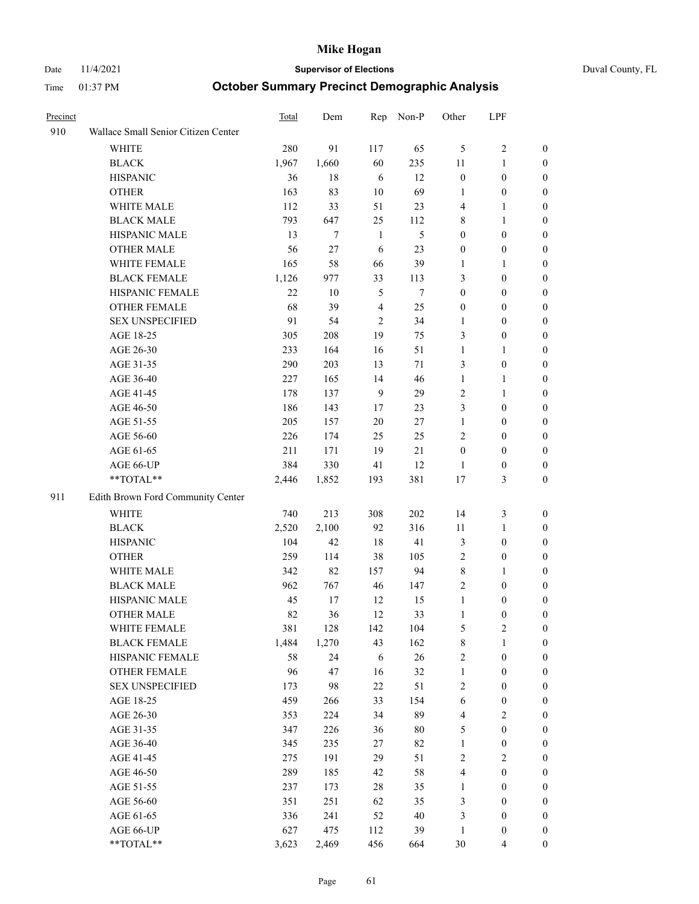# Mike Hogan

Date 11/4/2021 **Supervisor of Elections** Duval County, FL

Time 01:37 PM **October Summary Precinct Demographic Analysis**

| Precinct | | Total | Dem | Rep | Non-P | Other | LPF | |
|---|---|---|---|---|---|---|---|---|
| 910 | Wallace Small Senior Citizen Center | | | | | | | |
| | WHITE | 280 | 91 | 117 | 65 | 5 | 2 | 0 |
| | BLACK | 1,967 | 1,660 | 60 | 235 | 11 | 1 | 0 |
| | HISPANIC | 36 | 18 | 6 | 12 | 0 | 0 | 0 |
| | OTHER | 163 | 83 | 10 | 69 | 1 | 0 | 0 |
| | WHITE MALE | 112 | 33 | 51 | 23 | 4 | 1 | 0 |
| | BLACK MALE | 793 | 647 | 25 | 112 | 8 | 1 | 0 |
| | HISPANIC MALE | 13 | 7 | 1 | 5 | 0 | 0 | 0 |
| | OTHER MALE | 56 | 27 | 6 | 23 | 0 | 0 | 0 |
| | WHITE FEMALE | 165 | 58 | 66 | 39 | 1 | 1 | 0 |
| | BLACK FEMALE | 1,126 | 977 | 33 | 113 | 3 | 0 | 0 |
| | HISPANIC FEMALE | 22 | 10 | 5 | 7 | 0 | 0 | 0 |
| | OTHER FEMALE | 68 | 39 | 4 | 25 | 0 | 0 | 0 |
| | SEX UNSPECIFIED | 91 | 54 | 2 | 34 | 1 | 0 | 0 |
| | AGE 18-25 | 305 | 208 | 19 | 75 | 3 | 0 | 0 |
| | AGE 26-30 | 233 | 164 | 16 | 51 | 1 | 1 | 0 |
| | AGE 31-35 | 290 | 203 | 13 | 71 | 3 | 0 | 0 |
| | AGE 36-40 | 227 | 165 | 14 | 46 | 1 | 1 | 0 |
| | AGE 41-45 | 178 | 137 | 9 | 29 | 2 | 1 | 0 |
| | AGE 46-50 | 186 | 143 | 17 | 23 | 3 | 0 | 0 |
| | AGE 51-55 | 205 | 157 | 20 | 27 | 1 | 0 | 0 |
| | AGE 56-60 | 226 | 174 | 25 | 25 | 2 | 0 | 0 |
| | AGE 61-65 | 211 | 171 | 19 | 21 | 0 | 0 | 0 |
| | AGE 66-UP | 384 | 330 | 41 | 12 | 1 | 0 | 0 |
| | **TOTAL** | 2,446 | 1,852 | 193 | 381 | 17 | 3 | 0 |
| 911 | Edith Brown Ford Community Center | | | | | | | |
| | WHITE | 740 | 213 | 308 | 202 | 14 | 3 | 0 |
| | BLACK | 2,520 | 2,100 | 92 | 316 | 11 | 1 | 0 |
| | HISPANIC | 104 | 42 | 18 | 41 | 3 | 0 | 0 |
| | OTHER | 259 | 114 | 38 | 105 | 2 | 0 | 0 |
| | WHITE MALE | 342 | 82 | 157 | 94 | 8 | 1 | 0 |
| | BLACK MALE | 962 | 767 | 46 | 147 | 2 | 0 | 0 |
| | HISPANIC MALE | 45 | 17 | 12 | 15 | 1 | 0 | 0 |
| | OTHER MALE | 82 | 36 | 12 | 33 | 1 | 0 | 0 |
| | WHITE FEMALE | 381 | 128 | 142 | 104 | 5 | 2 | 0 |
| | BLACK FEMALE | 1,484 | 1,270 | 43 | 162 | 8 | 1 | 0 |
| | HISPANIC FEMALE | 58 | 24 | 6 | 26 | 2 | 0 | 0 |
| | OTHER FEMALE | 96 | 47 | 16 | 32 | 1 | 0 | 0 |
| | SEX UNSPECIFIED | 173 | 98 | 22 | 51 | 2 | 0 | 0 |
| | AGE 18-25 | 459 | 266 | 33 | 154 | 6 | 0 | 0 |
| | AGE 26-30 | 353 | 224 | 34 | 89 | 4 | 2 | 0 |
| | AGE 31-35 | 347 | 226 | 36 | 80 | 5 | 0 | 0 |
| | AGE 36-40 | 345 | 235 | 27 | 82 | 1 | 0 | 0 |
| | AGE 41-45 | 275 | 191 | 29 | 51 | 2 | 2 | 0 |
| | AGE 46-50 | 289 | 185 | 42 | 58 | 4 | 0 | 0 |
| | AGE 51-55 | 237 | 173 | 28 | 35 | 1 | 0 | 0 |
| | AGE 56-60 | 351 | 251 | 62 | 35 | 3 | 0 | 0 |
| | AGE 61-65 | 336 | 241 | 52 | 40 | 3 | 0 | 0 |
| | AGE 66-UP | 627 | 475 | 112 | 39 | 1 | 0 | 0 |
| | **TOTAL** | 3,623 | 2,469 | 456 | 664 | 30 | 4 | 0 |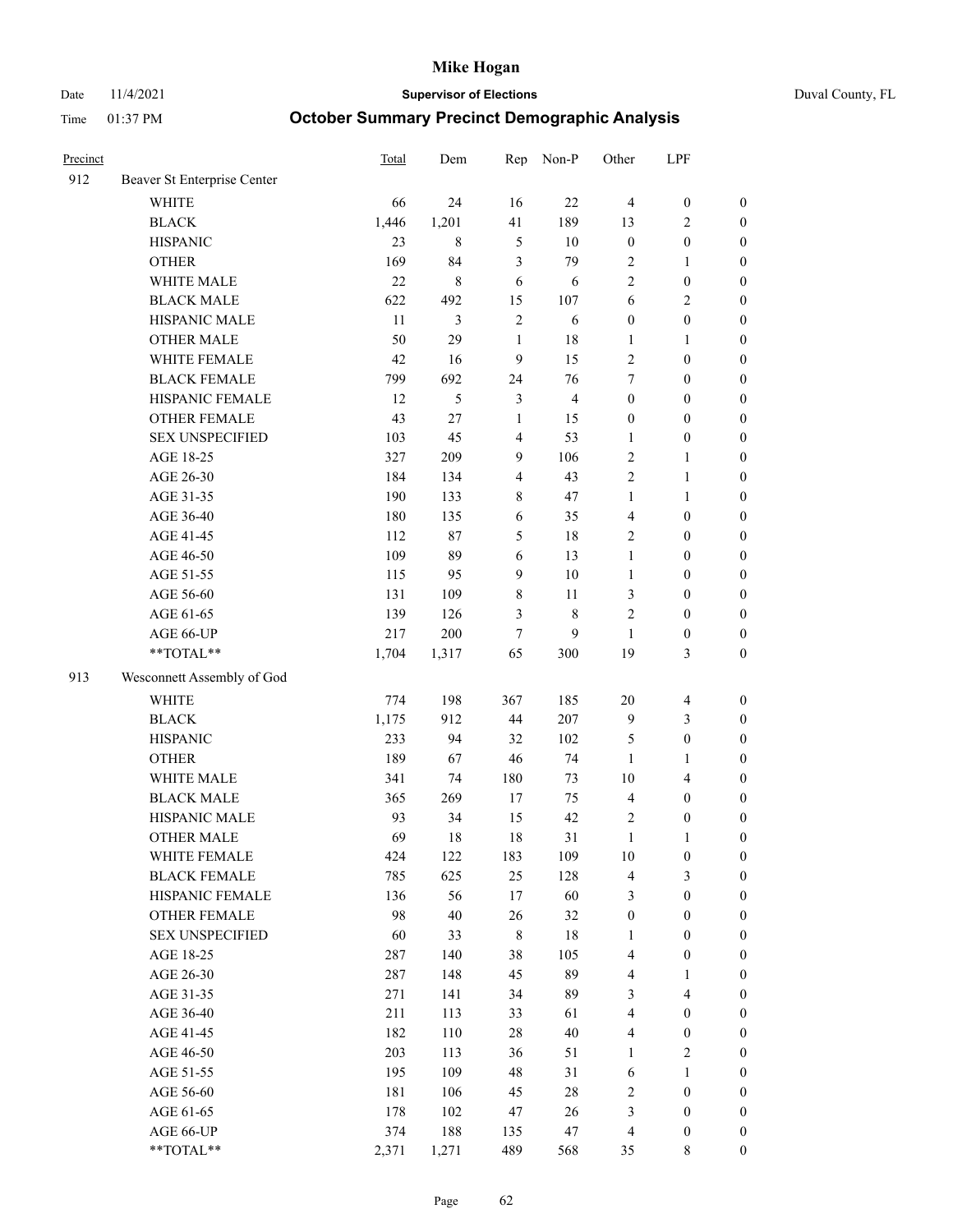# Mike Hogan

Date 11/4/2021 **Supervisor of Elections** Duval County, FL

Time 01:37 PM **October Summary Precinct Demographic Analysis**

| Precinct | | Total | Dem | Rep | Non-P | Other | LPF | |
|---|---|---|---|---|---|---|---|---|
| 912 | Beaver St Enterprise Center | | | | | | | |
| | WHITE | 66 | 24 | 16 | 22 | 4 | 0 | 0 |
| | BLACK | 1,446 | 1,201 | 41 | 189 | 13 | 2 | 0 |
| | HISPANIC | 23 | 8 | 5 | 10 | 0 | 0 | 0 |
| | OTHER | 169 | 84 | 3 | 79 | 2 | 1 | 0 |
| | WHITE MALE | 22 | 8 | 6 | 6 | 2 | 0 | 0 |
| | BLACK MALE | 622 | 492 | 15 | 107 | 6 | 2 | 0 |
| | HISPANIC MALE | 11 | 3 | 2 | 6 | 0 | 0 | 0 |
| | OTHER MALE | 50 | 29 | 1 | 18 | 1 | 1 | 0 |
| | WHITE FEMALE | 42 | 16 | 9 | 15 | 2 | 0 | 0 |
| | BLACK FEMALE | 799 | 692 | 24 | 76 | 7 | 0 | 0 |
| | HISPANIC FEMALE | 12 | 5 | 3 | 4 | 0 | 0 | 0 |
| | OTHER FEMALE | 43 | 27 | 1 | 15 | 0 | 0 | 0 |
| | SEX UNSPECIFIED | 103 | 45 | 4 | 53 | 1 | 0 | 0 |
| | AGE 18-25 | 327 | 209 | 9 | 106 | 2 | 1 | 0 |
| | AGE 26-30 | 184 | 134 | 4 | 43 | 2 | 1 | 0 |
| | AGE 31-35 | 190 | 133 | 8 | 47 | 1 | 1 | 0 |
| | AGE 36-40 | 180 | 135 | 6 | 35 | 4 | 0 | 0 |
| | AGE 41-45 | 112 | 87 | 5 | 18 | 2 | 0 | 0 |
| | AGE 46-50 | 109 | 89 | 6 | 13 | 1 | 0 | 0 |
| | AGE 51-55 | 115 | 95 | 9 | 10 | 1 | 0 | 0 |
| | AGE 56-60 | 131 | 109 | 8 | 11 | 3 | 0 | 0 |
| | AGE 61-65 | 139 | 126 | 3 | 8 | 2 | 0 | 0 |
| | AGE 66-UP | 217 | 200 | 7 | 9 | 1 | 0 | 0 |
| | **TOTAL** | 1,704 | 1,317 | 65 | 300 | 19 | 3 | 0 |
| 913 | Wesconnett Assembly of God | | | | | | | |
| | WHITE | 774 | 198 | 367 | 185 | 20 | 4 | 0 |
| | BLACK | 1,175 | 912 | 44 | 207 | 9 | 3 | 0 |
| | HISPANIC | 233 | 94 | 32 | 102 | 5 | 0 | 0 |
| | OTHER | 189 | 67 | 46 | 74 | 1 | 1 | 0 |
| | WHITE MALE | 341 | 74 | 180 | 73 | 10 | 4 | 0 |
| | BLACK MALE | 365 | 269 | 17 | 75 | 4 | 0 | 0 |
| | HISPANIC MALE | 93 | 34 | 15 | 42 | 2 | 0 | 0 |
| | OTHER MALE | 69 | 18 | 18 | 31 | 1 | 1 | 0 |
| | WHITE FEMALE | 424 | 122 | 183 | 109 | 10 | 0 | 0 |
| | BLACK FEMALE | 785 | 625 | 25 | 128 | 4 | 3 | 0 |
| | HISPANIC FEMALE | 136 | 56 | 17 | 60 | 3 | 0 | 0 |
| | OTHER FEMALE | 98 | 40 | 26 | 32 | 0 | 0 | 0 |
| | SEX UNSPECIFIED | 60 | 33 | 8 | 18 | 1 | 0 | 0 |
| | AGE 18-25 | 287 | 140 | 38 | 105 | 4 | 0 | 0 |
| | AGE 26-30 | 287 | 148 | 45 | 89 | 4 | 1 | 0 |
| | AGE 31-35 | 271 | 141 | 34 | 89 | 3 | 4 | 0 |
| | AGE 36-40 | 211 | 113 | 33 | 61 | 4 | 0 | 0 |
| | AGE 41-45 | 182 | 110 | 28 | 40 | 4 | 0 | 0 |
| | AGE 46-50 | 203 | 113 | 36 | 51 | 1 | 2 | 0 |
| | AGE 51-55 | 195 | 109 | 48 | 31 | 6 | 1 | 0 |
| | AGE 56-60 | 181 | 106 | 45 | 28 | 2 | 0 | 0 |
| | AGE 61-65 | 178 | 102 | 47 | 26 | 3 | 0 | 0 |
| | AGE 66-UP | 374 | 188 | 135 | 47 | 4 | 0 | 0 |
| | **TOTAL** | 2,371 | 1,271 | 489 | 568 | 35 | 8 | 0 |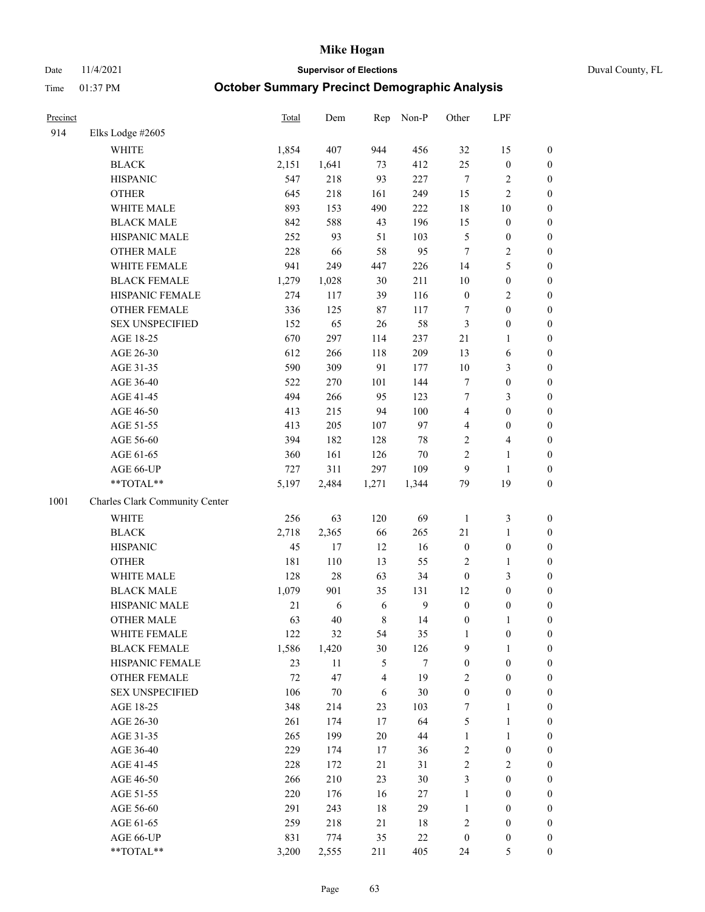# Mike Hogan

Date 11/4/2021 **Supervisor of Elections** Duval County, FL

Time 01:37 PM **October Summary Precinct Demographic Analysis**

| Precinct | | Total | Dem | Rep | Non-P | Other | LPF | |
|---|---|---|---|---|---|---|---|---|
| 914 | Elks Lodge #2605 | | | | | | | |
| | WHITE | 1,854 | 407 | 944 | 456 | 32 | 15 | 0 |
| | BLACK | 2,151 | 1,641 | 73 | 412 | 25 | 0 | 0 |
| | HISPANIC | 547 | 218 | 93 | 227 | 7 | 2 | 0 |
| | OTHER | 645 | 218 | 161 | 249 | 15 | 2 | 0 |
| | WHITE MALE | 893 | 153 | 490 | 222 | 18 | 10 | 0 |
| | BLACK MALE | 842 | 588 | 43 | 196 | 15 | 0 | 0 |
| | HISPANIC MALE | 252 | 93 | 51 | 103 | 5 | 0 | 0 |
| | OTHER MALE | 228 | 66 | 58 | 95 | 7 | 2 | 0 |
| | WHITE FEMALE | 941 | 249 | 447 | 226 | 14 | 5 | 0 |
| | BLACK FEMALE | 1,279 | 1,028 | 30 | 211 | 10 | 0 | 0 |
| | HISPANIC FEMALE | 274 | 117 | 39 | 116 | 0 | 2 | 0 |
| | OTHER FEMALE | 336 | 125 | 87 | 117 | 7 | 0 | 0 |
| | SEX UNSPECIFIED | 152 | 65 | 26 | 58 | 3 | 0 | 0 |
| | AGE 18-25 | 670 | 297 | 114 | 237 | 21 | 1 | 0 |
| | AGE 26-30 | 612 | 266 | 118 | 209 | 13 | 6 | 0 |
| | AGE 31-35 | 590 | 309 | 91 | 177 | 10 | 3 | 0 |
| | AGE 36-40 | 522 | 270 | 101 | 144 | 7 | 0 | 0 |
| | AGE 41-45 | 494 | 266 | 95 | 123 | 7 | 3 | 0 |
| | AGE 46-50 | 413 | 215 | 94 | 100 | 4 | 0 | 0 |
| | AGE 51-55 | 413 | 205 | 107 | 97 | 4 | 0 | 0 |
| | AGE 56-60 | 394 | 182 | 128 | 78 | 2 | 4 | 0 |
| | AGE 61-65 | 360 | 161 | 126 | 70 | 2 | 1 | 0 |
| | AGE 66-UP | 727 | 311 | 297 | 109 | 9 | 1 | 0 |
| | **TOTAL** | 5,197 | 2,484 | 1,271 | 1,344 | 79 | 19 | 0 |
| 1001 | Charles Clark Community Center | | | | | | | |
| | WHITE | 256 | 63 | 120 | 69 | 1 | 3 | 0 |
| | BLACK | 2,718 | 2,365 | 66 | 265 | 21 | 1 | 0 |
| | HISPANIC | 45 | 17 | 12 | 16 | 0 | 0 | 0 |
| | OTHER | 181 | 110 | 13 | 55 | 2 | 1 | 0 |
| | WHITE MALE | 128 | 28 | 63 | 34 | 0 | 3 | 0 |
| | BLACK MALE | 1,079 | 901 | 35 | 131 | 12 | 0 | 0 |
| | HISPANIC MALE | 21 | 6 | 6 | 9 | 0 | 0 | 0 |
| | OTHER MALE | 63 | 40 | 8 | 14 | 0 | 1 | 0 |
| | WHITE FEMALE | 122 | 32 | 54 | 35 | 1 | 0 | 0 |
| | BLACK FEMALE | 1,586 | 1,420 | 30 | 126 | 9 | 1 | 0 |
| | HISPANIC FEMALE | 23 | 11 | 5 | 7 | 0 | 0 | 0 |
| | OTHER FEMALE | 72 | 47 | 4 | 19 | 2 | 0 | 0 |
| | SEX UNSPECIFIED | 106 | 70 | 6 | 30 | 0 | 0 | 0 |
| | AGE 18-25 | 348 | 214 | 23 | 103 | 7 | 1 | 0 |
| | AGE 26-30 | 261 | 174 | 17 | 64 | 5 | 1 | 0 |
| | AGE 31-35 | 265 | 199 | 20 | 44 | 1 | 1 | 0 |
| | AGE 36-40 | 229 | 174 | 17 | 36 | 2 | 0 | 0 |
| | AGE 41-45 | 228 | 172 | 21 | 31 | 2 | 2 | 0 |
| | AGE 46-50 | 266 | 210 | 23 | 30 | 3 | 0 | 0 |
| | AGE 51-55 | 220 | 176 | 16 | 27 | 1 | 0 | 0 |
| | AGE 56-60 | 291 | 243 | 18 | 29 | 1 | 0 | 0 |
| | AGE 61-65 | 259 | 218 | 21 | 18 | 2 | 0 | 0 |
| | AGE 66-UP | 831 | 774 | 35 | 22 | 0 | 0 | 0 |
| | **TOTAL** | 3,200 | 2,555 | 211 | 405 | 24 | 5 | 0 |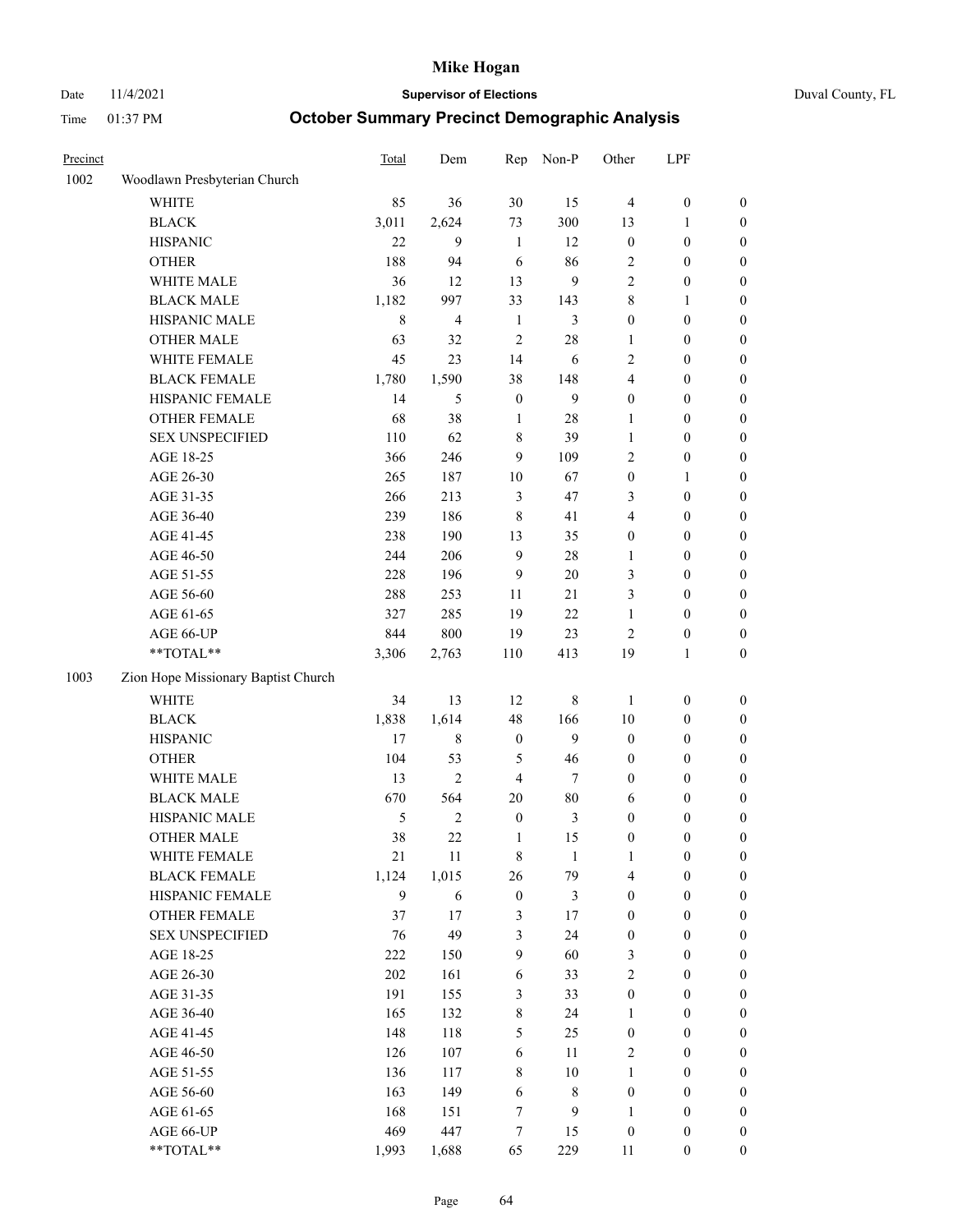# Mike Hogan

Date 11/4/2021 | **Supervisor of Elections** | Duval County, FL

Time 01:37 PM | **October Summary Precinct Demographic Analysis**

| Precinct | | Total | Dem | Rep | Non-P | Other | LPF | |
|---|---|---|---|---|---|---|---|---|
| 1002 | Woodlawn Presbyterian Church | | | | | | | |
| | WHITE | 85 | 36 | 30 | 15 | 4 | 0 | 0 |
| | BLACK | 3,011 | 2,624 | 73 | 300 | 13 | 1 | 0 |
| | HISPANIC | 22 | 9 | 1 | 12 | 0 | 0 | 0 |
| | OTHER | 188 | 94 | 6 | 86 | 2 | 0 | 0 |
| | WHITE MALE | 36 | 12 | 13 | 9 | 2 | 0 | 0 |
| | BLACK MALE | 1,182 | 997 | 33 | 143 | 8 | 1 | 0 |
| | HISPANIC MALE | 8 | 4 | 1 | 3 | 0 | 0 | 0 |
| | OTHER MALE | 63 | 32 | 2 | 28 | 1 | 0 | 0 |
| | WHITE FEMALE | 45 | 23 | 14 | 6 | 2 | 0 | 0 |
| | BLACK FEMALE | 1,780 | 1,590 | 38 | 148 | 4 | 0 | 0 |
| | HISPANIC FEMALE | 14 | 5 | 0 | 9 | 0 | 0 | 0 |
| | OTHER FEMALE | 68 | 38 | 1 | 28 | 1 | 0 | 0 |
| | SEX UNSPECIFIED | 110 | 62 | 8 | 39 | 1 | 0 | 0 |
| | AGE 18-25 | 366 | 246 | 9 | 109 | 2 | 0 | 0 |
| | AGE 26-30 | 265 | 187 | 10 | 67 | 0 | 1 | 0 |
| | AGE 31-35 | 266 | 213 | 3 | 47 | 3 | 0 | 0 |
| | AGE 36-40 | 239 | 186 | 8 | 41 | 4 | 0 | 0 |
| | AGE 41-45 | 238 | 190 | 13 | 35 | 0 | 0 | 0 |
| | AGE 46-50 | 244 | 206 | 9 | 28 | 1 | 0 | 0 |
| | AGE 51-55 | 228 | 196 | 9 | 20 | 3 | 0 | 0 |
| | AGE 56-60 | 288 | 253 | 11 | 21 | 3 | 0 | 0 |
| | AGE 61-65 | 327 | 285 | 19 | 22 | 1 | 0 | 0 |
| | AGE 66-UP | 844 | 800 | 19 | 23 | 2 | 0 | 0 |
| | **TOTAL** | 3,306 | 2,763 | 110 | 413 | 19 | 1 | 0 |
| 1003 | Zion Hope Missionary Baptist Church | | | | | | | |
| | WHITE | 34 | 13 | 12 | 8 | 1 | 0 | 0 |
| | BLACK | 1,838 | 1,614 | 48 | 166 | 10 | 0 | 0 |
| | HISPANIC | 17 | 8 | 0 | 9 | 0 | 0 | 0 |
| | OTHER | 104 | 53 | 5 | 46 | 0 | 0 | 0 |
| | WHITE MALE | 13 | 2 | 4 | 7 | 0 | 0 | 0 |
| | BLACK MALE | 670 | 564 | 20 | 80 | 6 | 0 | 0 |
| | HISPANIC MALE | 5 | 2 | 0 | 3 | 0 | 0 | 0 |
| | OTHER MALE | 38 | 22 | 1 | 15 | 0 | 0 | 0 |
| | WHITE FEMALE | 21 | 11 | 8 | 1 | 1 | 0 | 0 |
| | BLACK FEMALE | 1,124 | 1,015 | 26 | 79 | 4 | 0 | 0 |
| | HISPANIC FEMALE | 9 | 6 | 0 | 3 | 0 | 0 | 0 |
| | OTHER FEMALE | 37 | 17 | 3 | 17 | 0 | 0 | 0 |
| | SEX UNSPECIFIED | 76 | 49 | 3 | 24 | 0 | 0 | 0 |
| | AGE 18-25 | 222 | 150 | 9 | 60 | 3 | 0 | 0 |
| | AGE 26-30 | 202 | 161 | 6 | 33 | 2 | 0 | 0 |
| | AGE 31-35 | 191 | 155 | 3 | 33 | 0 | 0 | 0 |
| | AGE 36-40 | 165 | 132 | 8 | 24 | 1 | 0 | 0 |
| | AGE 41-45 | 148 | 118 | 5 | 25 | 0 | 0 | 0 |
| | AGE 46-50 | 126 | 107 | 6 | 11 | 2 | 0 | 0 |
| | AGE 51-55 | 136 | 117 | 8 | 10 | 1 | 0 | 0 |
| | AGE 56-60 | 163 | 149 | 6 | 8 | 0 | 0 | 0 |
| | AGE 61-65 | 168 | 151 | 7 | 9 | 1 | 0 | 0 |
| | AGE 66-UP | 469 | 447 | 7 | 15 | 0 | 0 | 0 |
| | **TOTAL** | 1,993 | 1,688 | 65 | 229 | 11 | 0 | 0 |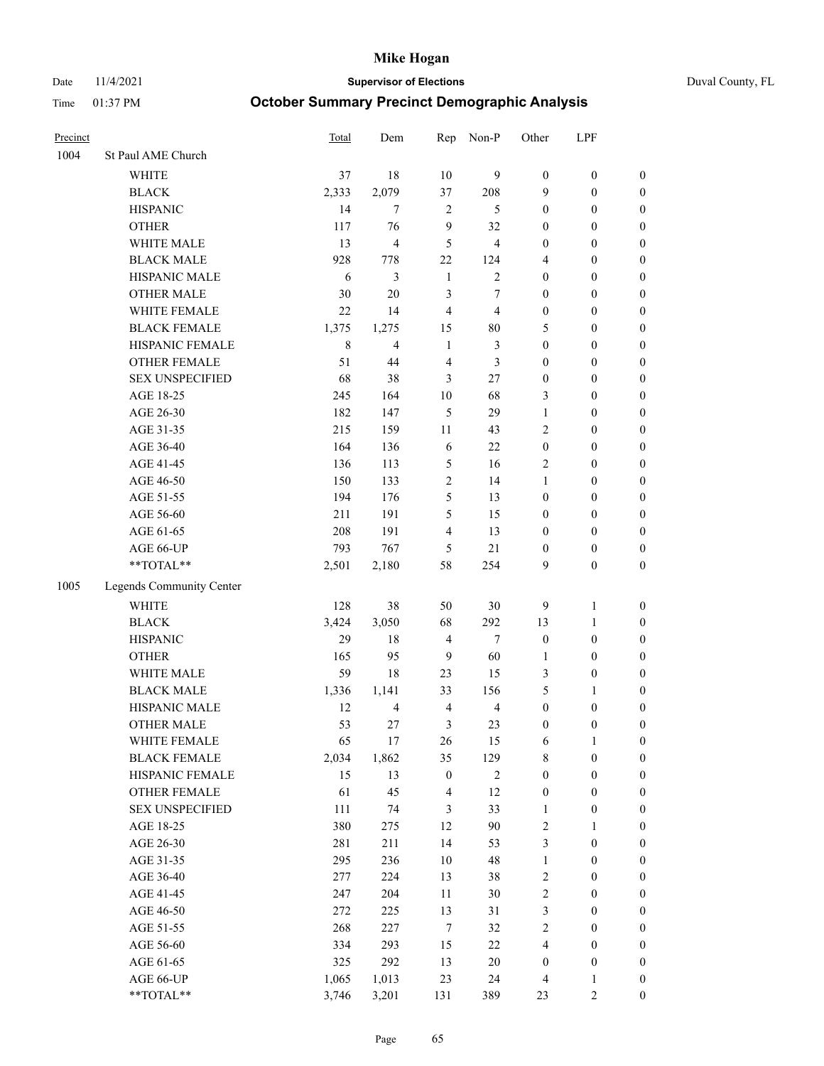# Mike Hogan

Date 11/4/2021 **Supervisor of Elections** Duval County, FL

Time 01:37 PM **October Summary Precinct Demographic Analysis**

| Precinct | | Total | Dem | Rep | Non-P | Other | LPF | |
|---|---|---|---|---|---|---|---|---|
| 1004 | St Paul AME Church | | | | | | | |
| | WHITE | 37 | 18 | 10 | 9 | 0 | 0 | 0 |
| | BLACK | 2,333 | 2,079 | 37 | 208 | 9 | 0 | 0 |
| | HISPANIC | 14 | 7 | 2 | 5 | 0 | 0 | 0 |
| | OTHER | 117 | 76 | 9 | 32 | 0 | 0 | 0 |
| | WHITE MALE | 13 | 4 | 5 | 4 | 0 | 0 | 0 |
| | BLACK MALE | 928 | 778 | 22 | 124 | 4 | 0 | 0 |
| | HISPANIC MALE | 6 | 3 | 1 | 2 | 0 | 0 | 0 |
| | OTHER MALE | 30 | 20 | 3 | 7 | 0 | 0 | 0 |
| | WHITE FEMALE | 22 | 14 | 4 | 4 | 0 | 0 | 0 |
| | BLACK FEMALE | 1,375 | 1,275 | 15 | 80 | 5 | 0 | 0 |
| | HISPANIC FEMALE | 8 | 4 | 1 | 3 | 0 | 0 | 0 |
| | OTHER FEMALE | 51 | 44 | 4 | 3 | 0 | 0 | 0 |
| | SEX UNSPECIFIED | 68 | 38 | 3 | 27 | 0 | 0 | 0 |
| | AGE 18-25 | 245 | 164 | 10 | 68 | 3 | 0 | 0 |
| | AGE 26-30 | 182 | 147 | 5 | 29 | 1 | 0 | 0 |
| | AGE 31-35 | 215 | 159 | 11 | 43 | 2 | 0 | 0 |
| | AGE 36-40 | 164 | 136 | 6 | 22 | 0 | 0 | 0 |
| | AGE 41-45 | 136 | 113 | 5 | 16 | 2 | 0 | 0 |
| | AGE 46-50 | 150 | 133 | 2 | 14 | 1 | 0 | 0 |
| | AGE 51-55 | 194 | 176 | 5 | 13 | 0 | 0 | 0 |
| | AGE 56-60 | 211 | 191 | 5 | 15 | 0 | 0 | 0 |
| | AGE 61-65 | 208 | 191 | 4 | 13 | 0 | 0 | 0 |
| | AGE 66-UP | 793 | 767 | 5 | 21 | 0 | 0 | 0 |
| | **TOTAL** | 2,501 | 2,180 | 58 | 254 | 9 | 0 | 0 |
| 1005 | Legends Community Center | | | | | | | |
| | WHITE | 128 | 38 | 50 | 30 | 9 | 1 | 0 |
| | BLACK | 3,424 | 3,050 | 68 | 292 | 13 | 1 | 0 |
| | HISPANIC | 29 | 18 | 4 | 7 | 0 | 0 | 0 |
| | OTHER | 165 | 95 | 9 | 60 | 1 | 0 | 0 |
| | WHITE MALE | 59 | 18 | 23 | 15 | 3 | 0 | 0 |
| | BLACK MALE | 1,336 | 1,141 | 33 | 156 | 5 | 1 | 0 |
| | HISPANIC MALE | 12 | 4 | 4 | 4 | 0 | 0 | 0 |
| | OTHER MALE | 53 | 27 | 3 | 23 | 0 | 0 | 0 |
| | WHITE FEMALE | 65 | 17 | 26 | 15 | 6 | 1 | 0 |
| | BLACK FEMALE | 2,034 | 1,862 | 35 | 129 | 8 | 0 | 0 |
| | HISPANIC FEMALE | 15 | 13 | 0 | 2 | 0 | 0 | 0 |
| | OTHER FEMALE | 61 | 45 | 4 | 12 | 0 | 0 | 0 |
| | SEX UNSPECIFIED | 111 | 74 | 3 | 33 | 1 | 0 | 0 |
| | AGE 18-25 | 380 | 275 | 12 | 90 | 2 | 1 | 0 |
| | AGE 26-30 | 281 | 211 | 14 | 53 | 3 | 0 | 0 |
| | AGE 31-35 | 295 | 236 | 10 | 48 | 1 | 0 | 0 |
| | AGE 36-40 | 277 | 224 | 13 | 38 | 2 | 0 | 0 |
| | AGE 41-45 | 247 | 204 | 11 | 30 | 2 | 0 | 0 |
| | AGE 46-50 | 272 | 225 | 13 | 31 | 3 | 0 | 0 |
| | AGE 51-55 | 268 | 227 | 7 | 32 | 2 | 0 | 0 |
| | AGE 56-60 | 334 | 293 | 15 | 22 | 4 | 0 | 0 |
| | AGE 61-65 | 325 | 292 | 13 | 20 | 0 | 0 | 0 |
| | AGE 66-UP | 1,065 | 1,013 | 23 | 24 | 4 | 1 | 0 |
| | **TOTAL** | 3,746 | 3,201 | 131 | 389 | 23 | 2 | 0 |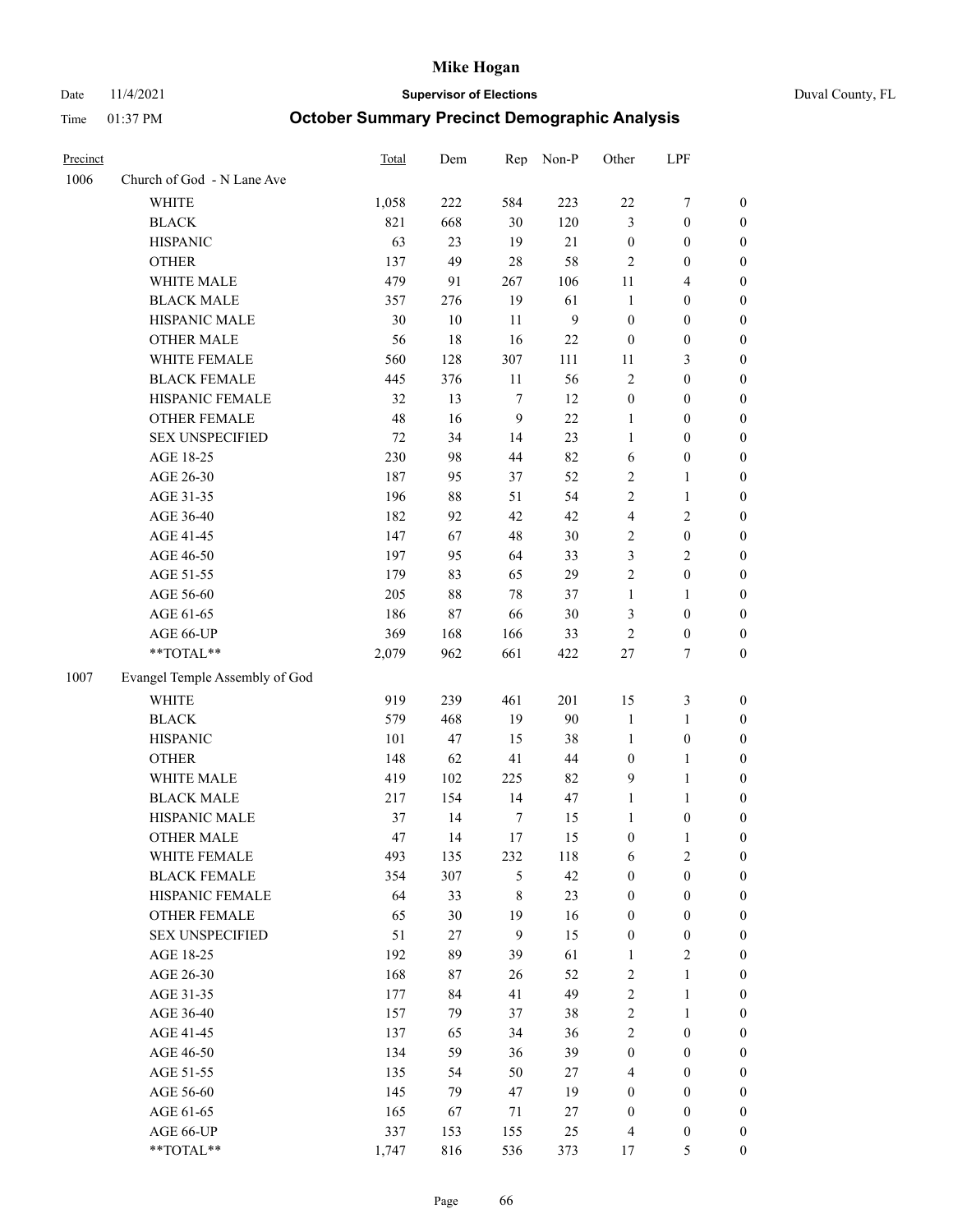# Mike Hogan

Date 11/4/2021 **Supervisor of Elections** Duval County, FL

Time 01:37 PM **October Summary Precinct Demographic Analysis**

| Precinct | | Total | Dem | Rep | Non-P | Other | LPF | |
|---|---|---|---|---|---|---|---|---|
| 1006 | Church of God - N Lane Ave | | | | | | | |
| | WHITE | 1,058 | 222 | 584 | 223 | 22 | 7 | 0 |
| | BLACK | 821 | 668 | 30 | 120 | 3 | 0 | 0 |
| | HISPANIC | 63 | 23 | 19 | 21 | 0 | 0 | 0 |
| | OTHER | 137 | 49 | 28 | 58 | 2 | 0 | 0 |
| | WHITE MALE | 479 | 91 | 267 | 106 | 11 | 4 | 0 |
| | BLACK MALE | 357 | 276 | 19 | 61 | 1 | 0 | 0 |
| | HISPANIC MALE | 30 | 10 | 11 | 9 | 0 | 0 | 0 |
| | OTHER MALE | 56 | 18 | 16 | 22 | 0 | 0 | 0 |
| | WHITE FEMALE | 560 | 128 | 307 | 111 | 11 | 3 | 0 |
| | BLACK FEMALE | 445 | 376 | 11 | 56 | 2 | 0 | 0 |
| | HISPANIC FEMALE | 32 | 13 | 7 | 12 | 0 | 0 | 0 |
| | OTHER FEMALE | 48 | 16 | 9 | 22 | 1 | 0 | 0 |
| | SEX UNSPECIFIED | 72 | 34 | 14 | 23 | 1 | 0 | 0 |
| | AGE 18-25 | 230 | 98 | 44 | 82 | 6 | 0 | 0 |
| | AGE 26-30 | 187 | 95 | 37 | 52 | 2 | 1 | 0 |
| | AGE 31-35 | 196 | 88 | 51 | 54 | 2 | 1 | 0 |
| | AGE 36-40 | 182 | 92 | 42 | 42 | 4 | 2 | 0 |
| | AGE 41-45 | 147 | 67 | 48 | 30 | 2 | 0 | 0 |
| | AGE 46-50 | 197 | 95 | 64 | 33 | 3 | 2 | 0 |
| | AGE 51-55 | 179 | 83 | 65 | 29 | 2 | 0 | 0 |
| | AGE 56-60 | 205 | 88 | 78 | 37 | 1 | 1 | 0 |
| | AGE 61-65 | 186 | 87 | 66 | 30 | 3 | 0 | 0 |
| | AGE 66-UP | 369 | 168 | 166 | 33 | 2 | 0 | 0 |
| | **TOTAL** | 2,079 | 962 | 661 | 422 | 27 | 7 | 0 |
| 1007 | Evangel Temple Assembly of God | | | | | | | |
| | WHITE | 919 | 239 | 461 | 201 | 15 | 3 | 0 |
| | BLACK | 579 | 468 | 19 | 90 | 1 | 1 | 0 |
| | HISPANIC | 101 | 47 | 15 | 38 | 1 | 0 | 0 |
| | OTHER | 148 | 62 | 41 | 44 | 0 | 1 | 0 |
| | WHITE MALE | 419 | 102 | 225 | 82 | 9 | 1 | 0 |
| | BLACK MALE | 217 | 154 | 14 | 47 | 1 | 1 | 0 |
| | HISPANIC MALE | 37 | 14 | 7 | 15 | 1 | 0 | 0 |
| | OTHER MALE | 47 | 14 | 17 | 15 | 0 | 1 | 0 |
| | WHITE FEMALE | 493 | 135 | 232 | 118 | 6 | 2 | 0 |
| | BLACK FEMALE | 354 | 307 | 5 | 42 | 0 | 0 | 0 |
| | HISPANIC FEMALE | 64 | 33 | 8 | 23 | 0 | 0 | 0 |
| | OTHER FEMALE | 65 | 30 | 19 | 16 | 0 | 0 | 0 |
| | SEX UNSPECIFIED | 51 | 27 | 9 | 15 | 0 | 0 | 0 |
| | AGE 18-25 | 192 | 89 | 39 | 61 | 1 | 2 | 0 |
| | AGE 26-30 | 168 | 87 | 26 | 52 | 2 | 1 | 0 |
| | AGE 31-35 | 177 | 84 | 41 | 49 | 2 | 1 | 0 |
| | AGE 36-40 | 157 | 79 | 37 | 38 | 2 | 1 | 0 |
| | AGE 41-45 | 137 | 65 | 34 | 36 | 2 | 0 | 0 |
| | AGE 46-50 | 134 | 59 | 36 | 39 | 0 | 0 | 0 |
| | AGE 51-55 | 135 | 54 | 50 | 27 | 4 | 0 | 0 |
| | AGE 56-60 | 145 | 79 | 47 | 19 | 0 | 0 | 0 |
| | AGE 61-65 | 165 | 67 | 71 | 27 | 0 | 0 | 0 |
| | AGE 66-UP | 337 | 153 | 155 | 25 | 4 | 0 | 0 |
| | **TOTAL** | 1,747 | 816 | 536 | 373 | 17 | 5 | 0 |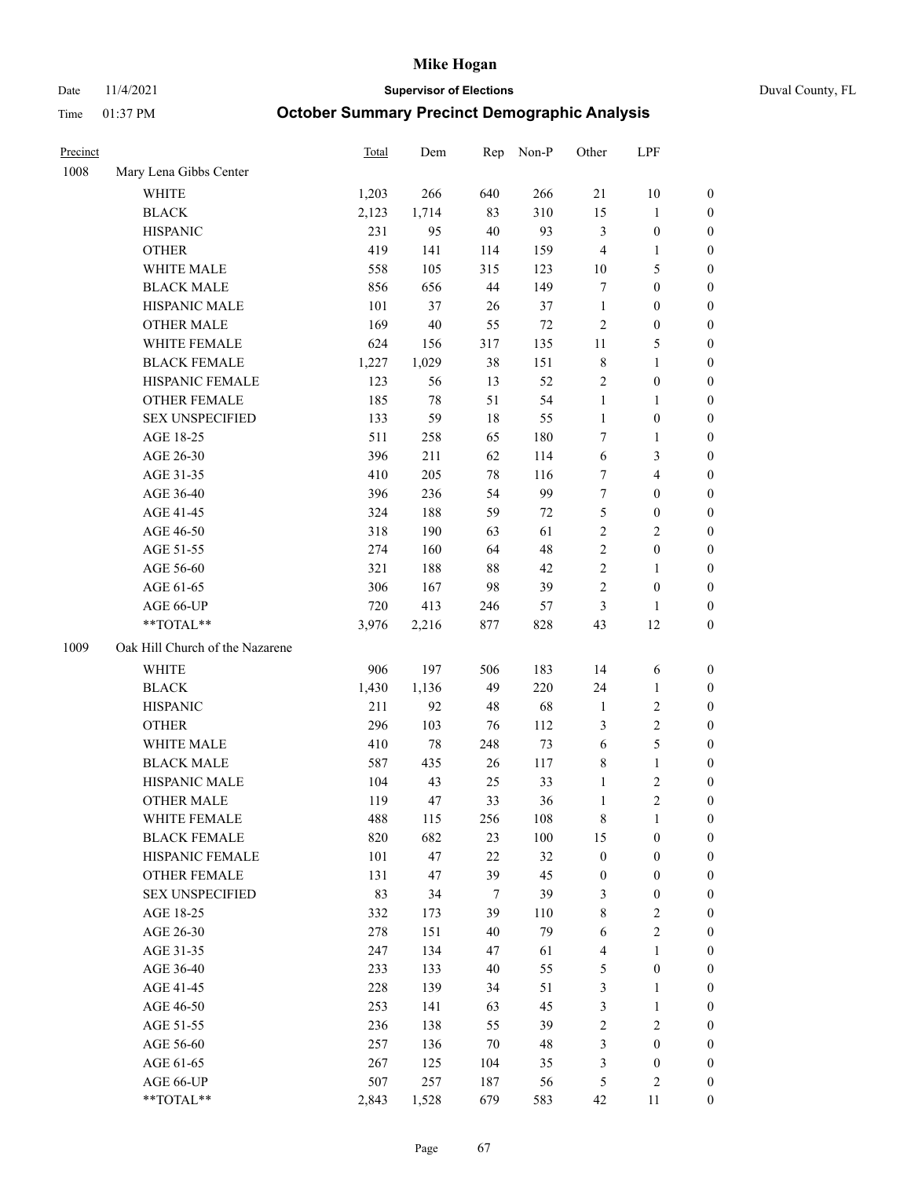# Mike Hogan

Date 11/4/2021 **Supervisor of Elections** Duval County, FL

Time 01:37 PM **October Summary Precinct Demographic Analysis**

| Precinct | | Total | Dem | Rep | Non-P | Other | LPF | |
|---|---|---|---|---|---|---|---|---|
| 1008 | Mary Lena Gibbs Center | | | | | | | |
| | WHITE | 1,203 | 266 | 640 | 266 | 21 | 10 | 0 |
| | BLACK | 2,123 | 1,714 | 83 | 310 | 15 | 1 | 0 |
| | HISPANIC | 231 | 95 | 40 | 93 | 3 | 0 | 0 |
| | OTHER | 419 | 141 | 114 | 159 | 4 | 1 | 0 |
| | WHITE MALE | 558 | 105 | 315 | 123 | 10 | 5 | 0 |
| | BLACK MALE | 856 | 656 | 44 | 149 | 7 | 0 | 0 |
| | HISPANIC MALE | 101 | 37 | 26 | 37 | 1 | 0 | 0 |
| | OTHER MALE | 169 | 40 | 55 | 72 | 2 | 0 | 0 |
| | WHITE FEMALE | 624 | 156 | 317 | 135 | 11 | 5 | 0 |
| | BLACK FEMALE | 1,227 | 1,029 | 38 | 151 | 8 | 1 | 0 |
| | HISPANIC FEMALE | 123 | 56 | 13 | 52 | 2 | 0 | 0 |
| | OTHER FEMALE | 185 | 78 | 51 | 54 | 1 | 1 | 0 |
| | SEX UNSPECIFIED | 133 | 59 | 18 | 55 | 1 | 0 | 0 |
| | AGE 18-25 | 511 | 258 | 65 | 180 | 7 | 1 | 0 |
| | AGE 26-30 | 396 | 211 | 62 | 114 | 6 | 3 | 0 |
| | AGE 31-35 | 410 | 205 | 78 | 116 | 7 | 4 | 0 |
| | AGE 36-40 | 396 | 236 | 54 | 99 | 7 | 0 | 0 |
| | AGE 41-45 | 324 | 188 | 59 | 72 | 5 | 0 | 0 |
| | AGE 46-50 | 318 | 190 | 63 | 61 | 2 | 2 | 0 |
| | AGE 51-55 | 274 | 160 | 64 | 48 | 2 | 0 | 0 |
| | AGE 56-60 | 321 | 188 | 88 | 42 | 2 | 1 | 0 |
| | AGE 61-65 | 306 | 167 | 98 | 39 | 2 | 0 | 0 |
| | AGE 66-UP | 720 | 413 | 246 | 57 | 3 | 1 | 0 |
| | **TOTAL** | 3,976 | 2,216 | 877 | 828 | 43 | 12 | 0 |
| 1009 | Oak Hill Church of the Nazarene | | | | | | | |
| | WHITE | 906 | 197 | 506 | 183 | 14 | 6 | 0 |
| | BLACK | 1,430 | 1,136 | 49 | 220 | 24 | 1 | 0 |
| | HISPANIC | 211 | 92 | 48 | 68 | 1 | 2 | 0 |
| | OTHER | 296 | 103 | 76 | 112 | 3 | 2 | 0 |
| | WHITE MALE | 410 | 78 | 248 | 73 | 6 | 5 | 0 |
| | BLACK MALE | 587 | 435 | 26 | 117 | 8 | 1 | 0 |
| | HISPANIC MALE | 104 | 43 | 25 | 33 | 1 | 2 | 0 |
| | OTHER MALE | 119 | 47 | 33 | 36 | 1 | 2 | 0 |
| | WHITE FEMALE | 488 | 115 | 256 | 108 | 8 | 1 | 0 |
| | BLACK FEMALE | 820 | 682 | 23 | 100 | 15 | 0 | 0 |
| | HISPANIC FEMALE | 101 | 47 | 22 | 32 | 0 | 0 | 0 |
| | OTHER FEMALE | 131 | 47 | 39 | 45 | 0 | 0 | 0 |
| | SEX UNSPECIFIED | 83 | 34 | 7 | 39 | 3 | 0 | 0 |
| | AGE 18-25 | 332 | 173 | 39 | 110 | 8 | 2 | 0 |
| | AGE 26-30 | 278 | 151 | 40 | 79 | 6 | 2 | 0 |
| | AGE 31-35 | 247 | 134 | 47 | 61 | 4 | 1 | 0 |
| | AGE 36-40 | 233 | 133 | 40 | 55 | 5 | 0 | 0 |
| | AGE 41-45 | 228 | 139 | 34 | 51 | 3 | 1 | 0 |
| | AGE 46-50 | 253 | 141 | 63 | 45 | 3 | 1 | 0 |
| | AGE 51-55 | 236 | 138 | 55 | 39 | 2 | 2 | 0 |
| | AGE 56-60 | 257 | 136 | 70 | 48 | 3 | 0 | 0 |
| | AGE 61-65 | 267 | 125 | 104 | 35 | 3 | 0 | 0 |
| | AGE 66-UP | 507 | 257 | 187 | 56 | 5 | 2 | 0 |
| | **TOTAL** | 2,843 | 1,528 | 679 | 583 | 42 | 11 | 0 |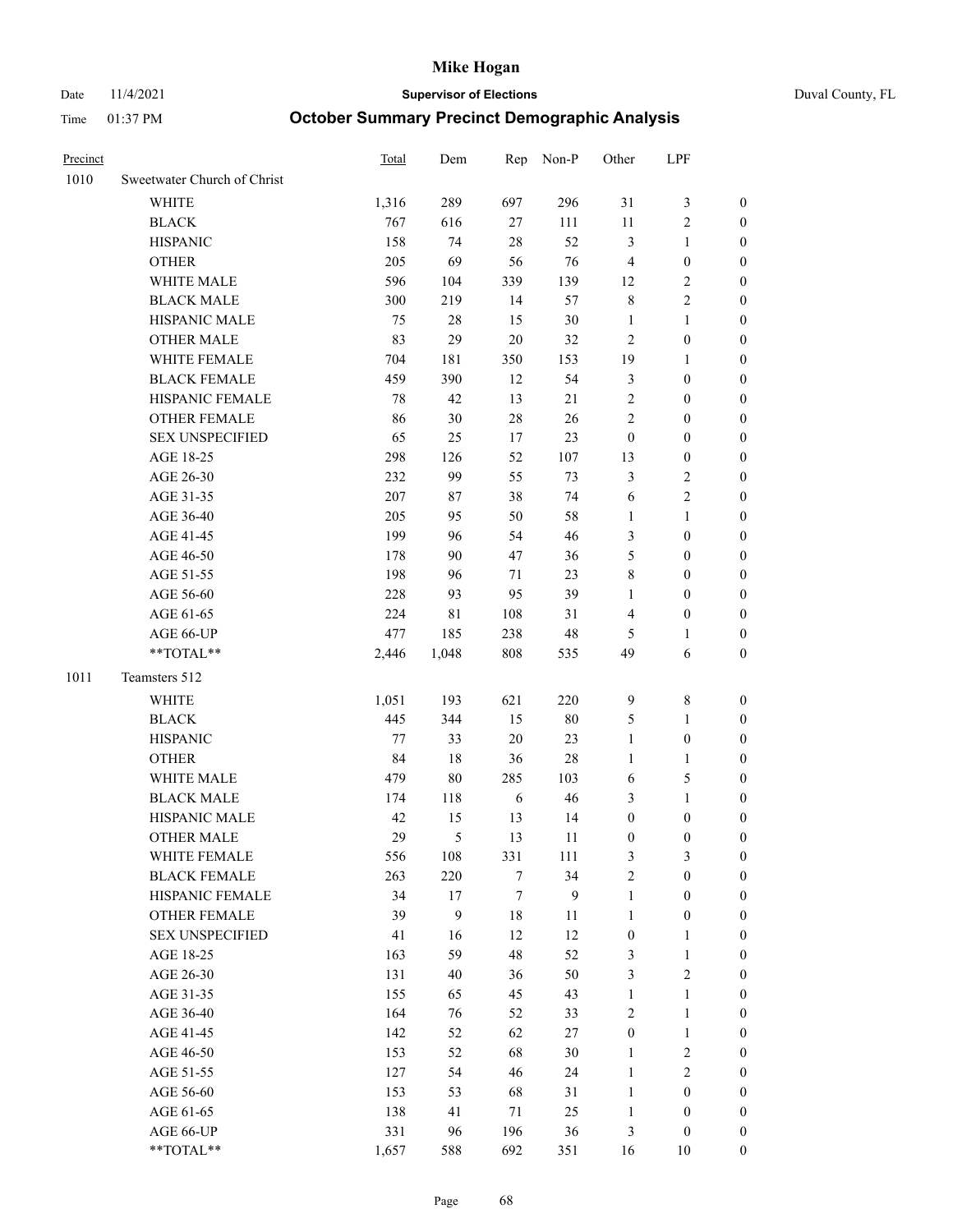# Mike Hogan

Date 11/4/2021 **Supervisor of Elections** Duval County, FL

Time 01:37 PM **October Summary Precinct Demographic Analysis**

| Precinct | | Total | Dem | Rep | Non-P | Other | LPF | |
|---|---|---|---|---|---|---|---|---|
| 1010 | Sweetwater Church of Christ | | | | | | | |
| | WHITE | 1,316 | 289 | 697 | 296 | 31 | 3 | 0 |
| | BLACK | 767 | 616 | 27 | 111 | 11 | 2 | 0 |
| | HISPANIC | 158 | 74 | 28 | 52 | 3 | 1 | 0 |
| | OTHER | 205 | 69 | 56 | 76 | 4 | 0 | 0 |
| | WHITE MALE | 596 | 104 | 339 | 139 | 12 | 2 | 0 |
| | BLACK MALE | 300 | 219 | 14 | 57 | 8 | 2 | 0 |
| | HISPANIC MALE | 75 | 28 | 15 | 30 | 1 | 1 | 0 |
| | OTHER MALE | 83 | 29 | 20 | 32 | 2 | 0 | 0 |
| | WHITE FEMALE | 704 | 181 | 350 | 153 | 19 | 1 | 0 |
| | BLACK FEMALE | 459 | 390 | 12 | 54 | 3 | 0 | 0 |
| | HISPANIC FEMALE | 78 | 42 | 13 | 21 | 2 | 0 | 0 |
| | OTHER FEMALE | 86 | 30 | 28 | 26 | 2 | 0 | 0 |
| | SEX UNSPECIFIED | 65 | 25 | 17 | 23 | 0 | 0 | 0 |
| | AGE 18-25 | 298 | 126 | 52 | 107 | 13 | 0 | 0 |
| | AGE 26-30 | 232 | 99 | 55 | 73 | 3 | 2 | 0 |
| | AGE 31-35 | 207 | 87 | 38 | 74 | 6 | 2 | 0 |
| | AGE 36-40 | 205 | 95 | 50 | 58 | 1 | 1 | 0 |
| | AGE 41-45 | 199 | 96 | 54 | 46 | 3 | 0 | 0 |
| | AGE 46-50 | 178 | 90 | 47 | 36 | 5 | 0 | 0 |
| | AGE 51-55 | 198 | 96 | 71 | 23 | 8 | 0 | 0 |
| | AGE 56-60 | 228 | 93 | 95 | 39 | 1 | 0 | 0 |
| | AGE 61-65 | 224 | 81 | 108 | 31 | 4 | 0 | 0 |
| | AGE 66-UP | 477 | 185 | 238 | 48 | 5 | 1 | 0 |
| | **TOTAL** | 2,446 | 1,048 | 808 | 535 | 49 | 6 | 0 |
| 1011 | Teamsters 512 | | | | | | | |
| | WHITE | 1,051 | 193 | 621 | 220 | 9 | 8 | 0 |
| | BLACK | 445 | 344 | 15 | 80 | 5 | 1 | 0 |
| | HISPANIC | 77 | 33 | 20 | 23 | 1 | 0 | 0 |
| | OTHER | 84 | 18 | 36 | 28 | 1 | 1 | 0 |
| | WHITE MALE | 479 | 80 | 285 | 103 | 6 | 5 | 0 |
| | BLACK MALE | 174 | 118 | 6 | 46 | 3 | 1 | 0 |
| | HISPANIC MALE | 42 | 15 | 13 | 14 | 0 | 0 | 0 |
| | OTHER MALE | 29 | 5 | 13 | 11 | 0 | 0 | 0 |
| | WHITE FEMALE | 556 | 108 | 331 | 111 | 3 | 3 | 0 |
| | BLACK FEMALE | 263 | 220 | 7 | 34 | 2 | 0 | 0 |
| | HISPANIC FEMALE | 34 | 17 | 7 | 9 | 1 | 0 | 0 |
| | OTHER FEMALE | 39 | 9 | 18 | 11 | 1 | 0 | 0 |
| | SEX UNSPECIFIED | 41 | 16 | 12 | 12 | 0 | 1 | 0 |
| | AGE 18-25 | 163 | 59 | 48 | 52 | 3 | 1 | 0 |
| | AGE 26-30 | 131 | 40 | 36 | 50 | 3 | 2 | 0 |
| | AGE 31-35 | 155 | 65 | 45 | 43 | 1 | 1 | 0 |
| | AGE 36-40 | 164 | 76 | 52 | 33 | 2 | 1 | 0 |
| | AGE 41-45 | 142 | 52 | 62 | 27 | 0 | 1 | 0 |
| | AGE 46-50 | 153 | 52 | 68 | 30 | 1 | 2 | 0 |
| | AGE 51-55 | 127 | 54 | 46 | 24 | 1 | 2 | 0 |
| | AGE 56-60 | 153 | 53 | 68 | 31 | 1 | 0 | 0 |
| | AGE 61-65 | 138 | 41 | 71 | 25 | 1 | 0 | 0 |
| | AGE 66-UP | 331 | 96 | 196 | 36 | 3 | 0 | 0 |
| | **TOTAL** | 1,657 | 588 | 692 | 351 | 16 | 10 | 0 |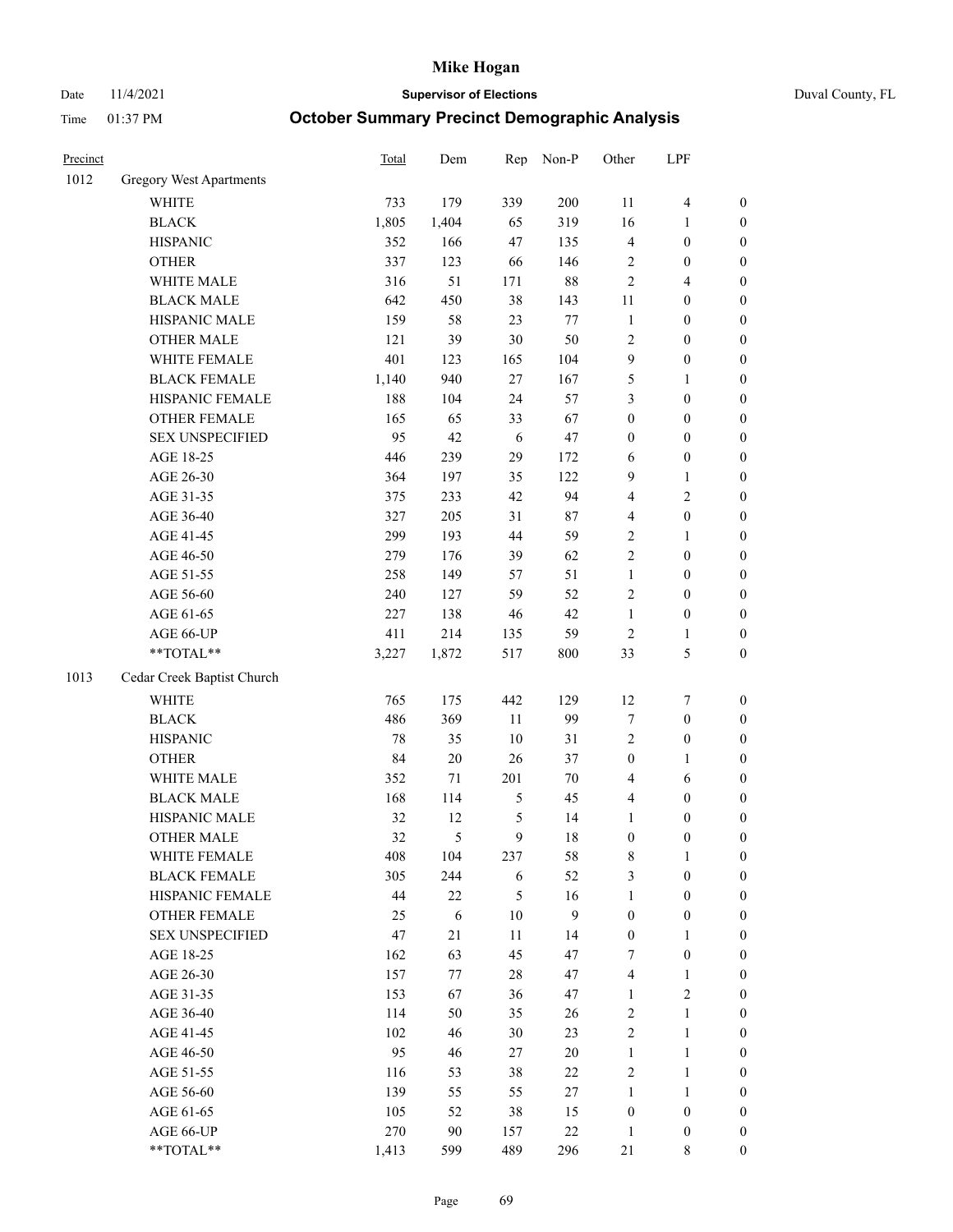# Mike Hogan

Date 11/4/2021 **Supervisor of Elections** Duval County, FL

Time 01:37 PM **October Summary Precinct Demographic Analysis**

| Precinct | | Total | Dem | Rep | Non-P | Other | LPF | |
|---|---|---|---|---|---|---|---|---|
| 1012 | Gregory West Apartments | | | | | | | |
| | WHITE | 733 | 179 | 339 | 200 | 11 | 4 | 0 |
| | BLACK | 1,805 | 1,404 | 65 | 319 | 16 | 1 | 0 |
| | HISPANIC | 352 | 166 | 47 | 135 | 4 | 0 | 0 |
| | OTHER | 337 | 123 | 66 | 146 | 2 | 0 | 0 |
| | WHITE MALE | 316 | 51 | 171 | 88 | 2 | 4 | 0 |
| | BLACK MALE | 642 | 450 | 38 | 143 | 11 | 0 | 0 |
| | HISPANIC MALE | 159 | 58 | 23 | 77 | 1 | 0 | 0 |
| | OTHER MALE | 121 | 39 | 30 | 50 | 2 | 0 | 0 |
| | WHITE FEMALE | 401 | 123 | 165 | 104 | 9 | 0 | 0 |
| | BLACK FEMALE | 1,140 | 940 | 27 | 167 | 5 | 1 | 0 |
| | HISPANIC FEMALE | 188 | 104 | 24 | 57 | 3 | 0 | 0 |
| | OTHER FEMALE | 165 | 65 | 33 | 67 | 0 | 0 | 0 |
| | SEX UNSPECIFIED | 95 | 42 | 6 | 47 | 0 | 0 | 0 |
| | AGE 18-25 | 446 | 239 | 29 | 172 | 6 | 0 | 0 |
| | AGE 26-30 | 364 | 197 | 35 | 122 | 9 | 1 | 0 |
| | AGE 31-35 | 375 | 233 | 42 | 94 | 4 | 2 | 0 |
| | AGE 36-40 | 327 | 205 | 31 | 87 | 4 | 0 | 0 |
| | AGE 41-45 | 299 | 193 | 44 | 59 | 2 | 1 | 0 |
| | AGE 46-50 | 279 | 176 | 39 | 62 | 2 | 0 | 0 |
| | AGE 51-55 | 258 | 149 | 57 | 51 | 1 | 0 | 0 |
| | AGE 56-60 | 240 | 127 | 59 | 52 | 2 | 0 | 0 |
| | AGE 61-65 | 227 | 138 | 46 | 42 | 1 | 0 | 0 |
| | AGE 66-UP | 411 | 214 | 135 | 59 | 2 | 1 | 0 |
| | **TOTAL** | 3,227 | 1,872 | 517 | 800 | 33 | 5 | 0 |
| 1013 | Cedar Creek Baptist Church | | | | | | | |
| | WHITE | 765 | 175 | 442 | 129 | 12 | 7 | 0 |
| | BLACK | 486 | 369 | 11 | 99 | 7 | 0 | 0 |
| | HISPANIC | 78 | 35 | 10 | 31 | 2 | 0 | 0 |
| | OTHER | 84 | 20 | 26 | 37 | 0 | 1 | 0 |
| | WHITE MALE | 352 | 71 | 201 | 70 | 4 | 6 | 0 |
| | BLACK MALE | 168 | 114 | 5 | 45 | 4 | 0 | 0 |
| | HISPANIC MALE | 32 | 12 | 5 | 14 | 1 | 0 | 0 |
| | OTHER MALE | 32 | 5 | 9 | 18 | 0 | 0 | 0 |
| | WHITE FEMALE | 408 | 104 | 237 | 58 | 8 | 1 | 0 |
| | BLACK FEMALE | 305 | 244 | 6 | 52 | 3 | 0 | 0 |
| | HISPANIC FEMALE | 44 | 22 | 5 | 16 | 1 | 0 | 0 |
| | OTHER FEMALE | 25 | 6 | 10 | 9 | 0 | 0 | 0 |
| | SEX UNSPECIFIED | 47 | 21 | 11 | 14 | 0 | 1 | 0 |
| | AGE 18-25 | 162 | 63 | 45 | 47 | 7 | 0 | 0 |
| | AGE 26-30 | 157 | 77 | 28 | 47 | 4 | 1 | 0 |
| | AGE 31-35 | 153 | 67 | 36 | 47 | 1 | 2 | 0 |
| | AGE 36-40 | 114 | 50 | 35 | 26 | 2 | 1 | 0 |
| | AGE 41-45 | 102 | 46 | 30 | 23 | 2 | 1 | 0 |
| | AGE 46-50 | 95 | 46 | 27 | 20 | 1 | 1 | 0 |
| | AGE 51-55 | 116 | 53 | 38 | 22 | 2 | 1 | 0 |
| | AGE 56-60 | 139 | 55 | 55 | 27 | 1 | 1 | 0 |
| | AGE 61-65 | 105 | 52 | 38 | 15 | 0 | 0 | 0 |
| | AGE 66-UP | 270 | 90 | 157 | 22 | 1 | 0 | 0 |
| | **TOTAL** | 1,413 | 599 | 489 | 296 | 21 | 8 | 0 |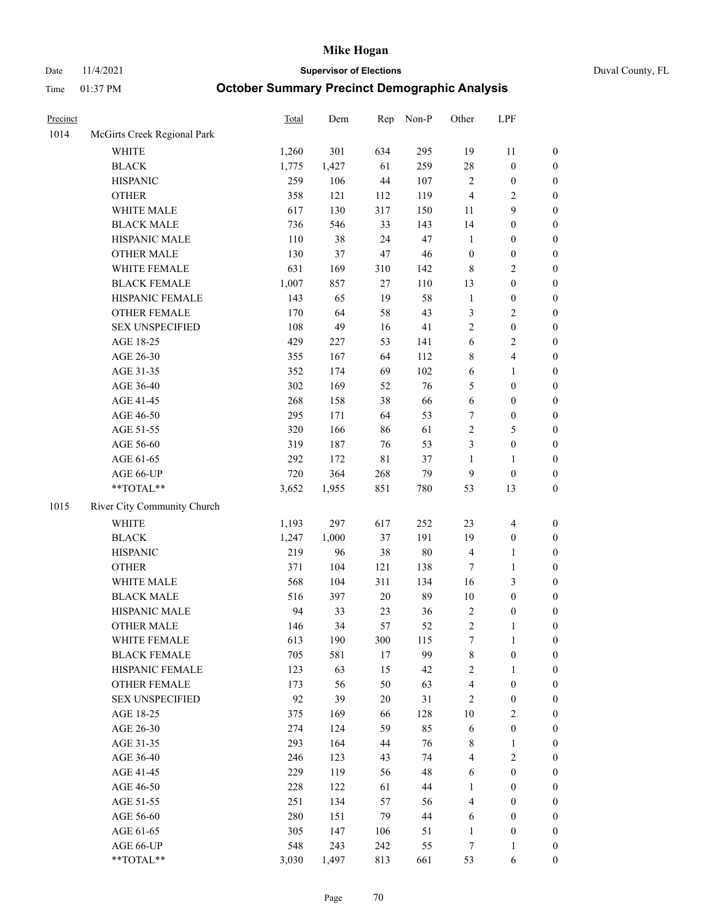# Mike Hogan

Date 11/4/2021 **Supervisor of Elections** Duval County, FL

Time 01:37 PM **October Summary Precinct Demographic Analysis**

| Precinct | | Total | Dem | Rep | Non-P | Other | LPF | |
|---|---|---|---|---|---|---|---|---|
| 1014 | McGirts Creek Regional Park | | | | | | | |
| | WHITE | 1,260 | 301 | 634 | 295 | 19 | 11 | 0 |
| | BLACK | 1,775 | 1,427 | 61 | 259 | 28 | 0 | 0 |
| | HISPANIC | 259 | 106 | 44 | 107 | 2 | 0 | 0 |
| | OTHER | 358 | 121 | 112 | 119 | 4 | 2 | 0 |
| | WHITE MALE | 617 | 130 | 317 | 150 | 11 | 9 | 0 |
| | BLACK MALE | 736 | 546 | 33 | 143 | 14 | 0 | 0 |
| | HISPANIC MALE | 110 | 38 | 24 | 47 | 1 | 0 | 0 |
| | OTHER MALE | 130 | 37 | 47 | 46 | 0 | 0 | 0 |
| | WHITE FEMALE | 631 | 169 | 310 | 142 | 8 | 2 | 0 |
| | BLACK FEMALE | 1,007 | 857 | 27 | 110 | 13 | 0 | 0 |
| | HISPANIC FEMALE | 143 | 65 | 19 | 58 | 1 | 0 | 0 |
| | OTHER FEMALE | 170 | 64 | 58 | 43 | 3 | 2 | 0 |
| | SEX UNSPECIFIED | 108 | 49 | 16 | 41 | 2 | 0 | 0 |
| | AGE 18-25 | 429 | 227 | 53 | 141 | 6 | 2 | 0 |
| | AGE 26-30 | 355 | 167 | 64 | 112 | 8 | 4 | 0 |
| | AGE 31-35 | 352 | 174 | 69 | 102 | 6 | 1 | 0 |
| | AGE 36-40 | 302 | 169 | 52 | 76 | 5 | 0 | 0 |
| | AGE 41-45 | 268 | 158 | 38 | 66 | 6 | 0 | 0 |
| | AGE 46-50 | 295 | 171 | 64 | 53 | 7 | 0 | 0 |
| | AGE 51-55 | 320 | 166 | 86 | 61 | 2 | 5 | 0 |
| | AGE 56-60 | 319 | 187 | 76 | 53 | 3 | 0 | 0 |
| | AGE 61-65 | 292 | 172 | 81 | 37 | 1 | 1 | 0 |
| | AGE 66-UP | 720 | 364 | 268 | 79 | 9 | 0 | 0 |
| | **TOTAL** | 3,652 | 1,955 | 851 | 780 | 53 | 13 | 0 |
| 1015 | River City Community Church | | | | | | | |
| | WHITE | 1,193 | 297 | 617 | 252 | 23 | 4 | 0 |
| | BLACK | 1,247 | 1,000 | 37 | 191 | 19 | 0 | 0 |
| | HISPANIC | 219 | 96 | 38 | 80 | 4 | 1 | 0 |
| | OTHER | 371 | 104 | 121 | 138 | 7 | 1 | 0 |
| | WHITE MALE | 568 | 104 | 311 | 134 | 16 | 3 | 0 |
| | BLACK MALE | 516 | 397 | 20 | 89 | 10 | 0 | 0 |
| | HISPANIC MALE | 94 | 33 | 23 | 36 | 2 | 0 | 0 |
| | OTHER MALE | 146 | 34 | 57 | 52 | 2 | 1 | 0 |
| | WHITE FEMALE | 613 | 190 | 300 | 115 | 7 | 1 | 0 |
| | BLACK FEMALE | 705 | 581 | 17 | 99 | 8 | 0 | 0 |
| | HISPANIC FEMALE | 123 | 63 | 15 | 42 | 2 | 1 | 0 |
| | OTHER FEMALE | 173 | 56 | 50 | 63 | 4 | 0 | 0 |
| | SEX UNSPECIFIED | 92 | 39 | 20 | 31 | 2 | 0 | 0 |
| | AGE 18-25 | 375 | 169 | 66 | 128 | 10 | 2 | 0 |
| | AGE 26-30 | 274 | 124 | 59 | 85 | 6 | 0 | 0 |
| | AGE 31-35 | 293 | 164 | 44 | 76 | 8 | 1 | 0 |
| | AGE 36-40 | 246 | 123 | 43 | 74 | 4 | 2 | 0 |
| | AGE 41-45 | 229 | 119 | 56 | 48 | 6 | 0 | 0 |
| | AGE 46-50 | 228 | 122 | 61 | 44 | 1 | 0 | 0 |
| | AGE 51-55 | 251 | 134 | 57 | 56 | 4 | 0 | 0 |
| | AGE 56-60 | 280 | 151 | 79 | 44 | 6 | 0 | 0 |
| | AGE 61-65 | 305 | 147 | 106 | 51 | 1 | 0 | 0 |
| | AGE 66-UP | 548 | 243 | 242 | 55 | 7 | 1 | 0 |
| | **TOTAL** | 3,030 | 1,497 | 813 | 661 | 53 | 6 | 0 |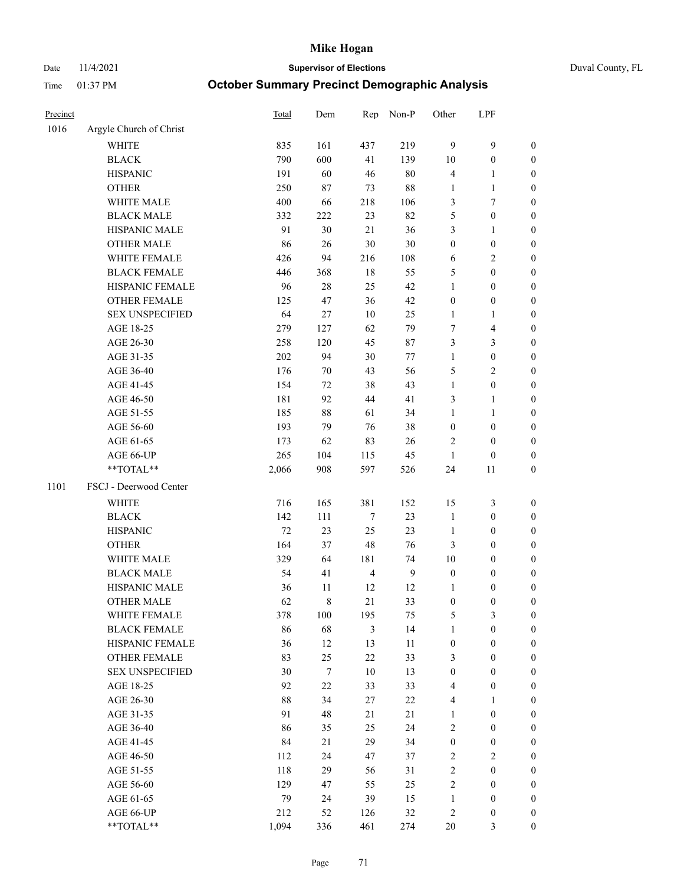# Mike Hogan

Date 11/4/2021 **Supervisor of Elections** Duval County, FL

Time 01:37 PM **October Summary Precinct Demographic Analysis**

| Precinct | | Total | Dem | Rep | Non-P | Other | LPF | |
|---|---|---|---|---|---|---|---|---|
| 1016 | Argyle Church of Christ | | | | | | | |
| | WHITE | 835 | 161 | 437 | 219 | 9 | 9 | 0 |
| | BLACK | 790 | 600 | 41 | 139 | 10 | 0 | 0 |
| | HISPANIC | 191 | 60 | 46 | 80 | 4 | 1 | 0 |
| | OTHER | 250 | 87 | 73 | 88 | 1 | 1 | 0 |
| | WHITE MALE | 400 | 66 | 218 | 106 | 3 | 7 | 0 |
| | BLACK MALE | 332 | 222 | 23 | 82 | 5 | 0 | 0 |
| | HISPANIC MALE | 91 | 30 | 21 | 36 | 3 | 1 | 0 |
| | OTHER MALE | 86 | 26 | 30 | 30 | 0 | 0 | 0 |
| | WHITE FEMALE | 426 | 94 | 216 | 108 | 6 | 2 | 0 |
| | BLACK FEMALE | 446 | 368 | 18 | 55 | 5 | 0 | 0 |
| | HISPANIC FEMALE | 96 | 28 | 25 | 42 | 1 | 0 | 0 |
| | OTHER FEMALE | 125 | 47 | 36 | 42 | 0 | 0 | 0 |
| | SEX UNSPECIFIED | 64 | 27 | 10 | 25 | 1 | 1 | 0 |
| | AGE 18-25 | 279 | 127 | 62 | 79 | 7 | 4 | 0 |
| | AGE 26-30 | 258 | 120 | 45 | 87 | 3 | 3 | 0 |
| | AGE 31-35 | 202 | 94 | 30 | 77 | 1 | 0 | 0 |
| | AGE 36-40 | 176 | 70 | 43 | 56 | 5 | 2 | 0 |
| | AGE 41-45 | 154 | 72 | 38 | 43 | 1 | 0 | 0 |
| | AGE 46-50 | 181 | 92 | 44 | 41 | 3 | 1 | 0 |
| | AGE 51-55 | 185 | 88 | 61 | 34 | 1 | 1 | 0 |
| | AGE 56-60 | 193 | 79 | 76 | 38 | 0 | 0 | 0 |
| | AGE 61-65 | 173 | 62 | 83 | 26 | 2 | 0 | 0 |
| | AGE 66-UP | 265 | 104 | 115 | 45 | 1 | 0 | 0 |
| | **TOTAL** | 2,066 | 908 | 597 | 526 | 24 | 11 | 0 |
| 1101 | FSCJ - Deerwood Center | | | | | | | |
| | WHITE | 716 | 165 | 381 | 152 | 15 | 3 | 0 |
| | BLACK | 142 | 111 | 7 | 23 | 1 | 0 | 0 |
| | HISPANIC | 72 | 23 | 25 | 23 | 1 | 0 | 0 |
| | OTHER | 164 | 37 | 48 | 76 | 3 | 0 | 0 |
| | WHITE MALE | 329 | 64 | 181 | 74 | 10 | 0 | 0 |
| | BLACK MALE | 54 | 41 | 4 | 9 | 0 | 0 | 0 |
| | HISPANIC MALE | 36 | 11 | 12 | 12 | 1 | 0 | 0 |
| | OTHER MALE | 62 | 8 | 21 | 33 | 0 | 0 | 0 |
| | WHITE FEMALE | 378 | 100 | 195 | 75 | 5 | 3 | 0 |
| | BLACK FEMALE | 86 | 68 | 3 | 14 | 1 | 0 | 0 |
| | HISPANIC FEMALE | 36 | 12 | 13 | 11 | 0 | 0 | 0 |
| | OTHER FEMALE | 83 | 25 | 22 | 33 | 3 | 0 | 0 |
| | SEX UNSPECIFIED | 30 | 7 | 10 | 13 | 0 | 0 | 0 |
| | AGE 18-25 | 92 | 22 | 33 | 33 | 4 | 0 | 0 |
| | AGE 26-30 | 88 | 34 | 27 | 22 | 4 | 1 | 0 |
| | AGE 31-35 | 91 | 48 | 21 | 21 | 1 | 0 | 0 |
| | AGE 36-40 | 86 | 35 | 25 | 24 | 2 | 0 | 0 |
| | AGE 41-45 | 84 | 21 | 29 | 34 | 0 | 0 | 0 |
| | AGE 46-50 | 112 | 24 | 47 | 37 | 2 | 2 | 0 |
| | AGE 51-55 | 118 | 29 | 56 | 31 | 2 | 0 | 0 |
| | AGE 56-60 | 129 | 47 | 55 | 25 | 2 | 0 | 0 |
| | AGE 61-65 | 79 | 24 | 39 | 15 | 1 | 0 | 0 |
| | AGE 66-UP | 212 | 52 | 126 | 32 | 2 | 0 | 0 |
| | **TOTAL** | 1,094 | 336 | 461 | 274 | 20 | 3 | 0 |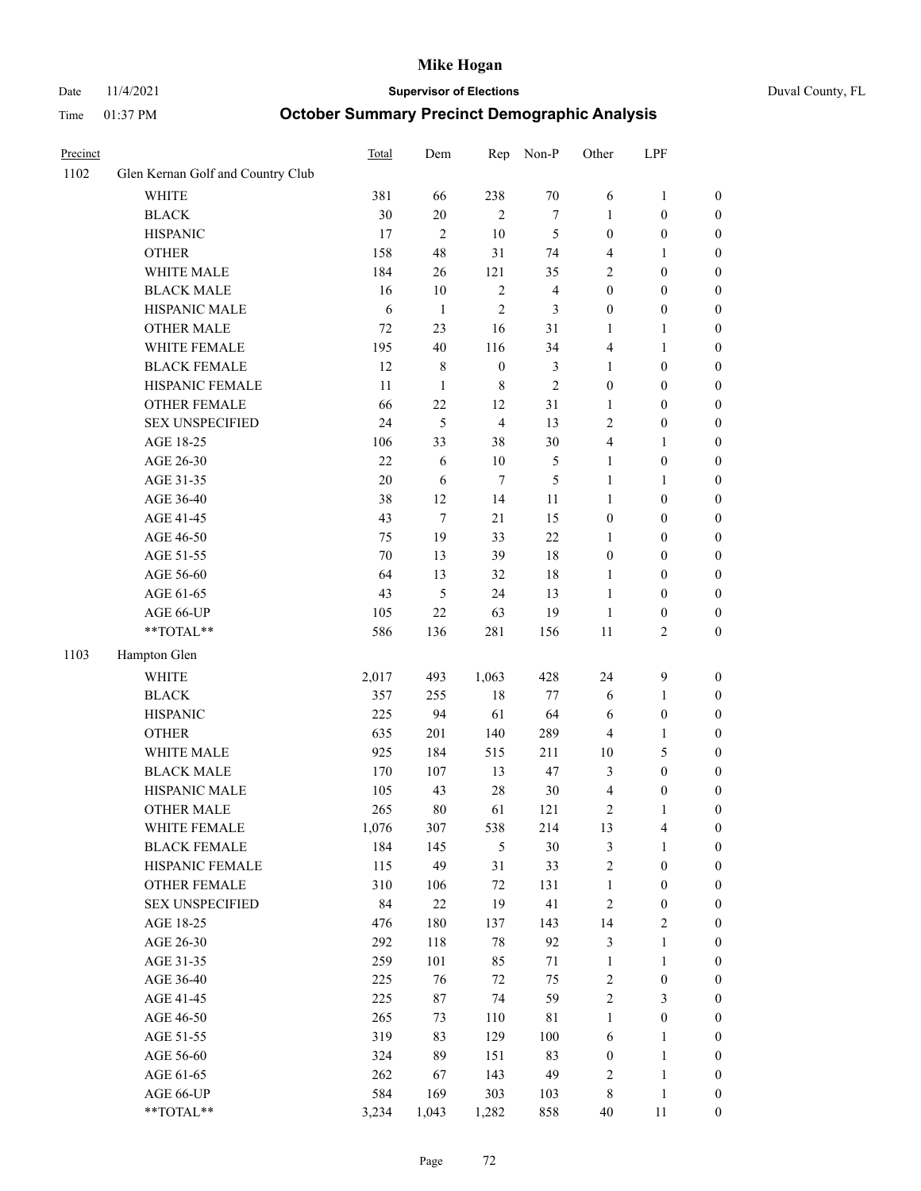# Mike Hogan

Date 11/4/2021 **Supervisor of Elections** Duval County, FL

Time 01:37 PM **October Summary Precinct Demographic Analysis**

| Precinct | | Total | Dem | Rep | Non-P | Other | LPF | |
|---|---|---|---|---|---|---|---|---|
| 1102 | Glen Kernan Golf and Country Club | | | | | | | |
| | WHITE | 381 | 66 | 238 | 70 | 6 | 1 | 0 |
| | BLACK | 30 | 20 | 2 | 7 | 1 | 0 | 0 |
| | HISPANIC | 17 | 2 | 10 | 5 | 0 | 0 | 0 |
| | OTHER | 158 | 48 | 31 | 74 | 4 | 1 | 0 |
| | WHITE MALE | 184 | 26 | 121 | 35 | 2 | 0 | 0 |
| | BLACK MALE | 16 | 10 | 2 | 4 | 0 | 0 | 0 |
| | HISPANIC MALE | 6 | 1 | 2 | 3 | 0 | 0 | 0 |
| | OTHER MALE | 72 | 23 | 16 | 31 | 1 | 1 | 0 |
| | WHITE FEMALE | 195 | 40 | 116 | 34 | 4 | 1 | 0 |
| | BLACK FEMALE | 12 | 8 | 0 | 3 | 1 | 0 | 0 |
| | HISPANIC FEMALE | 11 | 1 | 8 | 2 | 0 | 0 | 0 |
| | OTHER FEMALE | 66 | 22 | 12 | 31 | 1 | 0 | 0 |
| | SEX UNSPECIFIED | 24 | 5 | 4 | 13 | 2 | 0 | 0 |
| | AGE 18-25 | 106 | 33 | 38 | 30 | 4 | 1 | 0 |
| | AGE 26-30 | 22 | 6 | 10 | 5 | 1 | 0 | 0 |
| | AGE 31-35 | 20 | 6 | 7 | 5 | 1 | 1 | 0 |
| | AGE 36-40 | 38 | 12 | 14 | 11 | 1 | 0 | 0 |
| | AGE 41-45 | 43 | 7 | 21 | 15 | 0 | 0 | 0 |
| | AGE 46-50 | 75 | 19 | 33 | 22 | 1 | 0 | 0 |
| | AGE 51-55 | 70 | 13 | 39 | 18 | 0 | 0 | 0 |
| | AGE 56-60 | 64 | 13 | 32 | 18 | 1 | 0 | 0 |
| | AGE 61-65 | 43 | 5 | 24 | 13 | 1 | 0 | 0 |
| | AGE 66-UP | 105 | 22 | 63 | 19 | 1 | 0 | 0 |
| | **TOTAL** | 586 | 136 | 281 | 156 | 11 | 2 | 0 |
| 1103 | Hampton Glen | | | | | | | |
| | WHITE | 2,017 | 493 | 1,063 | 428 | 24 | 9 | 0 |
| | BLACK | 357 | 255 | 18 | 77 | 6 | 1 | 0 |
| | HISPANIC | 225 | 94 | 61 | 64 | 6 | 0 | 0 |
| | OTHER | 635 | 201 | 140 | 289 | 4 | 1 | 0 |
| | WHITE MALE | 925 | 184 | 515 | 211 | 10 | 5 | 0 |
| | BLACK MALE | 170 | 107 | 13 | 47 | 3 | 0 | 0 |
| | HISPANIC MALE | 105 | 43 | 28 | 30 | 4 | 0 | 0 |
| | OTHER MALE | 265 | 80 | 61 | 121 | 2 | 1 | 0 |
| | WHITE FEMALE | 1,076 | 307 | 538 | 214 | 13 | 4 | 0 |
| | BLACK FEMALE | 184 | 145 | 5 | 30 | 3 | 1 | 0 |
| | HISPANIC FEMALE | 115 | 49 | 31 | 33 | 2 | 0 | 0 |
| | OTHER FEMALE | 310 | 106 | 72 | 131 | 1 | 0 | 0 |
| | SEX UNSPECIFIED | 84 | 22 | 19 | 41 | 2 | 0 | 0 |
| | AGE 18-25 | 476 | 180 | 137 | 143 | 14 | 2 | 0 |
| | AGE 26-30 | 292 | 118 | 78 | 92 | 3 | 1 | 0 |
| | AGE 31-35 | 259 | 101 | 85 | 71 | 1 | 1 | 0 |
| | AGE 36-40 | 225 | 76 | 72 | 75 | 2 | 0 | 0 |
| | AGE 41-45 | 225 | 87 | 74 | 59 | 2 | 3 | 0 |
| | AGE 46-50 | 265 | 73 | 110 | 81 | 1 | 0 | 0 |
| | AGE 51-55 | 319 | 83 | 129 | 100 | 6 | 1 | 0 |
| | AGE 56-60 | 324 | 89 | 151 | 83 | 0 | 1 | 0 |
| | AGE 61-65 | 262 | 67 | 143 | 49 | 2 | 1 | 0 |
| | AGE 66-UP | 584 | 169 | 303 | 103 | 8 | 1 | 0 |
| | **TOTAL** | 3,234 | 1,043 | 1,282 | 858 | 40 | 11 | 0 |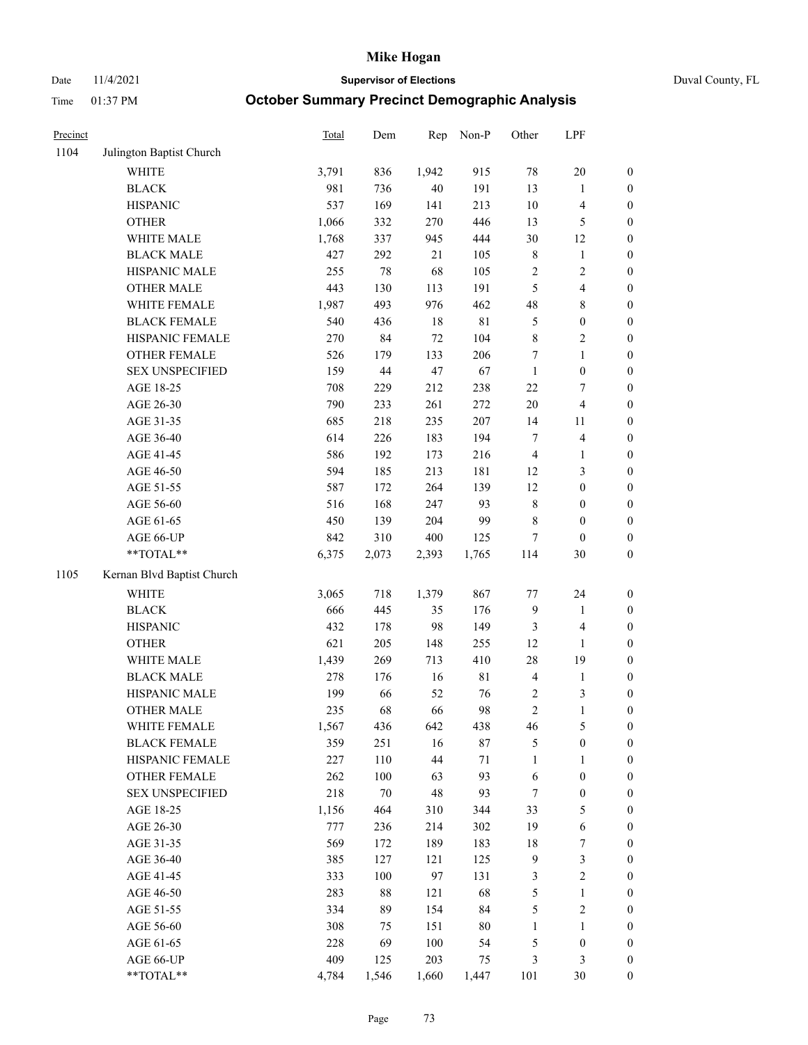# Mike Hogan

Date 11/4/2021 **Supervisor of Elections** Duval County, FL

Time 01:37 PM **October Summary Precinct Demographic Analysis**

| Precinct | | Total | Dem | Rep | Non-P | Other | LPF | |
|---|---|---|---|---|---|---|---|---|
| 1104 | Julington Baptist Church | | | | | | | |
| | WHITE | 3,791 | 836 | 1,942 | 915 | 78 | 20 | 0 |
| | BLACK | 981 | 736 | 40 | 191 | 13 | 1 | 0 |
| | HISPANIC | 537 | 169 | 141 | 213 | 10 | 4 | 0 |
| | OTHER | 1,066 | 332 | 270 | 446 | 13 | 5 | 0 |
| | WHITE MALE | 1,768 | 337 | 945 | 444 | 30 | 12 | 0 |
| | BLACK MALE | 427 | 292 | 21 | 105 | 8 | 1 | 0 |
| | HISPANIC MALE | 255 | 78 | 68 | 105 | 2 | 2 | 0 |
| | OTHER MALE | 443 | 130 | 113 | 191 | 5 | 4 | 0 |
| | WHITE FEMALE | 1,987 | 493 | 976 | 462 | 48 | 8 | 0 |
| | BLACK FEMALE | 540 | 436 | 18 | 81 | 5 | 0 | 0 |
| | HISPANIC FEMALE | 270 | 84 | 72 | 104 | 8 | 2 | 0 |
| | OTHER FEMALE | 526 | 179 | 133 | 206 | 7 | 1 | 0 |
| | SEX UNSPECIFIED | 159 | 44 | 47 | 67 | 1 | 0 | 0 |
| | AGE 18-25 | 708 | 229 | 212 | 238 | 22 | 7 | 0 |
| | AGE 26-30 | 790 | 233 | 261 | 272 | 20 | 4 | 0 |
| | AGE 31-35 | 685 | 218 | 235 | 207 | 14 | 11 | 0 |
| | AGE 36-40 | 614 | 226 | 183 | 194 | 7 | 4 | 0 |
| | AGE 41-45 | 586 | 192 | 173 | 216 | 4 | 1 | 0 |
| | AGE 46-50 | 594 | 185 | 213 | 181 | 12 | 3 | 0 |
| | AGE 51-55 | 587 | 172 | 264 | 139 | 12 | 0 | 0 |
| | AGE 56-60 | 516 | 168 | 247 | 93 | 8 | 0 | 0 |
| | AGE 61-65 | 450 | 139 | 204 | 99 | 8 | 0 | 0 |
| | AGE 66-UP | 842 | 310 | 400 | 125 | 7 | 0 | 0 |
| | **TOTAL** | 6,375 | 2,073 | 2,393 | 1,765 | 114 | 30 | 0 |
| 1105 | Kernan Blvd Baptist Church | | | | | | | |
| | WHITE | 3,065 | 718 | 1,379 | 867 | 77 | 24 | 0 |
| | BLACK | 666 | 445 | 35 | 176 | 9 | 1 | 0 |
| | HISPANIC | 432 | 178 | 98 | 149 | 3 | 4 | 0 |
| | OTHER | 621 | 205 | 148 | 255 | 12 | 1 | 0 |
| | WHITE MALE | 1,439 | 269 | 713 | 410 | 28 | 19 | 0 |
| | BLACK MALE | 278 | 176 | 16 | 81 | 4 | 1 | 0 |
| | HISPANIC MALE | 199 | 66 | 52 | 76 | 2 | 3 | 0 |
| | OTHER MALE | 235 | 68 | 66 | 98 | 2 | 1 | 0 |
| | WHITE FEMALE | 1,567 | 436 | 642 | 438 | 46 | 5 | 0 |
| | BLACK FEMALE | 359 | 251 | 16 | 87 | 5 | 0 | 0 |
| | HISPANIC FEMALE | 227 | 110 | 44 | 71 | 1 | 1 | 0 |
| | OTHER FEMALE | 262 | 100 | 63 | 93 | 6 | 0 | 0 |
| | SEX UNSPECIFIED | 218 | 70 | 48 | 93 | 7 | 0 | 0 |
| | AGE 18-25 | 1,156 | 464 | 310 | 344 | 33 | 5 | 0 |
| | AGE 26-30 | 777 | 236 | 214 | 302 | 19 | 6 | 0 |
| | AGE 31-35 | 569 | 172 | 189 | 183 | 18 | 7 | 0 |
| | AGE 36-40 | 385 | 127 | 121 | 125 | 9 | 3 | 0 |
| | AGE 41-45 | 333 | 100 | 97 | 131 | 3 | 2 | 0 |
| | AGE 46-50 | 283 | 88 | 121 | 68 | 5 | 1 | 0 |
| | AGE 51-55 | 334 | 89 | 154 | 84 | 5 | 2 | 0 |
| | AGE 56-60 | 308 | 75 | 151 | 80 | 1 | 1 | 0 |
| | AGE 61-65 | 228 | 69 | 100 | 54 | 5 | 0 | 0 |
| | AGE 66-UP | 409 | 125 | 203 | 75 | 3 | 3 | 0 |
| | **TOTAL** | 4,784 | 1,546 | 1,660 | 1,447 | 101 | 30 | 0 |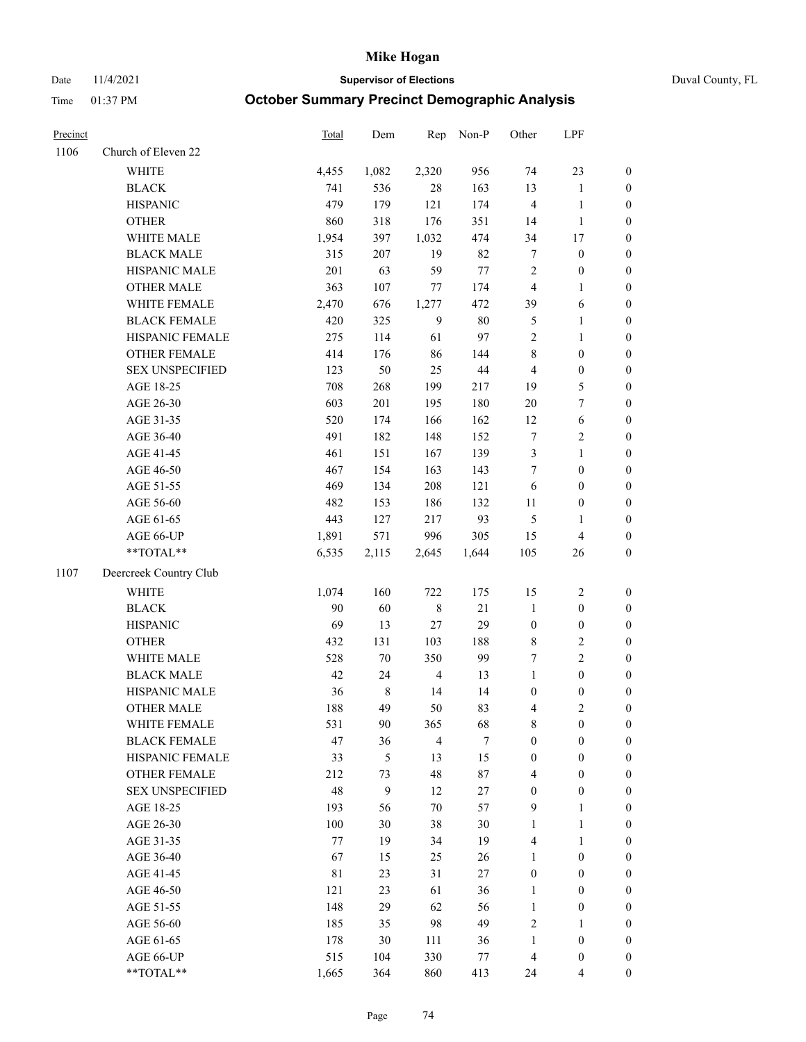# Mike Hogan

Date 11/4/2021 **Supervisor of Elections** Duval County, FL

Time 01:37 PM **October Summary Precinct Demographic Analysis**

| Precinct | | Total | Dem | Rep | Non-P | Other | LPF | |
|---|---|---|---|---|---|---|---|---|
| 1106 | Church of Eleven 22 | | | | | | | |
| | WHITE | 4,455 | 1,082 | 2,320 | 956 | 74 | 23 | 0 |
| | BLACK | 741 | 536 | 28 | 163 | 13 | 1 | 0 |
| | HISPANIC | 479 | 179 | 121 | 174 | 4 | 1 | 0 |
| | OTHER | 860 | 318 | 176 | 351 | 14 | 1 | 0 |
| | WHITE MALE | 1,954 | 397 | 1,032 | 474 | 34 | 17 | 0 |
| | BLACK MALE | 315 | 207 | 19 | 82 | 7 | 0 | 0 |
| | HISPANIC MALE | 201 | 63 | 59 | 77 | 2 | 0 | 0 |
| | OTHER MALE | 363 | 107 | 77 | 174 | 4 | 1 | 0 |
| | WHITE FEMALE | 2,470 | 676 | 1,277 | 472 | 39 | 6 | 0 |
| | BLACK FEMALE | 420 | 325 | 9 | 80 | 5 | 1 | 0 |
| | HISPANIC FEMALE | 275 | 114 | 61 | 97 | 2 | 1 | 0 |
| | OTHER FEMALE | 414 | 176 | 86 | 144 | 8 | 0 | 0 |
| | SEX UNSPECIFIED | 123 | 50 | 25 | 44 | 4 | 0 | 0 |
| | AGE 18-25 | 708 | 268 | 199 | 217 | 19 | 5 | 0 |
| | AGE 26-30 | 603 | 201 | 195 | 180 | 20 | 7 | 0 |
| | AGE 31-35 | 520 | 174 | 166 | 162 | 12 | 6 | 0 |
| | AGE 36-40 | 491 | 182 | 148 | 152 | 7 | 2 | 0 |
| | AGE 41-45 | 461 | 151 | 167 | 139 | 3 | 1 | 0 |
| | AGE 46-50 | 467 | 154 | 163 | 143 | 7 | 0 | 0 |
| | AGE 51-55 | 469 | 134 | 208 | 121 | 6 | 0 | 0 |
| | AGE 56-60 | 482 | 153 | 186 | 132 | 11 | 0 | 0 |
| | AGE 61-65 | 443 | 127 | 217 | 93 | 5 | 1 | 0 |
| | AGE 66-UP | 1,891 | 571 | 996 | 305 | 15 | 4 | 0 |
| | **TOTAL** | 6,535 | 2,115 | 2,645 | 1,644 | 105 | 26 | 0 |
| 1107 | Deercreek Country Club | | | | | | | |
| | WHITE | 1,074 | 160 | 722 | 175 | 15 | 2 | 0 |
| | BLACK | 90 | 60 | 8 | 21 | 1 | 0 | 0 |
| | HISPANIC | 69 | 13 | 27 | 29 | 0 | 0 | 0 |
| | OTHER | 432 | 131 | 103 | 188 | 8 | 2 | 0 |
| | WHITE MALE | 528 | 70 | 350 | 99 | 7 | 2 | 0 |
| | BLACK MALE | 42 | 24 | 4 | 13 | 1 | 0 | 0 |
| | HISPANIC MALE | 36 | 8 | 14 | 14 | 0 | 0 | 0 |
| | OTHER MALE | 188 | 49 | 50 | 83 | 4 | 2 | 0 |
| | WHITE FEMALE | 531 | 90 | 365 | 68 | 8 | 0 | 0 |
| | BLACK FEMALE | 47 | 36 | 4 | 7 | 0 | 0 | 0 |
| | HISPANIC FEMALE | 33 | 5 | 13 | 15 | 0 | 0 | 0 |
| | OTHER FEMALE | 212 | 73 | 48 | 87 | 4 | 0 | 0 |
| | SEX UNSPECIFIED | 48 | 9 | 12 | 27 | 0 | 0 | 0 |
| | AGE 18-25 | 193 | 56 | 70 | 57 | 9 | 1 | 0 |
| | AGE 26-30 | 100 | 30 | 38 | 30 | 1 | 1 | 0 |
| | AGE 31-35 | 77 | 19 | 34 | 19 | 4 | 1 | 0 |
| | AGE 36-40 | 67 | 15 | 25 | 26 | 1 | 0 | 0 |
| | AGE 41-45 | 81 | 23 | 31 | 27 | 0 | 0 | 0 |
| | AGE 46-50 | 121 | 23 | 61 | 36 | 1 | 0 | 0 |
| | AGE 51-55 | 148 | 29 | 62 | 56 | 1 | 0 | 0 |
| | AGE 56-60 | 185 | 35 | 98 | 49 | 2 | 1 | 0 |
| | AGE 61-65 | 178 | 30 | 111 | 36 | 1 | 0 | 0 |
| | AGE 66-UP | 515 | 104 | 330 | 77 | 4 | 0 | 0 |
| | **TOTAL** | 1,665 | 364 | 860 | 413 | 24 | 4 | 0 |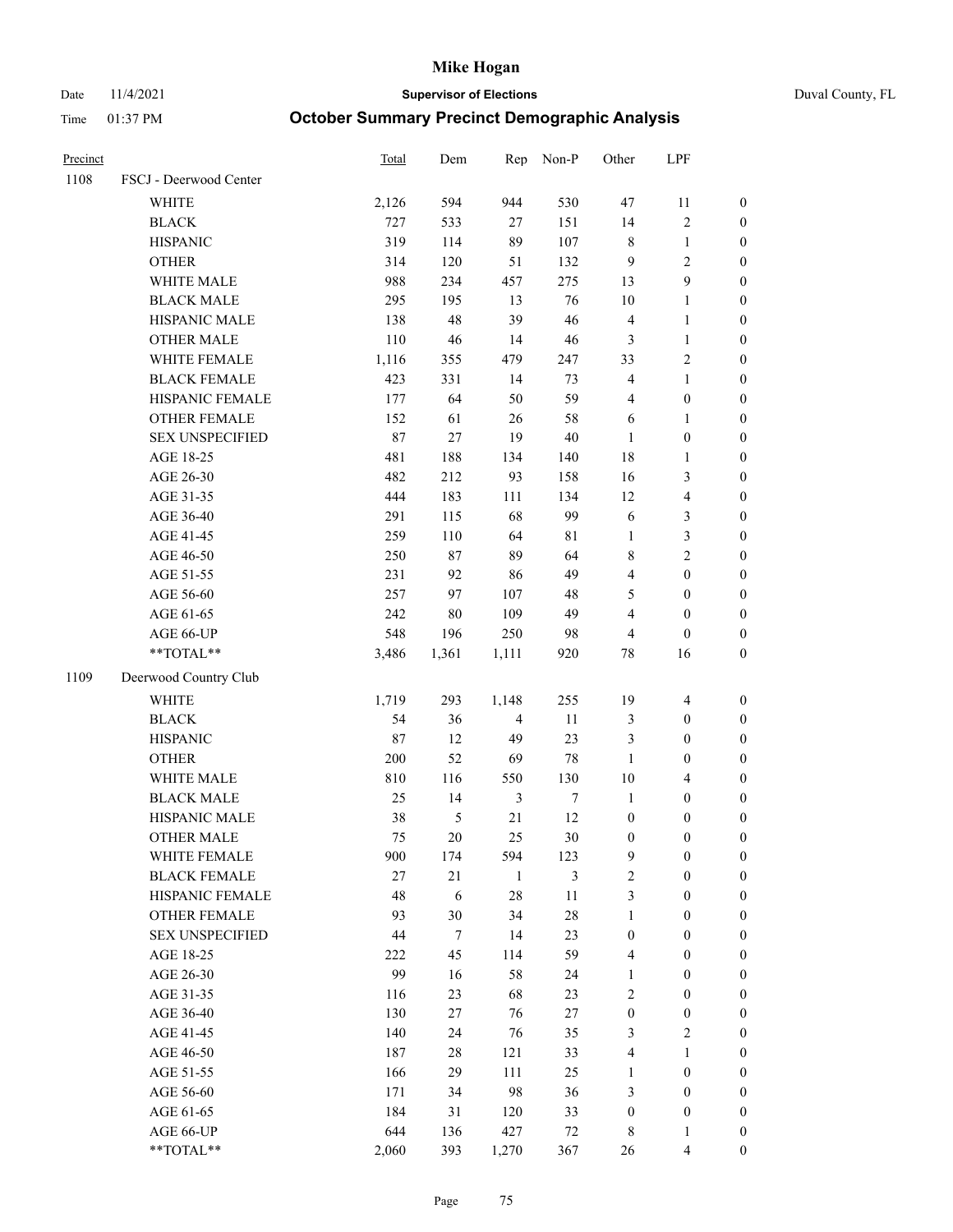| Precinct | | Total | Dem | Rep | Non-P | Other | LPF | |
|---|---|---|---|---|---|---|---|---|
| 1108 | FSCJ - Deerwood Center | | | | | | | |
| | WHITE | 2,126 | 594 | 944 | 530 | 47 | 11 | 0 |
| | BLACK | 727 | 533 | 27 | 151 | 14 | 2 | 0 |
| | HISPANIC | 319 | 114 | 89 | 107 | 8 | 1 | 0 |
| | OTHER | 314 | 120 | 51 | 132 | 9 | 2 | 0 |
| | WHITE MALE | 988 | 234 | 457 | 275 | 13 | 9 | 0 |
| | BLACK MALE | 295 | 195 | 13 | 76 | 10 | 1 | 0 |
| | HISPANIC MALE | 138 | 48 | 39 | 46 | 4 | 1 | 0 |
| | OTHER MALE | 110 | 46 | 14 | 46 | 3 | 1 | 0 |
| | WHITE FEMALE | 1,116 | 355 | 479 | 247 | 33 | 2 | 0 |
| | BLACK FEMALE | 423 | 331 | 14 | 73 | 4 | 1 | 0 |
| | HISPANIC FEMALE | 177 | 64 | 50 | 59 | 4 | 0 | 0 |
| | OTHER FEMALE | 152 | 61 | 26 | 58 | 6 | 1 | 0 |
| | SEX UNSPECIFIED | 87 | 27 | 19 | 40 | 1 | 0 | 0 |
| | AGE 18-25 | 481 | 188 | 134 | 140 | 18 | 1 | 0 |
| | AGE 26-30 | 482 | 212 | 93 | 158 | 16 | 3 | 0 |
| | AGE 31-35 | 444 | 183 | 111 | 134 | 12 | 4 | 0 |
| | AGE 36-40 | 291 | 115 | 68 | 99 | 6 | 3 | 0 |
| | AGE 41-45 | 259 | 110 | 64 | 81 | 1 | 3 | 0 |
| | AGE 46-50 | 250 | 87 | 89 | 64 | 8 | 2 | 0 |
| | AGE 51-55 | 231 | 92 | 86 | 49 | 4 | 0 | 0 |
| | AGE 56-60 | 257 | 97 | 107 | 48 | 5 | 0 | 0 |
| | AGE 61-65 | 242 | 80 | 109 | 49 | 4 | 0 | 0 |
| | AGE 66-UP | 548 | 196 | 250 | 98 | 4 | 0 | 0 |
| | **TOTAL** | 3,486 | 1,361 | 1,111 | 920 | 78 | 16 | 0 |
| 1109 | Deerwood Country Club | | | | | | | |
| | WHITE | 1,719 | 293 | 1,148 | 255 | 19 | 4 | 0 |
| | BLACK | 54 | 36 | 4 | 11 | 3 | 0 | 0 |
| | HISPANIC | 87 | 12 | 49 | 23 | 3 | 0 | 0 |
| | OTHER | 200 | 52 | 69 | 78 | 1 | 0 | 0 |
| | WHITE MALE | 810 | 116 | 550 | 130 | 10 | 4 | 0 |
| | BLACK MALE | 25 | 14 | 3 | 7 | 1 | 0 | 0 |
| | HISPANIC MALE | 38 | 5 | 21 | 12 | 0 | 0 | 0 |
| | OTHER MALE | 75 | 20 | 25 | 30 | 0 | 0 | 0 |
| | WHITE FEMALE | 900 | 174 | 594 | 123 | 9 | 0 | 0 |
| | BLACK FEMALE | 27 | 21 | 1 | 3 | 2 | 0 | 0 |
| | HISPANIC FEMALE | 48 | 6 | 28 | 11 | 3 | 0 | 0 |
| | OTHER FEMALE | 93 | 30 | 34 | 28 | 1 | 0 | 0 |
| | SEX UNSPECIFIED | 44 | 7 | 14 | 23 | 0 | 0 | 0 |
| | AGE 18-25 | 222 | 45 | 114 | 59 | 4 | 0 | 0 |
| | AGE 26-30 | 99 | 16 | 58 | 24 | 1 | 0 | 0 |
| | AGE 31-35 | 116 | 23 | 68 | 23 | 2 | 0 | 0 |
| | AGE 36-40 | 130 | 27 | 76 | 27 | 0 | 0 | 0 |
| | AGE 41-45 | 140 | 24 | 76 | 35 | 3 | 2 | 0 |
| | AGE 46-50 | 187 | 28 | 121 | 33 | 4 | 1 | 0 |
| | AGE 51-55 | 166 | 29 | 111 | 25 | 1 | 0 | 0 |
| | AGE 56-60 | 171 | 34 | 98 | 36 | 3 | 0 | 0 |
| | AGE 61-65 | 184 | 31 | 120 | 33 | 0 | 0 | 0 |
| | AGE 66-UP | 644 | 136 | 427 | 72 | 8 | 1 | 0 |
| | **TOTAL** | 2,060 | 393 | 1,270 | 367 | 26 | 4 | 0 |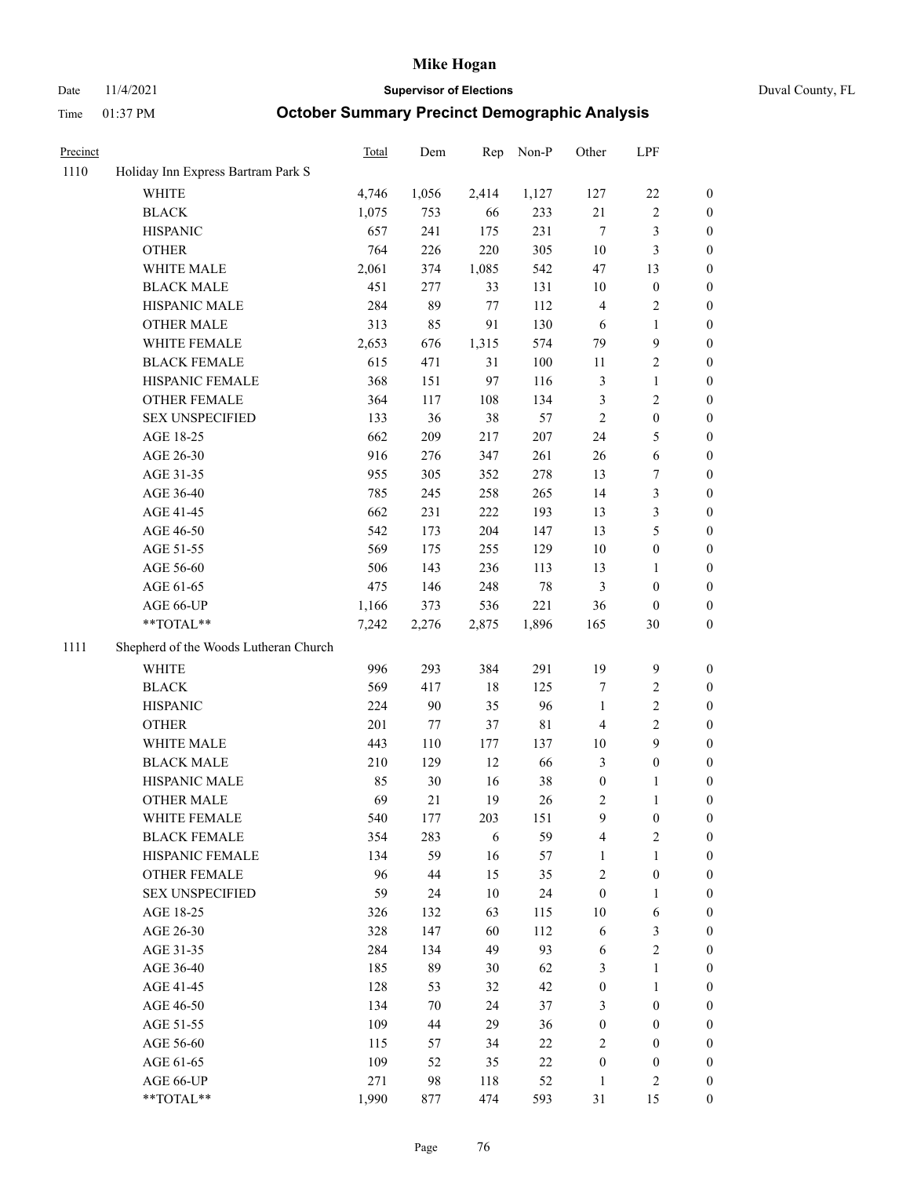# October Summary Precinct Demographic Analysis

Date 11/4/2021 Supervisor of Elections Duval County, FL
Time 01:37 PM

| Precinct | | Total | Dem | Rep | Non-P | Other | LPF | |
|---|---|---|---|---|---|---|---|---|
| 1110 | Holiday Inn Express Bartram Park S | | | | | | | |
| | WHITE | 4,746 | 1,056 | 2,414 | 1,127 | 127 | 22 | 0 |
| | BLACK | 1,075 | 753 | 66 | 233 | 21 | 2 | 0 |
| | HISPANIC | 657 | 241 | 175 | 231 | 7 | 3 | 0 |
| | OTHER | 764 | 226 | 220 | 305 | 10 | 3 | 0 |
| | WHITE MALE | 2,061 | 374 | 1,085 | 542 | 47 | 13 | 0 |
| | BLACK MALE | 451 | 277 | 33 | 131 | 10 | 0 | 0 |
| | HISPANIC MALE | 284 | 89 | 77 | 112 | 4 | 2 | 0 |
| | OTHER MALE | 313 | 85 | 91 | 130 | 6 | 1 | 0 |
| | WHITE FEMALE | 2,653 | 676 | 1,315 | 574 | 79 | 9 | 0 |
| | BLACK FEMALE | 615 | 471 | 31 | 100 | 11 | 2 | 0 |
| | HISPANIC FEMALE | 368 | 151 | 97 | 116 | 3 | 1 | 0 |
| | OTHER FEMALE | 364 | 117 | 108 | 134 | 3 | 2 | 0 |
| | SEX UNSPECIFIED | 133 | 36 | 38 | 57 | 2 | 0 | 0 |
| | AGE 18-25 | 662 | 209 | 217 | 207 | 24 | 5 | 0 |
| | AGE 26-30 | 916 | 276 | 347 | 261 | 26 | 6 | 0 |
| | AGE 31-35 | 955 | 305 | 352 | 278 | 13 | 7 | 0 |
| | AGE 36-40 | 785 | 245 | 258 | 265 | 14 | 3 | 0 |
| | AGE 41-45 | 662 | 231 | 222 | 193 | 13 | 3 | 0 |
| | AGE 46-50 | 542 | 173 | 204 | 147 | 13 | 5 | 0 |
| | AGE 51-55 | 569 | 175 | 255 | 129 | 10 | 0 | 0 |
| | AGE 56-60 | 506 | 143 | 236 | 113 | 13 | 1 | 0 |
| | AGE 61-65 | 475 | 146 | 248 | 78 | 3 | 0 | 0 |
| | AGE 66-UP | 1,166 | 373 | 536 | 221 | 36 | 0 | 0 |
| | **TOTAL** | 7,242 | 2,276 | 2,875 | 1,896 | 165 | 30 | 0 |
| 1111 | Shepherd of the Woods Lutheran Church | | | | | | | |
| | WHITE | 996 | 293 | 384 | 291 | 19 | 9 | 0 |
| | BLACK | 569 | 417 | 18 | 125 | 7 | 2 | 0 |
| | HISPANIC | 224 | 90 | 35 | 96 | 1 | 2 | 0 |
| | OTHER | 201 | 77 | 37 | 81 | 4 | 2 | 0 |
| | WHITE MALE | 443 | 110 | 177 | 137 | 10 | 9 | 0 |
| | BLACK MALE | 210 | 129 | 12 | 66 | 3 | 0 | 0 |
| | HISPANIC MALE | 85 | 30 | 16 | 38 | 0 | 1 | 0 |
| | OTHER MALE | 69 | 21 | 19 | 26 | 2 | 1 | 0 |
| | WHITE FEMALE | 540 | 177 | 203 | 151 | 9 | 0 | 0 |
| | BLACK FEMALE | 354 | 283 | 6 | 59 | 4 | 2 | 0 |
| | HISPANIC FEMALE | 134 | 59 | 16 | 57 | 1 | 1 | 0 |
| | OTHER FEMALE | 96 | 44 | 15 | 35 | 2 | 0 | 0 |
| | SEX UNSPECIFIED | 59 | 24 | 10 | 24 | 0 | 1 | 0 |
| | AGE 18-25 | 326 | 132 | 63 | 115 | 10 | 6 | 0 |
| | AGE 26-30 | 328 | 147 | 60 | 112 | 6 | 3 | 0 |
| | AGE 31-35 | 284 | 134 | 49 | 93 | 6 | 2 | 0 |
| | AGE 36-40 | 185 | 89 | 30 | 62 | 3 | 1 | 0 |
| | AGE 41-45 | 128 | 53 | 32 | 42 | 0 | 1 | 0 |
| | AGE 46-50 | 134 | 70 | 24 | 37 | 3 | 0 | 0 |
| | AGE 51-55 | 109 | 44 | 29 | 36 | 0 | 0 | 0 |
| | AGE 56-60 | 115 | 57 | 34 | 22 | 2 | 0 | 0 |
| | AGE 61-65 | 109 | 52 | 35 | 22 | 0 | 0 | 0 |
| | AGE 66-UP | 271 | 98 | 118 | 52 | 1 | 2 | 0 |
| | **TOTAL** | 1,990 | 877 | 474 | 593 | 31 | 15 | 0 |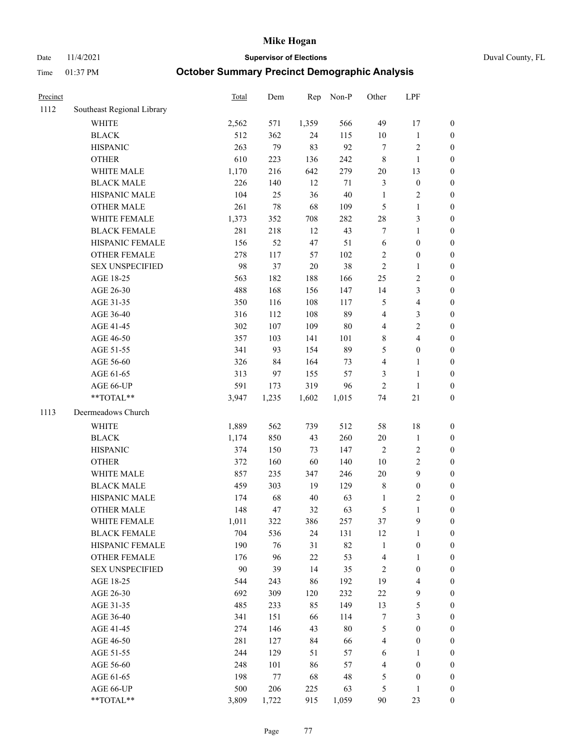# Mike Hogan

Date 11/4/2021 **Supervisor of Elections** Duval County, FL

Time 01:37 PM **October Summary Precinct Demographic Analysis**

| Precinct | | Total | Dem | Rep | Non-P | Other | LPF | |
|---|---|---|---|---|---|---|---|---|
| 1112 | Southeast Regional Library | | | | | | | |
| | WHITE | 2,562 | 571 | 1,359 | 566 | 49 | 17 | 0 |
| | BLACK | 512 | 362 | 24 | 115 | 10 | 1 | 0 |
| | HISPANIC | 263 | 79 | 83 | 92 | 7 | 2 | 0 |
| | OTHER | 610 | 223 | 136 | 242 | 8 | 1 | 0 |
| | WHITE MALE | 1,170 | 216 | 642 | 279 | 20 | 13 | 0 |
| | BLACK MALE | 226 | 140 | 12 | 71 | 3 | 0 | 0 |
| | HISPANIC MALE | 104 | 25 | 36 | 40 | 1 | 2 | 0 |
| | OTHER MALE | 261 | 78 | 68 | 109 | 5 | 1 | 0 |
| | WHITE FEMALE | 1,373 | 352 | 708 | 282 | 28 | 3 | 0 |
| | BLACK FEMALE | 281 | 218 | 12 | 43 | 7 | 1 | 0 |
| | HISPANIC FEMALE | 156 | 52 | 47 | 51 | 6 | 0 | 0 |
| | OTHER FEMALE | 278 | 117 | 57 | 102 | 2 | 0 | 0 |
| | SEX UNSPECIFIED | 98 | 37 | 20 | 38 | 2 | 1 | 0 |
| | AGE 18-25 | 563 | 182 | 188 | 166 | 25 | 2 | 0 |
| | AGE 26-30 | 488 | 168 | 156 | 147 | 14 | 3 | 0 |
| | AGE 31-35 | 350 | 116 | 108 | 117 | 5 | 4 | 0 |
| | AGE 36-40 | 316 | 112 | 108 | 89 | 4 | 3 | 0 |
| | AGE 41-45 | 302 | 107 | 109 | 80 | 4 | 2 | 0 |
| | AGE 46-50 | 357 | 103 | 141 | 101 | 8 | 4 | 0 |
| | AGE 51-55 | 341 | 93 | 154 | 89 | 5 | 0 | 0 |
| | AGE 56-60 | 326 | 84 | 164 | 73 | 4 | 1 | 0 |
| | AGE 61-65 | 313 | 97 | 155 | 57 | 3 | 1 | 0 |
| | AGE 66-UP | 591 | 173 | 319 | 96 | 2 | 1 | 0 |
| | **TOTAL** | 3,947 | 1,235 | 1,602 | 1,015 | 74 | 21 | 0 |
| 1113 | Deermeadows Church | | | | | | | |
| | WHITE | 1,889 | 562 | 739 | 512 | 58 | 18 | 0 |
| | BLACK | 1,174 | 850 | 43 | 260 | 20 | 1 | 0 |
| | HISPANIC | 374 | 150 | 73 | 147 | 2 | 2 | 0 |
| | OTHER | 372 | 160 | 60 | 140 | 10 | 2 | 0 |
| | WHITE MALE | 857 | 235 | 347 | 246 | 20 | 9 | 0 |
| | BLACK MALE | 459 | 303 | 19 | 129 | 8 | 0 | 0 |
| | HISPANIC MALE | 174 | 68 | 40 | 63 | 1 | 2 | 0 |
| | OTHER MALE | 148 | 47 | 32 | 63 | 5 | 1 | 0 |
| | WHITE FEMALE | 1,011 | 322 | 386 | 257 | 37 | 9 | 0 |
| | BLACK FEMALE | 704 | 536 | 24 | 131 | 12 | 1 | 0 |
| | HISPANIC FEMALE | 190 | 76 | 31 | 82 | 1 | 0 | 0 |
| | OTHER FEMALE | 176 | 96 | 22 | 53 | 4 | 1 | 0 |
| | SEX UNSPECIFIED | 90 | 39 | 14 | 35 | 2 | 0 | 0 |
| | AGE 18-25 | 544 | 243 | 86 | 192 | 19 | 4 | 0 |
| | AGE 26-30 | 692 | 309 | 120 | 232 | 22 | 9 | 0 |
| | AGE 31-35 | 485 | 233 | 85 | 149 | 13 | 5 | 0 |
| | AGE 36-40 | 341 | 151 | 66 | 114 | 7 | 3 | 0 |
| | AGE 41-45 | 274 | 146 | 43 | 80 | 5 | 0 | 0 |
| | AGE 46-50 | 281 | 127 | 84 | 66 | 4 | 0 | 0 |
| | AGE 51-55 | 244 | 129 | 51 | 57 | 6 | 1 | 0 |
| | AGE 56-60 | 248 | 101 | 86 | 57 | 4 | 0 | 0 |
| | AGE 61-65 | 198 | 77 | 68 | 48 | 5 | 0 | 0 |
| | AGE 66-UP | 500 | 206 | 225 | 63 | 5 | 1 | 0 |
| | **TOTAL** | 3,809 | 1,722 | 915 | 1,059 | 90 | 23 | 0 |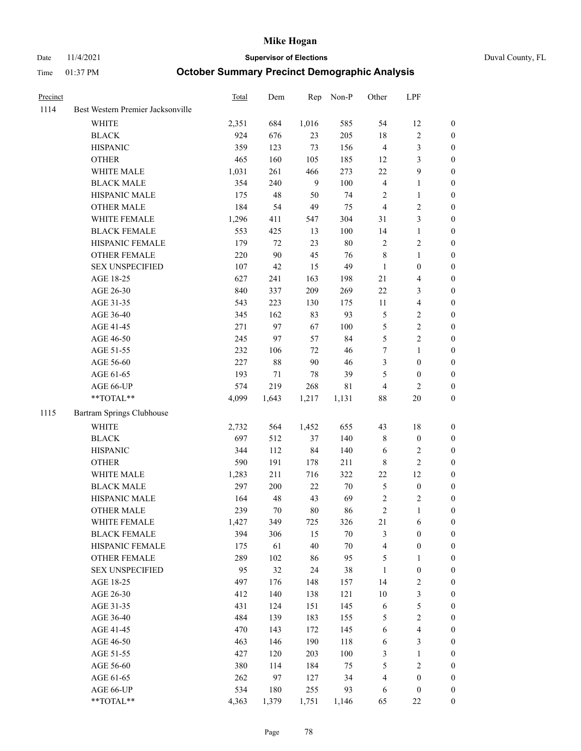# Mike Hogan

Date 11/4/2021 **Supervisor of Elections** Duval County, FL

Time 01:37 PM **October Summary Precinct Demographic Analysis**

| Precinct | | Total | Dem | Rep | Non-P | Other | LPF | |
|---|---|---|---|---|---|---|---|---|
| 1114 | Best Western Premier Jacksonville | | | | | | | |
| | WHITE | 2,351 | 684 | 1,016 | 585 | 54 | 12 | 0 |
| | BLACK | 924 | 676 | 23 | 205 | 18 | 2 | 0 |
| | HISPANIC | 359 | 123 | 73 | 156 | 4 | 3 | 0 |
| | OTHER | 465 | 160 | 105 | 185 | 12 | 3 | 0 |
| | WHITE MALE | 1,031 | 261 | 466 | 273 | 22 | 9 | 0 |
| | BLACK MALE | 354 | 240 | 9 | 100 | 4 | 1 | 0 |
| | HISPANIC MALE | 175 | 48 | 50 | 74 | 2 | 1 | 0 |
| | OTHER MALE | 184 | 54 | 49 | 75 | 4 | 2 | 0 |
| | WHITE FEMALE | 1,296 | 411 | 547 | 304 | 31 | 3 | 0 |
| | BLACK FEMALE | 553 | 425 | 13 | 100 | 14 | 1 | 0 |
| | HISPANIC FEMALE | 179 | 72 | 23 | 80 | 2 | 2 | 0 |
| | OTHER FEMALE | 220 | 90 | 45 | 76 | 8 | 1 | 0 |
| | SEX UNSPECIFIED | 107 | 42 | 15 | 49 | 1 | 0 | 0 |
| | AGE 18-25 | 627 | 241 | 163 | 198 | 21 | 4 | 0 |
| | AGE 26-30 | 840 | 337 | 209 | 269 | 22 | 3 | 0 |
| | AGE 31-35 | 543 | 223 | 130 | 175 | 11 | 4 | 0 |
| | AGE 36-40 | 345 | 162 | 83 | 93 | 5 | 2 | 0 |
| | AGE 41-45 | 271 | 97 | 67 | 100 | 5 | 2 | 0 |
| | AGE 46-50 | 245 | 97 | 57 | 84 | 5 | 2 | 0 |
| | AGE 51-55 | 232 | 106 | 72 | 46 | 7 | 1 | 0 |
| | AGE 56-60 | 227 | 88 | 90 | 46 | 3 | 0 | 0 |
| | AGE 61-65 | 193 | 71 | 78 | 39 | 5 | 0 | 0 |
| | AGE 66-UP | 574 | 219 | 268 | 81 | 4 | 2 | 0 |
| | **TOTAL** | 4,099 | 1,643 | 1,217 | 1,131 | 88 | 20 | 0 |
| 1115 | Bartram Springs Clubhouse | | | | | | | |
| | WHITE | 2,732 | 564 | 1,452 | 655 | 43 | 18 | 0 |
| | BLACK | 697 | 512 | 37 | 140 | 8 | 0 | 0 |
| | HISPANIC | 344 | 112 | 84 | 140 | 6 | 2 | 0 |
| | OTHER | 590 | 191 | 178 | 211 | 8 | 2 | 0 |
| | WHITE MALE | 1,283 | 211 | 716 | 322 | 22 | 12 | 0 |
| | BLACK MALE | 297 | 200 | 22 | 70 | 5 | 0 | 0 |
| | HISPANIC MALE | 164 | 48 | 43 | 69 | 2 | 2 | 0 |
| | OTHER MALE | 239 | 70 | 80 | 86 | 2 | 1 | 0 |
| | WHITE FEMALE | 1,427 | 349 | 725 | 326 | 21 | 6 | 0 |
| | BLACK FEMALE | 394 | 306 | 15 | 70 | 3 | 0 | 0 |
| | HISPANIC FEMALE | 175 | 61 | 40 | 70 | 4 | 0 | 0 |
| | OTHER FEMALE | 289 | 102 | 86 | 95 | 5 | 1 | 0 |
| | SEX UNSPECIFIED | 95 | 32 | 24 | 38 | 1 | 0 | 0 |
| | AGE 18-25 | 497 | 176 | 148 | 157 | 14 | 2 | 0 |
| | AGE 26-30 | 412 | 140 | 138 | 121 | 10 | 3 | 0 |
| | AGE 31-35 | 431 | 124 | 151 | 145 | 6 | 5 | 0 |
| | AGE 36-40 | 484 | 139 | 183 | 155 | 5 | 2 | 0 |
| | AGE 41-45 | 470 | 143 | 172 | 145 | 6 | 4 | 0 |
| | AGE 46-50 | 463 | 146 | 190 | 118 | 6 | 3 | 0 |
| | AGE 51-55 | 427 | 120 | 203 | 100 | 3 | 1 | 0 |
| | AGE 56-60 | 380 | 114 | 184 | 75 | 5 | 2 | 0 |
| | AGE 61-65 | 262 | 97 | 127 | 34 | 4 | 0 | 0 |
| | AGE 66-UP | 534 | 180 | 255 | 93 | 6 | 0 | 0 |
| | **TOTAL** | 4,363 | 1,379 | 1,751 | 1,146 | 65 | 22 | 0 |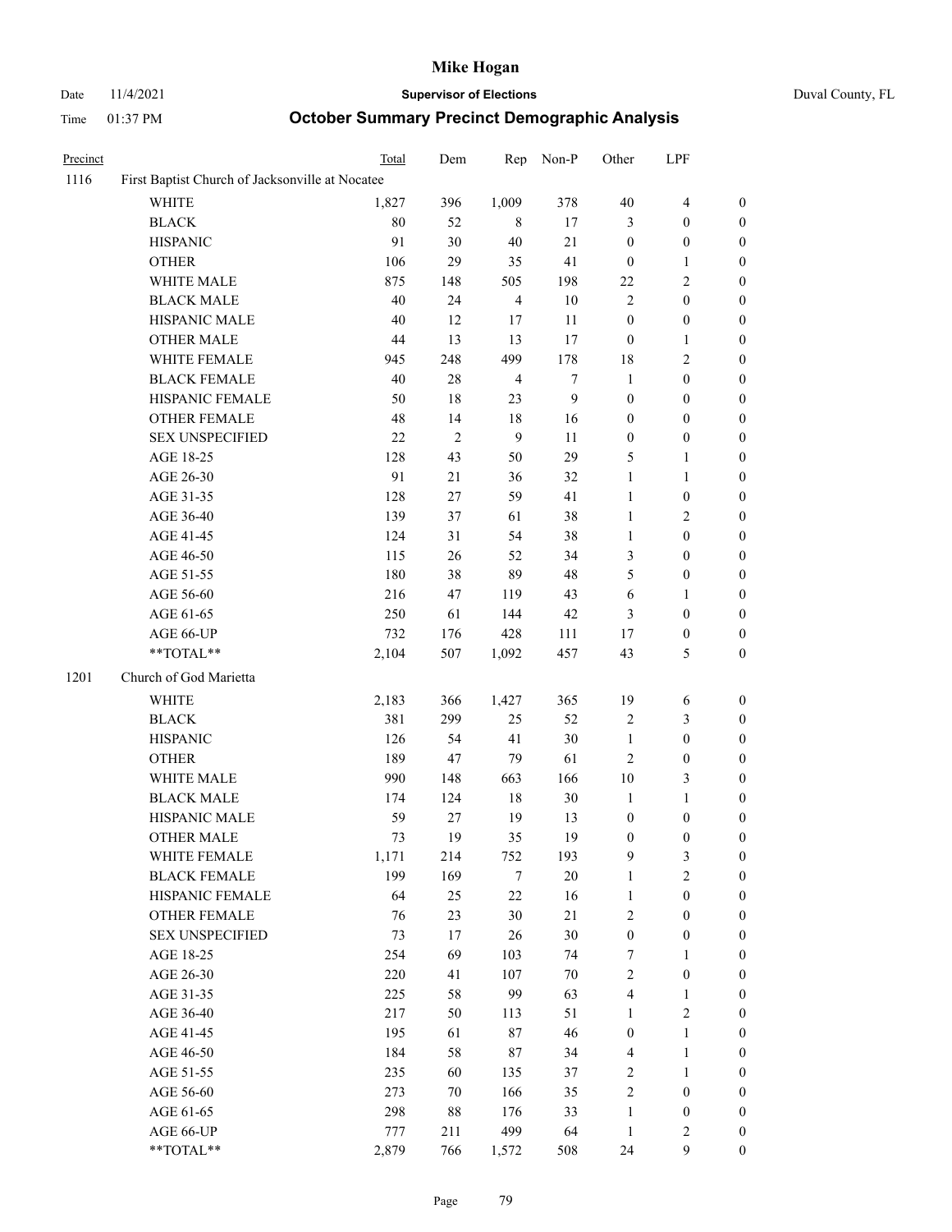# Mike Hogan

Date 11/4/2021 **Supervisor of Elections** Duval County, FL

Time 01:37 PM **October Summary Precinct Demographic Analysis**

| Precinct | | Total | Dem | Rep | Non-P | Other | LPF | |
|---|---|---|---|---|---|---|---|---|
| 1116 | First Baptist Church of Jacksonville at Nocatee | | | | | | | |
| | WHITE | 1,827 | 396 | 1,009 | 378 | 40 | 4 | 0 |
| | BLACK | 80 | 52 | 8 | 17 | 3 | 0 | 0 |
| | HISPANIC | 91 | 30 | 40 | 21 | 0 | 0 | 0 |
| | OTHER | 106 | 29 | 35 | 41 | 0 | 1 | 0 |
| | WHITE MALE | 875 | 148 | 505 | 198 | 22 | 2 | 0 |
| | BLACK MALE | 40 | 24 | 4 | 10 | 2 | 0 | 0 |
| | HISPANIC MALE | 40 | 12 | 17 | 11 | 0 | 0 | 0 |
| | OTHER MALE | 44 | 13 | 13 | 17 | 0 | 1 | 0 |
| | WHITE FEMALE | 945 | 248 | 499 | 178 | 18 | 2 | 0 |
| | BLACK FEMALE | 40 | 28 | 4 | 7 | 1 | 0 | 0 |
| | HISPANIC FEMALE | 50 | 18 | 23 | 9 | 0 | 0 | 0 |
| | OTHER FEMALE | 48 | 14 | 18 | 16 | 0 | 0 | 0 |
| | SEX UNSPECIFIED | 22 | 2 | 9 | 11 | 0 | 0 | 0 |
| | AGE 18-25 | 128 | 43 | 50 | 29 | 5 | 1 | 0 |
| | AGE 26-30 | 91 | 21 | 36 | 32 | 1 | 1 | 0 |
| | AGE 31-35 | 128 | 27 | 59 | 41 | 1 | 0 | 0 |
| | AGE 36-40 | 139 | 37 | 61 | 38 | 1 | 2 | 0 |
| | AGE 41-45 | 124 | 31 | 54 | 38 | 1 | 0 | 0 |
| | AGE 46-50 | 115 | 26 | 52 | 34 | 3 | 0 | 0 |
| | AGE 51-55 | 180 | 38 | 89 | 48 | 5 | 0 | 0 |
| | AGE 56-60 | 216 | 47 | 119 | 43 | 6 | 1 | 0 |
| | AGE 61-65 | 250 | 61 | 144 | 42 | 3 | 0 | 0 |
| | AGE 66-UP | 732 | 176 | 428 | 111 | 17 | 0 | 0 |
| | **TOTAL** | 2,104 | 507 | 1,092 | 457 | 43 | 5 | 0 |
| 1201 | Church of God Marietta | | | | | | | |
| | WHITE | 2,183 | 366 | 1,427 | 365 | 19 | 6 | 0 |
| | BLACK | 381 | 299 | 25 | 52 | 2 | 3 | 0 |
| | HISPANIC | 126 | 54 | 41 | 30 | 1 | 0 | 0 |
| | OTHER | 189 | 47 | 79 | 61 | 2 | 0 | 0 |
| | WHITE MALE | 990 | 148 | 663 | 166 | 10 | 3 | 0 |
| | BLACK MALE | 174 | 124 | 18 | 30 | 1 | 1 | 0 |
| | HISPANIC MALE | 59 | 27 | 19 | 13 | 0 | 0 | 0 |
| | OTHER MALE | 73 | 19 | 35 | 19 | 0 | 0 | 0 |
| | WHITE FEMALE | 1,171 | 214 | 752 | 193 | 9 | 3 | 0 |
| | BLACK FEMALE | 199 | 169 | 7 | 20 | 1 | 2 | 0 |
| | HISPANIC FEMALE | 64 | 25 | 22 | 16 | 1 | 0 | 0 |
| | OTHER FEMALE | 76 | 23 | 30 | 21 | 2 | 0 | 0 |
| | SEX UNSPECIFIED | 73 | 17 | 26 | 30 | 0 | 0 | 0 |
| | AGE 18-25 | 254 | 69 | 103 | 74 | 7 | 1 | 0 |
| | AGE 26-30 | 220 | 41 | 107 | 70 | 2 | 0 | 0 |
| | AGE 31-35 | 225 | 58 | 99 | 63 | 4 | 1 | 0 |
| | AGE 36-40 | 217 | 50 | 113 | 51 | 1 | 2 | 0 |
| | AGE 41-45 | 195 | 61 | 87 | 46 | 0 | 1 | 0 |
| | AGE 46-50 | 184 | 58 | 87 | 34 | 4 | 1 | 0 |
| | AGE 51-55 | 235 | 60 | 135 | 37 | 2 | 1 | 0 |
| | AGE 56-60 | 273 | 70 | 166 | 35 | 2 | 0 | 0 |
| | AGE 61-65 | 298 | 88 | 176 | 33 | 1 | 0 | 0 |
| | AGE 66-UP | 777 | 211 | 499 | 64 | 1 | 2 | 0 |
| | **TOTAL** | 2,879 | 766 | 1,572 | 508 | 24 | 9 | 0 |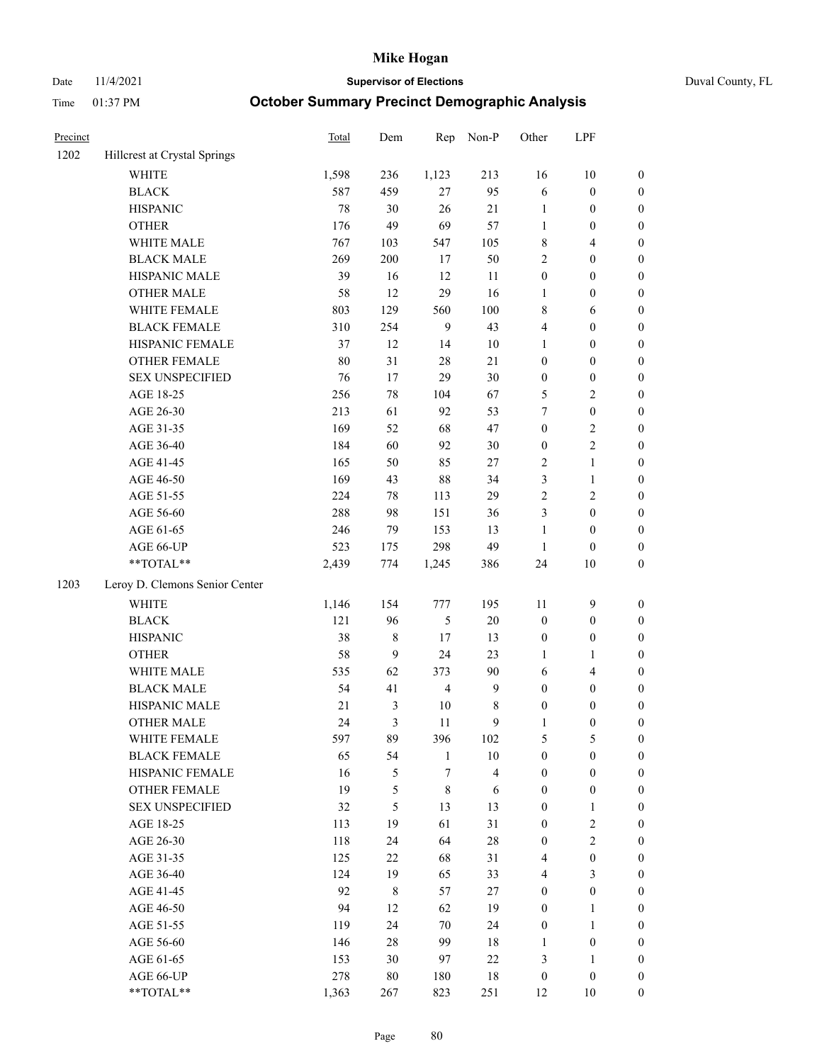| Precinct | | Total | Dem | Rep | Non-P | Other | LPF | |
|---|---|---|---|---|---|---|---|---|
| 1202 | Hillcrest at Crystal Springs | | | | | | | |
| | WHITE | 1,598 | 236 | 1,123 | 213 | 16 | 10 | 0 |
| | BLACK | 587 | 459 | 27 | 95 | 6 | 0 | 0 |
| | HISPANIC | 78 | 30 | 26 | 21 | 1 | 0 | 0 |
| | OTHER | 176 | 49 | 69 | 57 | 1 | 0 | 0 |
| | WHITE MALE | 767 | 103 | 547 | 105 | 8 | 4 | 0 |
| | BLACK MALE | 269 | 200 | 17 | 50 | 2 | 0 | 0 |
| | HISPANIC MALE | 39 | 16 | 12 | 11 | 0 | 0 | 0 |
| | OTHER MALE | 58 | 12 | 29 | 16 | 1 | 0 | 0 |
| | WHITE FEMALE | 803 | 129 | 560 | 100 | 8 | 6 | 0 |
| | BLACK FEMALE | 310 | 254 | 9 | 43 | 4 | 0 | 0 |
| | HISPANIC FEMALE | 37 | 12 | 14 | 10 | 1 | 0 | 0 |
| | OTHER FEMALE | 80 | 31 | 28 | 21 | 0 | 0 | 0 |
| | SEX UNSPECIFIED | 76 | 17 | 29 | 30 | 0 | 0 | 0 |
| | AGE 18-25 | 256 | 78 | 104 | 67 | 5 | 2 | 0 |
| | AGE 26-30 | 213 | 61 | 92 | 53 | 7 | 0 | 0 |
| | AGE 31-35 | 169 | 52 | 68 | 47 | 0 | 2 | 0 |
| | AGE 36-40 | 184 | 60 | 92 | 30 | 0 | 2 | 0 |
| | AGE 41-45 | 165 | 50 | 85 | 27 | 2 | 1 | 0 |
| | AGE 46-50 | 169 | 43 | 88 | 34 | 3 | 1 | 0 |
| | AGE 51-55 | 224 | 78 | 113 | 29 | 2 | 2 | 0 |
| | AGE 56-60 | 288 | 98 | 151 | 36 | 3 | 0 | 0 |
| | AGE 61-65 | 246 | 79 | 153 | 13 | 1 | 0 | 0 |
| | AGE 66-UP | 523 | 175 | 298 | 49 | 1 | 0 | 0 |
| | **TOTAL** | 2,439 | 774 | 1,245 | 386 | 24 | 10 | 0 |
| 1203 | Leroy D. Clemons Senior Center | | | | | | | |
| | WHITE | 1,146 | 154 | 777 | 195 | 11 | 9 | 0 |
| | BLACK | 121 | 96 | 5 | 20 | 0 | 0 | 0 |
| | HISPANIC | 38 | 8 | 17 | 13 | 0 | 0 | 0 |
| | OTHER | 58 | 9 | 24 | 23 | 1 | 1 | 0 |
| | WHITE MALE | 535 | 62 | 373 | 90 | 6 | 4 | 0 |
| | BLACK MALE | 54 | 41 | 4 | 9 | 0 | 0 | 0 |
| | HISPANIC MALE | 21 | 3 | 10 | 8 | 0 | 0 | 0 |
| | OTHER MALE | 24 | 3 | 11 | 9 | 1 | 0 | 0 |
| | WHITE FEMALE | 597 | 89 | 396 | 102 | 5 | 5 | 0 |
| | BLACK FEMALE | 65 | 54 | 1 | 10 | 0 | 0 | 0 |
| | HISPANIC FEMALE | 16 | 5 | 7 | 4 | 0 | 0 | 0 |
| | OTHER FEMALE | 19 | 5 | 8 | 6 | 0 | 0 | 0 |
| | SEX UNSPECIFIED | 32 | 5 | 13 | 13 | 0 | 1 | 0 |
| | AGE 18-25 | 113 | 19 | 61 | 31 | 0 | 2 | 0 |
| | AGE 26-30 | 118 | 24 | 64 | 28 | 0 | 2 | 0 |
| | AGE 31-35 | 125 | 22 | 68 | 31 | 4 | 0 | 0 |
| | AGE 36-40 | 124 | 19 | 65 | 33 | 4 | 3 | 0 |
| | AGE 41-45 | 92 | 8 | 57 | 27 | 0 | 0 | 0 |
| | AGE 46-50 | 94 | 12 | 62 | 19 | 0 | 1 | 0 |
| | AGE 51-55 | 119 | 24 | 70 | 24 | 0 | 1 | 0 |
| | AGE 56-60 | 146 | 28 | 99 | 18 | 1 | 0 | 0 |
| | AGE 61-65 | 153 | 30 | 97 | 22 | 3 | 1 | 0 |
| | AGE 66-UP | 278 | 80 | 180 | 18 | 0 | 0 | 0 |
| | **TOTAL** | 1,363 | 267 | 823 | 251 | 12 | 10 | 0 |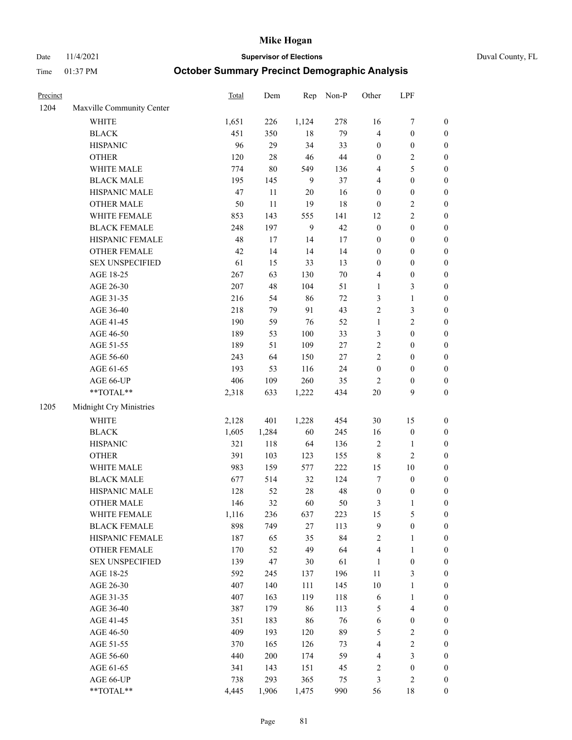# Mike Hogan

Date 11/4/2021 **Supervisor of Elections** Duval County, FL

Time 01:37 PM **October Summary Precinct Demographic Analysis**

| Precinct | | Total | Dem | Rep | Non-P | Other | LPF | |
|---|---|---|---|---|---|---|---|---|
| 1204 | Maxville Community Center | | | | | | | |
| | WHITE | 1,651 | 226 | 1,124 | 278 | 16 | 7 | 0 |
| | BLACK | 451 | 350 | 18 | 79 | 4 | 0 | 0 |
| | HISPANIC | 96 | 29 | 34 | 33 | 0 | 0 | 0 |
| | OTHER | 120 | 28 | 46 | 44 | 0 | 2 | 0 |
| | WHITE MALE | 774 | 80 | 549 | 136 | 4 | 5 | 0 |
| | BLACK MALE | 195 | 145 | 9 | 37 | 4 | 0 | 0 |
| | HISPANIC MALE | 47 | 11 | 20 | 16 | 0 | 0 | 0 |
| | OTHER MALE | 50 | 11 | 19 | 18 | 0 | 2 | 0 |
| | WHITE FEMALE | 853 | 143 | 555 | 141 | 12 | 2 | 0 |
| | BLACK FEMALE | 248 | 197 | 9 | 42 | 0 | 0 | 0 |
| | HISPANIC FEMALE | 48 | 17 | 14 | 17 | 0 | 0 | 0 |
| | OTHER FEMALE | 42 | 14 | 14 | 14 | 0 | 0 | 0 |
| | SEX UNSPECIFIED | 61 | 15 | 33 | 13 | 0 | 0 | 0 |
| | AGE 18-25 | 267 | 63 | 130 | 70 | 4 | 0 | 0 |
| | AGE 26-30 | 207 | 48 | 104 | 51 | 1 | 3 | 0 |
| | AGE 31-35 | 216 | 54 | 86 | 72 | 3 | 1 | 0 |
| | AGE 36-40 | 218 | 79 | 91 | 43 | 2 | 3 | 0 |
| | AGE 41-45 | 190 | 59 | 76 | 52 | 1 | 2 | 0 |
| | AGE 46-50 | 189 | 53 | 100 | 33 | 3 | 0 | 0 |
| | AGE 51-55 | 189 | 51 | 109 | 27 | 2 | 0 | 0 |
| | AGE 56-60 | 243 | 64 | 150 | 27 | 2 | 0 | 0 |
| | AGE 61-65 | 193 | 53 | 116 | 24 | 0 | 0 | 0 |
| | AGE 66-UP | 406 | 109 | 260 | 35 | 2 | 0 | 0 |
| | **TOTAL** | 2,318 | 633 | 1,222 | 434 | 20 | 9 | 0 |
| 1205 | Midnight Cry Ministries | | | | | | | |
| | WHITE | 2,128 | 401 | 1,228 | 454 | 30 | 15 | 0 |
| | BLACK | 1,605 | 1,284 | 60 | 245 | 16 | 0 | 0 |
| | HISPANIC | 321 | 118 | 64 | 136 | 2 | 1 | 0 |
| | OTHER | 391 | 103 | 123 | 155 | 8 | 2 | 0 |
| | WHITE MALE | 983 | 159 | 577 | 222 | 15 | 10 | 0 |
| | BLACK MALE | 677 | 514 | 32 | 124 | 7 | 0 | 0 |
| | HISPANIC MALE | 128 | 52 | 28 | 48 | 0 | 0 | 0 |
| | OTHER MALE | 146 | 32 | 60 | 50 | 3 | 1 | 0 |
| | WHITE FEMALE | 1,116 | 236 | 637 | 223 | 15 | 5 | 0 |
| | BLACK FEMALE | 898 | 749 | 27 | 113 | 9 | 0 | 0 |
| | HISPANIC FEMALE | 187 | 65 | 35 | 84 | 2 | 1 | 0 |
| | OTHER FEMALE | 170 | 52 | 49 | 64 | 4 | 1 | 0 |
| | SEX UNSPECIFIED | 139 | 47 | 30 | 61 | 1 | 0 | 0 |
| | AGE 18-25 | 592 | 245 | 137 | 196 | 11 | 3 | 0 |
| | AGE 26-30 | 407 | 140 | 111 | 145 | 10 | 1 | 0 |
| | AGE 31-35 | 407 | 163 | 119 | 118 | 6 | 1 | 0 |
| | AGE 36-40 | 387 | 179 | 86 | 113 | 5 | 4 | 0 |
| | AGE 41-45 | 351 | 183 | 86 | 76 | 6 | 0 | 0 |
| | AGE 46-50 | 409 | 193 | 120 | 89 | 5 | 2 | 0 |
| | AGE 51-55 | 370 | 165 | 126 | 73 | 4 | 2 | 0 |
| | AGE 56-60 | 440 | 200 | 174 | 59 | 4 | 3 | 0 |
| | AGE 61-65 | 341 | 143 | 151 | 45 | 2 | 0 | 0 |
| | AGE 66-UP | 738 | 293 | 365 | 75 | 3 | 2 | 0 |
| | **TOTAL** | 4,445 | 1,906 | 1,475 | 990 | 56 | 18 | 0 |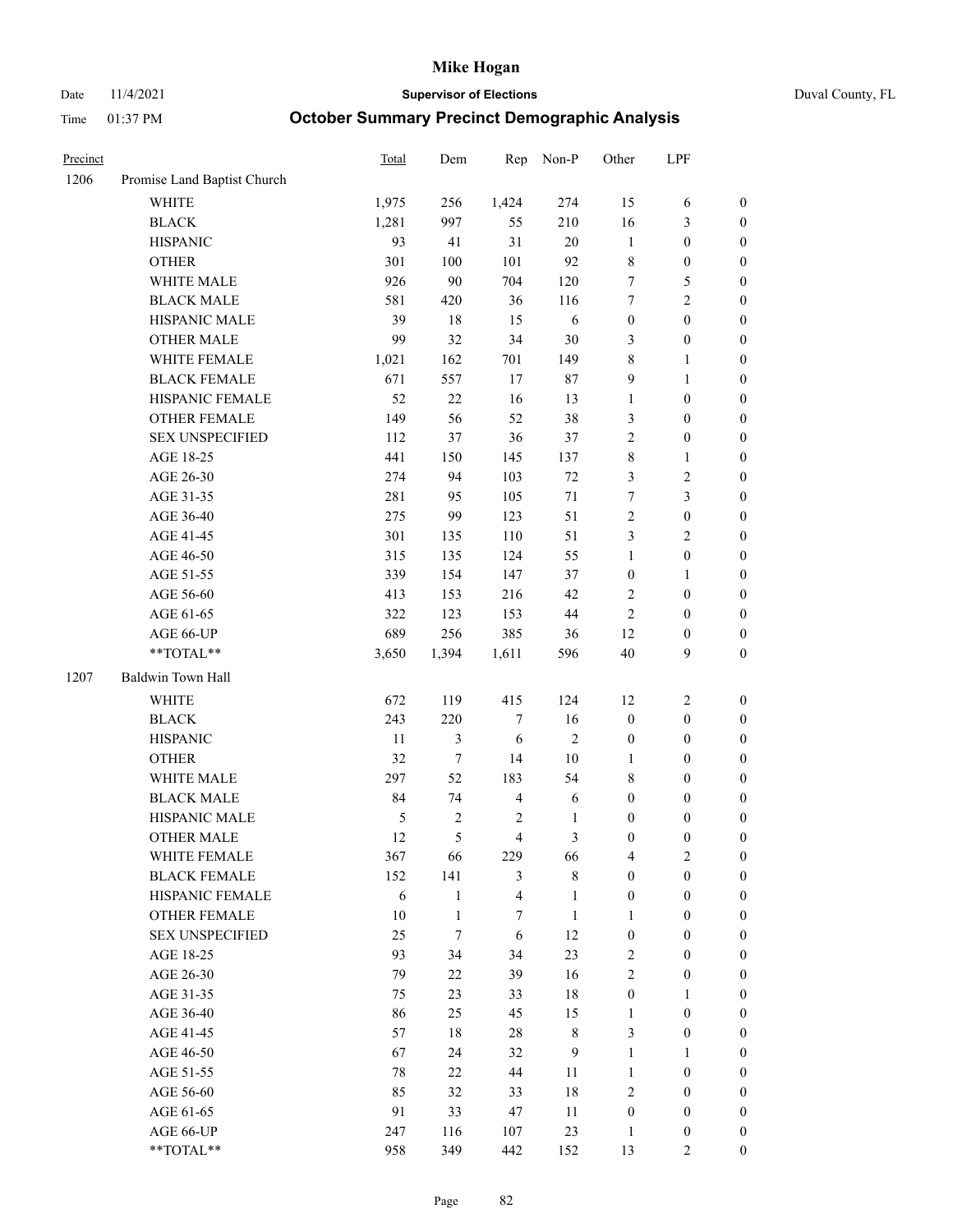# Mike Hogan

Date 11/4/2021 **Supervisor of Elections** Duval County, FL

Time 01:37 PM **October Summary Precinct Demographic Analysis**

| Precinct | | Total | Dem | Rep | Non-P | Other | LPF | |
|---|---|---|---|---|---|---|---|---|
| 1206 | Promise Land Baptist Church | | | | | | | |
| | WHITE | 1,975 | 256 | 1,424 | 274 | 15 | 6 | 0 |
| | BLACK | 1,281 | 997 | 55 | 210 | 16 | 3 | 0 |
| | HISPANIC | 93 | 41 | 31 | 20 | 1 | 0 | 0 |
| | OTHER | 301 | 100 | 101 | 92 | 8 | 0 | 0 |
| | WHITE MALE | 926 | 90 | 704 | 120 | 7 | 5 | 0 |
| | BLACK MALE | 581 | 420 | 36 | 116 | 7 | 2 | 0 |
| | HISPANIC MALE | 39 | 18 | 15 | 6 | 0 | 0 | 0 |
| | OTHER MALE | 99 | 32 | 34 | 30 | 3 | 0 | 0 |
| | WHITE FEMALE | 1,021 | 162 | 701 | 149 | 8 | 1 | 0 |
| | BLACK FEMALE | 671 | 557 | 17 | 87 | 9 | 1 | 0 |
| | HISPANIC FEMALE | 52 | 22 | 16 | 13 | 1 | 0 | 0 |
| | OTHER FEMALE | 149 | 56 | 52 | 38 | 3 | 0 | 0 |
| | SEX UNSPECIFIED | 112 | 37 | 36 | 37 | 2 | 0 | 0 |
| | AGE 18-25 | 441 | 150 | 145 | 137 | 8 | 1 | 0 |
| | AGE 26-30 | 274 | 94 | 103 | 72 | 3 | 2 | 0 |
| | AGE 31-35 | 281 | 95 | 105 | 71 | 7 | 3 | 0 |
| | AGE 36-40 | 275 | 99 | 123 | 51 | 2 | 0 | 0 |
| | AGE 41-45 | 301 | 135 | 110 | 51 | 3 | 2 | 0 |
| | AGE 46-50 | 315 | 135 | 124 | 55 | 1 | 0 | 0 |
| | AGE 51-55 | 339 | 154 | 147 | 37 | 0 | 1 | 0 |
| | AGE 56-60 | 413 | 153 | 216 | 42 | 2 | 0 | 0 |
| | AGE 61-65 | 322 | 123 | 153 | 44 | 2 | 0 | 0 |
| | AGE 66-UP | 689 | 256 | 385 | 36 | 12 | 0 | 0 |
| | **TOTAL** | 3,650 | 1,394 | 1,611 | 596 | 40 | 9 | 0 |
| 1207 | Baldwin Town Hall | | | | | | | |
| | WHITE | 672 | 119 | 415 | 124 | 12 | 2 | 0 |
| | BLACK | 243 | 220 | 7 | 16 | 0 | 0 | 0 |
| | HISPANIC | 11 | 3 | 6 | 2 | 0 | 0 | 0 |
| | OTHER | 32 | 7 | 14 | 10 | 1 | 0 | 0 |
| | WHITE MALE | 297 | 52 | 183 | 54 | 8 | 0 | 0 |
| | BLACK MALE | 84 | 74 | 4 | 6 | 0 | 0 | 0 |
| | HISPANIC MALE | 5 | 2 | 2 | 1 | 0 | 0 | 0 |
| | OTHER MALE | 12 | 5 | 4 | 3 | 0 | 0 | 0 |
| | WHITE FEMALE | 367 | 66 | 229 | 66 | 4 | 2 | 0 |
| | BLACK FEMALE | 152 | 141 | 3 | 8 | 0 | 0 | 0 |
| | HISPANIC FEMALE | 6 | 1 | 4 | 1 | 0 | 0 | 0 |
| | OTHER FEMALE | 10 | 1 | 7 | 1 | 1 | 0 | 0 |
| | SEX UNSPECIFIED | 25 | 7 | 6 | 12 | 0 | 0 | 0 |
| | AGE 18-25 | 93 | 34 | 34 | 23 | 2 | 0 | 0 |
| | AGE 26-30 | 79 | 22 | 39 | 16 | 2 | 0 | 0 |
| | AGE 31-35 | 75 | 23 | 33 | 18 | 0 | 1 | 0 |
| | AGE 36-40 | 86 | 25 | 45 | 15 | 1 | 0 | 0 |
| | AGE 41-45 | 57 | 18 | 28 | 8 | 3 | 0 | 0 |
| | AGE 46-50 | 67 | 24 | 32 | 9 | 1 | 1 | 0 |
| | AGE 51-55 | 78 | 22 | 44 | 11 | 1 | 0 | 0 |
| | AGE 56-60 | 85 | 32 | 33 | 18 | 2 | 0 | 0 |
| | AGE 61-65 | 91 | 33 | 47 | 11 | 0 | 0 | 0 |
| | AGE 66-UP | 247 | 116 | 107 | 23 | 1 | 0 | 0 |
| | **TOTAL** | 958 | 349 | 442 | 152 | 13 | 2 | 0 |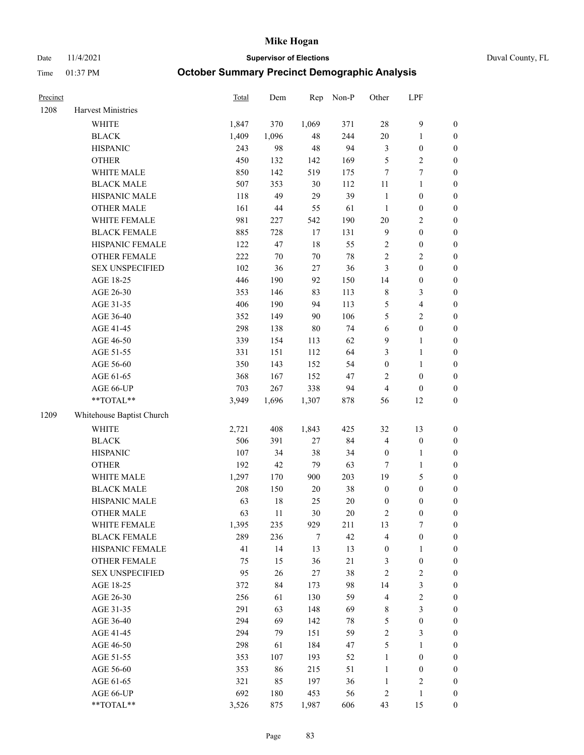# Mike Hogan

Date 11/4/2021 **Supervisor of Elections** Duval County, FL

Time 01:37 PM **October Summary Precinct Demographic Analysis**

| Precinct | | Total | Dem | Rep | Non-P | Other | LPF | |
|---|---|---|---|---|---|---|---|---|
| 1208 | Harvest Ministries | | | | | | | |
| | WHITE | 1,847 | 370 | 1,069 | 371 | 28 | 9 | 0 |
| | BLACK | 1,409 | 1,096 | 48 | 244 | 20 | 1 | 0 |
| | HISPANIC | 243 | 98 | 48 | 94 | 3 | 0 | 0 |
| | OTHER | 450 | 132 | 142 | 169 | 5 | 2 | 0 |
| | WHITE MALE | 850 | 142 | 519 | 175 | 7 | 7 | 0 |
| | BLACK MALE | 507 | 353 | 30 | 112 | 11 | 1 | 0 |
| | HISPANIC MALE | 118 | 49 | 29 | 39 | 1 | 0 | 0 |
| | OTHER MALE | 161 | 44 | 55 | 61 | 1 | 0 | 0 |
| | WHITE FEMALE | 981 | 227 | 542 | 190 | 20 | 2 | 0 |
| | BLACK FEMALE | 885 | 728 | 17 | 131 | 9 | 0 | 0 |
| | HISPANIC FEMALE | 122 | 47 | 18 | 55 | 2 | 0 | 0 |
| | OTHER FEMALE | 222 | 70 | 70 | 78 | 2 | 2 | 0 |
| | SEX UNSPECIFIED | 102 | 36 | 27 | 36 | 3 | 0 | 0 |
| | AGE 18-25 | 446 | 190 | 92 | 150 | 14 | 0 | 0 |
| | AGE 26-30 | 353 | 146 | 83 | 113 | 8 | 3 | 0 |
| | AGE 31-35 | 406 | 190 | 94 | 113 | 5 | 4 | 0 |
| | AGE 36-40 | 352 | 149 | 90 | 106 | 5 | 2 | 0 |
| | AGE 41-45 | 298 | 138 | 80 | 74 | 6 | 0 | 0 |
| | AGE 46-50 | 339 | 154 | 113 | 62 | 9 | 1 | 0 |
| | AGE 51-55 | 331 | 151 | 112 | 64 | 3 | 1 | 0 |
| | AGE 56-60 | 350 | 143 | 152 | 54 | 0 | 1 | 0 |
| | AGE 61-65 | 368 | 167 | 152 | 47 | 2 | 0 | 0 |
| | AGE 66-UP | 703 | 267 | 338 | 94 | 4 | 0 | 0 |
| | **TOTAL** | 3,949 | 1,696 | 1,307 | 878 | 56 | 12 | 0 |
| 1209 | Whitehouse Baptist Church | | | | | | | |
| | WHITE | 2,721 | 408 | 1,843 | 425 | 32 | 13 | 0 |
| | BLACK | 506 | 391 | 27 | 84 | 4 | 0 | 0 |
| | HISPANIC | 107 | 34 | 38 | 34 | 0 | 1 | 0 |
| | OTHER | 192 | 42 | 79 | 63 | 7 | 1 | 0 |
| | WHITE MALE | 1,297 | 170 | 900 | 203 | 19 | 5 | 0 |
| | BLACK MALE | 208 | 150 | 20 | 38 | 0 | 0 | 0 |
| | HISPANIC MALE | 63 | 18 | 25 | 20 | 0 | 0 | 0 |
| | OTHER MALE | 63 | 11 | 30 | 20 | 2 | 0 | 0 |
| | WHITE FEMALE | 1,395 | 235 | 929 | 211 | 13 | 7 | 0 |
| | BLACK FEMALE | 289 | 236 | 7 | 42 | 4 | 0 | 0 |
| | HISPANIC FEMALE | 41 | 14 | 13 | 13 | 0 | 1 | 0 |
| | OTHER FEMALE | 75 | 15 | 36 | 21 | 3 | 0 | 0 |
| | SEX UNSPECIFIED | 95 | 26 | 27 | 38 | 2 | 2 | 0 |
| | AGE 18-25 | 372 | 84 | 173 | 98 | 14 | 3 | 0 |
| | AGE 26-30 | 256 | 61 | 130 | 59 | 4 | 2 | 0 |
| | AGE 31-35 | 291 | 63 | 148 | 69 | 8 | 3 | 0 |
| | AGE 36-40 | 294 | 69 | 142 | 78 | 5 | 0 | 0 |
| | AGE 41-45 | 294 | 79 | 151 | 59 | 2 | 3 | 0 |
| | AGE 46-50 | 298 | 61 | 184 | 47 | 5 | 1 | 0 |
| | AGE 51-55 | 353 | 107 | 193 | 52 | 1 | 0 | 0 |
| | AGE 56-60 | 353 | 86 | 215 | 51 | 1 | 0 | 0 |
| | AGE 61-65 | 321 | 85 | 197 | 36 | 1 | 2 | 0 |
| | AGE 66-UP | 692 | 180 | 453 | 56 | 2 | 1 | 0 |
| | **TOTAL** | 3,526 | 875 | 1,987 | 606 | 43 | 15 | 0 |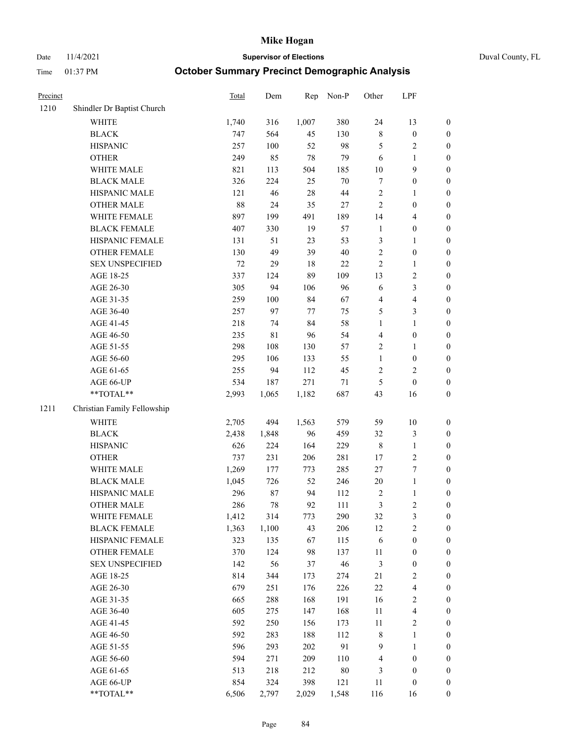# Mike Hogan

Date 11/4/2021 **Supervisor of Elections** Duval County, FL

Time 01:37 PM **October Summary Precinct Demographic Analysis**

| Precinct | | Total | Dem | Rep | Non-P | Other | LPF | |
|---|---|---|---|---|---|---|---|---|
| 1210 | Shindler Dr Baptist Church | | | | | | | |
| | WHITE | 1,740 | 316 | 1,007 | 380 | 24 | 13 | 0 |
| | BLACK | 747 | 564 | 45 | 130 | 8 | 0 | 0 |
| | HISPANIC | 257 | 100 | 52 | 98 | 5 | 2 | 0 |
| | OTHER | 249 | 85 | 78 | 79 | 6 | 1 | 0 |
| | WHITE MALE | 821 | 113 | 504 | 185 | 10 | 9 | 0 |
| | BLACK MALE | 326 | 224 | 25 | 70 | 7 | 0 | 0 |
| | HISPANIC MALE | 121 | 46 | 28 | 44 | 2 | 1 | 0 |
| | OTHER MALE | 88 | 24 | 35 | 27 | 2 | 0 | 0 |
| | WHITE FEMALE | 897 | 199 | 491 | 189 | 14 | 4 | 0 |
| | BLACK FEMALE | 407 | 330 | 19 | 57 | 1 | 0 | 0 |
| | HISPANIC FEMALE | 131 | 51 | 23 | 53 | 3 | 1 | 0 |
| | OTHER FEMALE | 130 | 49 | 39 | 40 | 2 | 0 | 0 |
| | SEX UNSPECIFIED | 72 | 29 | 18 | 22 | 2 | 1 | 0 |
| | AGE 18-25 | 337 | 124 | 89 | 109 | 13 | 2 | 0 |
| | AGE 26-30 | 305 | 94 | 106 | 96 | 6 | 3 | 0 |
| | AGE 31-35 | 259 | 100 | 84 | 67 | 4 | 4 | 0 |
| | AGE 36-40 | 257 | 97 | 77 | 75 | 5 | 3 | 0 |
| | AGE 41-45 | 218 | 74 | 84 | 58 | 1 | 1 | 0 |
| | AGE 46-50 | 235 | 81 | 96 | 54 | 4 | 0 | 0 |
| | AGE 51-55 | 298 | 108 | 130 | 57 | 2 | 1 | 0 |
| | AGE 56-60 | 295 | 106 | 133 | 55 | 1 | 0 | 0 |
| | AGE 61-65 | 255 | 94 | 112 | 45 | 2 | 2 | 0 |
| | AGE 66-UP | 534 | 187 | 271 | 71 | 5 | 0 | 0 |
| | **TOTAL** | 2,993 | 1,065 | 1,182 | 687 | 43 | 16 | 0 |
| 1211 | Christian Family Fellowship | | | | | | | |
| | WHITE | 2,705 | 494 | 1,563 | 579 | 59 | 10 | 0 |
| | BLACK | 2,438 | 1,848 | 96 | 459 | 32 | 3 | 0 |
| | HISPANIC | 626 | 224 | 164 | 229 | 8 | 1 | 0 |
| | OTHER | 737 | 231 | 206 | 281 | 17 | 2 | 0 |
| | WHITE MALE | 1,269 | 177 | 773 | 285 | 27 | 7 | 0 |
| | BLACK MALE | 1,045 | 726 | 52 | 246 | 20 | 1 | 0 |
| | HISPANIC MALE | 296 | 87 | 94 | 112 | 2 | 1 | 0 |
| | OTHER MALE | 286 | 78 | 92 | 111 | 3 | 2 | 0 |
| | WHITE FEMALE | 1,412 | 314 | 773 | 290 | 32 | 3 | 0 |
| | BLACK FEMALE | 1,363 | 1,100 | 43 | 206 | 12 | 2 | 0 |
| | HISPANIC FEMALE | 323 | 135 | 67 | 115 | 6 | 0 | 0 |
| | OTHER FEMALE | 370 | 124 | 98 | 137 | 11 | 0 | 0 |
| | SEX UNSPECIFIED | 142 | 56 | 37 | 46 | 3 | 0 | 0 |
| | AGE 18-25 | 814 | 344 | 173 | 274 | 21 | 2 | 0 |
| | AGE 26-30 | 679 | 251 | 176 | 226 | 22 | 4 | 0 |
| | AGE 31-35 | 665 | 288 | 168 | 191 | 16 | 2 | 0 |
| | AGE 36-40 | 605 | 275 | 147 | 168 | 11 | 4 | 0 |
| | AGE 41-45 | 592 | 250 | 156 | 173 | 11 | 2 | 0 |
| | AGE 46-50 | 592 | 283 | 188 | 112 | 8 | 1 | 0 |
| | AGE 51-55 | 596 | 293 | 202 | 91 | 9 | 1 | 0 |
| | AGE 56-60 | 594 | 271 | 209 | 110 | 4 | 0 | 0 |
| | AGE 61-65 | 513 | 218 | 212 | 80 | 3 | 0 | 0 |
| | AGE 66-UP | 854 | 324 | 398 | 121 | 11 | 0 | 0 |
| | **TOTAL** | 6,506 | 2,797 | 2,029 | 1,548 | 116 | 16 | 0 |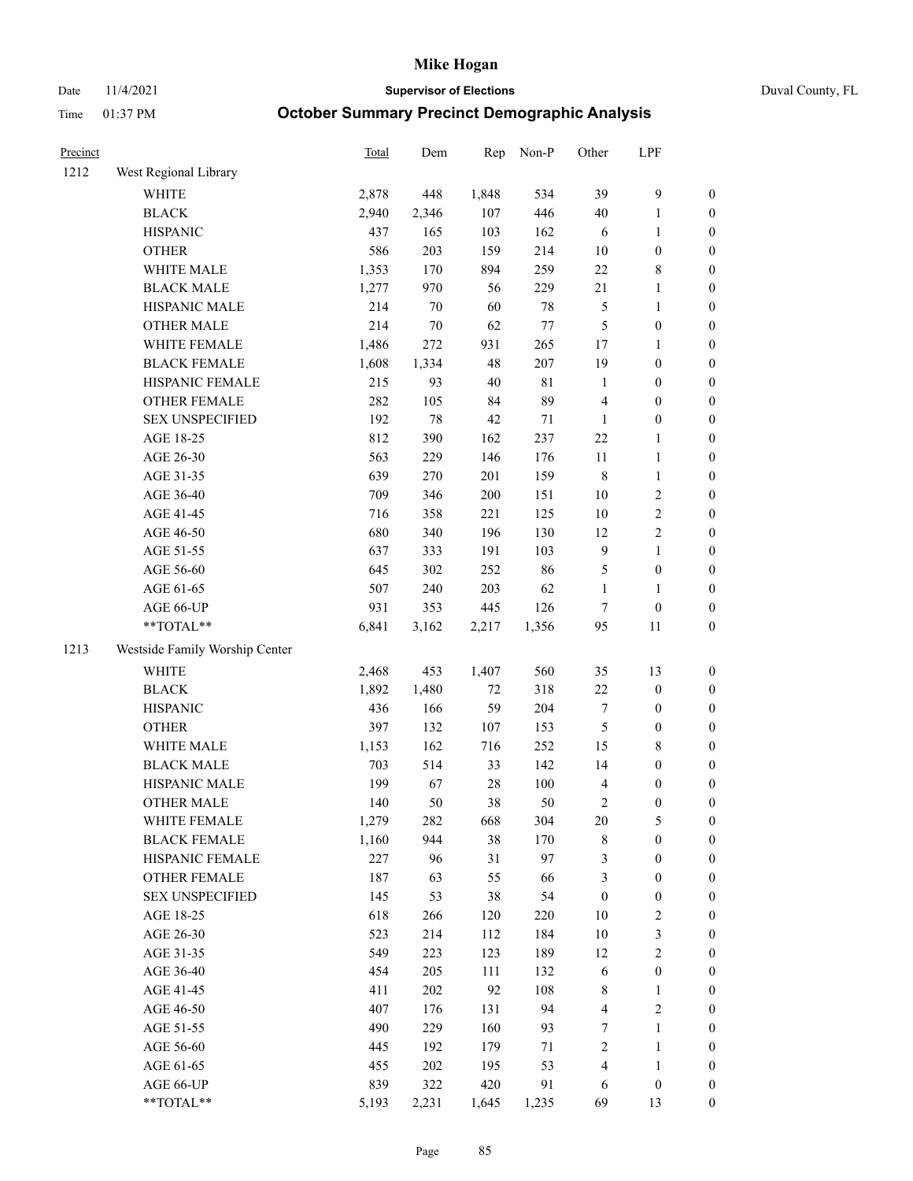# Mike Hogan

Date 11/4/2021 **Supervisor of Elections** Duval County, FL

Time 01:37 PM **October Summary Precinct Demographic Analysis**

| Precinct | | Total | Dem | Rep | Non-P | Other | LPF | |
|---|---|---|---|---|---|---|---|---|
| 1212 | West Regional Library | | | | | | | |
| | WHITE | 2,878 | 448 | 1,848 | 534 | 39 | 9 | 0 |
| | BLACK | 2,940 | 2,346 | 107 | 446 | 40 | 1 | 0 |
| | HISPANIC | 437 | 165 | 103 | 162 | 6 | 1 | 0 |
| | OTHER | 586 | 203 | 159 | 214 | 10 | 0 | 0 |
| | WHITE MALE | 1,353 | 170 | 894 | 259 | 22 | 8 | 0 |
| | BLACK MALE | 1,277 | 970 | 56 | 229 | 21 | 1 | 0 |
| | HISPANIC MALE | 214 | 70 | 60 | 78 | 5 | 1 | 0 |
| | OTHER MALE | 214 | 70 | 62 | 77 | 5 | 0 | 0 |
| | WHITE FEMALE | 1,486 | 272 | 931 | 265 | 17 | 1 | 0 |
| | BLACK FEMALE | 1,608 | 1,334 | 48 | 207 | 19 | 0 | 0 |
| | HISPANIC FEMALE | 215 | 93 | 40 | 81 | 1 | 0 | 0 |
| | OTHER FEMALE | 282 | 105 | 84 | 89 | 4 | 0 | 0 |
| | SEX UNSPECIFIED | 192 | 78 | 42 | 71 | 1 | 0 | 0 |
| | AGE 18-25 | 812 | 390 | 162 | 237 | 22 | 1 | 0 |
| | AGE 26-30 | 563 | 229 | 146 | 176 | 11 | 1 | 0 |
| | AGE 31-35 | 639 | 270 | 201 | 159 | 8 | 1 | 0 |
| | AGE 36-40 | 709 | 346 | 200 | 151 | 10 | 2 | 0 |
| | AGE 41-45 | 716 | 358 | 221 | 125 | 10 | 2 | 0 |
| | AGE 46-50 | 680 | 340 | 196 | 130 | 12 | 2 | 0 |
| | AGE 51-55 | 637 | 333 | 191 | 103 | 9 | 1 | 0 |
| | AGE 56-60 | 645 | 302 | 252 | 86 | 5 | 0 | 0 |
| | AGE 61-65 | 507 | 240 | 203 | 62 | 1 | 1 | 0 |
| | AGE 66-UP | 931 | 353 | 445 | 126 | 7 | 0 | 0 |
| | **TOTAL** | 6,841 | 3,162 | 2,217 | 1,356 | 95 | 11 | 0 |
| 1213 | Westside Family Worship Center | | | | | | | |
| | WHITE | 2,468 | 453 | 1,407 | 560 | 35 | 13 | 0 |
| | BLACK | 1,892 | 1,480 | 72 | 318 | 22 | 0 | 0 |
| | HISPANIC | 436 | 166 | 59 | 204 | 7 | 0 | 0 |
| | OTHER | 397 | 132 | 107 | 153 | 5 | 0 | 0 |
| | WHITE MALE | 1,153 | 162 | 716 | 252 | 15 | 8 | 0 |
| | BLACK MALE | 703 | 514 | 33 | 142 | 14 | 0 | 0 |
| | HISPANIC MALE | 199 | 67 | 28 | 100 | 4 | 0 | 0 |
| | OTHER MALE | 140 | 50 | 38 | 50 | 2 | 0 | 0 |
| | WHITE FEMALE | 1,279 | 282 | 668 | 304 | 20 | 5 | 0 |
| | BLACK FEMALE | 1,160 | 944 | 38 | 170 | 8 | 0 | 0 |
| | HISPANIC FEMALE | 227 | 96 | 31 | 97 | 3 | 0 | 0 |
| | OTHER FEMALE | 187 | 63 | 55 | 66 | 3 | 0 | 0 |
| | SEX UNSPECIFIED | 145 | 53 | 38 | 54 | 0 | 0 | 0 |
| | AGE 18-25 | 618 | 266 | 120 | 220 | 10 | 2 | 0 |
| | AGE 26-30 | 523 | 214 | 112 | 184 | 10 | 3 | 0 |
| | AGE 31-35 | 549 | 223 | 123 | 189 | 12 | 2 | 0 |
| | AGE 36-40 | 454 | 205 | 111 | 132 | 6 | 0 | 0 |
| | AGE 41-45 | 411 | 202 | 92 | 108 | 8 | 1 | 0 |
| | AGE 46-50 | 407 | 176 | 131 | 94 | 4 | 2 | 0 |
| | AGE 51-55 | 490 | 229 | 160 | 93 | 7 | 1 | 0 |
| | AGE 56-60 | 445 | 192 | 179 | 71 | 2 | 1 | 0 |
| | AGE 61-65 | 455 | 202 | 195 | 53 | 4 | 1 | 0 |
| | AGE 66-UP | 839 | 322 | 420 | 91 | 6 | 0 | 0 |
| | **TOTAL** | 5,193 | 2,231 | 1,645 | 1,235 | 69 | 13 | 0 |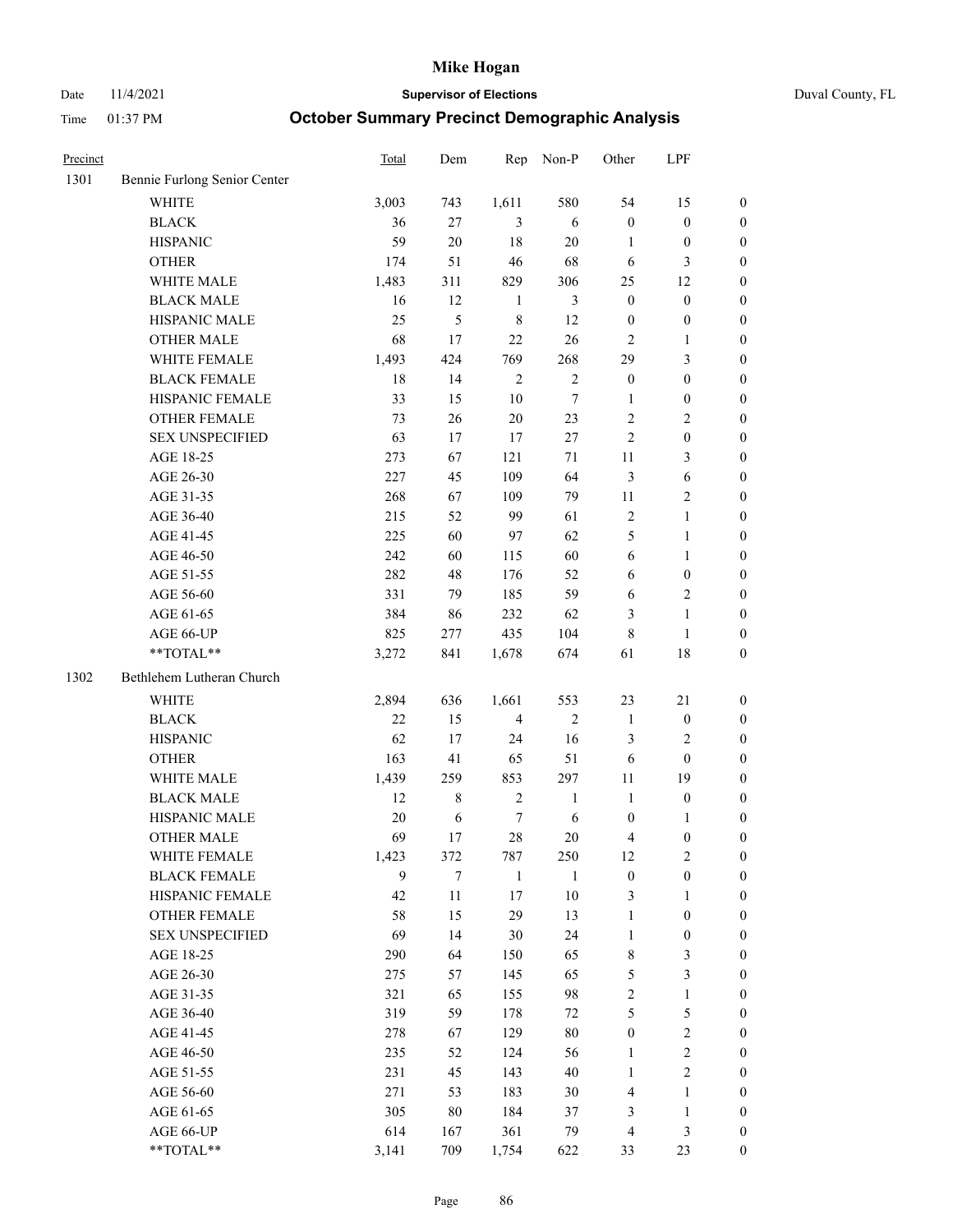# Mike Hogan

Date 11/4/2021 **Supervisor of Elections** Duval County, FL

Time 01:37 PM **October Summary Precinct Demographic Analysis**

| Precinct | | Total | Dem | Rep | Non-P | Other | LPF | |
|---|---|---|---|---|---|---|---|---|
| 1301 | Bennie Furlong Senior Center | | | | | | | |
| | WHITE | 3,003 | 743 | 1,611 | 580 | 54 | 15 | 0 |
| | BLACK | 36 | 27 | 3 | 6 | 0 | 0 | 0 |
| | HISPANIC | 59 | 20 | 18 | 20 | 1 | 0 | 0 |
| | OTHER | 174 | 51 | 46 | 68 | 6 | 3 | 0 |
| | WHITE MALE | 1,483 | 311 | 829 | 306 | 25 | 12 | 0 |
| | BLACK MALE | 16 | 12 | 1 | 3 | 0 | 0 | 0 |
| | HISPANIC MALE | 25 | 5 | 8 | 12 | 0 | 0 | 0 |
| | OTHER MALE | 68 | 17 | 22 | 26 | 2 | 1 | 0 |
| | WHITE FEMALE | 1,493 | 424 | 769 | 268 | 29 | 3 | 0 |
| | BLACK FEMALE | 18 | 14 | 2 | 2 | 0 | 0 | 0 |
| | HISPANIC FEMALE | 33 | 15 | 10 | 7 | 1 | 0 | 0 |
| | OTHER FEMALE | 73 | 26 | 20 | 23 | 2 | 2 | 0 |
| | SEX UNSPECIFIED | 63 | 17 | 17 | 27 | 2 | 0 | 0 |
| | AGE 18-25 | 273 | 67 | 121 | 71 | 11 | 3 | 0 |
| | AGE 26-30 | 227 | 45 | 109 | 64 | 3 | 6 | 0 |
| | AGE 31-35 | 268 | 67 | 109 | 79 | 11 | 2 | 0 |
| | AGE 36-40 | 215 | 52 | 99 | 61 | 2 | 1 | 0 |
| | AGE 41-45 | 225 | 60 | 97 | 62 | 5 | 1 | 0 |
| | AGE 46-50 | 242 | 60 | 115 | 60 | 6 | 1 | 0 |
| | AGE 51-55 | 282 | 48 | 176 | 52 | 6 | 0 | 0 |
| | AGE 56-60 | 331 | 79 | 185 | 59 | 6 | 2 | 0 |
| | AGE 61-65 | 384 | 86 | 232 | 62 | 3 | 1 | 0 |
| | AGE 66-UP | 825 | 277 | 435 | 104 | 8 | 1 | 0 |
| | **TOTAL** | 3,272 | 841 | 1,678 | 674 | 61 | 18 | 0 |
| 1302 | Bethlehem Lutheran Church | | | | | | | |
| | WHITE | 2,894 | 636 | 1,661 | 553 | 23 | 21 | 0 |
| | BLACK | 22 | 15 | 4 | 2 | 1 | 0 | 0 |
| | HISPANIC | 62 | 17 | 24 | 16 | 3 | 2 | 0 |
| | OTHER | 163 | 41 | 65 | 51 | 6 | 0 | 0 |
| | WHITE MALE | 1,439 | 259 | 853 | 297 | 11 | 19 | 0 |
| | BLACK MALE | 12 | 8 | 2 | 1 | 1 | 0 | 0 |
| | HISPANIC MALE | 20 | 6 | 7 | 6 | 0 | 1 | 0 |
| | OTHER MALE | 69 | 17 | 28 | 20 | 4 | 0 | 0 |
| | WHITE FEMALE | 1,423 | 372 | 787 | 250 | 12 | 2 | 0 |
| | BLACK FEMALE | 9 | 7 | 1 | 1 | 0 | 0 | 0 |
| | HISPANIC FEMALE | 42 | 11 | 17 | 10 | 3 | 1 | 0 |
| | OTHER FEMALE | 58 | 15 | 29 | 13 | 1 | 0 | 0 |
| | SEX UNSPECIFIED | 69 | 14 | 30 | 24 | 1 | 0 | 0 |
| | AGE 18-25 | 290 | 64 | 150 | 65 | 8 | 3 | 0 |
| | AGE 26-30 | 275 | 57 | 145 | 65 | 5 | 3 | 0 |
| | AGE 31-35 | 321 | 65 | 155 | 98 | 2 | 1 | 0 |
| | AGE 36-40 | 319 | 59 | 178 | 72 | 5 | 5 | 0 |
| | AGE 41-45 | 278 | 67 | 129 | 80 | 0 | 2 | 0 |
| | AGE 46-50 | 235 | 52 | 124 | 56 | 1 | 2 | 0 |
| | AGE 51-55 | 231 | 45 | 143 | 40 | 1 | 2 | 0 |
| | AGE 56-60 | 271 | 53 | 183 | 30 | 4 | 1 | 0 |
| | AGE 61-65 | 305 | 80 | 184 | 37 | 3 | 1 | 0 |
| | AGE 66-UP | 614 | 167 | 361 | 79 | 4 | 3 | 0 |
| | **TOTAL** | 3,141 | 709 | 1,754 | 622 | 33 | 23 | 0 |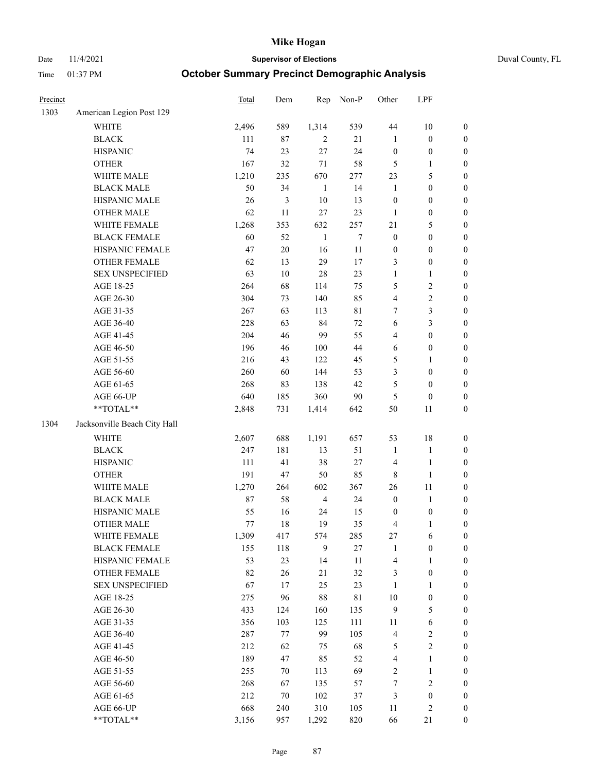# Mike Hogan

Date 11/4/2021 **Supervisor of Elections** Duval County, FL

Time 01:37 PM **October Summary Precinct Demographic Analysis**

| Precinct | | Total | Dem | Rep | Non-P | Other | LPF | |
|---|---|---|---|---|---|---|---|---|
| 1303 | American Legion Post 129 | | | | | | | |
| | WHITE | 2,496 | 589 | 1,314 | 539 | 44 | 10 | 0 |
| | BLACK | 111 | 87 | 2 | 21 | 1 | 0 | 0 |
| | HISPANIC | 74 | 23 | 27 | 24 | 0 | 0 | 0 |
| | OTHER | 167 | 32 | 71 | 58 | 5 | 1 | 0 |
| | WHITE MALE | 1,210 | 235 | 670 | 277 | 23 | 5 | 0 |
| | BLACK MALE | 50 | 34 | 1 | 14 | 1 | 0 | 0 |
| | HISPANIC MALE | 26 | 3 | 10 | 13 | 0 | 0 | 0 |
| | OTHER MALE | 62 | 11 | 27 | 23 | 1 | 0 | 0 |
| | WHITE FEMALE | 1,268 | 353 | 632 | 257 | 21 | 5 | 0 |
| | BLACK FEMALE | 60 | 52 | 1 | 7 | 0 | 0 | 0 |
| | HISPANIC FEMALE | 47 | 20 | 16 | 11 | 0 | 0 | 0 |
| | OTHER FEMALE | 62 | 13 | 29 | 17 | 3 | 0 | 0 |
| | SEX UNSPECIFIED | 63 | 10 | 28 | 23 | 1 | 1 | 0 |
| | AGE 18-25 | 264 | 68 | 114 | 75 | 5 | 2 | 0 |
| | AGE 26-30 | 304 | 73 | 140 | 85 | 4 | 2 | 0 |
| | AGE 31-35 | 267 | 63 | 113 | 81 | 7 | 3 | 0 |
| | AGE 36-40 | 228 | 63 | 84 | 72 | 6 | 3 | 0 |
| | AGE 41-45 | 204 | 46 | 99 | 55 | 4 | 0 | 0 |
| | AGE 46-50 | 196 | 46 | 100 | 44 | 6 | 0 | 0 |
| | AGE 51-55 | 216 | 43 | 122 | 45 | 5 | 1 | 0 |
| | AGE 56-60 | 260 | 60 | 144 | 53 | 3 | 0 | 0 |
| | AGE 61-65 | 268 | 83 | 138 | 42 | 5 | 0 | 0 |
| | AGE 66-UP | 640 | 185 | 360 | 90 | 5 | 0 | 0 |
| | **TOTAL** | 2,848 | 731 | 1,414 | 642 | 50 | 11 | 0 |
| 1304 | Jacksonville Beach City Hall | | | | | | | |
| | WHITE | 2,607 | 688 | 1,191 | 657 | 53 | 18 | 0 |
| | BLACK | 247 | 181 | 13 | 51 | 1 | 1 | 0 |
| | HISPANIC | 111 | 41 | 38 | 27 | 4 | 1 | 0 |
| | OTHER | 191 | 47 | 50 | 85 | 8 | 1 | 0 |
| | WHITE MALE | 1,270 | 264 | 602 | 367 | 26 | 11 | 0 |
| | BLACK MALE | 87 | 58 | 4 | 24 | 0 | 1 | 0 |
| | HISPANIC MALE | 55 | 16 | 24 | 15 | 0 | 0 | 0 |
| | OTHER MALE | 77 | 18 | 19 | 35 | 4 | 1 | 0 |
| | WHITE FEMALE | 1,309 | 417 | 574 | 285 | 27 | 6 | 0 |
| | BLACK FEMALE | 155 | 118 | 9 | 27 | 1 | 0 | 0 |
| | HISPANIC FEMALE | 53 | 23 | 14 | 11 | 4 | 1 | 0 |
| | OTHER FEMALE | 82 | 26 | 21 | 32 | 3 | 0 | 0 |
| | SEX UNSPECIFIED | 67 | 17 | 25 | 23 | 1 | 1 | 0 |
| | AGE 18-25 | 275 | 96 | 88 | 81 | 10 | 0 | 0 |
| | AGE 26-30 | 433 | 124 | 160 | 135 | 9 | 5 | 0 |
| | AGE 31-35 | 356 | 103 | 125 | 111 | 11 | 6 | 0 |
| | AGE 36-40 | 287 | 77 | 99 | 105 | 4 | 2 | 0 |
| | AGE 41-45 | 212 | 62 | 75 | 68 | 5 | 2 | 0 |
| | AGE 46-50 | 189 | 47 | 85 | 52 | 4 | 1 | 0 |
| | AGE 51-55 | 255 | 70 | 113 | 69 | 2 | 1 | 0 |
| | AGE 56-60 | 268 | 67 | 135 | 57 | 7 | 2 | 0 |
| | AGE 61-65 | 212 | 70 | 102 | 37 | 3 | 0 | 0 |
| | AGE 66-UP | 668 | 240 | 310 | 105 | 11 | 2 | 0 |
| | **TOTAL** | 3,156 | 957 | 1,292 | 820 | 66 | 21 | 0 |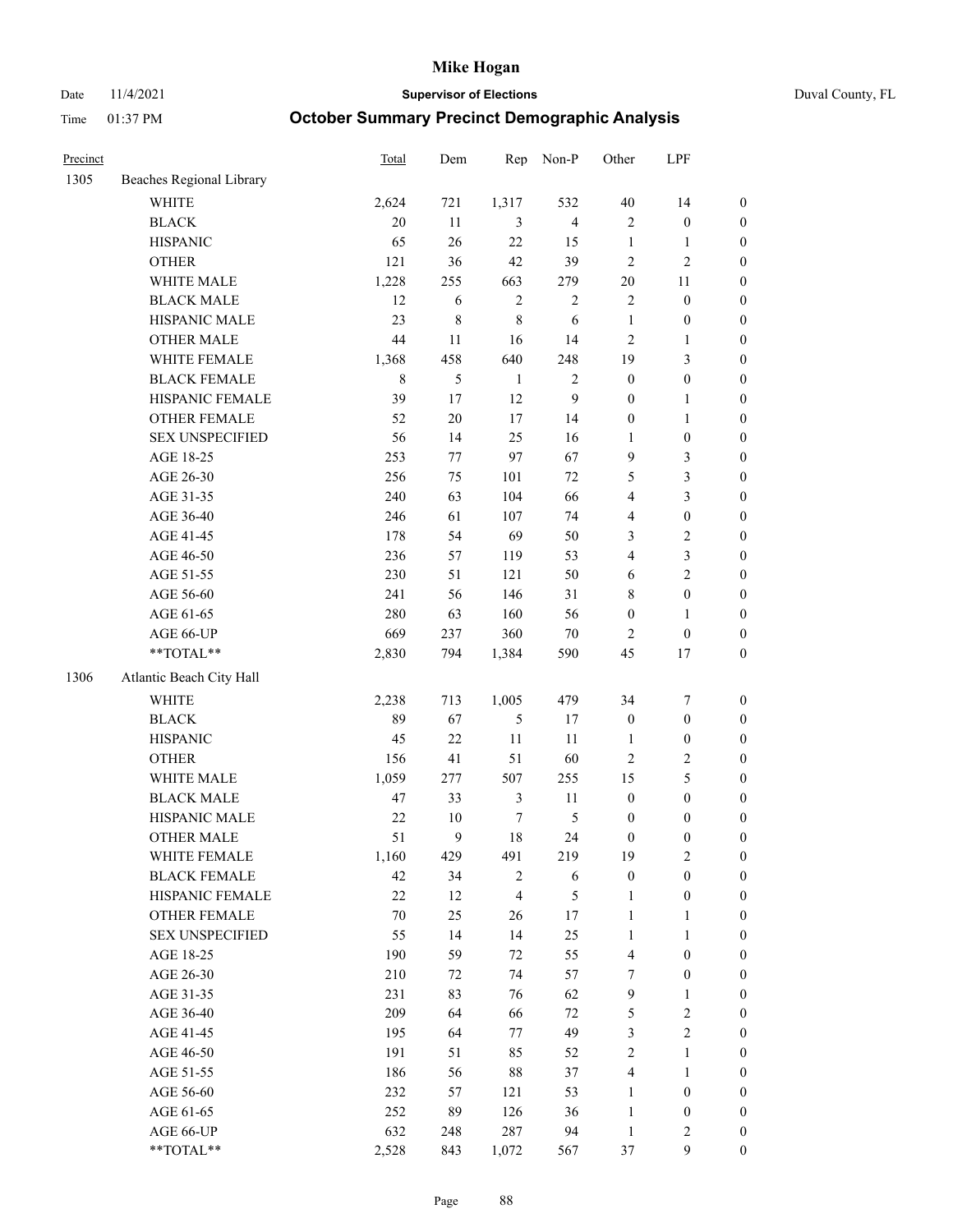# Mike Hogan

Date 11/4/2021 **Supervisor of Elections** Duval County, FL

Time 01:37 PM **October Summary Precinct Demographic Analysis**

| Precinct | | Total | Dem | Rep | Non-P | Other | LPF | |
|---|---|---|---|---|---|---|---|---|
| 1305 | Beaches Regional Library | | | | | | | |
| | WHITE | 2,624 | 721 | 1,317 | 532 | 40 | 14 | 0 |
| | BLACK | 20 | 11 | 3 | 4 | 2 | 0 | 0 |
| | HISPANIC | 65 | 26 | 22 | 15 | 1 | 1 | 0 |
| | OTHER | 121 | 36 | 42 | 39 | 2 | 2 | 0 |
| | WHITE MALE | 1,228 | 255 | 663 | 279 | 20 | 11 | 0 |
| | BLACK MALE | 12 | 6 | 2 | 2 | 2 | 0 | 0 |
| | HISPANIC MALE | 23 | 8 | 8 | 6 | 1 | 0 | 0 |
| | OTHER MALE | 44 | 11 | 16 | 14 | 2 | 1 | 0 |
| | WHITE FEMALE | 1,368 | 458 | 640 | 248 | 19 | 3 | 0 |
| | BLACK FEMALE | 8 | 5 | 1 | 2 | 0 | 0 | 0 |
| | HISPANIC FEMALE | 39 | 17 | 12 | 9 | 0 | 1 | 0 |
| | OTHER FEMALE | 52 | 20 | 17 | 14 | 0 | 1 | 0 |
| | SEX UNSPECIFIED | 56 | 14 | 25 | 16 | 1 | 0 | 0 |
| | AGE 18-25 | 253 | 77 | 97 | 67 | 9 | 3 | 0 |
| | AGE 26-30 | 256 | 75 | 101 | 72 | 5 | 3 | 0 |
| | AGE 31-35 | 240 | 63 | 104 | 66 | 4 | 3 | 0 |
| | AGE 36-40 | 246 | 61 | 107 | 74 | 4 | 0 | 0 |
| | AGE 41-45 | 178 | 54 | 69 | 50 | 3 | 2 | 0 |
| | AGE 46-50 | 236 | 57 | 119 | 53 | 4 | 3 | 0 |
| | AGE 51-55 | 230 | 51 | 121 | 50 | 6 | 2 | 0 |
| | AGE 56-60 | 241 | 56 | 146 | 31 | 8 | 0 | 0 |
| | AGE 61-65 | 280 | 63 | 160 | 56 | 0 | 1 | 0 |
| | AGE 66-UP | 669 | 237 | 360 | 70 | 2 | 0 | 0 |
| | **TOTAL** | 2,830 | 794 | 1,384 | 590 | 45 | 17 | 0 |
| 1306 | Atlantic Beach City Hall | | | | | | | |
| | WHITE | 2,238 | 713 | 1,005 | 479 | 34 | 7 | 0 |
| | BLACK | 89 | 67 | 5 | 17 | 0 | 0 | 0 |
| | HISPANIC | 45 | 22 | 11 | 11 | 1 | 0 | 0 |
| | OTHER | 156 | 41 | 51 | 60 | 2 | 2 | 0 |
| | WHITE MALE | 1,059 | 277 | 507 | 255 | 15 | 5 | 0 |
| | BLACK MALE | 47 | 33 | 3 | 11 | 0 | 0 | 0 |
| | HISPANIC MALE | 22 | 10 | 7 | 5 | 0 | 0 | 0 |
| | OTHER MALE | 51 | 9 | 18 | 24 | 0 | 0 | 0 |
| | WHITE FEMALE | 1,160 | 429 | 491 | 219 | 19 | 2 | 0 |
| | BLACK FEMALE | 42 | 34 | 2 | 6 | 0 | 0 | 0 |
| | HISPANIC FEMALE | 22 | 12 | 4 | 5 | 1 | 0 | 0 |
| | OTHER FEMALE | 70 | 25 | 26 | 17 | 1 | 1 | 0 |
| | SEX UNSPECIFIED | 55 | 14 | 14 | 25 | 1 | 1 | 0 |
| | AGE 18-25 | 190 | 59 | 72 | 55 | 4 | 0 | 0 |
| | AGE 26-30 | 210 | 72 | 74 | 57 | 7 | 0 | 0 |
| | AGE 31-35 | 231 | 83 | 76 | 62 | 9 | 1 | 0 |
| | AGE 36-40 | 209 | 64 | 66 | 72 | 5 | 2 | 0 |
| | AGE 41-45 | 195 | 64 | 77 | 49 | 3 | 2 | 0 |
| | AGE 46-50 | 191 | 51 | 85 | 52 | 2 | 1 | 0 |
| | AGE 51-55 | 186 | 56 | 88 | 37 | 4 | 1 | 0 |
| | AGE 56-60 | 232 | 57 | 121 | 53 | 1 | 0 | 0 |
| | AGE 61-65 | 252 | 89 | 126 | 36 | 1 | 0 | 0 |
| | AGE 66-UP | 632 | 248 | 287 | 94 | 1 | 2 | 0 |
| | **TOTAL** | 2,528 | 843 | 1,072 | 567 | 37 | 9 | 0 |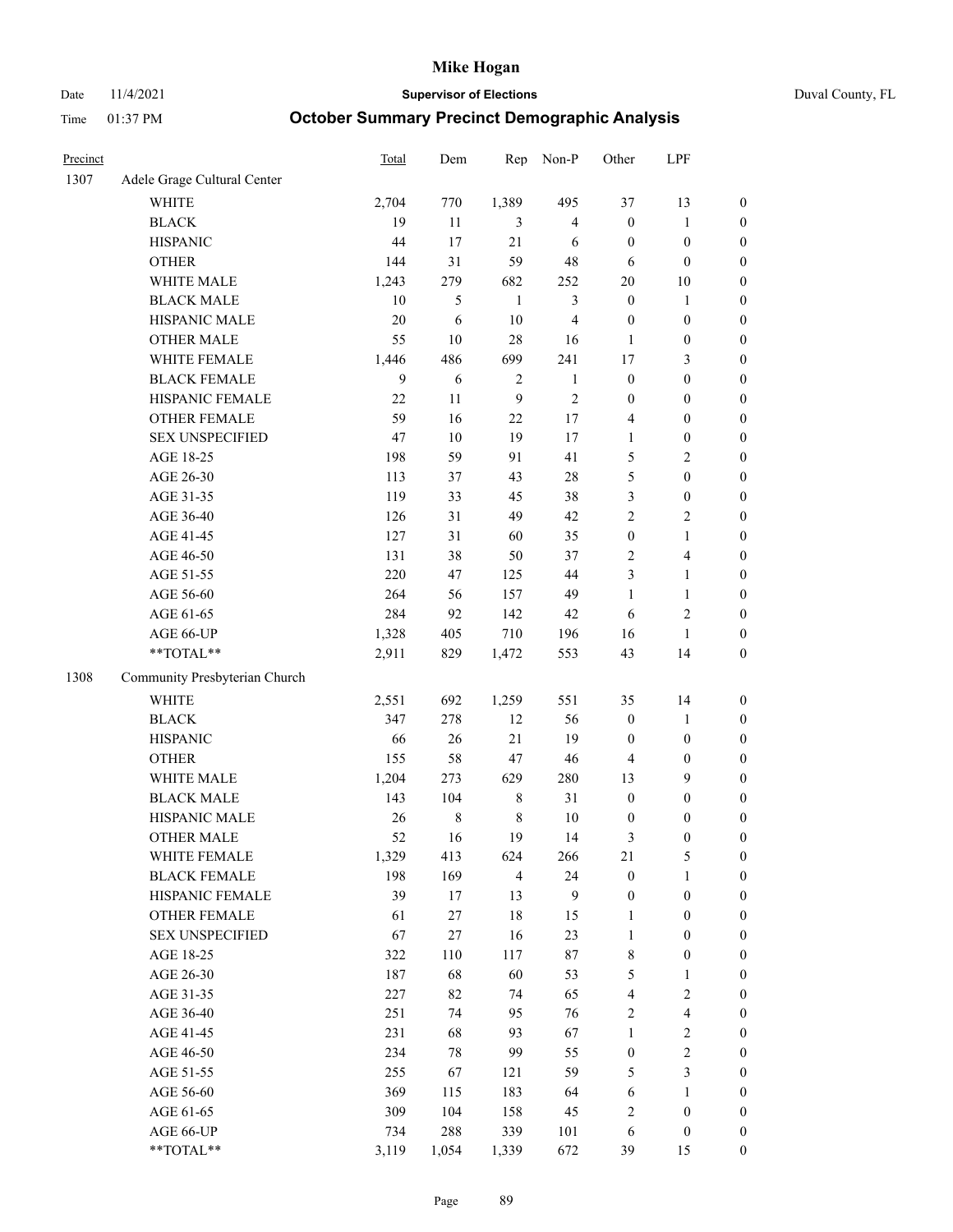# Mike Hogan

Date 11/4/2021 **Supervisor of Elections** Duval County, FL

Time 01:37 PM **October Summary Precinct Demographic Analysis**

| Precinct | | Total | Dem | Rep | Non-P | Other | LPF | |
|---|---|---|---|---|---|---|---|---|
| 1307 | Adele Grage Cultural Center | | | | | | | |
| | WHITE | 2,704 | 770 | 1,389 | 495 | 37 | 13 | 0 |
| | BLACK | 19 | 11 | 3 | 4 | 0 | 1 | 0 |
| | HISPANIC | 44 | 17 | 21 | 6 | 0 | 0 | 0 |
| | OTHER | 144 | 31 | 59 | 48 | 6 | 0 | 0 |
| | WHITE MALE | 1,243 | 279 | 682 | 252 | 20 | 10 | 0 |
| | BLACK MALE | 10 | 5 | 1 | 3 | 0 | 1 | 0 |
| | HISPANIC MALE | 20 | 6 | 10 | 4 | 0 | 0 | 0 |
| | OTHER MALE | 55 | 10 | 28 | 16 | 1 | 0 | 0 |
| | WHITE FEMALE | 1,446 | 486 | 699 | 241 | 17 | 3 | 0 |
| | BLACK FEMALE | 9 | 6 | 2 | 1 | 0 | 0 | 0 |
| | HISPANIC FEMALE | 22 | 11 | 9 | 2 | 0 | 0 | 0 |
| | OTHER FEMALE | 59 | 16 | 22 | 17 | 4 | 0 | 0 |
| | SEX UNSPECIFIED | 47 | 10 | 19 | 17 | 1 | 0 | 0 |
| | AGE 18-25 | 198 | 59 | 91 | 41 | 5 | 2 | 0 |
| | AGE 26-30 | 113 | 37 | 43 | 28 | 5 | 0 | 0 |
| | AGE 31-35 | 119 | 33 | 45 | 38 | 3 | 0 | 0 |
| | AGE 36-40 | 126 | 31 | 49 | 42 | 2 | 2 | 0 |
| | AGE 41-45 | 127 | 31 | 60 | 35 | 0 | 1 | 0 |
| | AGE 46-50 | 131 | 38 | 50 | 37 | 2 | 4 | 0 |
| | AGE 51-55 | 220 | 47 | 125 | 44 | 3 | 1 | 0 |
| | AGE 56-60 | 264 | 56 | 157 | 49 | 1 | 1 | 0 |
| | AGE 61-65 | 284 | 92 | 142 | 42 | 6 | 2 | 0 |
| | AGE 66-UP | 1,328 | 405 | 710 | 196 | 16 | 1 | 0 |
| | **TOTAL** | 2,911 | 829 | 1,472 | 553 | 43 | 14 | 0 |
| 1308 | Community Presbyterian Church | | | | | | | |
| | WHITE | 2,551 | 692 | 1,259 | 551 | 35 | 14 | 0 |
| | BLACK | 347 | 278 | 12 | 56 | 0 | 1 | 0 |
| | HISPANIC | 66 | 26 | 21 | 19 | 0 | 0 | 0 |
| | OTHER | 155 | 58 | 47 | 46 | 4 | 0 | 0 |
| | WHITE MALE | 1,204 | 273 | 629 | 280 | 13 | 9 | 0 |
| | BLACK MALE | 143 | 104 | 8 | 31 | 0 | 0 | 0 |
| | HISPANIC MALE | 26 | 8 | 8 | 10 | 0 | 0 | 0 |
| | OTHER MALE | 52 | 16 | 19 | 14 | 3 | 0 | 0 |
| | WHITE FEMALE | 1,329 | 413 | 624 | 266 | 21 | 5 | 0 |
| | BLACK FEMALE | 198 | 169 | 4 | 24 | 0 | 1 | 0 |
| | HISPANIC FEMALE | 39 | 17 | 13 | 9 | 0 | 0 | 0 |
| | OTHER FEMALE | 61 | 27 | 18 | 15 | 1 | 0 | 0 |
| | SEX UNSPECIFIED | 67 | 27 | 16 | 23 | 1 | 0 | 0 |
| | AGE 18-25 | 322 | 110 | 117 | 87 | 8 | 0 | 0 |
| | AGE 26-30 | 187 | 68 | 60 | 53 | 5 | 1 | 0 |
| | AGE 31-35 | 227 | 82 | 74 | 65 | 4 | 2 | 0 |
| | AGE 36-40 | 251 | 74 | 95 | 76 | 2 | 4 | 0 |
| | AGE 41-45 | 231 | 68 | 93 | 67 | 1 | 2 | 0 |
| | AGE 46-50 | 234 | 78 | 99 | 55 | 0 | 2 | 0 |
| | AGE 51-55 | 255 | 67 | 121 | 59 | 5 | 3 | 0 |
| | AGE 56-60 | 369 | 115 | 183 | 64 | 6 | 1 | 0 |
| | AGE 61-65 | 309 | 104 | 158 | 45 | 2 | 0 | 0 |
| | AGE 66-UP | 734 | 288 | 339 | 101 | 6 | 0 | 0 |
| | **TOTAL** | 3,119 | 1,054 | 1,339 | 672 | 39 | 15 | 0 |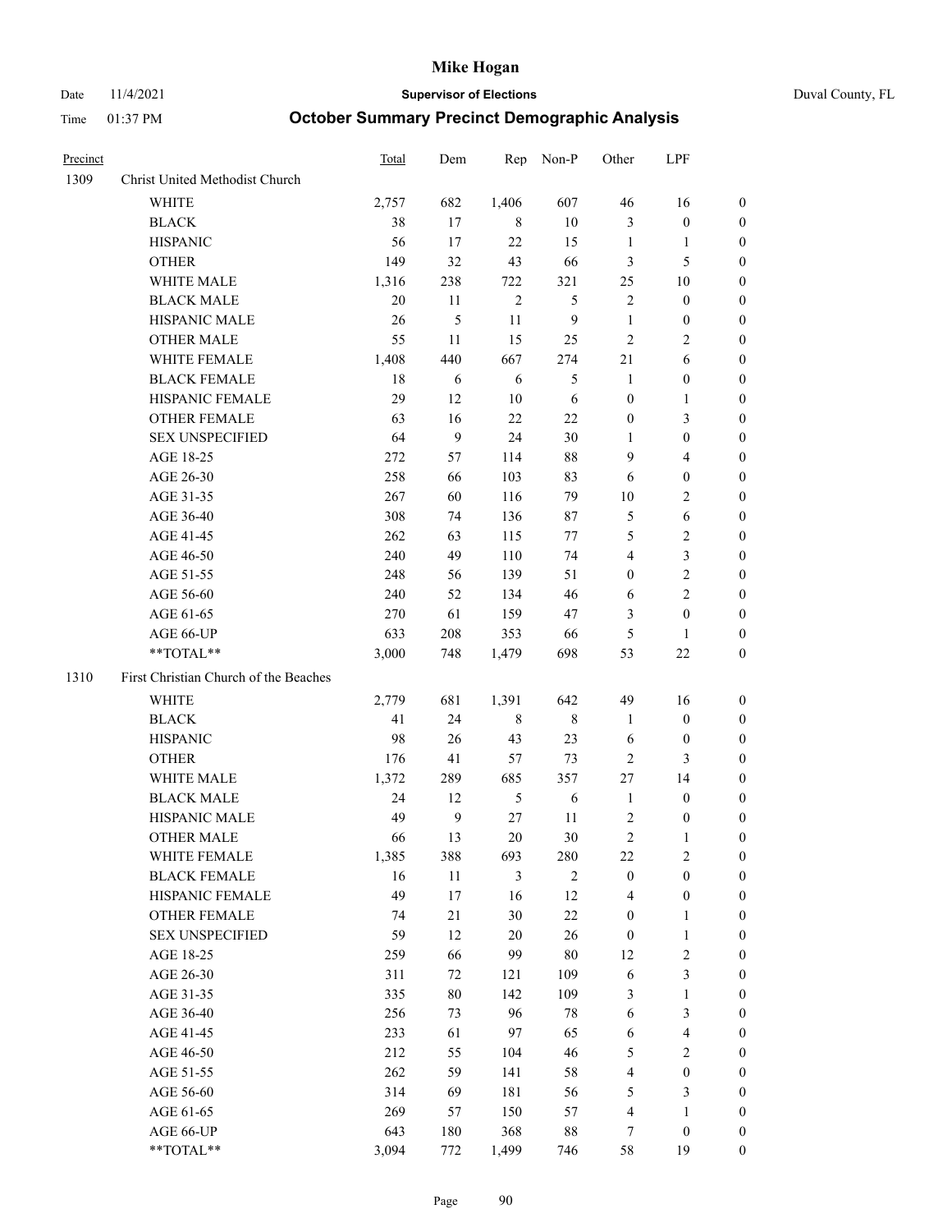# Mike Hogan

Date 11/4/2021 **Supervisor of Elections** Duval County, FL

Time 01:37 PM **October Summary Precinct Demographic Analysis**

| Precinct | | Total | Dem | Rep | Non-P | Other | LPF | |
|---|---|---|---|---|---|---|---|---|
| 1309 | Christ United Methodist Church | | | | | | | |
| | WHITE | 2,757 | 682 | 1,406 | 607 | 46 | 16 | 0 |
| | BLACK | 38 | 17 | 8 | 10 | 3 | 0 | 0 |
| | HISPANIC | 56 | 17 | 22 | 15 | 1 | 1 | 0 |
| | OTHER | 149 | 32 | 43 | 66 | 3 | 5 | 0 |
| | WHITE MALE | 1,316 | 238 | 722 | 321 | 25 | 10 | 0 |
| | BLACK MALE | 20 | 11 | 2 | 5 | 2 | 0 | 0 |
| | HISPANIC MALE | 26 | 5 | 11 | 9 | 1 | 0 | 0 |
| | OTHER MALE | 55 | 11 | 15 | 25 | 2 | 2 | 0 |
| | WHITE FEMALE | 1,408 | 440 | 667 | 274 | 21 | 6 | 0 |
| | BLACK FEMALE | 18 | 6 | 6 | 5 | 1 | 0 | 0 |
| | HISPANIC FEMALE | 29 | 12 | 10 | 6 | 0 | 1 | 0 |
| | OTHER FEMALE | 63 | 16 | 22 | 22 | 0 | 3 | 0 |
| | SEX UNSPECIFIED | 64 | 9 | 24 | 30 | 1 | 0 | 0 |
| | AGE 18-25 | 272 | 57 | 114 | 88 | 9 | 4 | 0 |
| | AGE 26-30 | 258 | 66 | 103 | 83 | 6 | 0 | 0 |
| | AGE 31-35 | 267 | 60 | 116 | 79 | 10 | 2 | 0 |
| | AGE 36-40 | 308 | 74 | 136 | 87 | 5 | 6 | 0 |
| | AGE 41-45 | 262 | 63 | 115 | 77 | 5 | 2 | 0 |
| | AGE 46-50 | 240 | 49 | 110 | 74 | 4 | 3 | 0 |
| | AGE 51-55 | 248 | 56 | 139 | 51 | 0 | 2 | 0 |
| | AGE 56-60 | 240 | 52 | 134 | 46 | 6 | 2 | 0 |
| | AGE 61-65 | 270 | 61 | 159 | 47 | 3 | 0 | 0 |
| | AGE 66-UP | 633 | 208 | 353 | 66 | 5 | 1 | 0 |
| | **TOTAL** | 3,000 | 748 | 1,479 | 698 | 53 | 22 | 0 |
| 1310 | First Christian Church of the Beaches | | | | | | | |
| | WHITE | 2,779 | 681 | 1,391 | 642 | 49 | 16 | 0 |
| | BLACK | 41 | 24 | 8 | 8 | 1 | 0 | 0 |
| | HISPANIC | 98 | 26 | 43 | 23 | 6 | 0 | 0 |
| | OTHER | 176 | 41 | 57 | 73 | 2 | 3 | 0 |
| | WHITE MALE | 1,372 | 289 | 685 | 357 | 27 | 14 | 0 |
| | BLACK MALE | 24 | 12 | 5 | 6 | 1 | 0 | 0 |
| | HISPANIC MALE | 49 | 9 | 27 | 11 | 2 | 0 | 0 |
| | OTHER MALE | 66 | 13 | 20 | 30 | 2 | 1 | 0 |
| | WHITE FEMALE | 1,385 | 388 | 693 | 280 | 22 | 2 | 0 |
| | BLACK FEMALE | 16 | 11 | 3 | 2 | 0 | 0 | 0 |
| | HISPANIC FEMALE | 49 | 17 | 16 | 12 | 4 | 0 | 0 |
| | OTHER FEMALE | 74 | 21 | 30 | 22 | 0 | 1 | 0 |
| | SEX UNSPECIFIED | 59 | 12 | 20 | 26 | 0 | 1 | 0 |
| | AGE 18-25 | 259 | 66 | 99 | 80 | 12 | 2 | 0 |
| | AGE 26-30 | 311 | 72 | 121 | 109 | 6 | 3 | 0 |
| | AGE 31-35 | 335 | 80 | 142 | 109 | 3 | 1 | 0 |
| | AGE 36-40 | 256 | 73 | 96 | 78 | 6 | 3 | 0 |
| | AGE 41-45 | 233 | 61 | 97 | 65 | 6 | 4 | 0 |
| | AGE 46-50 | 212 | 55 | 104 | 46 | 5 | 2 | 0 |
| | AGE 51-55 | 262 | 59 | 141 | 58 | 4 | 0 | 0 |
| | AGE 56-60 | 314 | 69 | 181 | 56 | 5 | 3 | 0 |
| | AGE 61-65 | 269 | 57 | 150 | 57 | 4 | 1 | 0 |
| | AGE 66-UP | 643 | 180 | 368 | 88 | 7 | 0 | 0 |
| | **TOTAL** | 3,094 | 772 | 1,499 | 746 | 58 | 19 | 0 |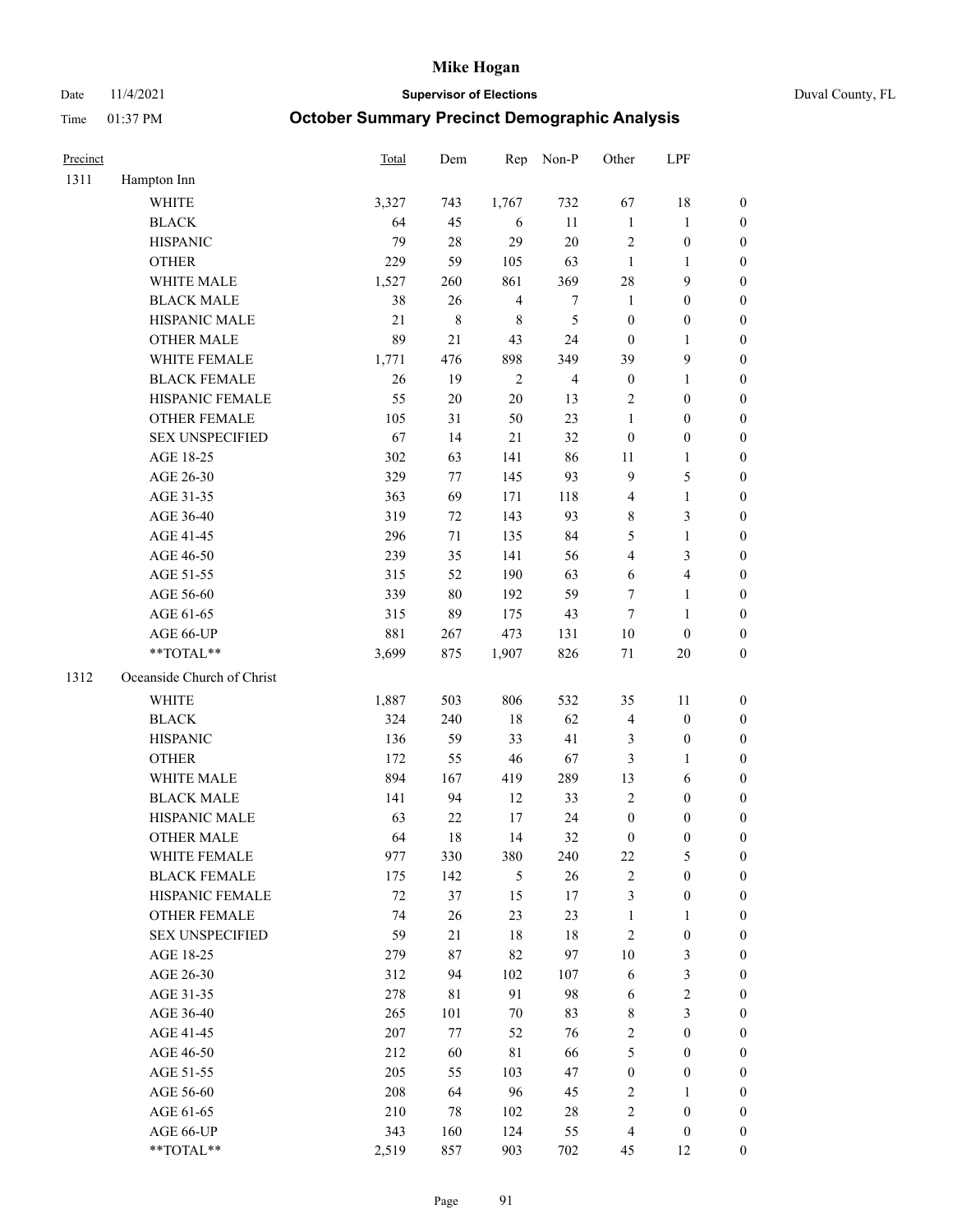# Mike Hogan

Date 11/4/2021 | **Supervisor of Elections** | Duval County, FL

Time 01:37 PM | **October Summary Precinct Demographic Analysis**

| Precinct | | Total | Dem | Rep | Non-P | Other | LPF | |
|---|---|---|---|---|---|---|---|---|
| 1311 | Hampton Inn | | | | | | | |
| | WHITE | 3,327 | 743 | 1,767 | 732 | 67 | 18 | 0 |
| | BLACK | 64 | 45 | 6 | 11 | 1 | 1 | 0 |
| | HISPANIC | 79 | 28 | 29 | 20 | 2 | 0 | 0 |
| | OTHER | 229 | 59 | 105 | 63 | 1 | 1 | 0 |
| | WHITE MALE | 1,527 | 260 | 861 | 369 | 28 | 9 | 0 |
| | BLACK MALE | 38 | 26 | 4 | 7 | 1 | 0 | 0 |
| | HISPANIC MALE | 21 | 8 | 8 | 5 | 0 | 0 | 0 |
| | OTHER MALE | 89 | 21 | 43 | 24 | 0 | 1 | 0 |
| | WHITE FEMALE | 1,771 | 476 | 898 | 349 | 39 | 9 | 0 |
| | BLACK FEMALE | 26 | 19 | 2 | 4 | 0 | 1 | 0 |
| | HISPANIC FEMALE | 55 | 20 | 20 | 13 | 2 | 0 | 0 |
| | OTHER FEMALE | 105 | 31 | 50 | 23 | 1 | 0 | 0 |
| | SEX UNSPECIFIED | 67 | 14 | 21 | 32 | 0 | 0 | 0 |
| | AGE 18-25 | 302 | 63 | 141 | 86 | 11 | 1 | 0 |
| | AGE 26-30 | 329 | 77 | 145 | 93 | 9 | 5 | 0 |
| | AGE 31-35 | 363 | 69 | 171 | 118 | 4 | 1 | 0 |
| | AGE 36-40 | 319 | 72 | 143 | 93 | 8 | 3 | 0 |
| | AGE 41-45 | 296 | 71 | 135 | 84 | 5 | 1 | 0 |
| | AGE 46-50 | 239 | 35 | 141 | 56 | 4 | 3 | 0 |
| | AGE 51-55 | 315 | 52 | 190 | 63 | 6 | 4 | 0 |
| | AGE 56-60 | 339 | 80 | 192 | 59 | 7 | 1 | 0 |
| | AGE 61-65 | 315 | 89 | 175 | 43 | 7 | 1 | 0 |
| | AGE 66-UP | 881 | 267 | 473 | 131 | 10 | 0 | 0 |
| | **TOTAL** | 3,699 | 875 | 1,907 | 826 | 71 | 20 | 0 |
| 1312 | Oceanside Church of Christ | | | | | | | |
| | WHITE | 1,887 | 503 | 806 | 532 | 35 | 11 | 0 |
| | BLACK | 324 | 240 | 18 | 62 | 4 | 0 | 0 |
| | HISPANIC | 136 | 59 | 33 | 41 | 3 | 0 | 0 |
| | OTHER | 172 | 55 | 46 | 67 | 3 | 1 | 0 |
| | WHITE MALE | 894 | 167 | 419 | 289 | 13 | 6 | 0 |
| | BLACK MALE | 141 | 94 | 12 | 33 | 2 | 0 | 0 |
| | HISPANIC MALE | 63 | 22 | 17 | 24 | 0 | 0 | 0 |
| | OTHER MALE | 64 | 18 | 14 | 32 | 0 | 0 | 0 |
| | WHITE FEMALE | 977 | 330 | 380 | 240 | 22 | 5 | 0 |
| | BLACK FEMALE | 175 | 142 | 5 | 26 | 2 | 0 | 0 |
| | HISPANIC FEMALE | 72 | 37 | 15 | 17 | 3 | 0 | 0 |
| | OTHER FEMALE | 74 | 26 | 23 | 23 | 1 | 1 | 0 |
| | SEX UNSPECIFIED | 59 | 21 | 18 | 18 | 2 | 0 | 0 |
| | AGE 18-25 | 279 | 87 | 82 | 97 | 10 | 3 | 0 |
| | AGE 26-30 | 312 | 94 | 102 | 107 | 6 | 3 | 0 |
| | AGE 31-35 | 278 | 81 | 91 | 98 | 6 | 2 | 0 |
| | AGE 36-40 | 265 | 101 | 70 | 83 | 8 | 3 | 0 |
| | AGE 41-45 | 207 | 77 | 52 | 76 | 2 | 0 | 0 |
| | AGE 46-50 | 212 | 60 | 81 | 66 | 5 | 0 | 0 |
| | AGE 51-55 | 205 | 55 | 103 | 47 | 0 | 0 | 0 |
| | AGE 56-60 | 208 | 64 | 96 | 45 | 2 | 1 | 0 |
| | AGE 61-65 | 210 | 78 | 102 | 28 | 2 | 0 | 0 |
| | AGE 66-UP | 343 | 160 | 124 | 55 | 4 | 0 | 0 |
| | **TOTAL** | 2,519 | 857 | 903 | 702 | 45 | 12 | 0 |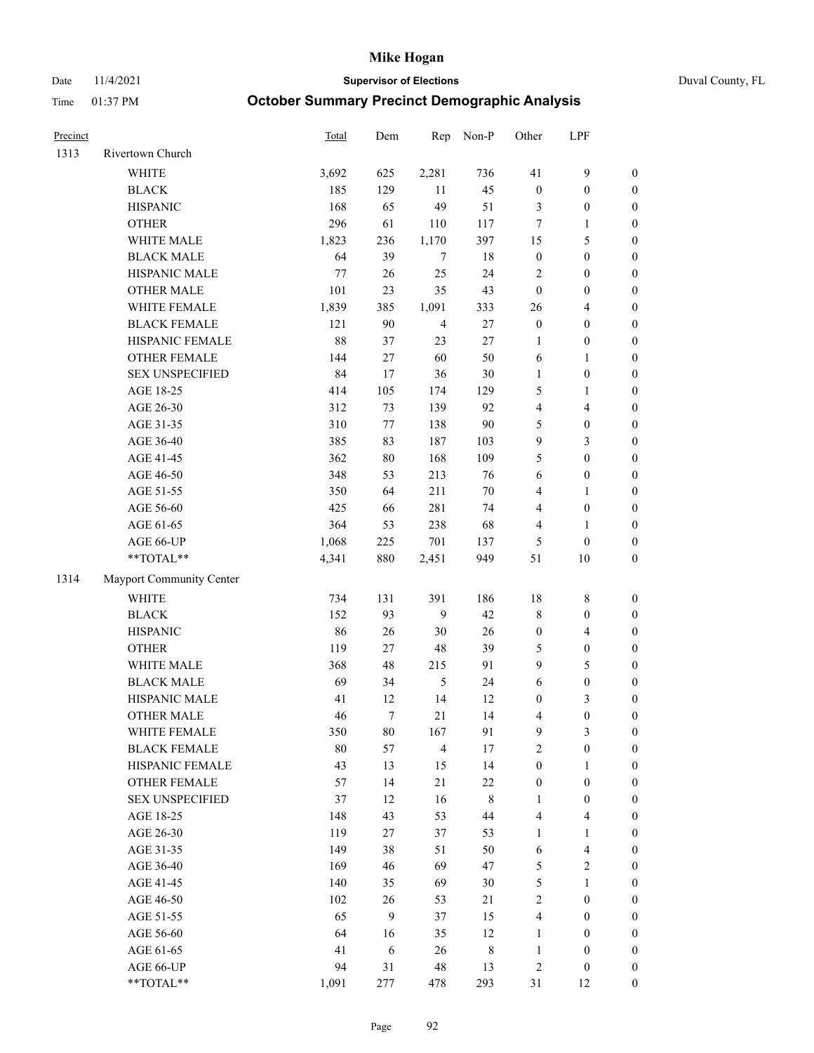# Mike Hogan

Date 11/4/2021 — **Supervisor of Elections** — Duval County, FL

Time 01:37 PM — **October Summary Precinct Demographic Analysis**

| Precinct | | Total | Dem | Rep | Non-P | Other | LPF | |
|---|---|---|---|---|---|---|---|---|
| 1313 | Rivertown Church | | | | | | | |
| | WHITE | 3,692 | 625 | 2,281 | 736 | 41 | 9 | 0 |
| | BLACK | 185 | 129 | 11 | 45 | 0 | 0 | 0 |
| | HISPANIC | 168 | 65 | 49 | 51 | 3 | 0 | 0 |
| | OTHER | 296 | 61 | 110 | 117 | 7 | 1 | 0 |
| | WHITE MALE | 1,823 | 236 | 1,170 | 397 | 15 | 5 | 0 |
| | BLACK MALE | 64 | 39 | 7 | 18 | 0 | 0 | 0 |
| | HISPANIC MALE | 77 | 26 | 25 | 24 | 2 | 0 | 0 |
| | OTHER MALE | 101 | 23 | 35 | 43 | 0 | 0 | 0 |
| | WHITE FEMALE | 1,839 | 385 | 1,091 | 333 | 26 | 4 | 0 |
| | BLACK FEMALE | 121 | 90 | 4 | 27 | 0 | 0 | 0 |
| | HISPANIC FEMALE | 88 | 37 | 23 | 27 | 1 | 0 | 0 |
| | OTHER FEMALE | 144 | 27 | 60 | 50 | 6 | 1 | 0 |
| | SEX UNSPECIFIED | 84 | 17 | 36 | 30 | 1 | 0 | 0 |
| | AGE 18-25 | 414 | 105 | 174 | 129 | 5 | 1 | 0 |
| | AGE 26-30 | 312 | 73 | 139 | 92 | 4 | 4 | 0 |
| | AGE 31-35 | 310 | 77 | 138 | 90 | 5 | 0 | 0 |
| | AGE 36-40 | 385 | 83 | 187 | 103 | 9 | 3 | 0 |
| | AGE 41-45 | 362 | 80 | 168 | 109 | 5 | 0 | 0 |
| | AGE 46-50 | 348 | 53 | 213 | 76 | 6 | 0 | 0 |
| | AGE 51-55 | 350 | 64 | 211 | 70 | 4 | 1 | 0 |
| | AGE 56-60 | 425 | 66 | 281 | 74 | 4 | 0 | 0 |
| | AGE 61-65 | 364 | 53 | 238 | 68 | 4 | 1 | 0 |
| | AGE 66-UP | 1,068 | 225 | 701 | 137 | 5 | 0 | 0 |
| | **TOTAL** | 4,341 | 880 | 2,451 | 949 | 51 | 10 | 0 |
| 1314 | Mayport Community Center | | | | | | | |
| | WHITE | 734 | 131 | 391 | 186 | 18 | 8 | 0 |
| | BLACK | 152 | 93 | 9 | 42 | 8 | 0 | 0 |
| | HISPANIC | 86 | 26 | 30 | 26 | 0 | 4 | 0 |
| | OTHER | 119 | 27 | 48 | 39 | 5 | 0 | 0 |
| | WHITE MALE | 368 | 48 | 215 | 91 | 9 | 5 | 0 |
| | BLACK MALE | 69 | 34 | 5 | 24 | 6 | 0 | 0 |
| | HISPANIC MALE | 41 | 12 | 14 | 12 | 0 | 3 | 0 |
| | OTHER MALE | 46 | 7 | 21 | 14 | 4 | 0 | 0 |
| | WHITE FEMALE | 350 | 80 | 167 | 91 | 9 | 3 | 0 |
| | BLACK FEMALE | 80 | 57 | 4 | 17 | 2 | 0 | 0 |
| | HISPANIC FEMALE | 43 | 13 | 15 | 14 | 0 | 1 | 0 |
| | OTHER FEMALE | 57 | 14 | 21 | 22 | 0 | 0 | 0 |
| | SEX UNSPECIFIED | 37 | 12 | 16 | 8 | 1 | 0 | 0 |
| | AGE 18-25 | 148 | 43 | 53 | 44 | 4 | 4 | 0 |
| | AGE 26-30 | 119 | 27 | 37 | 53 | 1 | 1 | 0 |
| | AGE 31-35 | 149 | 38 | 51 | 50 | 6 | 4 | 0 |
| | AGE 36-40 | 169 | 46 | 69 | 47 | 5 | 2 | 0 |
| | AGE 41-45 | 140 | 35 | 69 | 30 | 5 | 1 | 0 |
| | AGE 46-50 | 102 | 26 | 53 | 21 | 2 | 0 | 0 |
| | AGE 51-55 | 65 | 9 | 37 | 15 | 4 | 0 | 0 |
| | AGE 56-60 | 64 | 16 | 35 | 12 | 1 | 0 | 0 |
| | AGE 61-65 | 41 | 6 | 26 | 8 | 1 | 0 | 0 |
| | AGE 66-UP | 94 | 31 | 48 | 13 | 2 | 0 | 0 |
| | **TOTAL** | 1,091 | 277 | 478 | 293 | 31 | 12 | 0 |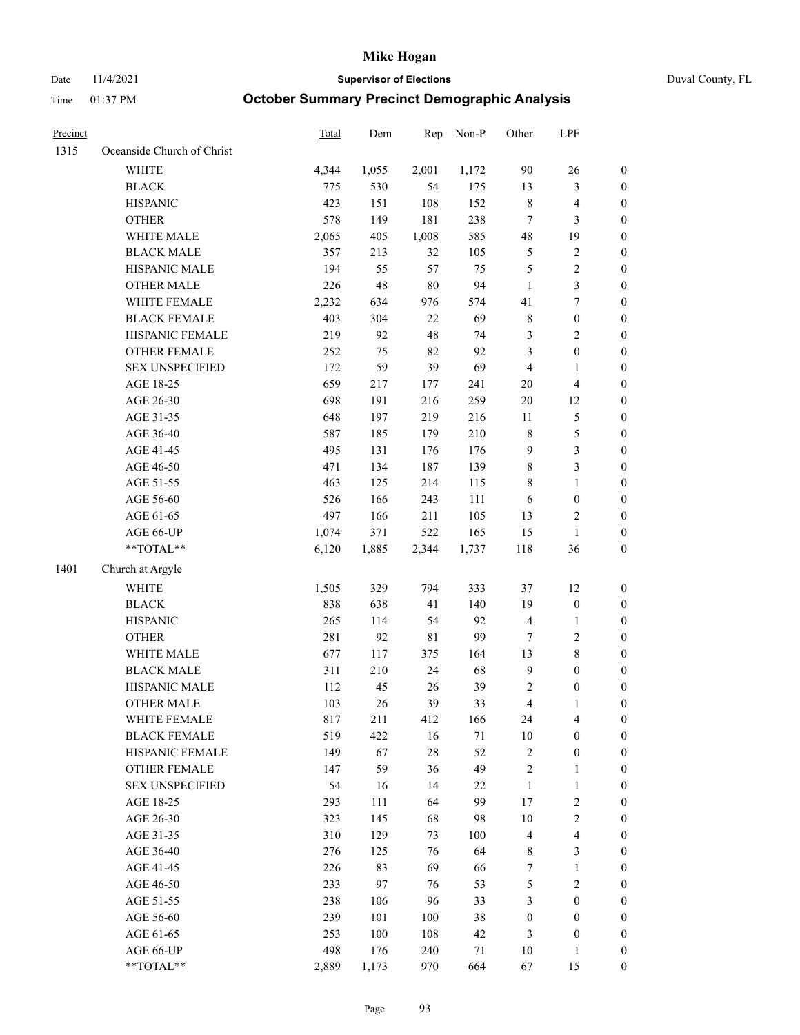# Mike Hogan

Date 11/4/2021 **Supervisor of Elections** Duval County, FL

Time 01:37 PM **October Summary Precinct Demographic Analysis**

| Precinct | | Total | Dem | Rep | Non-P | Other | LPF | |
|---|---|---|---|---|---|---|---|---|
| 1315 | Oceanside Church of Christ | | | | | | | |
| | WHITE | 4,344 | 1,055 | 2,001 | 1,172 | 90 | 26 | 0 |
| | BLACK | 775 | 530 | 54 | 175 | 13 | 3 | 0 |
| | HISPANIC | 423 | 151 | 108 | 152 | 8 | 4 | 0 |
| | OTHER | 578 | 149 | 181 | 238 | 7 | 3 | 0 |
| | WHITE MALE | 2,065 | 405 | 1,008 | 585 | 48 | 19 | 0 |
| | BLACK MALE | 357 | 213 | 32 | 105 | 5 | 2 | 0 |
| | HISPANIC MALE | 194 | 55 | 57 | 75 | 5 | 2 | 0 |
| | OTHER MALE | 226 | 48 | 80 | 94 | 1 | 3 | 0 |
| | WHITE FEMALE | 2,232 | 634 | 976 | 574 | 41 | 7 | 0 |
| | BLACK FEMALE | 403 | 304 | 22 | 69 | 8 | 0 | 0 |
| | HISPANIC FEMALE | 219 | 92 | 48 | 74 | 3 | 2 | 0 |
| | OTHER FEMALE | 252 | 75 | 82 | 92 | 3 | 0 | 0 |
| | SEX UNSPECIFIED | 172 | 59 | 39 | 69 | 4 | 1 | 0 |
| | AGE 18-25 | 659 | 217 | 177 | 241 | 20 | 4 | 0 |
| | AGE 26-30 | 698 | 191 | 216 | 259 | 20 | 12 | 0 |
| | AGE 31-35 | 648 | 197 | 219 | 216 | 11 | 5 | 0 |
| | AGE 36-40 | 587 | 185 | 179 | 210 | 8 | 5 | 0 |
| | AGE 41-45 | 495 | 131 | 176 | 176 | 9 | 3 | 0 |
| | AGE 46-50 | 471 | 134 | 187 | 139 | 8 | 3 | 0 |
| | AGE 51-55 | 463 | 125 | 214 | 115 | 8 | 1 | 0 |
| | AGE 56-60 | 526 | 166 | 243 | 111 | 6 | 0 | 0 |
| | AGE 61-65 | 497 | 166 | 211 | 105 | 13 | 2 | 0 |
| | AGE 66-UP | 1,074 | 371 | 522 | 165 | 15 | 1 | 0 |
| | **TOTAL** | 6,120 | 1,885 | 2,344 | 1,737 | 118 | 36 | 0 |
| 1401 | Church at Argyle | | | | | | | |
| | WHITE | 1,505 | 329 | 794 | 333 | 37 | 12 | 0 |
| | BLACK | 838 | 638 | 41 | 140 | 19 | 0 | 0 |
| | HISPANIC | 265 | 114 | 54 | 92 | 4 | 1 | 0 |
| | OTHER | 281 | 92 | 81 | 99 | 7 | 2 | 0 |
| | WHITE MALE | 677 | 117 | 375 | 164 | 13 | 8 | 0 |
| | BLACK MALE | 311 | 210 | 24 | 68 | 9 | 0 | 0 |
| | HISPANIC MALE | 112 | 45 | 26 | 39 | 2 | 0 | 0 |
| | OTHER MALE | 103 | 26 | 39 | 33 | 4 | 1 | 0 |
| | WHITE FEMALE | 817 | 211 | 412 | 166 | 24 | 4 | 0 |
| | BLACK FEMALE | 519 | 422 | 16 | 71 | 10 | 0 | 0 |
| | HISPANIC FEMALE | 149 | 67 | 28 | 52 | 2 | 0 | 0 |
| | OTHER FEMALE | 147 | 59 | 36 | 49 | 2 | 1 | 0 |
| | SEX UNSPECIFIED | 54 | 16 | 14 | 22 | 1 | 1 | 0 |
| | AGE 18-25 | 293 | 111 | 64 | 99 | 17 | 2 | 0 |
| | AGE 26-30 | 323 | 145 | 68 | 98 | 10 | 2 | 0 |
| | AGE 31-35 | 310 | 129 | 73 | 100 | 4 | 4 | 0 |
| | AGE 36-40 | 276 | 125 | 76 | 64 | 8 | 3 | 0 |
| | AGE 41-45 | 226 | 83 | 69 | 66 | 7 | 1 | 0 |
| | AGE 46-50 | 233 | 97 | 76 | 53 | 5 | 2 | 0 |
| | AGE 51-55 | 238 | 106 | 96 | 33 | 3 | 0 | 0 |
| | AGE 56-60 | 239 | 101 | 100 | 38 | 0 | 0 | 0 |
| | AGE 61-65 | 253 | 100 | 108 | 42 | 3 | 0 | 0 |
| | AGE 66-UP | 498 | 176 | 240 | 71 | 10 | 1 | 0 |
| | **TOTAL** | 2,889 | 1,173 | 970 | 664 | 67 | 15 | 0 |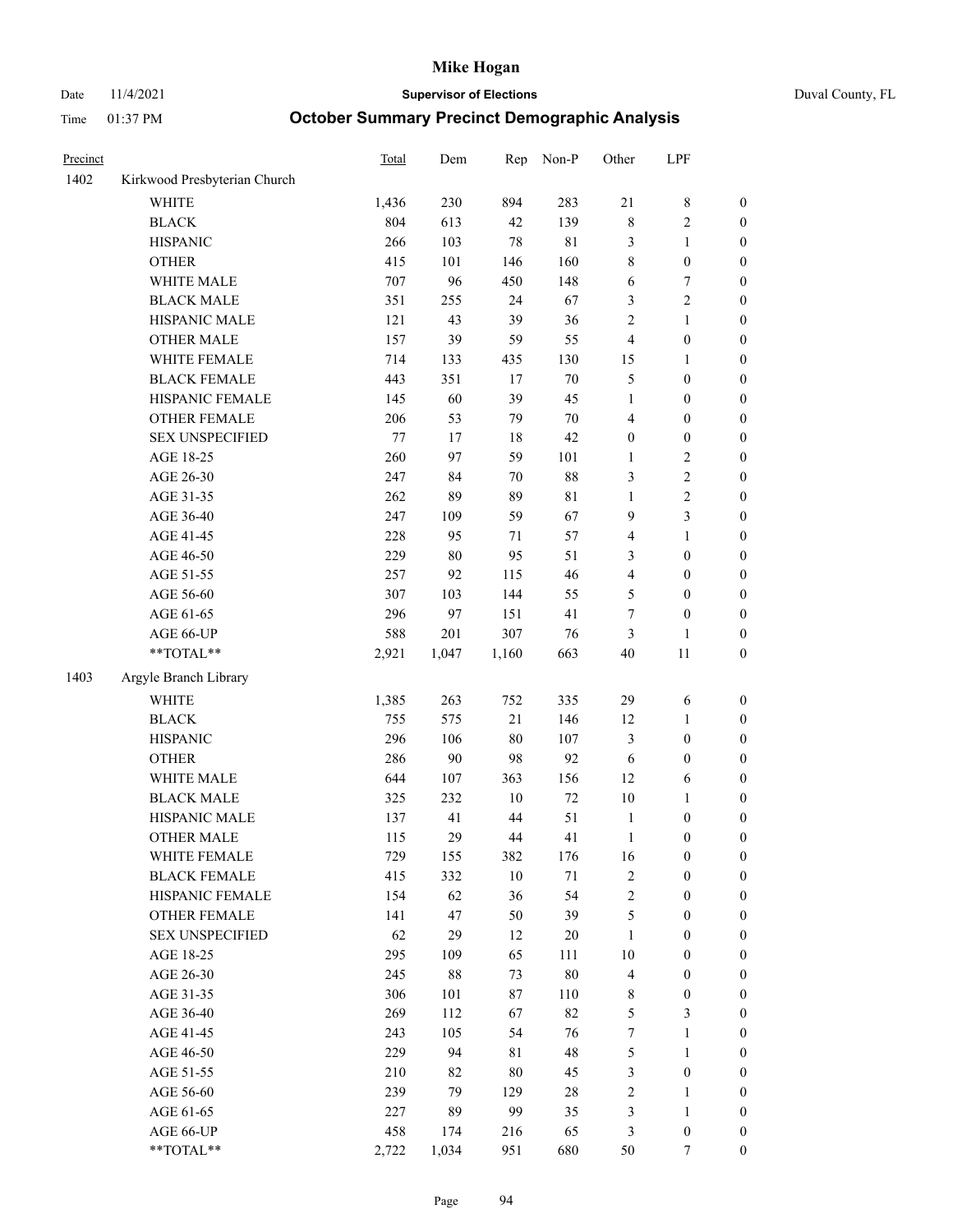# Mike Hogan

Date 11/4/2021 **Supervisor of Elections** Duval County, FL

Time 01:37 PM **October Summary Precinct Demographic Analysis**

| Precinct | | Total | Dem | Rep | Non-P | Other | LPF | |
|---|---|---|---|---|---|---|---|---|
| 1402 | Kirkwood Presbyterian Church | | | | | | | |
| | WHITE | 1,436 | 230 | 894 | 283 | 21 | 8 | 0 |
| | BLACK | 804 | 613 | 42 | 139 | 8 | 2 | 0 |
| | HISPANIC | 266 | 103 | 78 | 81 | 3 | 1 | 0 |
| | OTHER | 415 | 101 | 146 | 160 | 8 | 0 | 0 |
| | WHITE MALE | 707 | 96 | 450 | 148 | 6 | 7 | 0 |
| | BLACK MALE | 351 | 255 | 24 | 67 | 3 | 2 | 0 |
| | HISPANIC MALE | 121 | 43 | 39 | 36 | 2 | 1 | 0 |
| | OTHER MALE | 157 | 39 | 59 | 55 | 4 | 0 | 0 |
| | WHITE FEMALE | 714 | 133 | 435 | 130 | 15 | 1 | 0 |
| | BLACK FEMALE | 443 | 351 | 17 | 70 | 5 | 0 | 0 |
| | HISPANIC FEMALE | 145 | 60 | 39 | 45 | 1 | 0 | 0 |
| | OTHER FEMALE | 206 | 53 | 79 | 70 | 4 | 0 | 0 |
| | SEX UNSPECIFIED | 77 | 17 | 18 | 42 | 0 | 0 | 0 |
| | AGE 18-25 | 260 | 97 | 59 | 101 | 1 | 2 | 0 |
| | AGE 26-30 | 247 | 84 | 70 | 88 | 3 | 2 | 0 |
| | AGE 31-35 | 262 | 89 | 89 | 81 | 1 | 2 | 0 |
| | AGE 36-40 | 247 | 109 | 59 | 67 | 9 | 3 | 0 |
| | AGE 41-45 | 228 | 95 | 71 | 57 | 4 | 1 | 0 |
| | AGE 46-50 | 229 | 80 | 95 | 51 | 3 | 0 | 0 |
| | AGE 51-55 | 257 | 92 | 115 | 46 | 4 | 0 | 0 |
| | AGE 56-60 | 307 | 103 | 144 | 55 | 5 | 0 | 0 |
| | AGE 61-65 | 296 | 97 | 151 | 41 | 7 | 0 | 0 |
| | AGE 66-UP | 588 | 201 | 307 | 76 | 3 | 1 | 0 |
| | **TOTAL** | 2,921 | 1,047 | 1,160 | 663 | 40 | 11 | 0 |
| 1403 | Argyle Branch Library | | | | | | | |
| | WHITE | 1,385 | 263 | 752 | 335 | 29 | 6 | 0 |
| | BLACK | 755 | 575 | 21 | 146 | 12 | 1 | 0 |
| | HISPANIC | 296 | 106 | 80 | 107 | 3 | 0 | 0 |
| | OTHER | 286 | 90 | 98 | 92 | 6 | 0 | 0 |
| | WHITE MALE | 644 | 107 | 363 | 156 | 12 | 6 | 0 |
| | BLACK MALE | 325 | 232 | 10 | 72 | 10 | 1 | 0 |
| | HISPANIC MALE | 137 | 41 | 44 | 51 | 1 | 0 | 0 |
| | OTHER MALE | 115 | 29 | 44 | 41 | 1 | 0 | 0 |
| | WHITE FEMALE | 729 | 155 | 382 | 176 | 16 | 0 | 0 |
| | BLACK FEMALE | 415 | 332 | 10 | 71 | 2 | 0 | 0 |
| | HISPANIC FEMALE | 154 | 62 | 36 | 54 | 2 | 0 | 0 |
| | OTHER FEMALE | 141 | 47 | 50 | 39 | 5 | 0 | 0 |
| | SEX UNSPECIFIED | 62 | 29 | 12 | 20 | 1 | 0 | 0 |
| | AGE 18-25 | 295 | 109 | 65 | 111 | 10 | 0 | 0 |
| | AGE 26-30 | 245 | 88 | 73 | 80 | 4 | 0 | 0 |
| | AGE 31-35 | 306 | 101 | 87 | 110 | 8 | 0 | 0 |
| | AGE 36-40 | 269 | 112 | 67 | 82 | 5 | 3 | 0 |
| | AGE 41-45 | 243 | 105 | 54 | 76 | 7 | 1 | 0 |
| | AGE 46-50 | 229 | 94 | 81 | 48 | 5 | 1 | 0 |
| | AGE 51-55 | 210 | 82 | 80 | 45 | 3 | 0 | 0 |
| | AGE 56-60 | 239 | 79 | 129 | 28 | 2 | 1 | 0 |
| | AGE 61-65 | 227 | 89 | 99 | 35 | 3 | 1 | 0 |
| | AGE 66-UP | 458 | 174 | 216 | 65 | 3 | 0 | 0 |
| | **TOTAL** | 2,722 | 1,034 | 951 | 680 | 50 | 7 | 0 |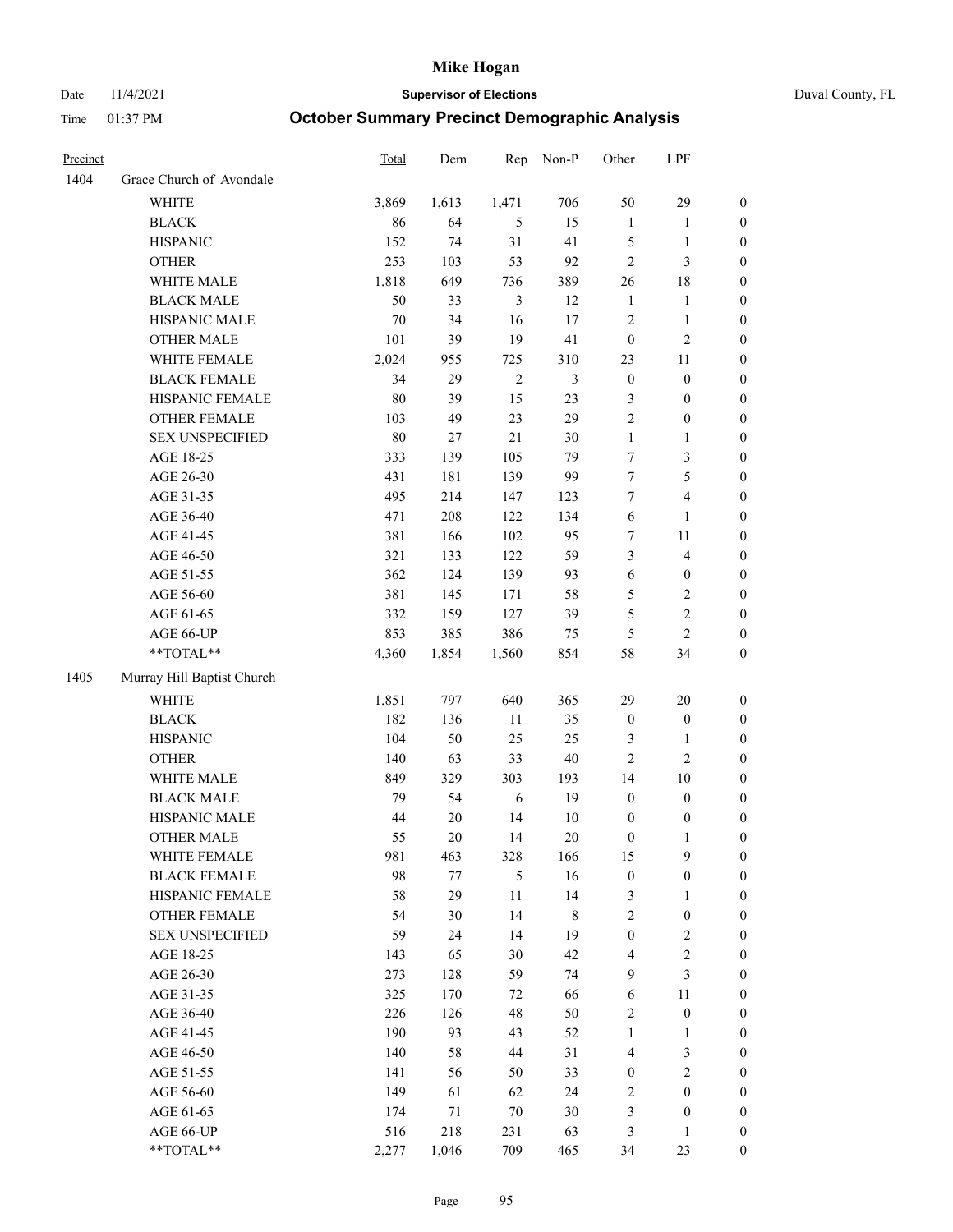# Mike Hogan

Date 11/4/2021 **Supervisor of Elections** Duval County, FL

Time 01:37 PM **October Summary Precinct Demographic Analysis**

| Precinct | | Total | Dem | Rep | Non-P | Other | LPF | |
|---|---|---|---|---|---|---|---|---|
| 1404 | Grace Church of Avondale | | | | | | | |
| | WHITE | 3,869 | 1,613 | 1,471 | 706 | 50 | 29 | 0 |
| | BLACK | 86 | 64 | 5 | 15 | 1 | 1 | 0 |
| | HISPANIC | 152 | 74 | 31 | 41 | 5 | 1 | 0 |
| | OTHER | 253 | 103 | 53 | 92 | 2 | 3 | 0 |
| | WHITE MALE | 1,818 | 649 | 736 | 389 | 26 | 18 | 0 |
| | BLACK MALE | 50 | 33 | 3 | 12 | 1 | 1 | 0 |
| | HISPANIC MALE | 70 | 34 | 16 | 17 | 2 | 1 | 0 |
| | OTHER MALE | 101 | 39 | 19 | 41 | 0 | 2 | 0 |
| | WHITE FEMALE | 2,024 | 955 | 725 | 310 | 23 | 11 | 0 |
| | BLACK FEMALE | 34 | 29 | 2 | 3 | 0 | 0 | 0 |
| | HISPANIC FEMALE | 80 | 39 | 15 | 23 | 3 | 0 | 0 |
| | OTHER FEMALE | 103 | 49 | 23 | 29 | 2 | 0 | 0 |
| | SEX UNSPECIFIED | 80 | 27 | 21 | 30 | 1 | 1 | 0 |
| | AGE 18-25 | 333 | 139 | 105 | 79 | 7 | 3 | 0 |
| | AGE 26-30 | 431 | 181 | 139 | 99 | 7 | 5 | 0 |
| | AGE 31-35 | 495 | 214 | 147 | 123 | 7 | 4 | 0 |
| | AGE 36-40 | 471 | 208 | 122 | 134 | 6 | 1 | 0 |
| | AGE 41-45 | 381 | 166 | 102 | 95 | 7 | 11 | 0 |
| | AGE 46-50 | 321 | 133 | 122 | 59 | 3 | 4 | 0 |
| | AGE 51-55 | 362 | 124 | 139 | 93 | 6 | 0 | 0 |
| | AGE 56-60 | 381 | 145 | 171 | 58 | 5 | 2 | 0 |
| | AGE 61-65 | 332 | 159 | 127 | 39 | 5 | 2 | 0 |
| | AGE 66-UP | 853 | 385 | 386 | 75 | 5 | 2 | 0 |
| | **TOTAL** | 4,360 | 1,854 | 1,560 | 854 | 58 | 34 | 0 |
| 1405 | Murray Hill Baptist Church | | | | | | | |
| | WHITE | 1,851 | 797 | 640 | 365 | 29 | 20 | 0 |
| | BLACK | 182 | 136 | 11 | 35 | 0 | 0 | 0 |
| | HISPANIC | 104 | 50 | 25 | 25 | 3 | 1 | 0 |
| | OTHER | 140 | 63 | 33 | 40 | 2 | 2 | 0 |
| | WHITE MALE | 849 | 329 | 303 | 193 | 14 | 10 | 0 |
| | BLACK MALE | 79 | 54 | 6 | 19 | 0 | 0 | 0 |
| | HISPANIC MALE | 44 | 20 | 14 | 10 | 0 | 0 | 0 |
| | OTHER MALE | 55 | 20 | 14 | 20 | 0 | 1 | 0 |
| | WHITE FEMALE | 981 | 463 | 328 | 166 | 15 | 9 | 0 |
| | BLACK FEMALE | 98 | 77 | 5 | 16 | 0 | 0 | 0 |
| | HISPANIC FEMALE | 58 | 29 | 11 | 14 | 3 | 1 | 0 |
| | OTHER FEMALE | 54 | 30 | 14 | 8 | 2 | 0 | 0 |
| | SEX UNSPECIFIED | 59 | 24 | 14 | 19 | 0 | 2 | 0 |
| | AGE 18-25 | 143 | 65 | 30 | 42 | 4 | 2 | 0 |
| | AGE 26-30 | 273 | 128 | 59 | 74 | 9 | 3 | 0 |
| | AGE 31-35 | 325 | 170 | 72 | 66 | 6 | 11 | 0 |
| | AGE 36-40 | 226 | 126 | 48 | 50 | 2 | 0 | 0 |
| | AGE 41-45 | 190 | 93 | 43 | 52 | 1 | 1 | 0 |
| | AGE 46-50 | 140 | 58 | 44 | 31 | 4 | 3 | 0 |
| | AGE 51-55 | 141 | 56 | 50 | 33 | 0 | 2 | 0 |
| | AGE 56-60 | 149 | 61 | 62 | 24 | 2 | 0 | 0 |
| | AGE 61-65 | 174 | 71 | 70 | 30 | 3 | 0 | 0 |
| | AGE 66-UP | 516 | 218 | 231 | 63 | 3 | 1 | 0 |
| | **TOTAL** | 2,277 | 1,046 | 709 | 465 | 34 | 23 | 0 |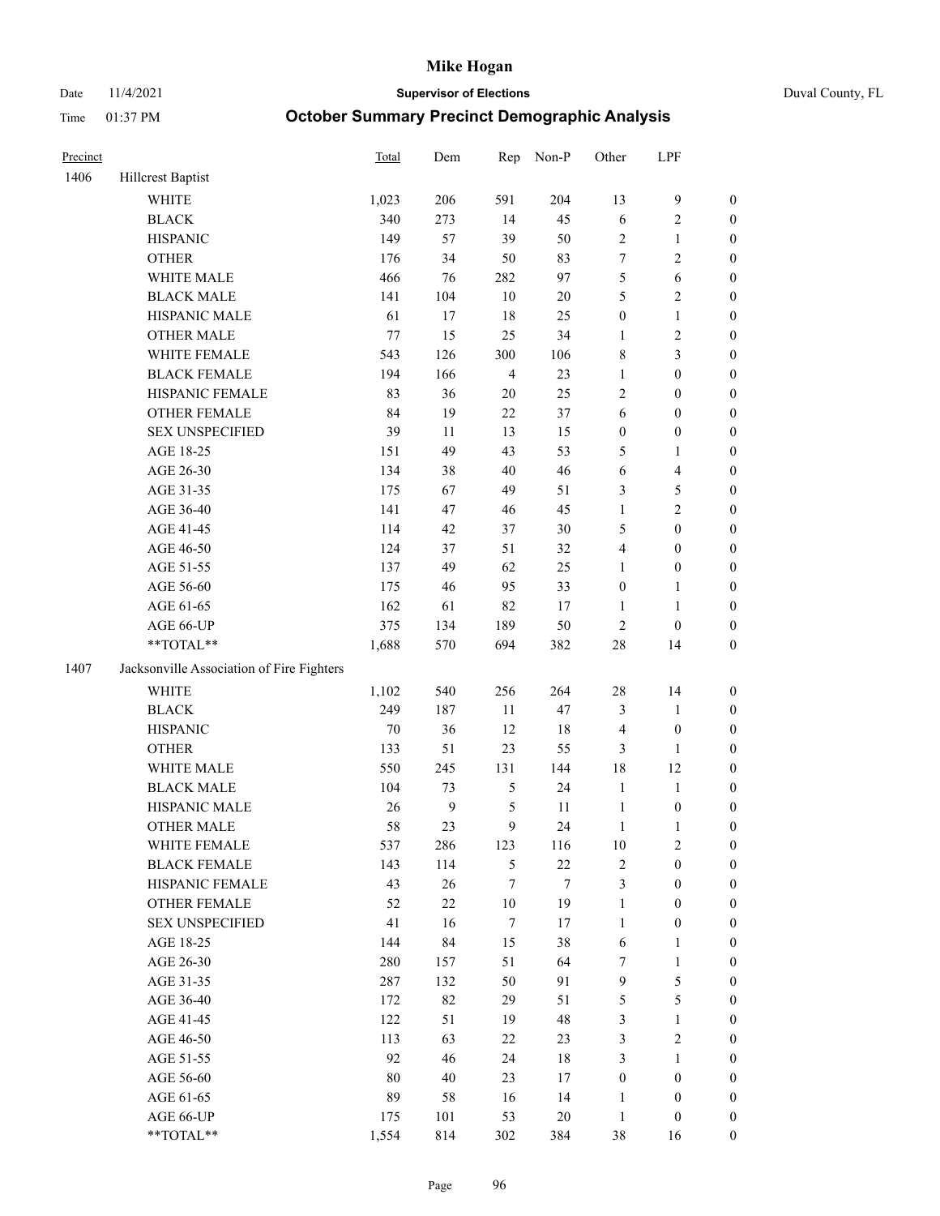# Mike Hogan

Date 11/4/2021 **Supervisor of Elections** Duval County, FL

Time 01:37 PM **October Summary Precinct Demographic Analysis**

| Precinct | | Total | Dem | Rep | Non-P | Other | LPF | |
|---|---|---|---|---|---|---|---|---|
| 1406 | Hillcrest Baptist | | | | | | | |
| | WHITE | 1,023 | 206 | 591 | 204 | 13 | 9 | 0 |
| | BLACK | 340 | 273 | 14 | 45 | 6 | 2 | 0 |
| | HISPANIC | 149 | 57 | 39 | 50 | 2 | 1 | 0 |
| | OTHER | 176 | 34 | 50 | 83 | 7 | 2 | 0 |
| | WHITE MALE | 466 | 76 | 282 | 97 | 5 | 6 | 0 |
| | BLACK MALE | 141 | 104 | 10 | 20 | 5 | 2 | 0 |
| | HISPANIC MALE | 61 | 17 | 18 | 25 | 0 | 1 | 0 |
| | OTHER MALE | 77 | 15 | 25 | 34 | 1 | 2 | 0 |
| | WHITE FEMALE | 543 | 126 | 300 | 106 | 8 | 3 | 0 |
| | BLACK FEMALE | 194 | 166 | 4 | 23 | 1 | 0 | 0 |
| | HISPANIC FEMALE | 83 | 36 | 20 | 25 | 2 | 0 | 0 |
| | OTHER FEMALE | 84 | 19 | 22 | 37 | 6 | 0 | 0 |
| | SEX UNSPECIFIED | 39 | 11 | 13 | 15 | 0 | 0 | 0 |
| | AGE 18-25 | 151 | 49 | 43 | 53 | 5 | 1 | 0 |
| | AGE 26-30 | 134 | 38 | 40 | 46 | 6 | 4 | 0 |
| | AGE 31-35 | 175 | 67 | 49 | 51 | 3 | 5 | 0 |
| | AGE 36-40 | 141 | 47 | 46 | 45 | 1 | 2 | 0 |
| | AGE 41-45 | 114 | 42 | 37 | 30 | 5 | 0 | 0 |
| | AGE 46-50 | 124 | 37 | 51 | 32 | 4 | 0 | 0 |
| | AGE 51-55 | 137 | 49 | 62 | 25 | 1 | 0 | 0 |
| | AGE 56-60 | 175 | 46 | 95 | 33 | 0 | 1 | 0 |
| | AGE 61-65 | 162 | 61 | 82 | 17 | 1 | 1 | 0 |
| | AGE 66-UP | 375 | 134 | 189 | 50 | 2 | 0 | 0 |
| | **TOTAL** | 1,688 | 570 | 694 | 382 | 28 | 14 | 0 |
| 1407 | Jacksonville Association of Fire Fighters | | | | | | | |
| | WHITE | 1,102 | 540 | 256 | 264 | 28 | 14 | 0 |
| | BLACK | 249 | 187 | 11 | 47 | 3 | 1 | 0 |
| | HISPANIC | 70 | 36 | 12 | 18 | 4 | 0 | 0 |
| | OTHER | 133 | 51 | 23 | 55 | 3 | 1 | 0 |
| | WHITE MALE | 550 | 245 | 131 | 144 | 18 | 12 | 0 |
| | BLACK MALE | 104 | 73 | 5 | 24 | 1 | 1 | 0 |
| | HISPANIC MALE | 26 | 9 | 5 | 11 | 1 | 0 | 0 |
| | OTHER MALE | 58 | 23 | 9 | 24 | 1 | 1 | 0 |
| | WHITE FEMALE | 537 | 286 | 123 | 116 | 10 | 2 | 0 |
| | BLACK FEMALE | 143 | 114 | 5 | 22 | 2 | 0 | 0 |
| | HISPANIC FEMALE | 43 | 26 | 7 | 7 | 3 | 0 | 0 |
| | OTHER FEMALE | 52 | 22 | 10 | 19 | 1 | 0 | 0 |
| | SEX UNSPECIFIED | 41 | 16 | 7 | 17 | 1 | 0 | 0 |
| | AGE 18-25 | 144 | 84 | 15 | 38 | 6 | 1 | 0 |
| | AGE 26-30 | 280 | 157 | 51 | 64 | 7 | 1 | 0 |
| | AGE 31-35 | 287 | 132 | 50 | 91 | 9 | 5 | 0 |
| | AGE 36-40 | 172 | 82 | 29 | 51 | 5 | 5 | 0 |
| | AGE 41-45 | 122 | 51 | 19 | 48 | 3 | 1 | 0 |
| | AGE 46-50 | 113 | 63 | 22 | 23 | 3 | 2 | 0 |
| | AGE 51-55 | 92 | 46 | 24 | 18 | 3 | 1 | 0 |
| | AGE 56-60 | 80 | 40 | 23 | 17 | 0 | 0 | 0 |
| | AGE 61-65 | 89 | 58 | 16 | 14 | 1 | 0 | 0 |
| | AGE 66-UP | 175 | 101 | 53 | 20 | 1 | 0 | 0 |
| | **TOTAL** | 1,554 | 814 | 302 | 384 | 38 | 16 | 0 |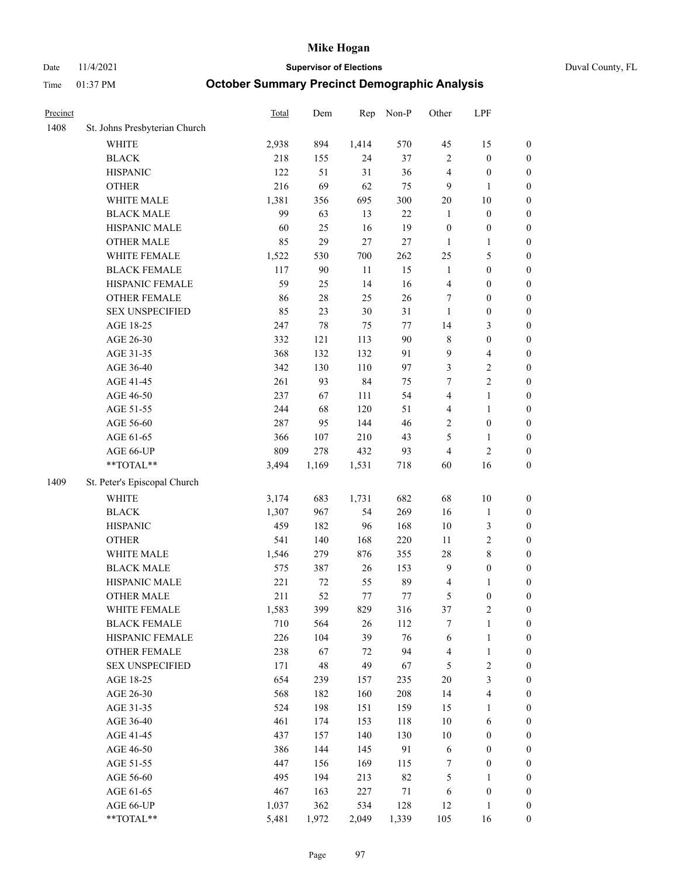# Mike Hogan

Date 11/4/2021 **Supervisor of Elections** Duval County, FL

Time 01:37 PM **October Summary Precinct Demographic Analysis**

| Precinct | | Total | Dem | Rep | Non-P | Other | LPF | |
|---|---|---|---|---|---|---|---|---|
| 1408 | St. Johns Presbyterian Church | | | | | | | |
| | WHITE | 2,938 | 894 | 1,414 | 570 | 45 | 15 | 0 |
| | BLACK | 218 | 155 | 24 | 37 | 2 | 0 | 0 |
| | HISPANIC | 122 | 51 | 31 | 36 | 4 | 0 | 0 |
| | OTHER | 216 | 69 | 62 | 75 | 9 | 1 | 0 |
| | WHITE MALE | 1,381 | 356 | 695 | 300 | 20 | 10 | 0 |
| | BLACK MALE | 99 | 63 | 13 | 22 | 1 | 0 | 0 |
| | HISPANIC MALE | 60 | 25 | 16 | 19 | 0 | 0 | 0 |
| | OTHER MALE | 85 | 29 | 27 | 27 | 1 | 1 | 0 |
| | WHITE FEMALE | 1,522 | 530 | 700 | 262 | 25 | 5 | 0 |
| | BLACK FEMALE | 117 | 90 | 11 | 15 | 1 | 0 | 0 |
| | HISPANIC FEMALE | 59 | 25 | 14 | 16 | 4 | 0 | 0 |
| | OTHER FEMALE | 86 | 28 | 25 | 26 | 7 | 0 | 0 |
| | SEX UNSPECIFIED | 85 | 23 | 30 | 31 | 1 | 0 | 0 |
| | AGE 18-25 | 247 | 78 | 75 | 77 | 14 | 3 | 0 |
| | AGE 26-30 | 332 | 121 | 113 | 90 | 8 | 0 | 0 |
| | AGE 31-35 | 368 | 132 | 132 | 91 | 9 | 4 | 0 |
| | AGE 36-40 | 342 | 130 | 110 | 97 | 3 | 2 | 0 |
| | AGE 41-45 | 261 | 93 | 84 | 75 | 7 | 2 | 0 |
| | AGE 46-50 | 237 | 67 | 111 | 54 | 4 | 1 | 0 |
| | AGE 51-55 | 244 | 68 | 120 | 51 | 4 | 1 | 0 |
| | AGE 56-60 | 287 | 95 | 144 | 46 | 2 | 0 | 0 |
| | AGE 61-65 | 366 | 107 | 210 | 43 | 5 | 1 | 0 |
| | AGE 66-UP | 809 | 278 | 432 | 93 | 4 | 2 | 0 |
| | **TOTAL** | 3,494 | 1,169 | 1,531 | 718 | 60 | 16 | 0 |
| 1409 | St. Peter's Episcopal Church | | | | | | | |
| | WHITE | 3,174 | 683 | 1,731 | 682 | 68 | 10 | 0 |
| | BLACK | 1,307 | 967 | 54 | 269 | 16 | 1 | 0 |
| | HISPANIC | 459 | 182 | 96 | 168 | 10 | 3 | 0 |
| | OTHER | 541 | 140 | 168 | 220 | 11 | 2 | 0 |
| | WHITE MALE | 1,546 | 279 | 876 | 355 | 28 | 8 | 0 |
| | BLACK MALE | 575 | 387 | 26 | 153 | 9 | 0 | 0 |
| | HISPANIC MALE | 221 | 72 | 55 | 89 | 4 | 1 | 0 |
| | OTHER MALE | 211 | 52 | 77 | 77 | 5 | 0 | 0 |
| | WHITE FEMALE | 1,583 | 399 | 829 | 316 | 37 | 2 | 0 |
| | BLACK FEMALE | 710 | 564 | 26 | 112 | 7 | 1 | 0 |
| | HISPANIC FEMALE | 226 | 104 | 39 | 76 | 6 | 1 | 0 |
| | OTHER FEMALE | 238 | 67 | 72 | 94 | 4 | 1 | 0 |
| | SEX UNSPECIFIED | 171 | 48 | 49 | 67 | 5 | 2 | 0 |
| | AGE 18-25 | 654 | 239 | 157 | 235 | 20 | 3 | 0 |
| | AGE 26-30 | 568 | 182 | 160 | 208 | 14 | 4 | 0 |
| | AGE 31-35 | 524 | 198 | 151 | 159 | 15 | 1 | 0 |
| | AGE 36-40 | 461 | 174 | 153 | 118 | 10 | 6 | 0 |
| | AGE 41-45 | 437 | 157 | 140 | 130 | 10 | 0 | 0 |
| | AGE 46-50 | 386 | 144 | 145 | 91 | 6 | 0 | 0 |
| | AGE 51-55 | 447 | 156 | 169 | 115 | 7 | 0 | 0 |
| | AGE 56-60 | 495 | 194 | 213 | 82 | 5 | 1 | 0 |
| | AGE 61-65 | 467 | 163 | 227 | 71 | 6 | 0 | 0 |
| | AGE 66-UP | 1,037 | 362 | 534 | 128 | 12 | 1 | 0 |
| | **TOTAL** | 5,481 | 1,972 | 2,049 | 1,339 | 105 | 16 | 0 |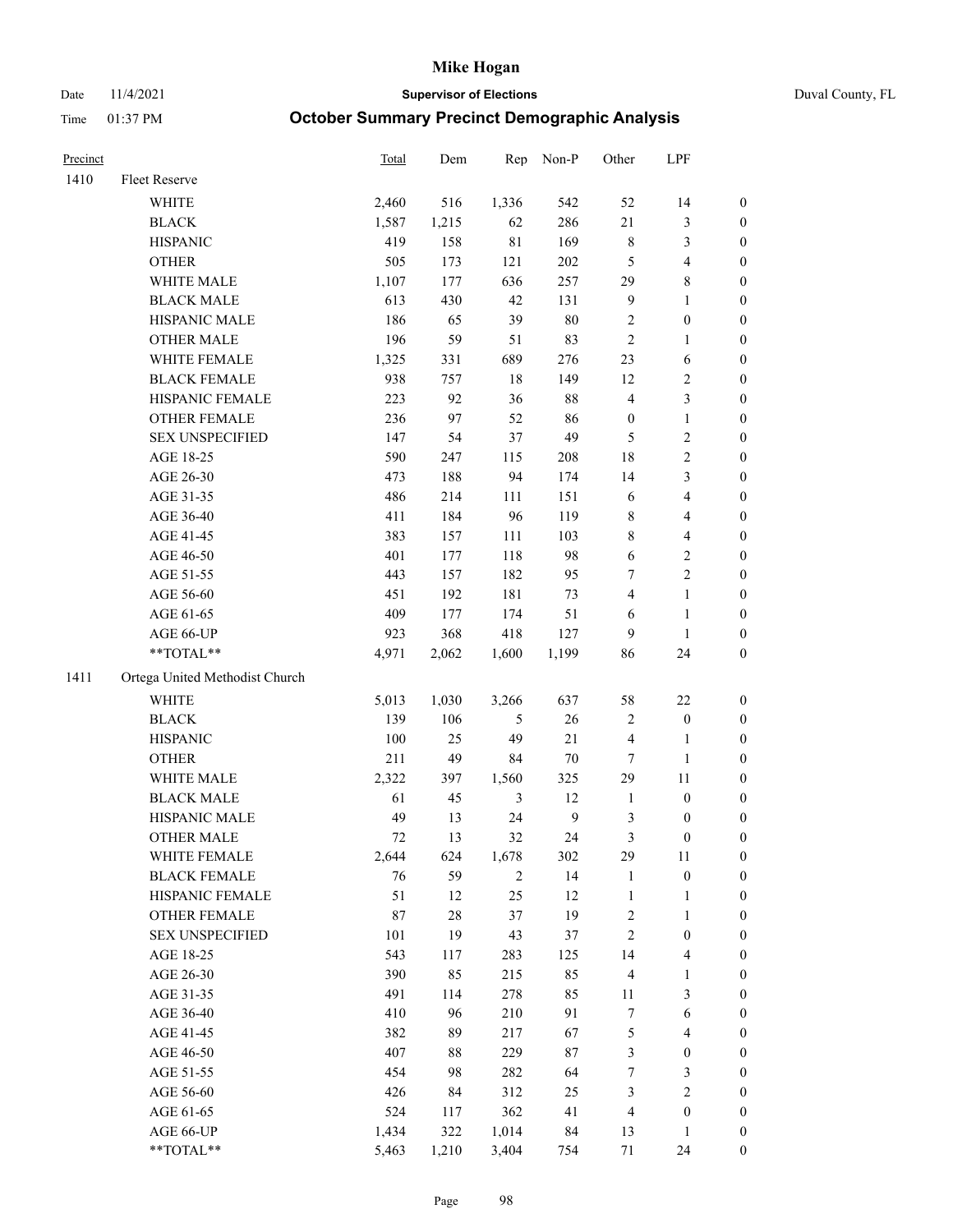# Mike Hogan

Date 11/4/2021 **Supervisor of Elections** Duval County, FL

Time 01:37 PM **October Summary Precinct Demographic Analysis**

| Precinct | | Total | Dem | Rep | Non-P | Other | LPF | |
|---|---|---|---|---|---|---|---|---|
| 1410 | Fleet Reserve | | | | | | | |
| | WHITE | 2,460 | 516 | 1,336 | 542 | 52 | 14 | 0 |
| | BLACK | 1,587 | 1,215 | 62 | 286 | 21 | 3 | 0 |
| | HISPANIC | 419 | 158 | 81 | 169 | 8 | 3 | 0 |
| | OTHER | 505 | 173 | 121 | 202 | 5 | 4 | 0 |
| | WHITE MALE | 1,107 | 177 | 636 | 257 | 29 | 8 | 0 |
| | BLACK MALE | 613 | 430 | 42 | 131 | 9 | 1 | 0 |
| | HISPANIC MALE | 186 | 65 | 39 | 80 | 2 | 0 | 0 |
| | OTHER MALE | 196 | 59 | 51 | 83 | 2 | 1 | 0 |
| | WHITE FEMALE | 1,325 | 331 | 689 | 276 | 23 | 6 | 0 |
| | BLACK FEMALE | 938 | 757 | 18 | 149 | 12 | 2 | 0 |
| | HISPANIC FEMALE | 223 | 92 | 36 | 88 | 4 | 3 | 0 |
| | OTHER FEMALE | 236 | 97 | 52 | 86 | 0 | 1 | 0 |
| | SEX UNSPECIFIED | 147 | 54 | 37 | 49 | 5 | 2 | 0 |
| | AGE 18-25 | 590 | 247 | 115 | 208 | 18 | 2 | 0 |
| | AGE 26-30 | 473 | 188 | 94 | 174 | 14 | 3 | 0 |
| | AGE 31-35 | 486 | 214 | 111 | 151 | 6 | 4 | 0 |
| | AGE 36-40 | 411 | 184 | 96 | 119 | 8 | 4 | 0 |
| | AGE 41-45 | 383 | 157 | 111 | 103 | 8 | 4 | 0 |
| | AGE 46-50 | 401 | 177 | 118 | 98 | 6 | 2 | 0 |
| | AGE 51-55 | 443 | 157 | 182 | 95 | 7 | 2 | 0 |
| | AGE 56-60 | 451 | 192 | 181 | 73 | 4 | 1 | 0 |
| | AGE 61-65 | 409 | 177 | 174 | 51 | 6 | 1 | 0 |
| | AGE 66-UP | 923 | 368 | 418 | 127 | 9 | 1 | 0 |
| | **TOTAL** | 4,971 | 2,062 | 1,600 | 1,199 | 86 | 24 | 0 |
| 1411 | Ortega United Methodist Church | | | | | | | |
| | WHITE | 5,013 | 1,030 | 3,266 | 637 | 58 | 22 | 0 |
| | BLACK | 139 | 106 | 5 | 26 | 2 | 0 | 0 |
| | HISPANIC | 100 | 25 | 49 | 21 | 4 | 1 | 0 |
| | OTHER | 211 | 49 | 84 | 70 | 7 | 1 | 0 |
| | WHITE MALE | 2,322 | 397 | 1,560 | 325 | 29 | 11 | 0 |
| | BLACK MALE | 61 | 45 | 3 | 12 | 1 | 0 | 0 |
| | HISPANIC MALE | 49 | 13 | 24 | 9 | 3 | 0 | 0 |
| | OTHER MALE | 72 | 13 | 32 | 24 | 3 | 0 | 0 |
| | WHITE FEMALE | 2,644 | 624 | 1,678 | 302 | 29 | 11 | 0 |
| | BLACK FEMALE | 76 | 59 | 2 | 14 | 1 | 0 | 0 |
| | HISPANIC FEMALE | 51 | 12 | 25 | 12 | 1 | 1 | 0 |
| | OTHER FEMALE | 87 | 28 | 37 | 19 | 2 | 1 | 0 |
| | SEX UNSPECIFIED | 101 | 19 | 43 | 37 | 2 | 0 | 0 |
| | AGE 18-25 | 543 | 117 | 283 | 125 | 14 | 4 | 0 |
| | AGE 26-30 | 390 | 85 | 215 | 85 | 4 | 1 | 0 |
| | AGE 31-35 | 491 | 114 | 278 | 85 | 11 | 3 | 0 |
| | AGE 36-40 | 410 | 96 | 210 | 91 | 7 | 6 | 0 |
| | AGE 41-45 | 382 | 89 | 217 | 67 | 5 | 4 | 0 |
| | AGE 46-50 | 407 | 88 | 229 | 87 | 3 | 0 | 0 |
| | AGE 51-55 | 454 | 98 | 282 | 64 | 7 | 3 | 0 |
| | AGE 56-60 | 426 | 84 | 312 | 25 | 3 | 2 | 0 |
| | AGE 61-65 | 524 | 117 | 362 | 41 | 4 | 0 | 0 |
| | AGE 66-UP | 1,434 | 322 | 1,014 | 84 | 13 | 1 | 0 |
| | **TOTAL** | 5,463 | 1,210 | 3,404 | 754 | 71 | 24 | 0 |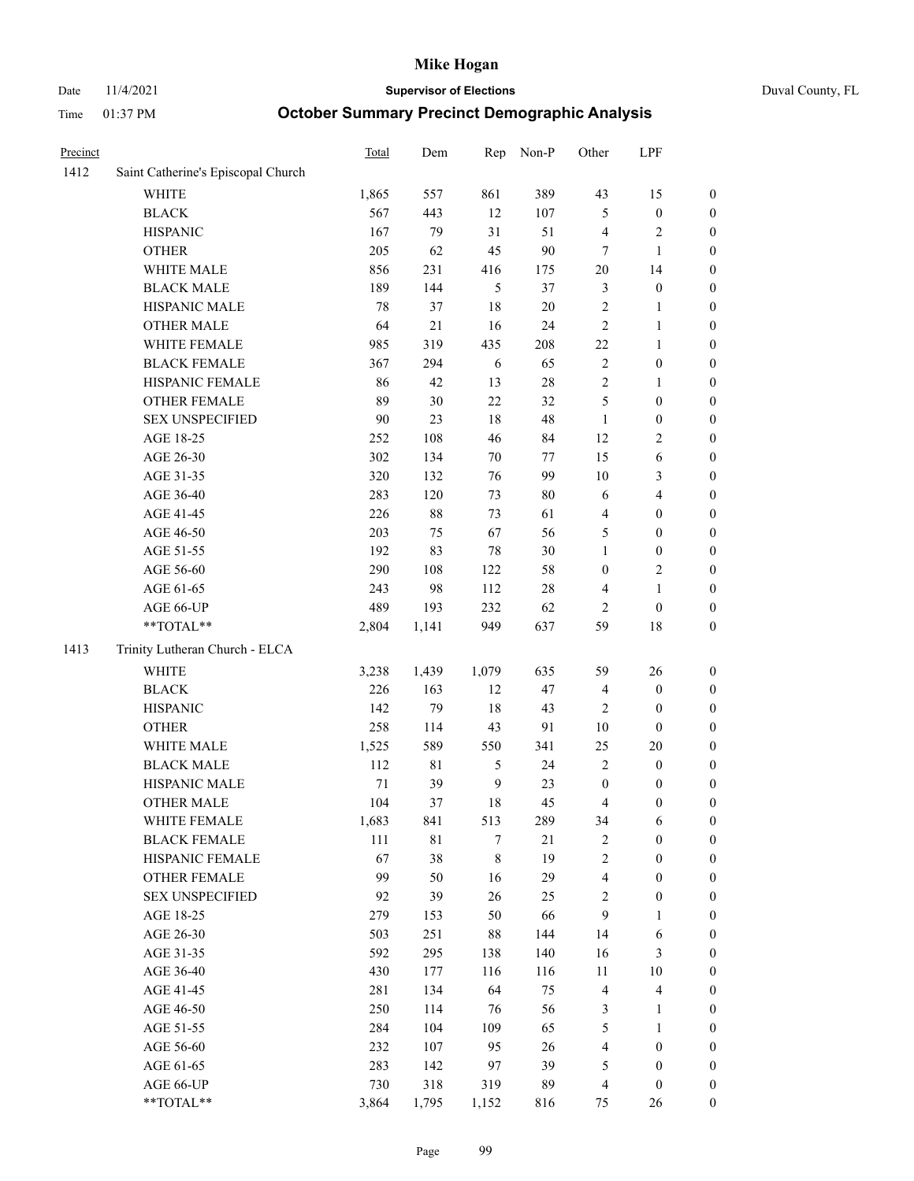# Mike Hogan

Date 11/4/2021 **Supervisor of Elections** Duval County, FL

Time 01:37 PM **October Summary Precinct Demographic Analysis**

| Precinct | | Total | Dem | Rep | Non-P | Other | LPF | |
|---|---|---|---|---|---|---|---|---|
| 1412 | Saint Catherine's Episcopal Church | | | | | | | |
| | WHITE | 1,865 | 557 | 861 | 389 | 43 | 15 | 0 |
| | BLACK | 567 | 443 | 12 | 107 | 5 | 0 | 0 |
| | HISPANIC | 167 | 79 | 31 | 51 | 4 | 2 | 0 |
| | OTHER | 205 | 62 | 45 | 90 | 7 | 1 | 0 |
| | WHITE MALE | 856 | 231 | 416 | 175 | 20 | 14 | 0 |
| | BLACK MALE | 189 | 144 | 5 | 37 | 3 | 0 | 0 |
| | HISPANIC MALE | 78 | 37 | 18 | 20 | 2 | 1 | 0 |
| | OTHER MALE | 64 | 21 | 16 | 24 | 2 | 1 | 0 |
| | WHITE FEMALE | 985 | 319 | 435 | 208 | 22 | 1 | 0 |
| | BLACK FEMALE | 367 | 294 | 6 | 65 | 2 | 0 | 0 |
| | HISPANIC FEMALE | 86 | 42 | 13 | 28 | 2 | 1 | 0 |
| | OTHER FEMALE | 89 | 30 | 22 | 32 | 5 | 0 | 0 |
| | SEX UNSPECIFIED | 90 | 23 | 18 | 48 | 1 | 0 | 0 |
| | AGE 18-25 | 252 | 108 | 46 | 84 | 12 | 2 | 0 |
| | AGE 26-30 | 302 | 134 | 70 | 77 | 15 | 6 | 0 |
| | AGE 31-35 | 320 | 132 | 76 | 99 | 10 | 3 | 0 |
| | AGE 36-40 | 283 | 120 | 73 | 80 | 6 | 4 | 0 |
| | AGE 41-45 | 226 | 88 | 73 | 61 | 4 | 0 | 0 |
| | AGE 46-50 | 203 | 75 | 67 | 56 | 5 | 0 | 0 |
| | AGE 51-55 | 192 | 83 | 78 | 30 | 1 | 0 | 0 |
| | AGE 56-60 | 290 | 108 | 122 | 58 | 0 | 2 | 0 |
| | AGE 61-65 | 243 | 98 | 112 | 28 | 4 | 1 | 0 |
| | AGE 66-UP | 489 | 193 | 232 | 62 | 2 | 0 | 0 |
| | **TOTAL** | 2,804 | 1,141 | 949 | 637 | 59 | 18 | 0 |
| 1413 | Trinity Lutheran Church - ELCA | | | | | | | |
| | WHITE | 3,238 | 1,439 | 1,079 | 635 | 59 | 26 | 0 |
| | BLACK | 226 | 163 | 12 | 47 | 4 | 0 | 0 |
| | HISPANIC | 142 | 79 | 18 | 43 | 2 | 0 | 0 |
| | OTHER | 258 | 114 | 43 | 91 | 10 | 0 | 0 |
| | WHITE MALE | 1,525 | 589 | 550 | 341 | 25 | 20 | 0 |
| | BLACK MALE | 112 | 81 | 5 | 24 | 2 | 0 | 0 |
| | HISPANIC MALE | 71 | 39 | 9 | 23 | 0 | 0 | 0 |
| | OTHER MALE | 104 | 37 | 18 | 45 | 4 | 0 | 0 |
| | WHITE FEMALE | 1,683 | 841 | 513 | 289 | 34 | 6 | 0 |
| | BLACK FEMALE | 111 | 81 | 7 | 21 | 2 | 0 | 0 |
| | HISPANIC FEMALE | 67 | 38 | 8 | 19 | 2 | 0 | 0 |
| | OTHER FEMALE | 99 | 50 | 16 | 29 | 4 | 0 | 0 |
| | SEX UNSPECIFIED | 92 | 39 | 26 | 25 | 2 | 0 | 0 |
| | AGE 18-25 | 279 | 153 | 50 | 66 | 9 | 1 | 0 |
| | AGE 26-30 | 503 | 251 | 88 | 144 | 14 | 6 | 0 |
| | AGE 31-35 | 592 | 295 | 138 | 140 | 16 | 3 | 0 |
| | AGE 36-40 | 430 | 177 | 116 | 116 | 11 | 10 | 0 |
| | AGE 41-45 | 281 | 134 | 64 | 75 | 4 | 4 | 0 |
| | AGE 46-50 | 250 | 114 | 76 | 56 | 3 | 1 | 0 |
| | AGE 51-55 | 284 | 104 | 109 | 65 | 5 | 1 | 0 |
| | AGE 56-60 | 232 | 107 | 95 | 26 | 4 | 0 | 0 |
| | AGE 61-65 | 283 | 142 | 97 | 39 | 5 | 0 | 0 |
| | AGE 66-UP | 730 | 318 | 319 | 89 | 4 | 0 | 0 |
| | **TOTAL** | 3,864 | 1,795 | 1,152 | 816 | 75 | 26 | 0 |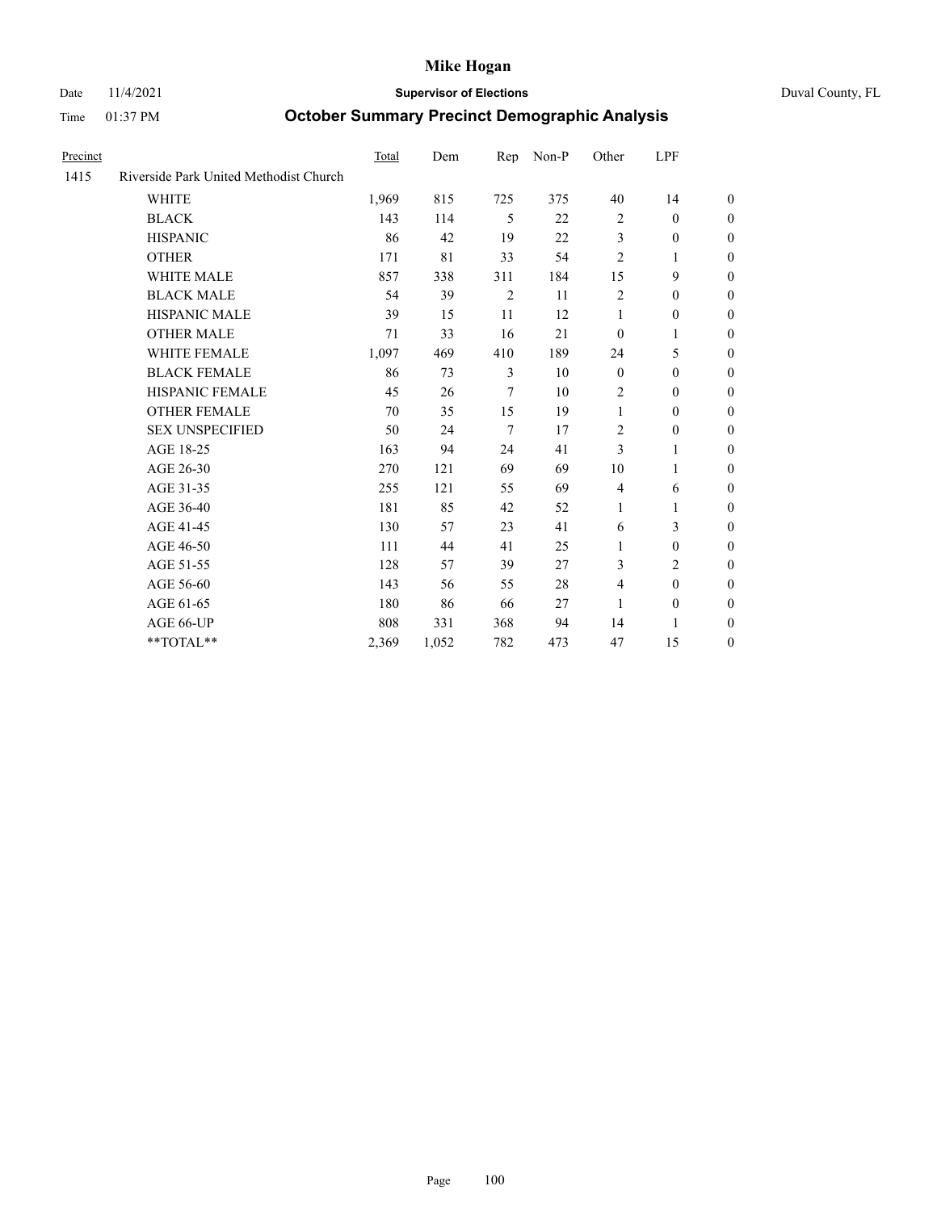# Mike Hogan

Date 11/4/2021 **Supervisor of Elections** Duval County, FL

Time 01:37 PM **October Summary Precinct Demographic Analysis**

| Precinct | | Total | Dem | Rep | Non-P | Other | LPF | |
|---|---|---|---|---|---|---|---|---|
| 1415 | Riverside Park United Methodist Church | | | | | | | |
| | WHITE | 1,969 | 815 | 725 | 375 | 40 | 14 | 0 |
| | BLACK | 143 | 114 | 5 | 22 | 2 | 0 | 0 |
| | HISPANIC | 86 | 42 | 19 | 22 | 3 | 0 | 0 |
| | OTHER | 171 | 81 | 33 | 54 | 2 | 1 | 0 |
| | WHITE MALE | 857 | 338 | 311 | 184 | 15 | 9 | 0 |
| | BLACK MALE | 54 | 39 | 2 | 11 | 2 | 0 | 0 |
| | HISPANIC MALE | 39 | 15 | 11 | 12 | 1 | 0 | 0 |
| | OTHER MALE | 71 | 33 | 16 | 21 | 0 | 1 | 0 |
| | WHITE FEMALE | 1,097 | 469 | 410 | 189 | 24 | 5 | 0 |
| | BLACK FEMALE | 86 | 73 | 3 | 10 | 0 | 0 | 0 |
| | HISPANIC FEMALE | 45 | 26 | 7 | 10 | 2 | 0 | 0 |
| | OTHER FEMALE | 70 | 35 | 15 | 19 | 1 | 0 | 0 |
| | SEX UNSPECIFIED | 50 | 24 | 7 | 17 | 2 | 0 | 0 |
| | AGE 18-25 | 163 | 94 | 24 | 41 | 3 | 1 | 0 |
| | AGE 26-30 | 270 | 121 | 69 | 69 | 10 | 1 | 0 |
| | AGE 31-35 | 255 | 121 | 55 | 69 | 4 | 6 | 0 |
| | AGE 36-40 | 181 | 85 | 42 | 52 | 1 | 1 | 0 |
| | AGE 41-45 | 130 | 57 | 23 | 41 | 6 | 3 | 0 |
| | AGE 46-50 | 111 | 44 | 41 | 25 | 1 | 0 | 0 |
| | AGE 51-55 | 128 | 57 | 39 | 27 | 3 | 2 | 0 |
| | AGE 56-60 | 143 | 56 | 55 | 28 | 4 | 0 | 0 |
| | AGE 61-65 | 180 | 86 | 66 | 27 | 1 | 0 | 0 |
| | AGE 66-UP | 808 | 331 | 368 | 94 | 14 | 1 | 0 |
| | **TOTAL** | 2,369 | 1,052 | 782 | 473 | 47 | 15 | 0 |